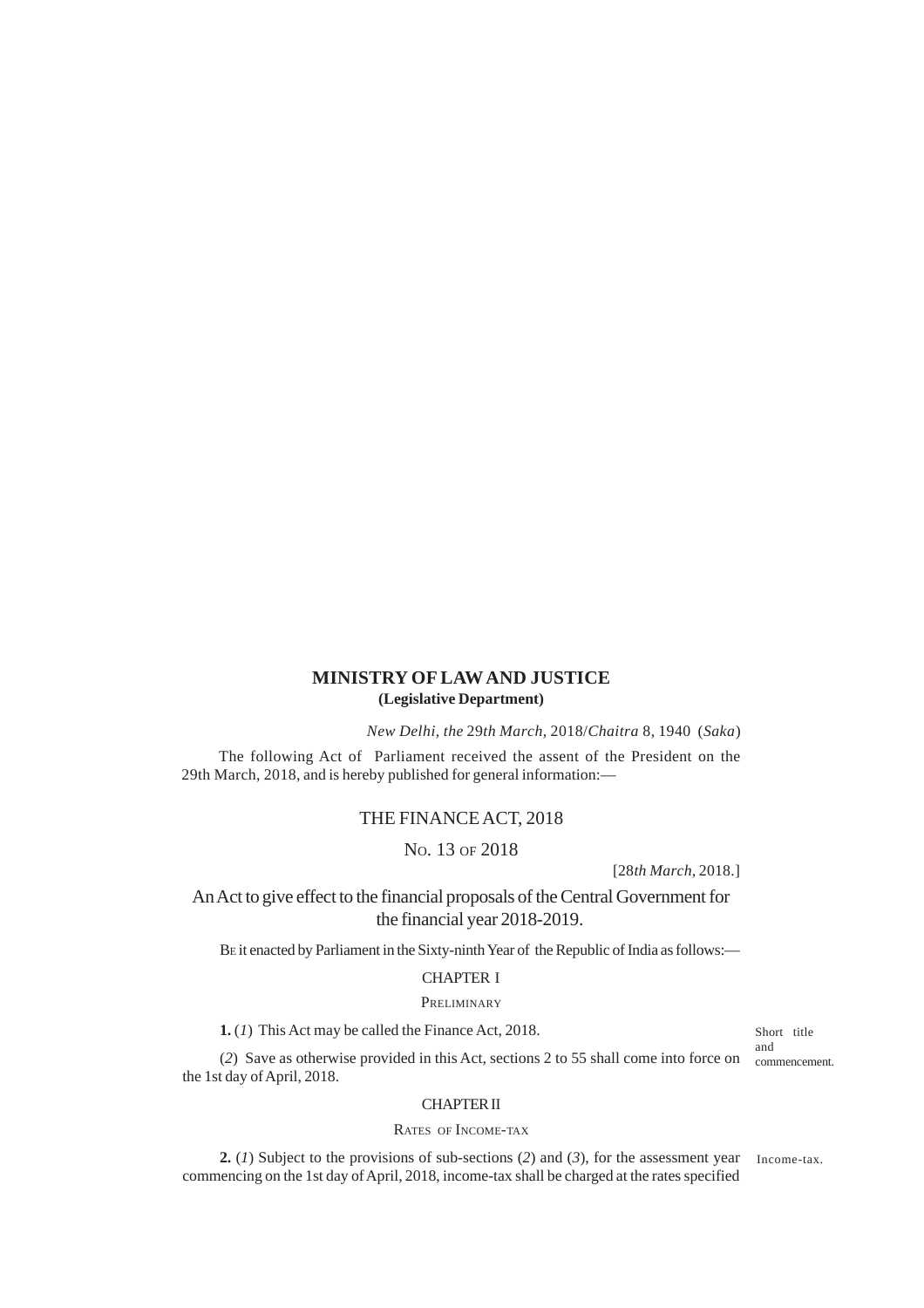**MINISTRY OF LAW AND JUSTICE**
**(Legislative Department)**

*New Delhi, the* 29*th March,* 2018/*Chaitra* 8, 1940 (*Saka*)

The following Act of Parliament received the assent of the President on the 29th March, 2018, and is hereby published for general information:—

# THE FINANCE ACT, 2018

## NO. 13 OF 2018

[28*th March,* 2018.]

An Act to give effect to the financial proposals of the Central Government for the financial year 2018-2019.

BE it enacted by Parliament in the Sixty-ninth Year of the Republic of India as follows:—

## CHAPTER I

### PRELIMINARY

Short title and commencement.

**1.** (*1*) This Act may be called the Finance Act, 2018.

(*2*) Save as otherwise provided in this Act, sections 2 to 55 shall come into force on the 1st day of April, 2018.

## CHAPTER II

### RATES OF INCOME-TAX

Income-tax.

**2.** (*1*) Subject to the provisions of sub-sections (*2*) and (*3*), for the assessment year commencing on the 1st day of April, 2018, income-tax shall be charged at the rates specified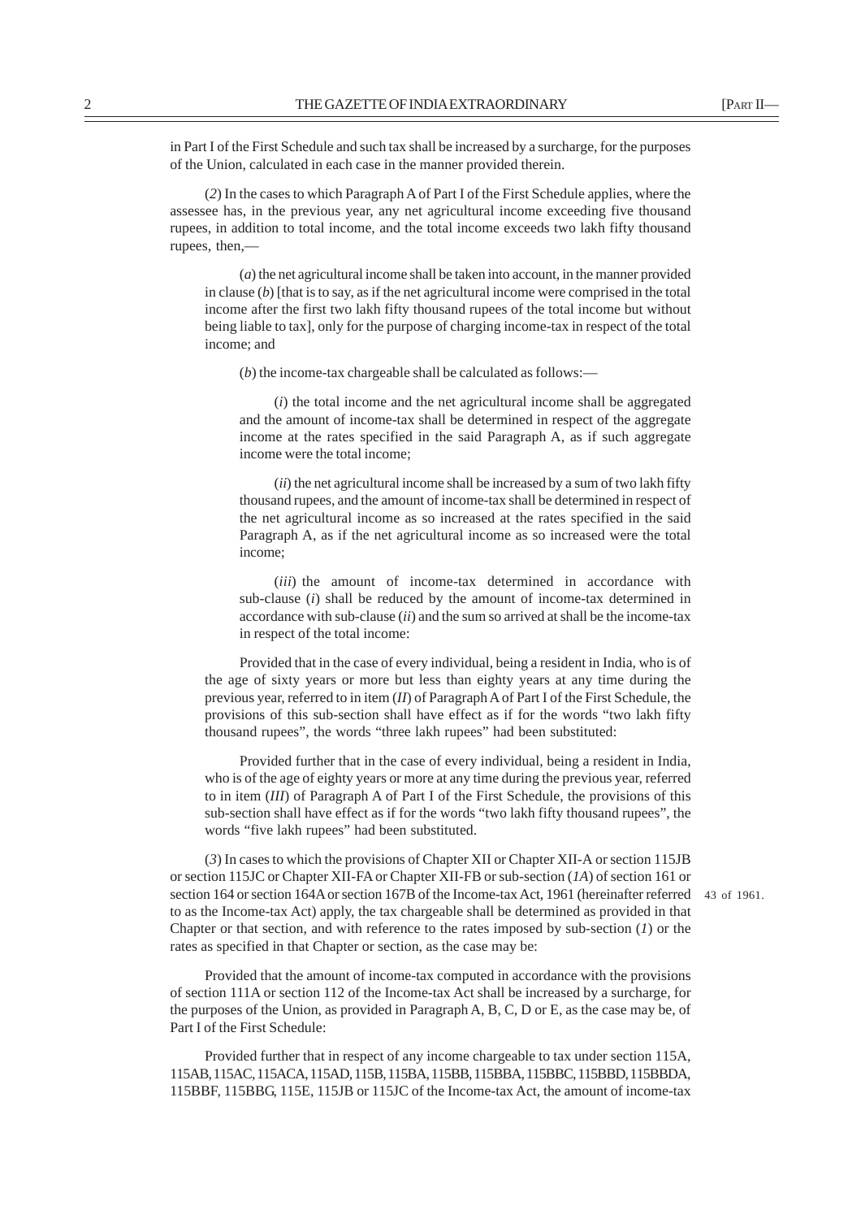in Part I of the First Schedule and such tax shall be increased by a surcharge, for the purposes of the Union, calculated in each case in the manner provided therein.

(*2*) In the cases to which Paragraph A of Part I of the First Schedule applies, where the assessee has, in the previous year, any net agricultural income exceeding five thousand rupees, in addition to total income, and the total income exceeds two lakh fifty thousand rupees, then,—

(*a*) the net agricultural income shall be taken into account, in the manner provided in clause (*b*) [that is to say, as if the net agricultural income were comprised in the total income after the first two lakh fifty thousand rupees of the total income but without being liable to tax], only for the purpose of charging income-tax in respect of the total income; and

(*b*) the income-tax chargeable shall be calculated as follows:—

(*i*) the total income and the net agricultural income shall be aggregated and the amount of income-tax shall be determined in respect of the aggregate income at the rates specified in the said Paragraph A, as if such aggregate income were the total income;

(*ii*) the net agricultural income shall be increased by a sum of two lakh fifty thousand rupees, and the amount of income-tax shall be determined in respect of the net agricultural income as so increased at the rates specified in the said Paragraph A, as if the net agricultural income as so increased were the total income;

(*iii*) the amount of income-tax determined in accordance with sub-clause (*i*) shall be reduced by the amount of income-tax determined in accordance with sub-clause (*ii*) and the sum so arrived at shall be the income-tax in respect of the total income:

Provided that in the case of every individual, being a resident in India, who is of the age of sixty years or more but less than eighty years at any time during the previous year, referred to in item (*II*) of Paragraph A of Part I of the First Schedule, the provisions of this sub-section shall have effect as if for the words "two lakh fifty thousand rupees", the words "three lakh rupees" had been substituted:

Provided further that in the case of every individual, being a resident in India, who is of the age of eighty years or more at any time during the previous year, referred to in item (*III*) of Paragraph A of Part I of the First Schedule, the provisions of this sub-section shall have effect as if for the words "two lakh fifty thousand rupees", the words "five lakh rupees" had been substituted.

(*3*) In cases to which the provisions of Chapter XII or Chapter XII-A or section 115JB or section 115JC or Chapter XII-FA or Chapter XII-FB or sub-section (*1A*) of section 161 or section 164 or section 164A or section 167B of the Income-tax Act, 1961 (hereinafter referred to as the Income-tax Act) apply, the tax chargeable shall be determined as provided in that Chapter or that section, and with reference to the rates imposed by sub-section (*1*) or the rates as specified in that Chapter or section, as the case may be:

43 of 1961.

Provided that the amount of income-tax computed in accordance with the provisions of section 111A or section 112 of the Income-tax Act shall be increased by a surcharge, for the purposes of the Union, as provided in Paragraph A, B, C, D or E, as the case may be, of Part I of the First Schedule:

Provided further that in respect of any income chargeable to tax under section 115A, 115AB, 115AC, 115ACA, 115AD, 115B, 115BA, 115BB, 115BBA, 115BBC, 115BBD, 115BBDA, 115BBF, 115BBG, 115E, 115JB or 115JC of the Income-tax Act, the amount of income-tax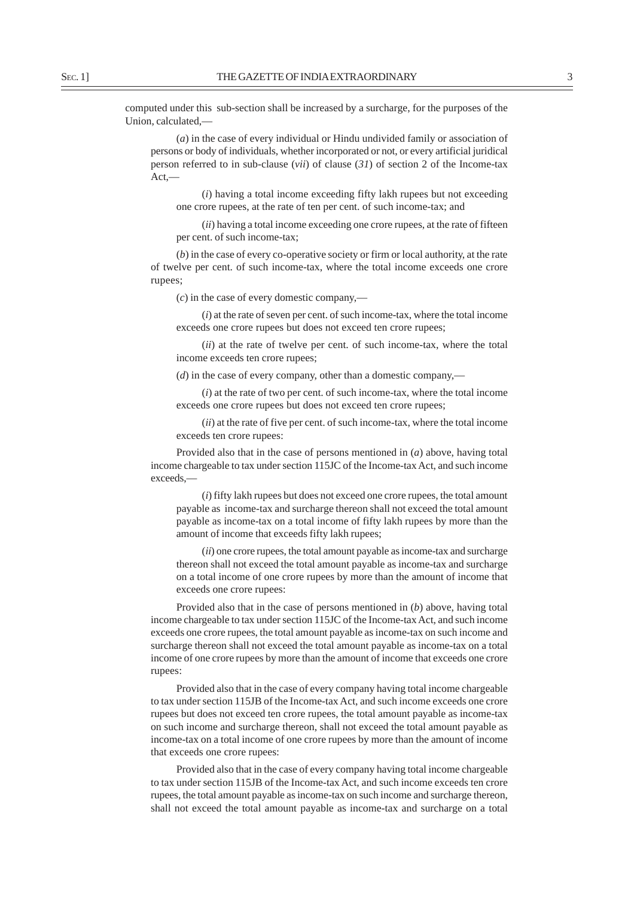computed under this sub-section shall be increased by a surcharge, for the purposes of the Union, calculated,—

(*a*) in the case of every individual or Hindu undivided family or association of persons or body of individuals, whether incorporated or not, or every artificial juridical person referred to in sub-clause (*vii*) of clause (*31*) of section 2 of the Income-tax Act,—

(*i*) having a total income exceeding fifty lakh rupees but not exceeding one crore rupees, at the rate of ten per cent. of such income-tax; and

(*ii*) having a total income exceeding one crore rupees, at the rate of fifteen per cent. of such income-tax;

(*b*) in the case of every co-operative society or firm or local authority, at the rate of twelve per cent. of such income-tax, where the total income exceeds one crore rupees;

(*c*) in the case of every domestic company,—

(*i*) at the rate of seven per cent. of such income-tax, where the total income exceeds one crore rupees but does not exceed ten crore rupees;

(*ii*) at the rate of twelve per cent. of such income-tax, where the total income exceeds ten crore rupees;

(*d*) in the case of every company, other than a domestic company,—

(*i*) at the rate of two per cent. of such income-tax, where the total income exceeds one crore rupees but does not exceed ten crore rupees;

(*ii*) at the rate of five per cent. of such income-tax, where the total income exceeds ten crore rupees:

Provided also that in the case of persons mentioned in (*a*) above, having total income chargeable to tax under section 115JC of the Income-tax Act, and such income exceeds,—

(*i*) fifty lakh rupees but does not exceed one crore rupees, the total amount payable as income-tax and surcharge thereon shall not exceed the total amount payable as income-tax on a total income of fifty lakh rupees by more than the amount of income that exceeds fifty lakh rupees;

(*ii*) one crore rupees, the total amount payable as income-tax and surcharge thereon shall not exceed the total amount payable as income-tax and surcharge on a total income of one crore rupees by more than the amount of income that exceeds one crore rupees:

Provided also that in the case of persons mentioned in (*b*) above, having total income chargeable to tax under section 115JC of the Income-tax Act, and such income exceeds one crore rupees, the total amount payable as income-tax on such income and surcharge thereon shall not exceed the total amount payable as income-tax on a total income of one crore rupees by more than the amount of income that exceeds one crore rupees:

Provided also that in the case of every company having total income chargeable to tax under section 115JB of the Income-tax Act, and such income exceeds one crore rupees but does not exceed ten crore rupees, the total amount payable as income-tax on such income and surcharge thereon, shall not exceed the total amount payable as income-tax on a total income of one crore rupees by more than the amount of income that exceeds one crore rupees:

Provided also that in the case of every company having total income chargeable to tax under section 115JB of the Income-tax Act, and such income exceeds ten crore rupees, the total amount payable as income-tax on such income and surcharge thereon, shall not exceed the total amount payable as income-tax and surcharge on a total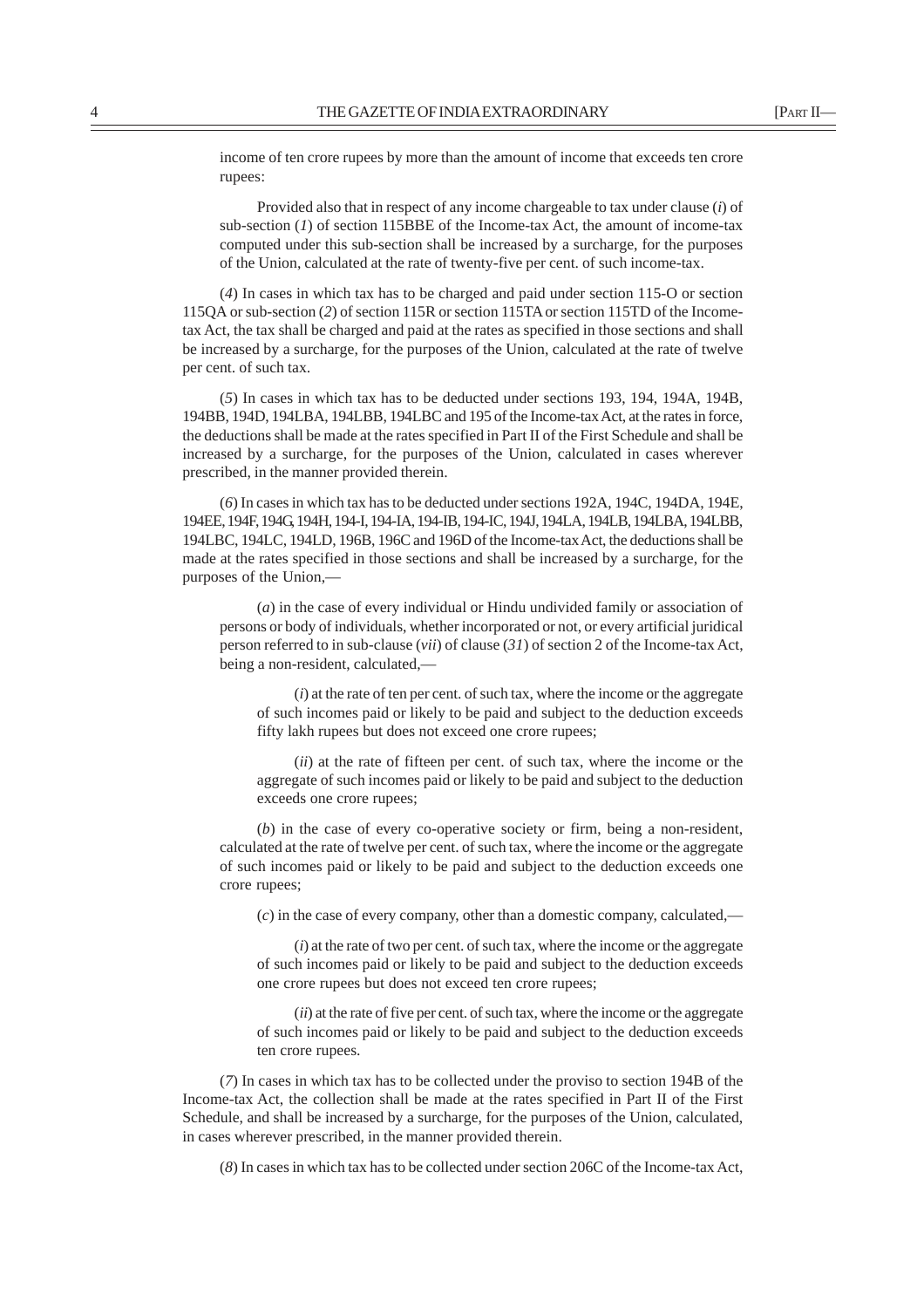income of ten crore rupees by more than the amount of income that exceeds ten crore rupees:

Provided also that in respect of any income chargeable to tax under clause (*i*) of sub-section (*1*) of section 115BBE of the Income-tax Act, the amount of income-tax computed under this sub-section shall be increased by a surcharge, for the purposes of the Union, calculated at the rate of twenty-five per cent. of such income-tax.

(*4*) In cases in which tax has to be charged and paid under section 115-O or section 115QA or sub-section (*2*) of section 115R or section 115TA or section 115TD of the Income-tax Act, the tax shall be charged and paid at the rates as specified in those sections and shall be increased by a surcharge, for the purposes of the Union, calculated at the rate of twelve per cent. of such tax.

(*5*) In cases in which tax has to be deducted under sections 193, 194, 194A, 194B, 194BB, 194D, 194LBA, 194LBB, 194LBC and 195 of the Income-tax Act, at the rates in force, the deductions shall be made at the rates specified in Part II of the First Schedule and shall be increased by a surcharge, for the purposes of the Union, calculated in cases wherever prescribed, in the manner provided therein.

(*6*) In cases in which tax has to be deducted under sections 192A, 194C, 194DA, 194E, 194EE, 194F, 194G, 194H, 194-I, 194-IA, 194-IB, 194-IC, 194J, 194LA, 194LB, 194LBA, 194LBB, 194LBC, 194LC, 194LD, 196B, 196C and 196D of the Income-tax Act, the deductions shall be made at the rates specified in those sections and shall be increased by a surcharge, for the purposes of the Union,—

(*a*) in the case of every individual or Hindu undivided family or association of persons or body of individuals, whether incorporated or not, or every artificial juridical person referred to in sub-clause (*vii*) of clause (*31*) of section 2 of the Income-tax Act, being a non-resident, calculated,—

(*i*) at the rate of ten per cent. of such tax, where the income or the aggregate of such incomes paid or likely to be paid and subject to the deduction exceeds fifty lakh rupees but does not exceed one crore rupees;

(*ii*) at the rate of fifteen per cent. of such tax, where the income or the aggregate of such incomes paid or likely to be paid and subject to the deduction exceeds one crore rupees;

(*b*) in the case of every co-operative society or firm, being a non-resident, calculated at the rate of twelve per cent. of such tax, where the income or the aggregate of such incomes paid or likely to be paid and subject to the deduction exceeds one crore rupees;

(*c*) in the case of every company, other than a domestic company, calculated,—

(*i*) at the rate of two per cent. of such tax, where the income or the aggregate of such incomes paid or likely to be paid and subject to the deduction exceeds one crore rupees but does not exceed ten crore rupees;

(*ii*) at the rate of five per cent. of such tax, where the income or the aggregate of such incomes paid or likely to be paid and subject to the deduction exceeds ten crore rupees.

(*7*) In cases in which tax has to be collected under the proviso to section 194B of the Income-tax Act, the collection shall be made at the rates specified in Part II of the First Schedule, and shall be increased by a surcharge, for the purposes of the Union, calculated, in cases wherever prescribed, in the manner provided therein.

(*8*) In cases in which tax has to be collected under section 206C of the Income-tax Act,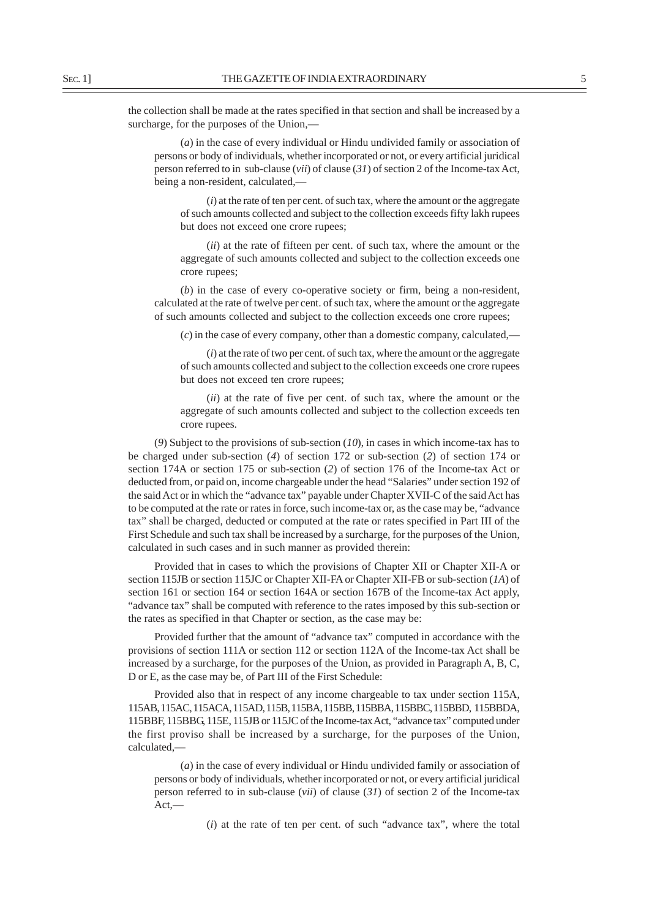the collection shall be made at the rates specified in that section and shall be increased by a surcharge, for the purposes of the Union,—

(*a*) in the case of every individual or Hindu undivided family or association of persons or body of individuals, whether incorporated or not, or every artificial juridical person referred to in sub-clause (*vii*) of clause (*31*) of section 2 of the Income-tax Act, being a non-resident, calculated,—

(*i*) at the rate of ten per cent. of such tax, where the amount or the aggregate of such amounts collected and subject to the collection exceeds fifty lakh rupees but does not exceed one crore rupees;

(*ii*) at the rate of fifteen per cent. of such tax, where the amount or the aggregate of such amounts collected and subject to the collection exceeds one crore rupees;

(*b*) in the case of every co-operative society or firm, being a non-resident, calculated at the rate of twelve per cent. of such tax, where the amount or the aggregate of such amounts collected and subject to the collection exceeds one crore rupees;

(*c*) in the case of every company, other than a domestic company, calculated,—

(*i*) at the rate of two per cent. of such tax, where the amount or the aggregate of such amounts collected and subject to the collection exceeds one crore rupees but does not exceed ten crore rupees;

(*ii*) at the rate of five per cent. of such tax, where the amount or the aggregate of such amounts collected and subject to the collection exceeds ten crore rupees.

(*9*) Subject to the provisions of sub-section (*10*), in cases in which income-tax has to be charged under sub-section (*4*) of section 172 or sub-section (*2*) of section 174 or section 174A or section 175 or sub-section (*2*) of section 176 of the Income-tax Act or deducted from, or paid on, income chargeable under the head "Salaries" under section 192 of the said Act or in which the "advance tax" payable under Chapter XVII-C of the said Act has to be computed at the rate or rates in force, such income-tax or, as the case may be, "advance tax" shall be charged, deducted or computed at the rate or rates specified in Part III of the First Schedule and such tax shall be increased by a surcharge, for the purposes of the Union, calculated in such cases and in such manner as provided therein:

Provided that in cases to which the provisions of Chapter XII or Chapter XII-A or section 115JB or section 115JC or Chapter XII-FA or Chapter XII-FB or sub-section (*1A*) of section 161 or section 164 or section 164A or section 167B of the Income-tax Act apply, "advance tax" shall be computed with reference to the rates imposed by this sub-section or the rates as specified in that Chapter or section, as the case may be:

Provided further that the amount of "advance tax" computed in accordance with the provisions of section 111A or section 112 or section 112A of the Income-tax Act shall be increased by a surcharge, for the purposes of the Union, as provided in Paragraph A, B, C, D or E, as the case may be, of Part III of the First Schedule:

Provided also that in respect of any income chargeable to tax under section 115A, 115AB, 115AC, 115ACA, 115AD, 115B, 115BA, 115BB, 115BBA, 115BBC, 115BBD, 115BBDA, 115BBF, 115BBG, 115E, 115JB or 115JC of the Income-tax Act, "advance tax" computed under the first proviso shall be increased by a surcharge, for the purposes of the Union, calculated,—

(*a*) in the case of every individual or Hindu undivided family or association of persons or body of individuals, whether incorporated or not, or every artificial juridical person referred to in sub-clause (*vii*) of clause (*31*) of section 2 of the Income-tax Act,—

(*i*) at the rate of ten per cent. of such "advance tax", where the total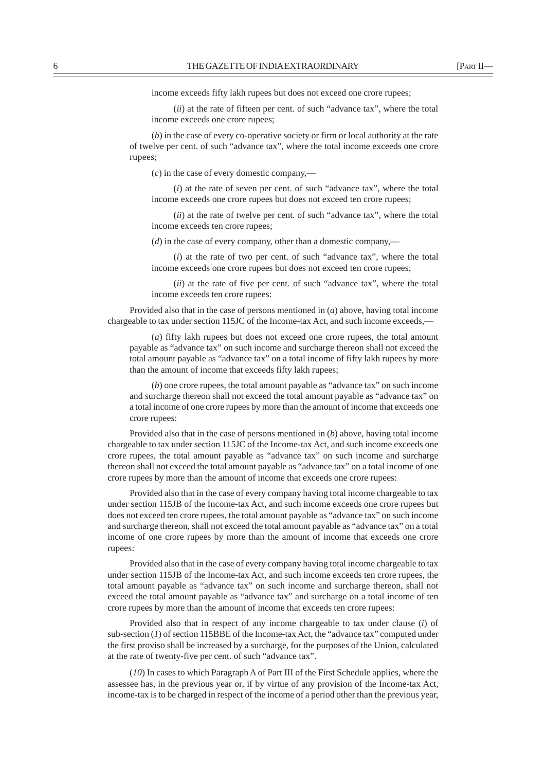income exceeds fifty lakh rupees but does not exceed one crore rupees;

(*ii*) at the rate of fifteen per cent. of such "advance tax", where the total income exceeds one crore rupees;

(*b*) in the case of every co-operative society or firm or local authority at the rate of twelve per cent. of such "advance tax", where the total income exceeds one crore rupees;

(*c*) in the case of every domestic company,—

(*i*) at the rate of seven per cent. of such "advance tax", where the total income exceeds one crore rupees but does not exceed ten crore rupees;

(*ii*) at the rate of twelve per cent. of such "advance tax", where the total income exceeds ten crore rupees;

(*d*) in the case of every company, other than a domestic company,—

(*i*) at the rate of two per cent. of such "advance tax", where the total income exceeds one crore rupees but does not exceed ten crore rupees;

(*ii*) at the rate of five per cent. of such "advance tax", where the total income exceeds ten crore rupees:

Provided also that in the case of persons mentioned in (*a*) above, having total income chargeable to tax under section 115JC of the Income-tax Act, and such income exceeds,—

(*a*) fifty lakh rupees but does not exceed one crore rupees, the total amount payable as "advance tax" on such income and surcharge thereon shall not exceed the total amount payable as "advance tax" on a total income of fifty lakh rupees by more than the amount of income that exceeds fifty lakh rupees;

(*b*) one crore rupees, the total amount payable as "advance tax" on such income and surcharge thereon shall not exceed the total amount payable as "advance tax" on a total income of one crore rupees by more than the amount of income that exceeds one crore rupees:

Provided also that in the case of persons mentioned in (*b*) above, having total income chargeable to tax under section 115JC of the Income-tax Act, and such income exceeds one crore rupees, the total amount payable as "advance tax" on such income and surcharge thereon shall not exceed the total amount payable as "advance tax" on a total income of one crore rupees by more than the amount of income that exceeds one crore rupees:

Provided also that in the case of every company having total income chargeable to tax under section 115JB of the Income-tax Act, and such income exceeds one crore rupees but does not exceed ten crore rupees, the total amount payable as "advance tax" on such income and surcharge thereon, shall not exceed the total amount payable as "advance tax" on a total income of one crore rupees by more than the amount of income that exceeds one crore rupees:

Provided also that in the case of every company having total income chargeable to tax under section 115JB of the Income-tax Act, and such income exceeds ten crore rupees, the total amount payable as "advance tax" on such income and surcharge thereon, shall not exceed the total amount payable as "advance tax" and surcharge on a total income of ten crore rupees by more than the amount of income that exceeds ten crore rupees:

Provided also that in respect of any income chargeable to tax under clause (*i*) of sub-section (*1*) of section 115BBE of the Income-tax Act, the "advance tax" computed under the first proviso shall be increased by a surcharge, for the purposes of the Union, calculated at the rate of twenty-five per cent. of such "advance tax".

(*10*) In cases to which Paragraph A of Part III of the First Schedule applies, where the assessee has, in the previous year or, if by virtue of any provision of the Income-tax Act, income-tax is to be charged in respect of the income of a period other than the previous year,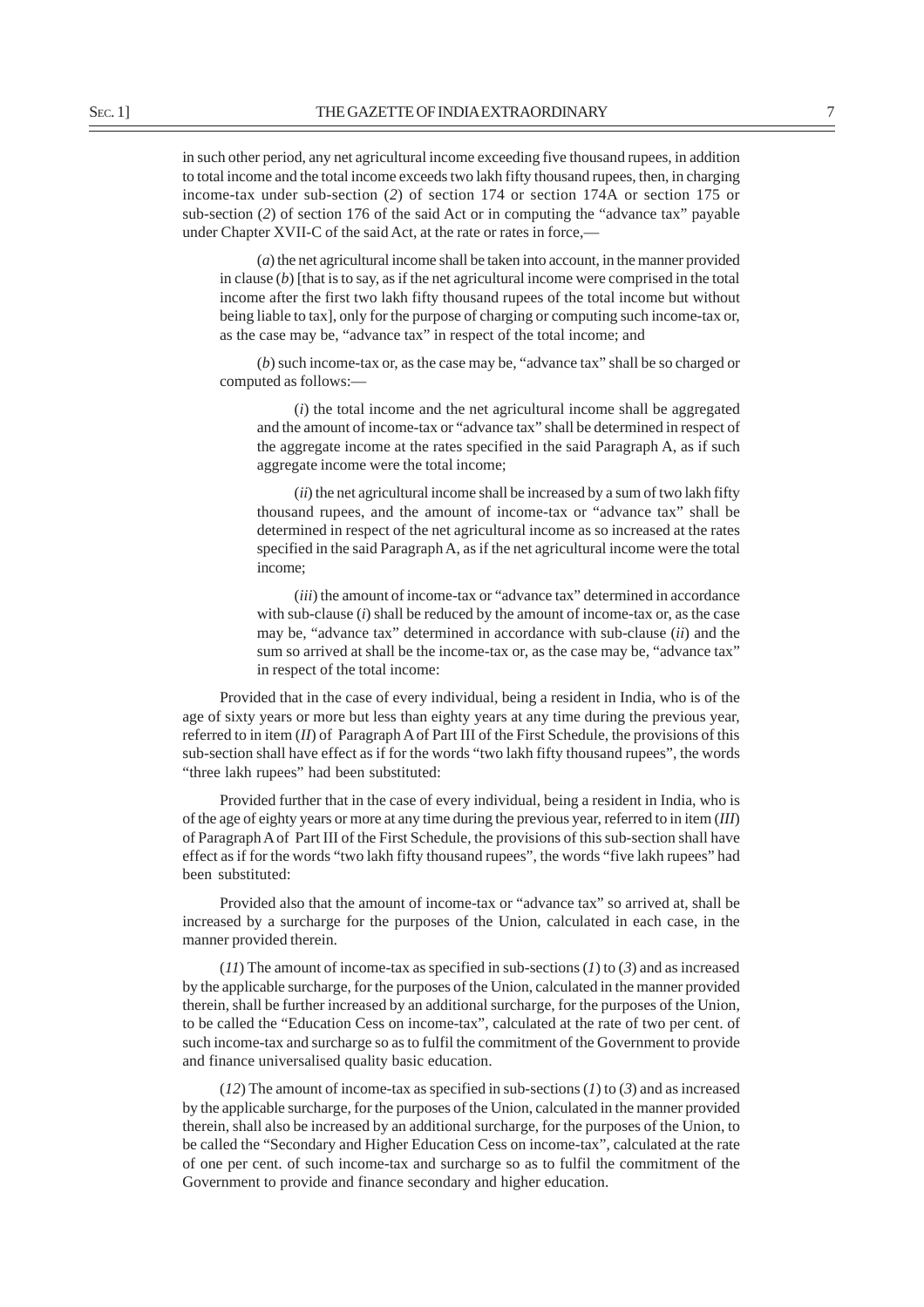in such other period, any net agricultural income exceeding five thousand rupees, in addition to total income and the total income exceeds two lakh fifty thousand rupees, then, in charging income-tax under sub-section (*2*) of section 174 or section 174A or section 175 or sub-section (*2*) of section 176 of the said Act or in computing the "advance tax" payable under Chapter XVII-C of the said Act, at the rate or rates in force,—

(*a*) the net agricultural income shall be taken into account, in the manner provided in clause (*b*) [that is to say, as if the net agricultural income were comprised in the total income after the first two lakh fifty thousand rupees of the total income but without being liable to tax], only for the purpose of charging or computing such income-tax or, as the case may be, "advance tax" in respect of the total income; and

(*b*) such income-tax or, as the case may be, "advance tax" shall be so charged or computed as follows:—

(*i*) the total income and the net agricultural income shall be aggregated and the amount of income-tax or "advance tax" shall be determined in respect of the aggregate income at the rates specified in the said Paragraph A, as if such aggregate income were the total income;

(*ii*) the net agricultural income shall be increased by a sum of two lakh fifty thousand rupees, and the amount of income-tax or "advance tax" shall be determined in respect of the net agricultural income as so increased at the rates specified in the said Paragraph A, as if the net agricultural income were the total income;

(*iii*) the amount of income-tax or "advance tax" determined in accordance with sub-clause (*i*) shall be reduced by the amount of income-tax or, as the case may be, "advance tax" determined in accordance with sub-clause (*ii*) and the sum so arrived at shall be the income-tax or, as the case may be, "advance tax" in respect of the total income:

Provided that in the case of every individual, being a resident in India, who is of the age of sixty years or more but less than eighty years at any time during the previous year, referred to in item (*II*) of Paragraph A of Part III of the First Schedule, the provisions of this sub-section shall have effect as if for the words "two lakh fifty thousand rupees", the words "three lakh rupees" had been substituted:

Provided further that in the case of every individual, being a resident in India, who is of the age of eighty years or more at any time during the previous year, referred to in item (*III*) of Paragraph A of Part III of the First Schedule, the provisions of this sub-section shall have effect as if for the words "two lakh fifty thousand rupees", the words "five lakh rupees" had been substituted:

Provided also that the amount of income-tax or "advance tax" so arrived at, shall be increased by a surcharge for the purposes of the Union, calculated in each case, in the manner provided therein.

(*11*) The amount of income-tax as specified in sub-sections (*1*) to (*3*) and as increased by the applicable surcharge, for the purposes of the Union, calculated in the manner provided therein, shall be further increased by an additional surcharge, for the purposes of the Union, to be called the "Education Cess on income-tax", calculated at the rate of two per cent. of such income-tax and surcharge so as to fulfil the commitment of the Government to provide and finance universalised quality basic education.

(*12*) The amount of income-tax as specified in sub-sections (*1*) to (*3*) and as increased by the applicable surcharge, for the purposes of the Union, calculated in the manner provided therein, shall also be increased by an additional surcharge, for the purposes of the Union, to be called the "Secondary and Higher Education Cess on income-tax", calculated at the rate of one per cent. of such income-tax and surcharge so as to fulfil the commitment of the Government to provide and finance secondary and higher education.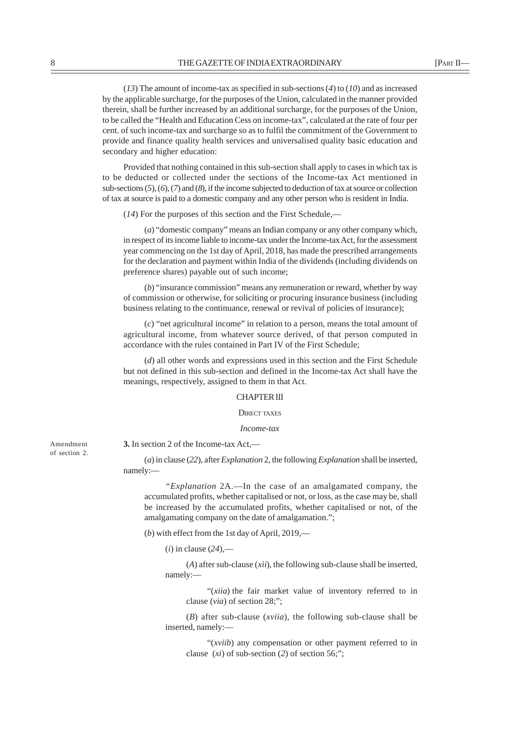(*13*) The amount of income-tax as specified in sub-sections (*4*) to (*10*) and as increased by the applicable surcharge, for the purposes of the Union, calculated in the manner provided therein, shall be further increased by an additional surcharge, for the purposes of the Union, to be called the "Health and Education Cess on income-tax", calculated at the rate of four per cent. of such income-tax and surcharge so as to fulfil the commitment of the Government to provide and finance quality health services and universalised quality basic education and secondary and higher education:

Provided that nothing contained in this sub-section shall apply to cases in which tax is to be deducted or collected under the sections of the Income-tax Act mentioned in sub-sections (*5*), (*6*), (*7*) and (*8*), if the income subjected to deduction of tax at source or collection of tax at source is paid to a domestic company and any other person who is resident in India.

(*14*) For the purposes of this section and the First Schedule,—

(*a*) "domestic company" means an Indian company or any other company which, in respect of its income liable to income-tax under the Income-tax Act, for the assessment year commencing on the 1st day of April, 2018, has made the prescribed arrangements for the declaration and payment within India of the dividends (including dividends on preference shares) payable out of such income;

(*b*) "insurance commission" means any remuneration or reward, whether by way of commission or otherwise, for soliciting or procuring insurance business (including business relating to the continuance, renewal or revival of policies of insurance);

(*c*) "net agricultural income" in relation to a person, means the total amount of agricultural income, from whatever source derived, of that person computed in accordance with the rules contained in Part IV of the First Schedule;

(*d*) all other words and expressions used in this section and the First Schedule but not defined in this sub-section and defined in the Income-tax Act shall have the meanings, respectively, assigned to them in that Act.

## CHAPTER III

### DIRECT TAXES

### *Income-tax*

Amendment of section 2.

**3.** In section 2 of the Income-tax Act,—

(*a*) in clause (*22*), after *Explanation* 2, the following *Explanation* shall be inserted, namely:—

"*Explanation* 2A.—In the case of an amalgamated company, the accumulated profits, whether capitalised or not, or loss, as the case may be, shall be increased by the accumulated profits, whether capitalised or not, of the amalgamating company on the date of amalgamation.";

(*b*) with effect from the 1st day of April, 2019,—

(*i*) in clause (*24*),—

(*A*) after sub-clause (*xii*), the following sub-clause shall be inserted, namely:—

"(*xiia*) the fair market value of inventory referred to in clause (*via*) of section 28;";

(*B*) after sub-clause (*xviia*), the following sub-clause shall be inserted, namely:—

"(*xviib*) any compensation or other payment referred to in clause (*xi*) of sub-section (*2*) of section 56;";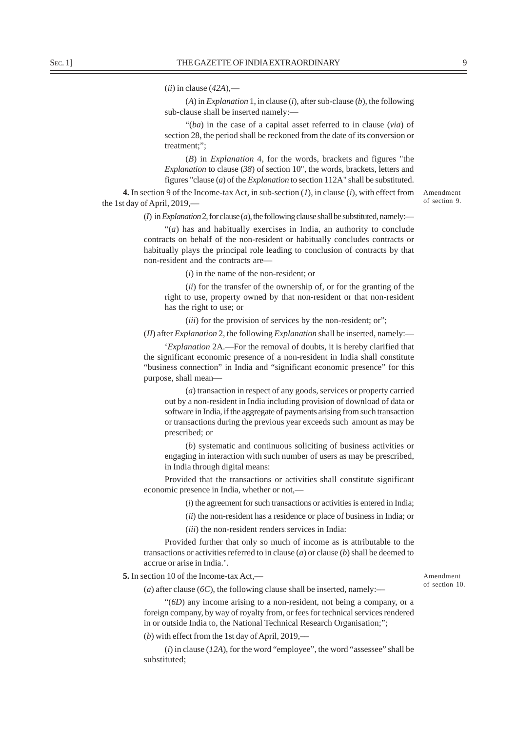(*ii*) in clause (*42A*),—

(*A*) in *Explanation* 1, in clause (*i*), after sub-clause (*b*), the following sub-clause shall be inserted namely:—

"(*ba*) in the case of a capital asset referred to in clause (*via*) of section 28, the period shall be reckoned from the date of its conversion or treatment;";

(*B*) in *Explanation* 4, for the words, brackets and figures "the *Explanation* to clause (*38*) of section 10", the words, brackets, letters and figures "clause (*a*) of the *Explanation* to section 112A" shall be substituted.

Amendment of section 9.

**4.** In section 9 of the Income-tax Act, in sub-section (*1*), in clause (*i*), with effect from the 1st day of April, 2019,—

(*I*) in *Explanation* 2, for clause (*a*), the following clause shall be substituted, namely:—

"(*a*) has and habitually exercises in India, an authority to conclude contracts on behalf of the non-resident or habitually concludes contracts or habitually plays the principal role leading to conclusion of contracts by that non-resident and the contracts are—

(*i*) in the name of the non-resident; or

(*ii*) for the transfer of the ownership of, or for the granting of the right to use, property owned by that non-resident or that non-resident has the right to use; or

(*iii*) for the provision of services by the non-resident; or";

(*II*) after *Explanation* 2, the following *Explanation* shall be inserted, namely:—

'*Explanation* 2A.—For the removal of doubts, it is hereby clarified that the significant economic presence of a non-resident in India shall constitute "business connection" in India and "significant economic presence" for this purpose, shall mean—

(*a*) transaction in respect of any goods, services or property carried out by a non-resident in India including provision of download of data or software in India, if the aggregate of payments arising from such transaction or transactions during the previous year exceeds such amount as may be prescribed; or

(*b*) systematic and continuous soliciting of business activities or engaging in interaction with such number of users as may be prescribed, in India through digital means:

Provided that the transactions or activities shall constitute significant economic presence in India, whether or not,—

(*i*) the agreement for such transactions or activities is entered in India;

(*ii*) the non-resident has a residence or place of business in India; or

(*iii*) the non-resident renders services in India:

Provided further that only so much of income as is attributable to the transactions or activities referred to in clause (*a*) or clause (*b*) shall be deemed to accrue or arise in India.'.

Amendment of section 10.

**5.** In section 10 of the Income-tax Act,—

(*a*) after clause (*6C*), the following clause shall be inserted, namely:—

"(*6D*) any income arising to a non-resident, not being a company, or a foreign company, by way of royalty from, or fees for technical services rendered in or outside India to, the National Technical Research Organisation;";

(*b*) with effect from the 1st day of April, 2019,—

(*i*) in clause (*12A*), for the word "employee", the word "assessee" shall be substituted;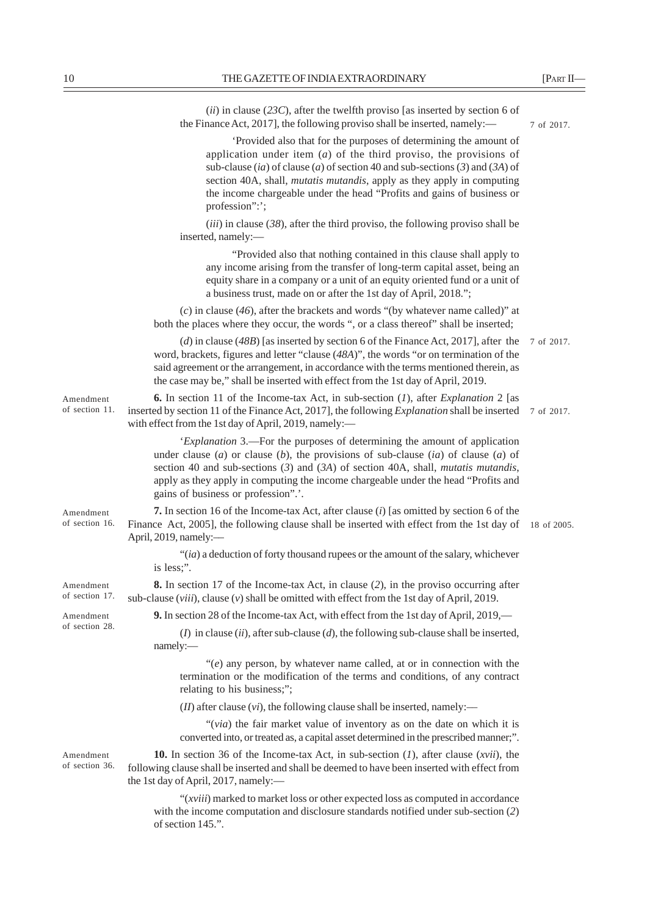(*ii*) in clause (*23C*), after the twelfth proviso [as inserted by section 6 of the Finance Act, 2017], the following proviso shall be inserted, namely:— 7 of 2017.

'Provided also that for the purposes of determining the amount of application under item (*a*) of the third proviso, the provisions of sub-clause (*ia*) of clause (*a*) of section 40 and sub-sections (*3*) and (*3A*) of section 40A, shall, *mutatis mutandis*, apply as they apply in computing the income chargeable under the head "Profits and gains of business or profession":';

(*iii*) in clause (*38*), after the third proviso, the following proviso shall be inserted, namely:—

"Provided also that nothing contained in this clause shall apply to any income arising from the transfer of long-term capital asset, being an equity share in a company or a unit of an equity oriented fund or a unit of a business trust, made on or after the 1st day of April, 2018.";

(*c*) in clause (*46*), after the brackets and words "(by whatever name called)" at both the places where they occur, the words ", or a class thereof" shall be inserted;

(*d*) in clause (*48B*) [as inserted by section 6 of the Finance Act, 2017], after the word, brackets, figures and letter "clause (*48A*)", the words "or on termination of the said agreement or the arrangement, in accordance with the terms mentioned therein, as the case may be," shall be inserted with effect from the 1st day of April, 2019. 7 of 2017.

Amendment of section 11.

**6.** In section 11 of the Income-tax Act, in sub-section (*1*), after *Explanation* 2 [as inserted by section 11 of the Finance Act, 2017], the following *Explanation* shall be inserted with effect from the 1st day of April, 2019, namely:— 7 of 2017.

'*Explanation* 3.—For the purposes of determining the amount of application under clause (*a*) or clause (*b*), the provisions of sub-clause (*ia*) of clause (*a*) of section 40 and sub-sections (*3*) and (*3A*) of section 40A, shall, *mutatis mutandis*, apply as they apply in computing the income chargeable under the head "Profits and gains of business or profession".'.

Amendment of section 16.

**7.** In section 16 of the Income-tax Act, after clause (*i*) [as omitted by section 6 of the Finance Act, 2005], the following clause shall be inserted with effect from the 1st day of April, 2019, namely:— 18 of 2005.

"(*ia*) a deduction of forty thousand rupees or the amount of the salary, whichever is less;".

Amendment of section 17.

**8.** In section 17 of the Income-tax Act, in clause (*2*), in the proviso occurring after sub-clause (*viii*), clause (*v*) shall be omitted with effect from the 1st day of April, 2019.

Amendment of section 28.

**9.** In section 28 of the Income-tax Act, with effect from the 1st day of April, 2019,—

(*I*) in clause (*ii*), after sub-clause (*d*), the following sub-clause shall be inserted, namely:—

"(*e*) any person, by whatever name called, at or in connection with the termination or the modification of the terms and conditions, of any contract relating to his business;";

(*II*) after clause (*vi*), the following clause shall be inserted, namely:—

"(*via*) the fair market value of inventory as on the date on which it is converted into, or treated as, a capital asset determined in the prescribed manner;".

Amendment of section 36.

**10.** In section 36 of the Income-tax Act, in sub-section (*1*), after clause (*xvii*), the following clause shall be inserted and shall be deemed to have been inserted with effect from the 1st day of April, 2017, namely:—

"(*xviii*) marked to market loss or other expected loss as computed in accordance with the income computation and disclosure standards notified under sub-section (*2*) of section 145.".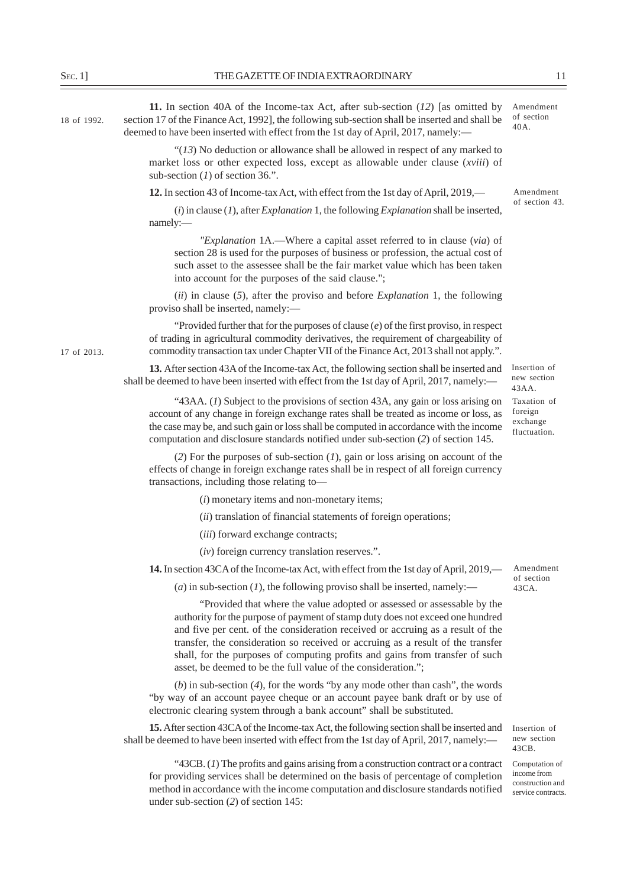18 of 1992.

**11.** In section 40A of the Income-tax Act, after sub-section (*12*) [as omitted by section 17 of the Finance Act, 1992], the following sub-section shall be inserted and shall be deemed to have been inserted with effect from the 1st day of April, 2017, namely:—

Amendment of section 40A.

"(*13*) No deduction or allowance shall be allowed in respect of any marked to market loss or other expected loss, except as allowable under clause (*xviii*) of sub-section (*1*) of section 36.".

**12.** In section 43 of Income-tax Act, with effect from the 1st day of April, 2019,—

Amendment of section 43.

(*i*) in clause (*1*), after *Explanation* 1, the following *Explanation* shall be inserted, namely:—

"*Explanation* 1A.—Where a capital asset referred to in clause (*via*) of section 28 is used for the purposes of business or profession, the actual cost of such asset to the assessee shall be the fair market value which has been taken into account for the purposes of the said clause.";

(*ii*) in clause (*5*), after the proviso and before *Explanation* 1, the following proviso shall be inserted, namely:—

"Provided further that for the purposes of clause (*e*) of the first proviso, in respect of trading in agricultural commodity derivatives, the requirement of chargeability of commodity transaction tax under Chapter VII of the Finance Act, 2013 shall not apply.".

17 of 2013.

**13.** After section 43A of the Income-tax Act, the following section shall be inserted and shall be deemed to have been inserted with effect from the 1st day of April, 2017, namely:—

Insertion of new section 43AA.

Taxation of foreign exchange fluctuation.

"43AA. (*1*) Subject to the provisions of section 43A, any gain or loss arising on account of any change in foreign exchange rates shall be treated as income or loss, as the case may be, and such gain or loss shall be computed in accordance with the income computation and disclosure standards notified under sub-section (*2*) of section 145.

(*2*) For the purposes of sub-section (*1*), gain or loss arising on account of the effects of change in foreign exchange rates shall be in respect of all foreign currency transactions, including those relating to—

(*i*) monetary items and non-monetary items;

(*ii*) translation of financial statements of foreign operations;

(*iii*) forward exchange contracts;

(*iv*) foreign currency translation reserves.".

**14.** In section 43CA of the Income-tax Act, with effect from the 1st day of April, 2019,—

Amendment of section 43CA.

(*a*) in sub-section (*1*), the following proviso shall be inserted, namely:—

"Provided that where the value adopted or assessed or assessable by the authority for the purpose of payment of stamp duty does not exceed one hundred and five per cent. of the consideration received or accruing as a result of the transfer, the consideration so received or accruing as a result of the transfer shall, for the purposes of computing profits and gains from transfer of such asset, be deemed to be the full value of the consideration.";

(*b*) in sub-section (*4*), for the words "by any mode other than cash", the words "by way of an account payee cheque or an account payee bank draft or by use of electronic clearing system through a bank account" shall be substituted.

**15.** After section 43CA of the Income-tax Act, the following section shall be inserted and shall be deemed to have been inserted with effect from the 1st day of April, 2017, namely:—

Insertion of new section 43CB.

Computation of income from construction and service contracts.

"43CB. (*1*) The profits and gains arising from a construction contract or a contract for providing services shall be determined on the basis of percentage of completion method in accordance with the income computation and disclosure standards notified under sub-section (*2*) of section 145: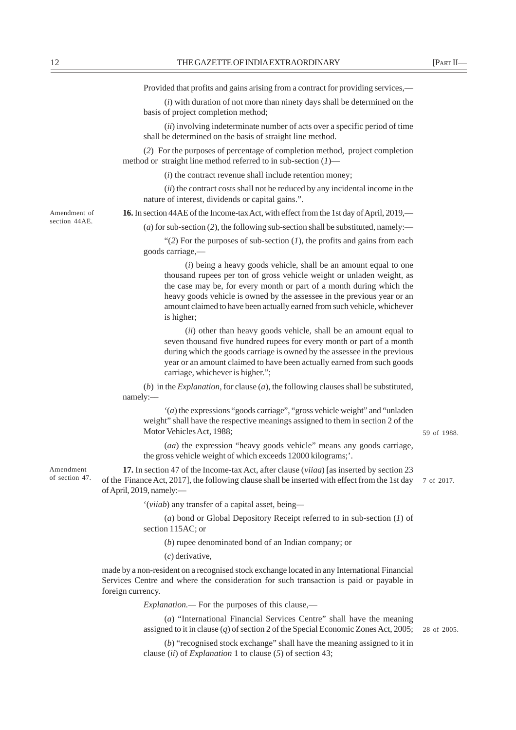Provided that profits and gains arising from a contract for providing services,—

(*i*) with duration of not more than ninety days shall be determined on the basis of project completion method;

(*ii*) involving indeterminate number of acts over a specific period of time shall be determined on the basis of straight line method.

(*2*) For the purposes of percentage of completion method, project completion method or straight line method referred to in sub-section (*1*)—

(*i*) the contract revenue shall include retention money;

(*ii*) the contract costs shall not be reduced by any incidental income in the nature of interest, dividends or capital gains.".

Amendment of section 44AE.

**16.** In section 44AE of the Income-tax Act, with effect from the 1st day of April, 2019,—

(*a*) for sub-section (*2*), the following sub-section shall be substituted, namely:—

"(*2*) For the purposes of sub-section (*1*), the profits and gains from each goods carriage,—

(*i*) being a heavy goods vehicle, shall be an amount equal to one thousand rupees per ton of gross vehicle weight or unladen weight, as the case may be, for every month or part of a month during which the heavy goods vehicle is owned by the assessee in the previous year or an amount claimed to have been actually earned from such vehicle, whichever is higher;

(*ii*) other than heavy goods vehicle, shall be an amount equal to seven thousand five hundred rupees for every month or part of a month during which the goods carriage is owned by the assessee in the previous year or an amount claimed to have been actually earned from such goods carriage, whichever is higher.";

(*b*) in the *Explanation*, for clause (*a*), the following clauses shall be substituted, namely:—

'(*a*) the expressions "goods carriage", "gross vehicle weight" and "unladen weight" shall have the respective meanings assigned to them in section 2 of the Motor Vehicles Act, 1988; 59 of 1988.

(*aa*) the expression "heavy goods vehicle" means any goods carriage, the gross vehicle weight of which exceeds 12000 kilograms;'.

Amendment of section 47.

**17.** In section 47 of the Income-tax Act, after clause (*viiaa*) [as inserted by section 23 of the Finance Act, 2017], the following clause shall be inserted with effect from the 1st day of April, 2019, namely:— 7 of 2017.

'(*viiab*) any transfer of a capital asset, being—

(*a*) bond or Global Depository Receipt referred to in sub-section (*1*) of section 115AC; or

(*b*) rupee denominated bond of an Indian company; or

(*c*) derivative,

made by a non-resident on a recognised stock exchange located in any International Financial Services Centre and where the consideration for such transaction is paid or payable in foreign currency.

*Explanation*.— For the purposes of this clause,—

(*a*) "International Financial Services Centre" shall have the meaning assigned to it in clause (*q*) of section 2 of the Special Economic Zones Act, 2005; 28 of 2005.

(*b*) "recognised stock exchange" shall have the meaning assigned to it in clause (*ii*) of *Explanation* 1 to clause (*5*) of section 43;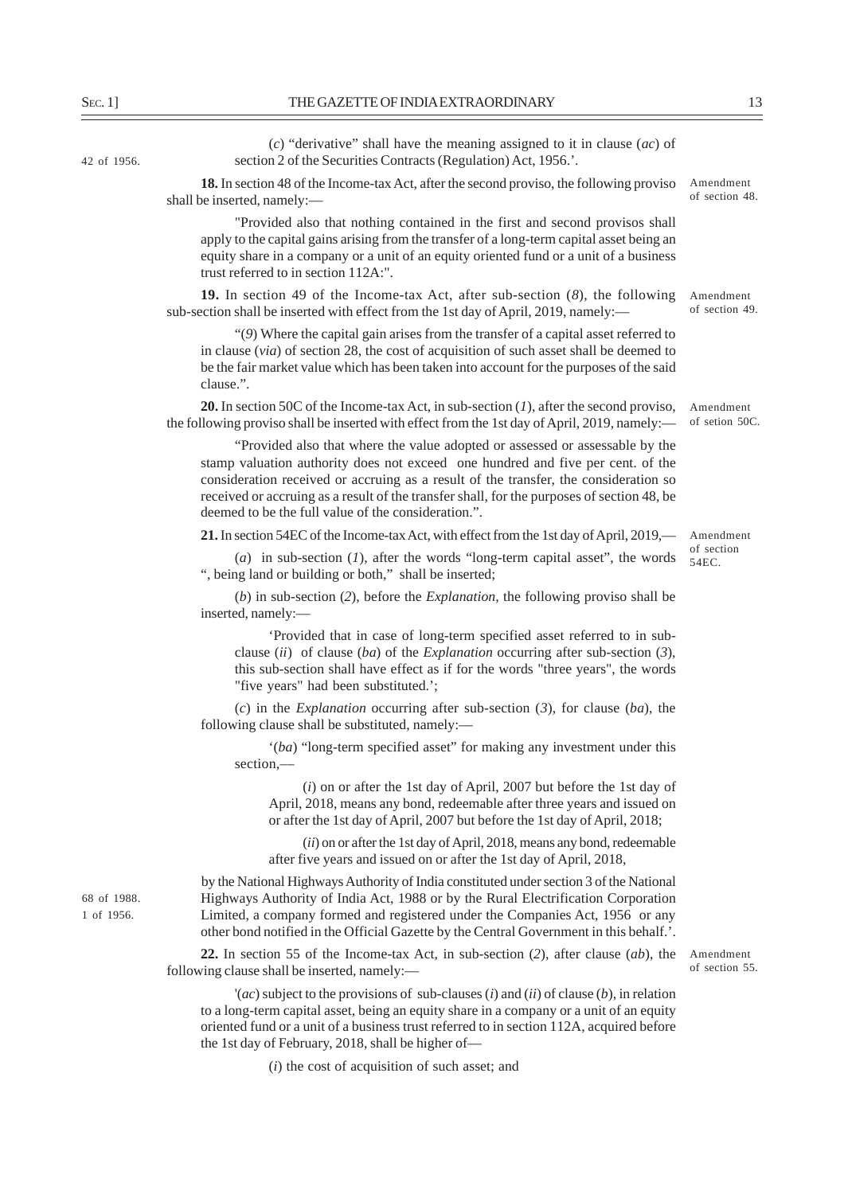(*c*) "derivative" shall have the meaning assigned to it in clause (*ac*) of section 2 of the Securities Contracts (Regulation) Act, 1956.'.

42 of 1956.

Amendment of section 48.

**18.** In section 48 of the Income-tax Act, after the second proviso, the following proviso shall be inserted, namely:—

"Provided also that nothing contained in the first and second provisos shall apply to the capital gains arising from the transfer of a long-term capital asset being an equity share in a company or a unit of an equity oriented fund or a unit of a business trust referred to in section 112A:".

Amendment of section 49.

**19.** In section 49 of the Income-tax Act, after sub-section (*8*), the following sub-section shall be inserted with effect from the 1st day of April, 2019, namely:—

"(*9*) Where the capital gain arises from the transfer of a capital asset referred to in clause (*via*) of section 28, the cost of acquisition of such asset shall be deemed to be the fair market value which has been taken into account for the purposes of the said clause.".

Amendment of setion 50C.

**20.** In section 50C of the Income-tax Act, in sub-section (*1*), after the second proviso, the following proviso shall be inserted with effect from the 1st day of April, 2019, namely:—

"Provided also that where the value adopted or assessed or assessable by the stamp valuation authority does not exceed one hundred and five per cent. of the consideration received or accruing as a result of the transfer, the consideration so received or accruing as a result of the transfer shall, for the purposes of section 48, be deemed to be the full value of the consideration.".

Amendment of section 54EC.

**21.** In section 54EC of the Income-tax Act, with effect from the 1st day of April, 2019,—

(*a*) in sub-section (*1*), after the words "long-term capital asset", the words ", being land or building or both," shall be inserted;

(*b*) in sub-section (*2*), before the *Explanation*, the following proviso shall be inserted, namely:—

'Provided that in case of long-term specified asset referred to in sub-clause (*ii*) of clause (*ba*) of the *Explanation* occurring after sub-section (*3*), this sub-section shall have effect as if for the words "three years", the words "five years" had been substituted.';

(*c*) in the *Explanation* occurring after sub-section (*3*), for clause (*ba*), the following clause shall be substituted, namely:—

'(*ba*) "long-term specified asset" for making any investment under this section,—

(*i*) on or after the 1st day of April, 2007 but before the 1st day of April, 2018, means any bond, redeemable after three years and issued on or after the 1st day of April, 2007 but before the 1st day of April, 2018;

(*ii*) on or after the 1st day of April, 2018, means any bond, redeemable after five years and issued on or after the 1st day of April, 2018,

by the National Highways Authority of India constituted under section 3 of the National Highways Authority of India Act, 1988 or by the Rural Electrification Corporation Limited, a company formed and registered under the Companies Act, 1956 or any other bond notified in the Official Gazette by the Central Government in this behalf.'.

68 of 1988.
1 of 1956.

Amendment of section 55.

**22.** In section 55 of the Income-tax Act, in sub-section (*2*), after clause (*ab*), the following clause shall be inserted, namely:—

'(*ac*) subject to the provisions of sub-clauses (*i*) and (*ii*) of clause (*b*), in relation to a long-term capital asset, being an equity share in a company or a unit of an equity oriented fund or a unit of a business trust referred to in section 112A, acquired before the 1st day of February, 2018, shall be higher of—

(*i*) the cost of acquisition of such asset; and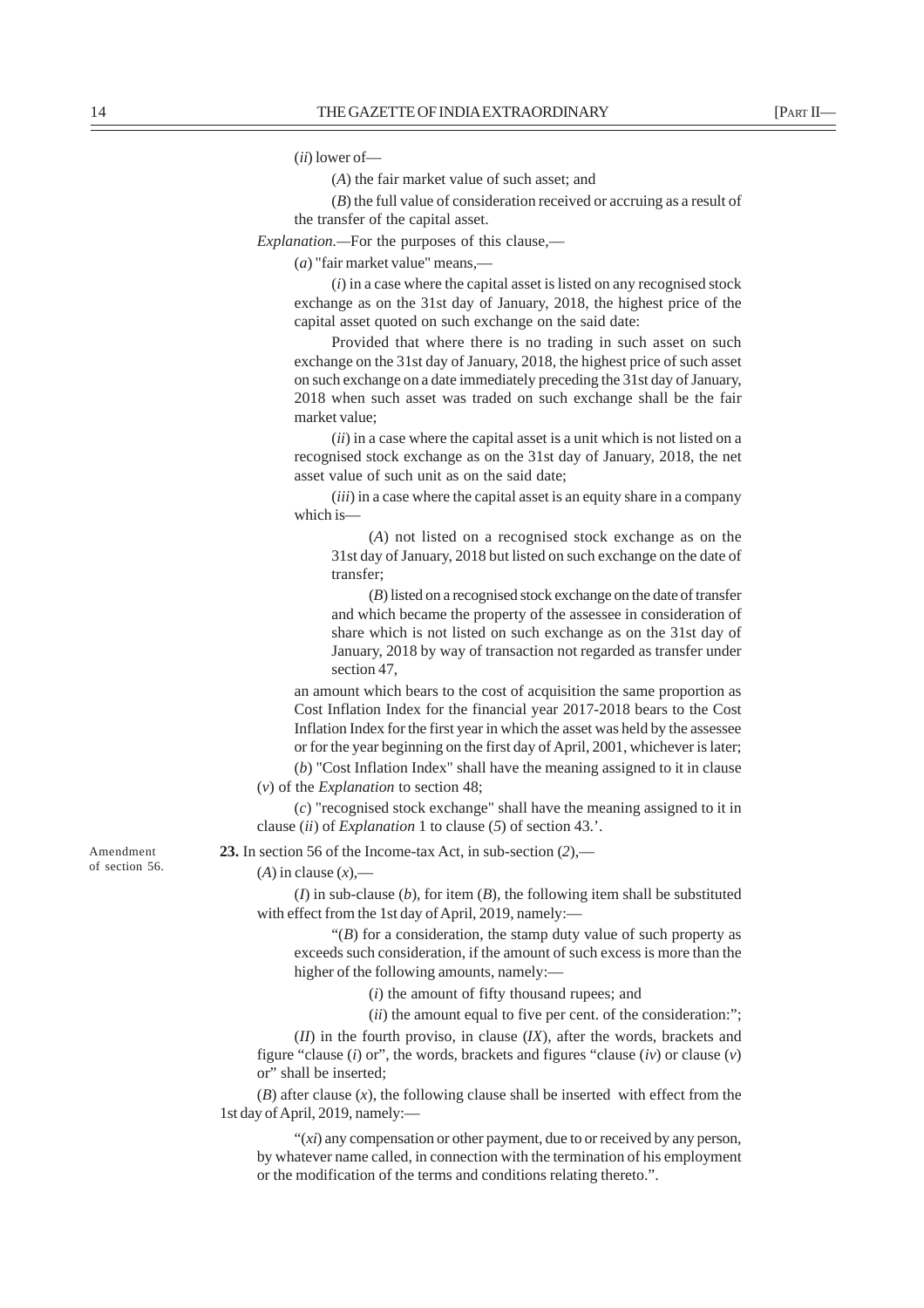(*ii*) lower of—

(*A*) the fair market value of such asset; and

(*B*) the full value of consideration received or accruing as a result of the transfer of the capital asset.

*Explanation*.—For the purposes of this clause,—

(*a*) "fair market value" means,—

(*i*) in a case where the capital asset is listed on any recognised stock exchange as on the 31st day of January, 2018, the highest price of the capital asset quoted on such exchange on the said date:

Provided that where there is no trading in such asset on such exchange on the 31st day of January, 2018, the highest price of such asset on such exchange on a date immediately preceding the 31st day of January, 2018 when such asset was traded on such exchange shall be the fair market value;

(*ii*) in a case where the capital asset is a unit which is not listed on a recognised stock exchange as on the 31st day of January, 2018, the net asset value of such unit as on the said date;

(*iii*) in a case where the capital asset is an equity share in a company which is—

(*A*) not listed on a recognised stock exchange as on the 31st day of January, 2018 but listed on such exchange on the date of transfer;

(*B*) listed on a recognised stock exchange on the date of transfer and which became the property of the assessee in consideration of share which is not listed on such exchange as on the 31st day of January, 2018 by way of transaction not regarded as transfer under section 47,

an amount which bears to the cost of acquisition the same proportion as Cost Inflation Index for the financial year 2017-2018 bears to the Cost Inflation Index for the first year in which the asset was held by the assessee or for the year beginning on the first day of April, 2001, whichever is later;

(*b*) "Cost Inflation Index" shall have the meaning assigned to it in clause (*v*) of the *Explanation* to section 48;

(*c*) "recognised stock exchange" shall have the meaning assigned to it in clause (*ii*) of *Explanation* 1 to clause (*5*) of section 43.'.

Amendment of section 56.

**23.** In section 56 of the Income-tax Act, in sub-section (*2*),—

(*A*) in clause (*x*),—

(*I*) in sub-clause (*b*), for item (*B*), the following item shall be substituted with effect from the 1st day of April, 2019, namely:—

"(*B*) for a consideration, the stamp duty value of such property as exceeds such consideration, if the amount of such excess is more than the higher of the following amounts, namely:—

(*i*) the amount of fifty thousand rupees; and

(*ii*) the amount equal to five per cent. of the consideration:";

(*II*) in the fourth proviso, in clause (*IX*), after the words, brackets and figure "clause (*i*) or", the words, brackets and figures "clause (*iv*) or clause (*v*) or" shall be inserted;

(*B*) after clause (*x*), the following clause shall be inserted with effect from the 1st day of April, 2019, namely:—

"(*xi*) any compensation or other payment, due to or received by any person, by whatever name called, in connection with the termination of his employment or the modification of the terms and conditions relating thereto.".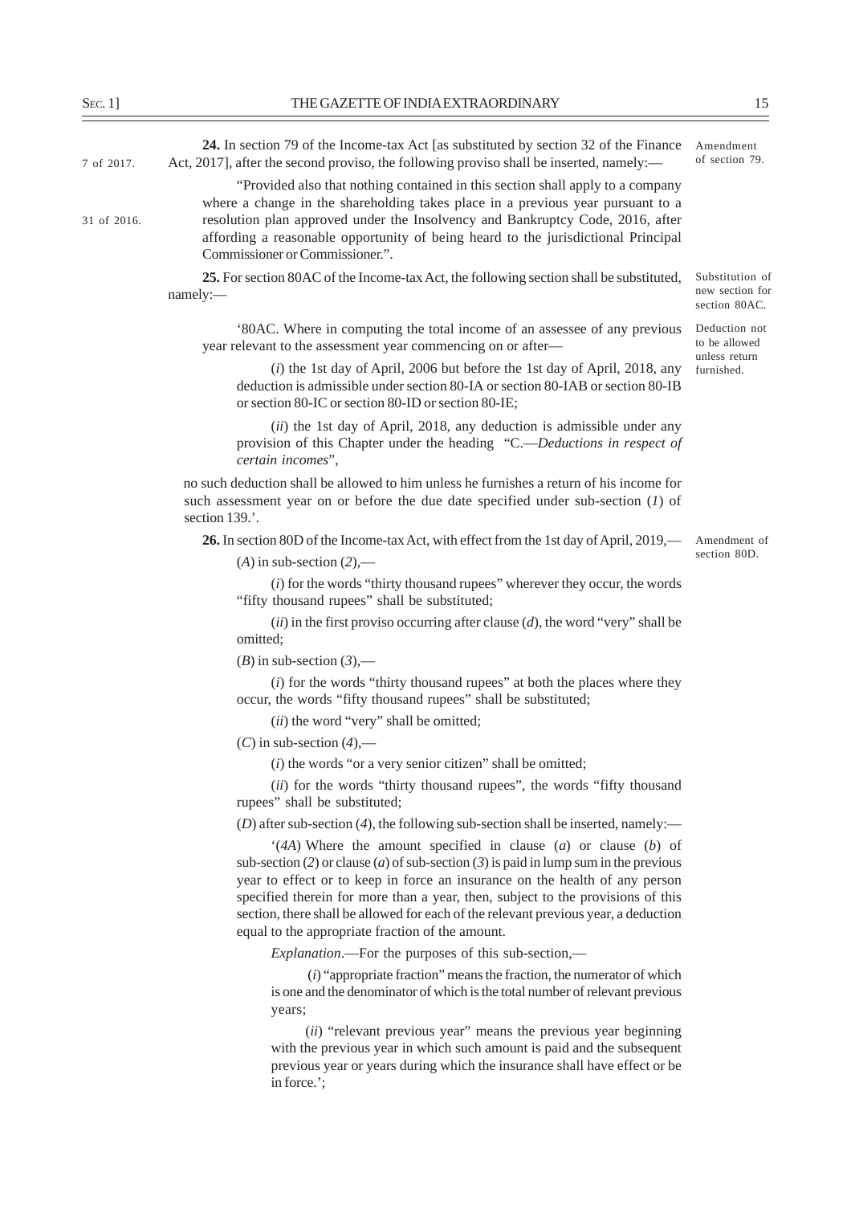**24.** In section 79 of the Income-tax Act [as substituted by section 32 of the Finance Act, 2017], after the second proviso, the following proviso shall be inserted, namely:—

7 of 2017.

Amendment of section 79.

"Provided also that nothing contained in this section shall apply to a company where a change in the shareholding takes place in a previous year pursuant to a resolution plan approved under the Insolvency and Bankruptcy Code, 2016, after affording a reasonable opportunity of being heard to the jurisdictional Principal Commissioner or Commissioner.".

31 of 2016.

**25.** For section 80AC of the Income-tax Act, the following section shall be substituted, namely:—

Substitution of new section for section 80AC.

'80AC. Where in computing the total income of an assessee of any previous year relevant to the assessment year commencing on or after—

Deduction not to be allowed unless return furnished.

(*i*) the 1st day of April, 2006 but before the 1st day of April, 2018, any deduction is admissible under section 80-IA or section 80-IAB or section 80-IB or section 80-IC or section 80-ID or section 80-IE;

(*ii*) the 1st day of April, 2018, any deduction is admissible under any provision of this Chapter under the heading "C.—*Deductions in respect of certain incomes*",

no such deduction shall be allowed to him unless he furnishes a return of his income for such assessment year on or before the due date specified under sub-section (*1*) of section 139.'.

**26.** In section 80D of the Income-tax Act, with effect from the 1st day of April, 2019,—

Amendment of section 80D.

(*A*) in sub-section (*2*),—

(*i*) for the words "thirty thousand rupees" wherever they occur, the words "fifty thousand rupees" shall be substituted;

(*ii*) in the first proviso occurring after clause (*d*), the word "very" shall be omitted;

(*B*) in sub-section (*3*),—

(*i*) for the words "thirty thousand rupees" at both the places where they occur, the words "fifty thousand rupees" shall be substituted;

(*ii*) the word "very" shall be omitted;

(*C*) in sub-section (*4*),—

(*i*) the words "or a very senior citizen" shall be omitted;

(*ii*) for the words "thirty thousand rupees", the words "fifty thousand rupees" shall be substituted;

(*D*) after sub-section (*4*), the following sub-section shall be inserted, namely:—

'(*4A*) Where the amount specified in clause (*a*) or clause (*b*) of sub-section (*2*) or clause (*a*) of sub-section (*3*) is paid in lump sum in the previous year to effect or to keep in force an insurance on the health of any person specified therein for more than a year, then, subject to the provisions of this section, there shall be allowed for each of the relevant previous year, a deduction equal to the appropriate fraction of the amount.

*Explanation*.—For the purposes of this sub-section,—

(*i*) "appropriate fraction" means the fraction, the numerator of which is one and the denominator of which is the total number of relevant previous years;

(*ii*) "relevant previous year" means the previous year beginning with the previous year in which such amount is paid and the subsequent previous year or years during which the insurance shall have effect or be in force.';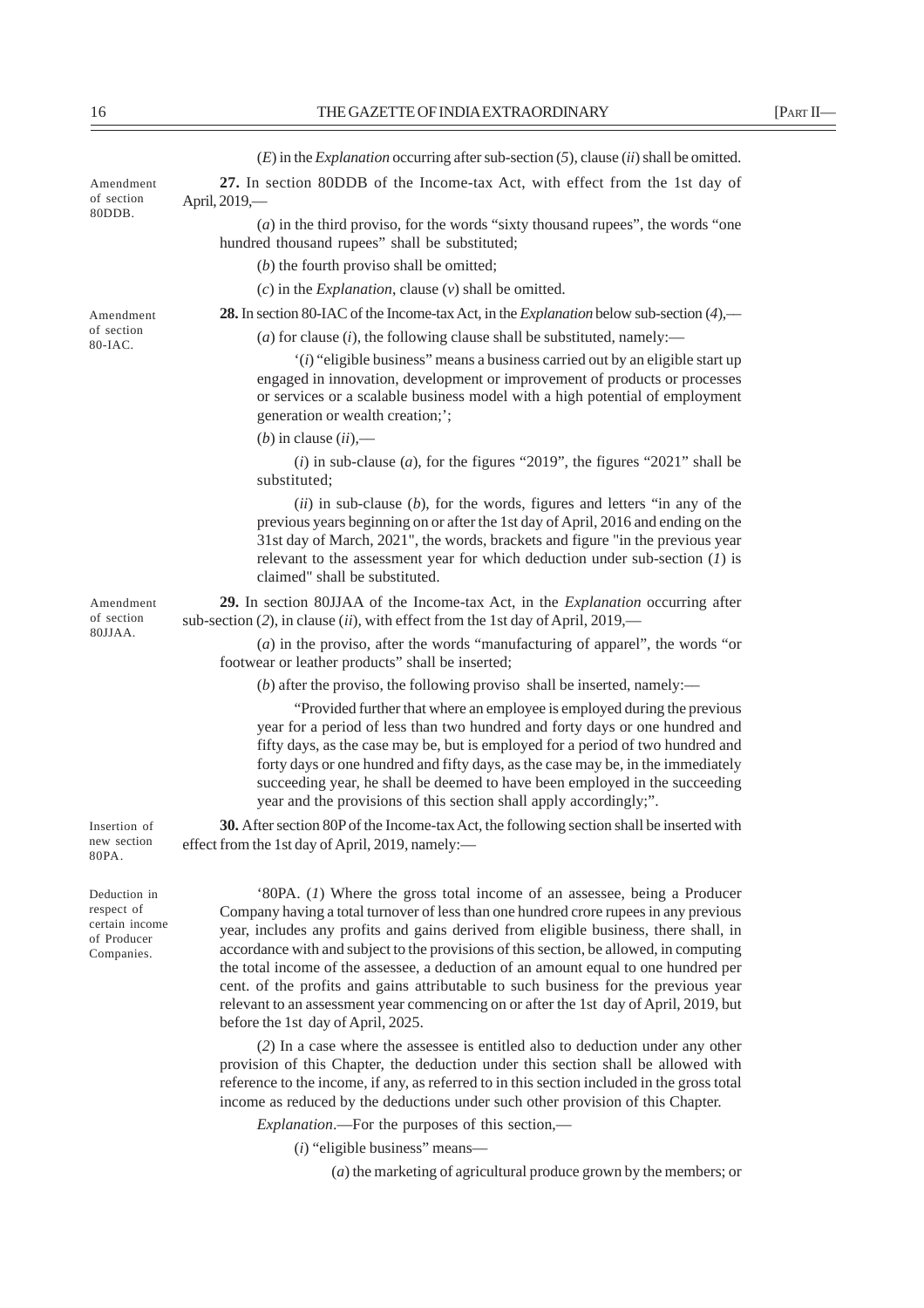(*E*) in the *Explanation* occurring after sub-section (*5*), clause (*ii*) shall be omitted.

Amendment of section 80DDB.

**27.** In section 80DDB of the Income-tax Act, with effect from the 1st day of April, 2019,—

(*a*) in the third proviso, for the words "sixty thousand rupees", the words "one hundred thousand rupees" shall be substituted;

(*b*) the fourth proviso shall be omitted;

(*c*) in the *Explanation*, clause (*v*) shall be omitted.

Amendment of section 80-IAC.

**28.** In section 80-IAC of the Income-tax Act, in the *Explanation* below sub-section (*4*),—

(*a*) for clause (*i*), the following clause shall be substituted, namely:—

'(*i*) "eligible business" means a business carried out by an eligible start up engaged in innovation, development or improvement of products or processes or services or a scalable business model with a high potential of employment generation or wealth creation;';

(*b*) in clause (*ii*),—

(*i*) in sub-clause (*a*), for the figures "2019", the figures "2021" shall be substituted;

(*ii*) in sub-clause (*b*), for the words, figures and letters "in any of the previous years beginning on or after the 1st day of April, 2016 and ending on the 31st day of March, 2021", the words, brackets and figure "in the previous year relevant to the assessment year for which deduction under sub-section (*1*) is claimed" shall be substituted.

Amendment of section 80JJAA.

**29.** In section 80JJAA of the Income-tax Act, in the *Explanation* occurring after sub-section (*2*), in clause (*ii*), with effect from the 1st day of April, 2019,—

(*a*) in the proviso, after the words "manufacturing of apparel", the words "or footwear or leather products" shall be inserted;

(*b*) after the proviso, the following proviso shall be inserted, namely:—

"Provided further that where an employee is employed during the previous year for a period of less than two hundred and forty days or one hundred and fifty days, as the case may be, but is employed for a period of two hundred and forty days or one hundred and fifty days, as the case may be, in the immediately succeeding year, he shall be deemed to have been employed in the succeeding year and the provisions of this section shall apply accordingly;".

Insertion of new section 80PA.

**30.** After section 80P of the Income-tax Act, the following section shall be inserted with effect from the 1st day of April, 2019, namely:—

Deduction in respect of certain income of Producer Companies.

'80PA. (*1*) Where the gross total income of an assessee, being a Producer Company having a total turnover of less than one hundred crore rupees in any previous year, includes any profits and gains derived from eligible business, there shall, in accordance with and subject to the provisions of this section, be allowed, in computing the total income of the assessee, a deduction of an amount equal to one hundred per cent. of the profits and gains attributable to such business for the previous year relevant to an assessment year commencing on or after the 1st day of April, 2019, but before the 1st day of April, 2025.

(*2*) In a case where the assessee is entitled also to deduction under any other provision of this Chapter, the deduction under this section shall be allowed with reference to the income, if any, as referred to in this section included in the gross total income as reduced by the deductions under such other provision of this Chapter.

*Explanation*.—For the purposes of this section,—

(*i*) "eligible business" means—

(*a*) the marketing of agricultural produce grown by the members; or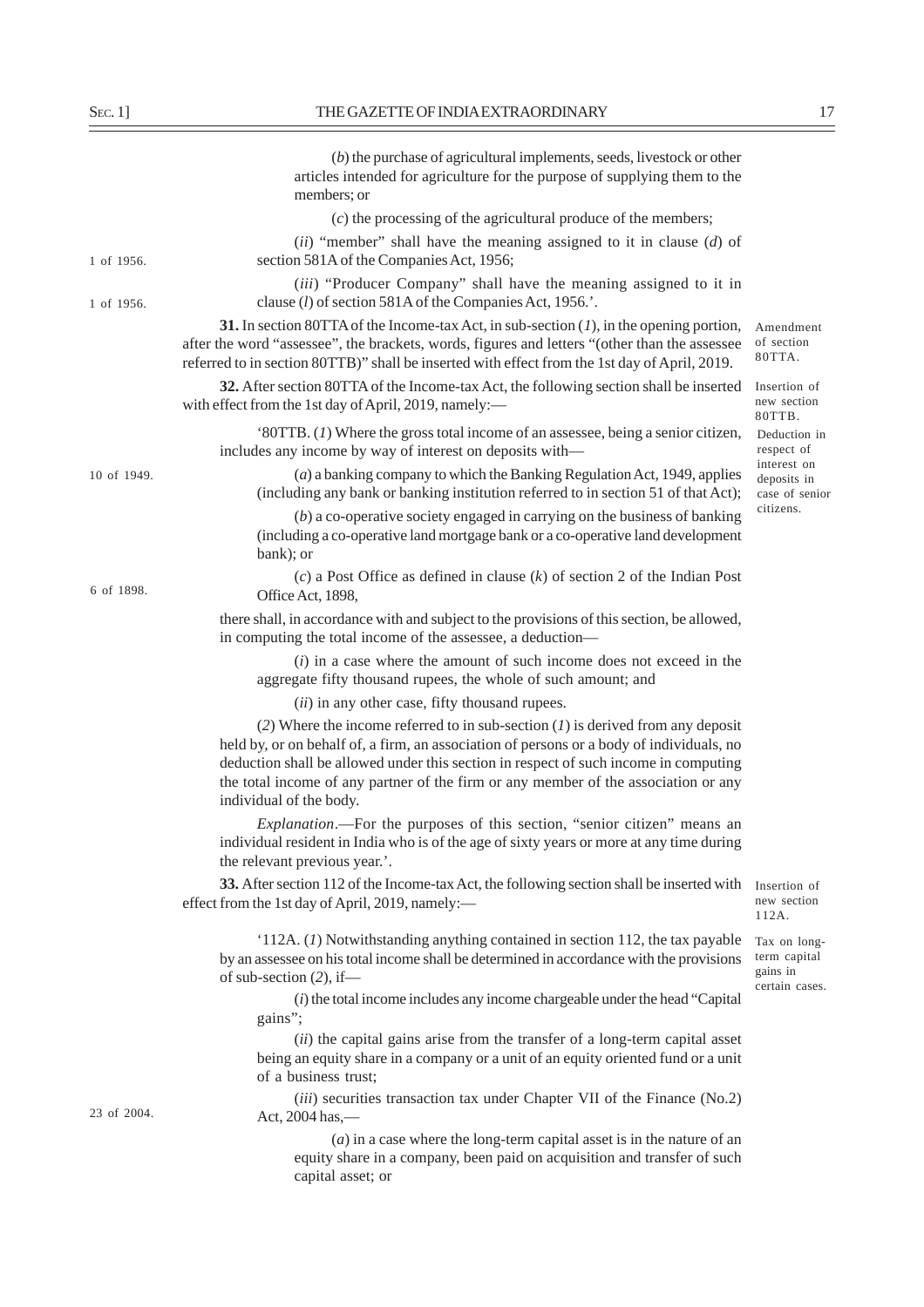(*b*) the purchase of agricultural implements, seeds, livestock or other articles intended for agriculture for the purpose of supplying them to the members; or

(*c*) the processing of the agricultural produce of the members;

(*ii*) "member" shall have the meaning assigned to it in clause (*d*) of section 581A of the Companies Act, 1956; (1 of 1956.)

(*iii*) "Producer Company" shall have the meaning assigned to it in clause (*l*) of section 581A of the Companies Act, 1956.'. (1 of 1956.)

*Amendment of section 80TTA.*

**31.** In section 80TTA of the Income-tax Act, in sub-section (*1*), in the opening portion, after the word "assessee", the brackets, words, figures and letters "(other than the assessee referred to in section 80TTB)" shall be inserted with effect from the 1st day of April, 2019.

*Insertion of new section 80TTB.*

**32.** After section 80TTA of the Income-tax Act, the following section shall be inserted with effect from the 1st day of April, 2019, namely:—

*Deduction in respect of interest on deposits in case of senior citizens.*

'80TTB. (*1*) Where the gross total income of an assessee, being a senior citizen, includes any income by way of interest on deposits with—

(*a*) a banking company to which the Banking Regulation Act, 1949, applies (including any bank or banking institution referred to in section 51 of that Act); (10 of 1949.)

(*b*) a co-operative society engaged in carrying on the business of banking (including a co-operative land mortgage bank or a co-operative land development bank); or

(*c*) a Post Office as defined in clause (*k*) of section 2 of the Indian Post Office Act, 1898, (6 of 1898.)

there shall, in accordance with and subject to the provisions of this section, be allowed, in computing the total income of the assessee, a deduction—

(*i*) in a case where the amount of such income does not exceed in the aggregate fifty thousand rupees, the whole of such amount; and

(*ii*) in any other case, fifty thousand rupees.

(*2*) Where the income referred to in sub-section (*1*) is derived from any deposit held by, or on behalf of, a firm, an association of persons or a body of individuals, no deduction shall be allowed under this section in respect of such income in computing the total income of any partner of the firm or any member of the association or any individual of the body.

*Explanation*.—For the purposes of this section, "senior citizen" means an individual resident in India who is of the age of sixty years or more at any time during the relevant previous year.'.

*Insertion of new section 112A.*

**33.** After section 112 of the Income-tax Act, the following section shall be inserted with effect from the 1st day of April, 2019, namely:—

*Tax on long-term capital gains in certain cases.*

'112A. (*1*) Notwithstanding anything contained in section 112, the tax payable by an assessee on his total income shall be determined in accordance with the provisions of sub-section (*2*), if—

(*i*) the total income includes any income chargeable under the head "Capital gains";

(*ii*) the capital gains arise from the transfer of a long-term capital asset being an equity share in a company or a unit of an equity oriented fund or a unit of a business trust;

(*iii*) securities transaction tax under Chapter VII of the Finance (No.2) Act, 2004 has,— (23 of 2004.)

(*a*) in a case where the long-term capital asset is in the nature of an equity share in a company, been paid on acquisition and transfer of such capital asset; or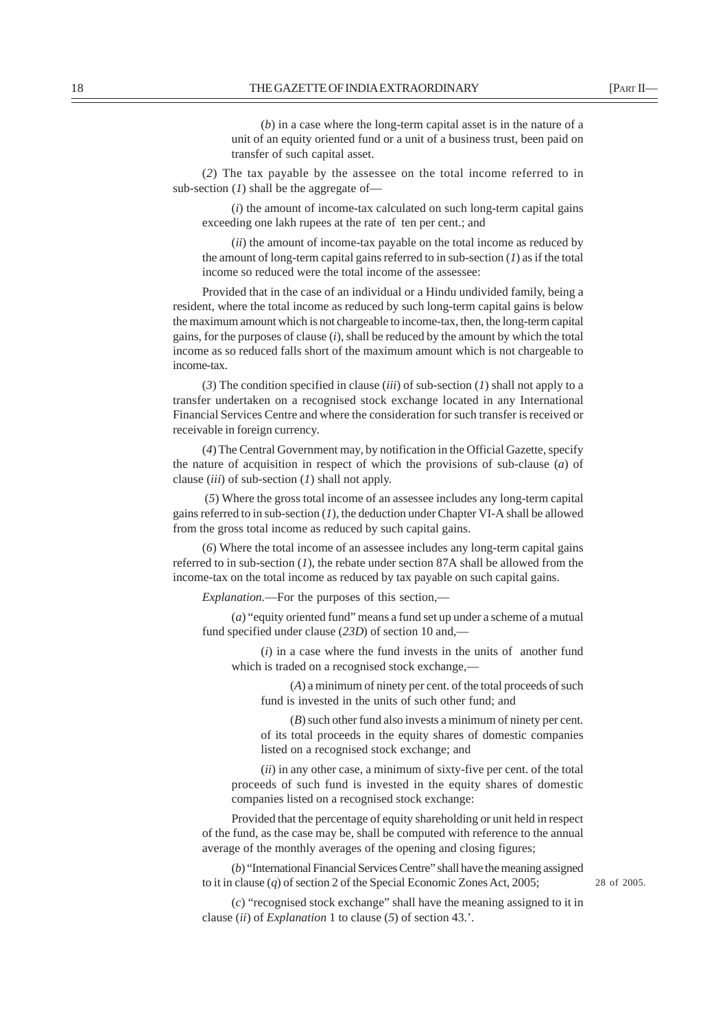(*b*) in a case where the long-term capital asset is in the nature of a unit of an equity oriented fund or a unit of a business trust, been paid on transfer of such capital asset.

(*2*) The tax payable by the assessee on the total income referred to in sub-section (*1*) shall be the aggregate of—

(*i*) the amount of income-tax calculated on such long-term capital gains exceeding one lakh rupees at the rate of ten per cent.; and

(*ii*) the amount of income-tax payable on the total income as reduced by the amount of long-term capital gains referred to in sub-section (*1*) as if the total income so reduced were the total income of the assessee:

Provided that in the case of an individual or a Hindu undivided family, being a resident, where the total income as reduced by such long-term capital gains is below the maximum amount which is not chargeable to income-tax, then, the long-term capital gains, for the purposes of clause (*i*), shall be reduced by the amount by which the total income as so reduced falls short of the maximum amount which is not chargeable to income-tax.

(*3*) The condition specified in clause (*iii*) of sub-section (*1*) shall not apply to a transfer undertaken on a recognised stock exchange located in any International Financial Services Centre and where the consideration for such transfer is received or receivable in foreign currency.

(*4*) The Central Government may, by notification in the Official Gazette, specify the nature of acquisition in respect of which the provisions of sub-clause (*a*) of clause (*iii*) of sub-section (*1*) shall not apply.

(*5*) Where the gross total income of an assessee includes any long-term capital gains referred to in sub-section (*1*), the deduction under Chapter VI-A shall be allowed from the gross total income as reduced by such capital gains.

(*6*) Where the total income of an assessee includes any long-term capital gains referred to in sub-section (*1*), the rebate under section 87A shall be allowed from the income-tax on the total income as reduced by tax payable on such capital gains.

*Explanation.*—For the purposes of this section,—

(*a*) "equity oriented fund" means a fund set up under a scheme of a mutual fund specified under clause (*23D*) of section 10 and,—

(*i*) in a case where the fund invests in the units of another fund which is traded on a recognised stock exchange,—

(*A*) a minimum of ninety per cent. of the total proceeds of such fund is invested in the units of such other fund; and

(*B*) such other fund also invests a minimum of ninety per cent. of its total proceeds in the equity shares of domestic companies listed on a recognised stock exchange; and

(*ii*) in any other case, a minimum of sixty-five per cent. of the total proceeds of such fund is invested in the equity shares of domestic companies listed on a recognised stock exchange:

Provided that the percentage of equity shareholding or unit held in respect of the fund, as the case may be, shall be computed with reference to the annual average of the monthly averages of the opening and closing figures;

(*b*) "International Financial Services Centre" shall have the meaning assigned to it in clause (*q*) of section 2 of the Special Economic Zones Act, 2005;

28 of 2005.

(*c*) "recognised stock exchange" shall have the meaning assigned to it in clause (*ii*) of *Explanation* 1 to clause (*5*) of section 43.'.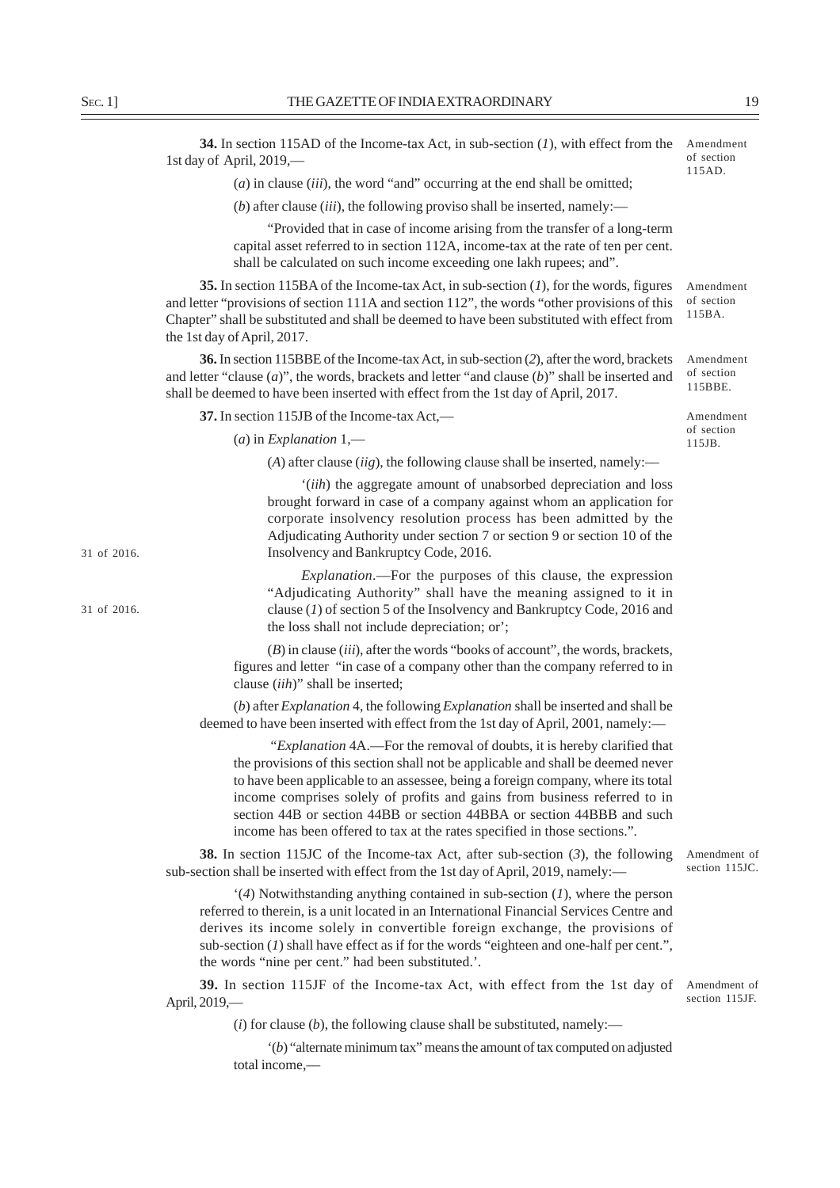**34.** In section 115AD of the Income-tax Act, in sub-section (*1*), with effect from the 1st day of April, 2019,—

Amendment of section 115AD.

(*a*) in clause (*iii*), the word "and" occurring at the end shall be omitted;

(*b*) after clause (*iii*), the following proviso shall be inserted, namely:—

"Provided that in case of income arising from the transfer of a long-term capital asset referred to in section 112A, income-tax at the rate of ten per cent. shall be calculated on such income exceeding one lakh rupees; and".

**35.** In section 115BA of the Income-tax Act, in sub-section (*1*), for the words, figures and letter "provisions of section 111A and section 112", the words "other provisions of this Chapter" shall be substituted and shall be deemed to have been substituted with effect from the 1st day of April, 2017.

Amendment of section 115BA.

**36.** In section 115BBE of the Income-tax Act, in sub-section (*2*), after the word, brackets and letter "clause (*a*)", the words, brackets and letter "and clause (*b*)" shall be inserted and shall be deemed to have been inserted with effect from the 1st day of April, 2017.

Amendment of section 115BBE.

**37.** In section 115JB of the Income-tax Act,—

Amendment of section 115JB.

(*a*) in *Explanation* 1,—

(*A*) after clause (*iig*), the following clause shall be inserted, namely:—

'(*iih*) the aggregate amount of unabsorbed depreciation and loss brought forward in case of a company against whom an application for corporate insolvency resolution process has been admitted by the Adjudicating Authority under section 7 or section 9 or section 10 of the Insolvency and Bankruptcy Code, 2016.

31 of 2016.

*Explanation*.—For the purposes of this clause, the expression "Adjudicating Authority" shall have the meaning assigned to it in clause (*1*) of section 5 of the Insolvency and Bankruptcy Code, 2016 and the loss shall not include depreciation; or';

31 of 2016.

(*B*) in clause (*iii*), after the words "books of account", the words, brackets, figures and letter "in case of a company other than the company referred to in clause (*iih*)" shall be inserted;

(*b*) after *Explanation* 4, the following *Explanation* shall be inserted and shall be deemed to have been inserted with effect from the 1st day of April, 2001, namely:—

"*Explanation* 4A.—For the removal of doubts, it is hereby clarified that the provisions of this section shall not be applicable and shall be deemed never to have been applicable to an assessee, being a foreign company, where its total income comprises solely of profits and gains from business referred to in section 44B or section 44BB or section 44BBA or section 44BBB and such income has been offered to tax at the rates specified in those sections.".

**38.** In section 115JC of the Income-tax Act, after sub-section (*3*), the following sub-section shall be inserted with effect from the 1st day of April, 2019, namely:—

Amendment of section 115JC.

'(*4*) Notwithstanding anything contained in sub-section (*1*), where the person referred to therein, is a unit located in an International Financial Services Centre and derives its income solely in convertible foreign exchange, the provisions of sub-section (*1*) shall have effect as if for the words "eighteen and one-half per cent.", the words "nine per cent." had been substituted.'.

**39.** In section 115JF of the Income-tax Act, with effect from the 1st day of April, 2019,—

Amendment of section 115JF.

(*i*) for clause (*b*), the following clause shall be substituted, namely:—

'(*b*) "alternate minimum tax" means the amount of tax computed on adjusted total income,—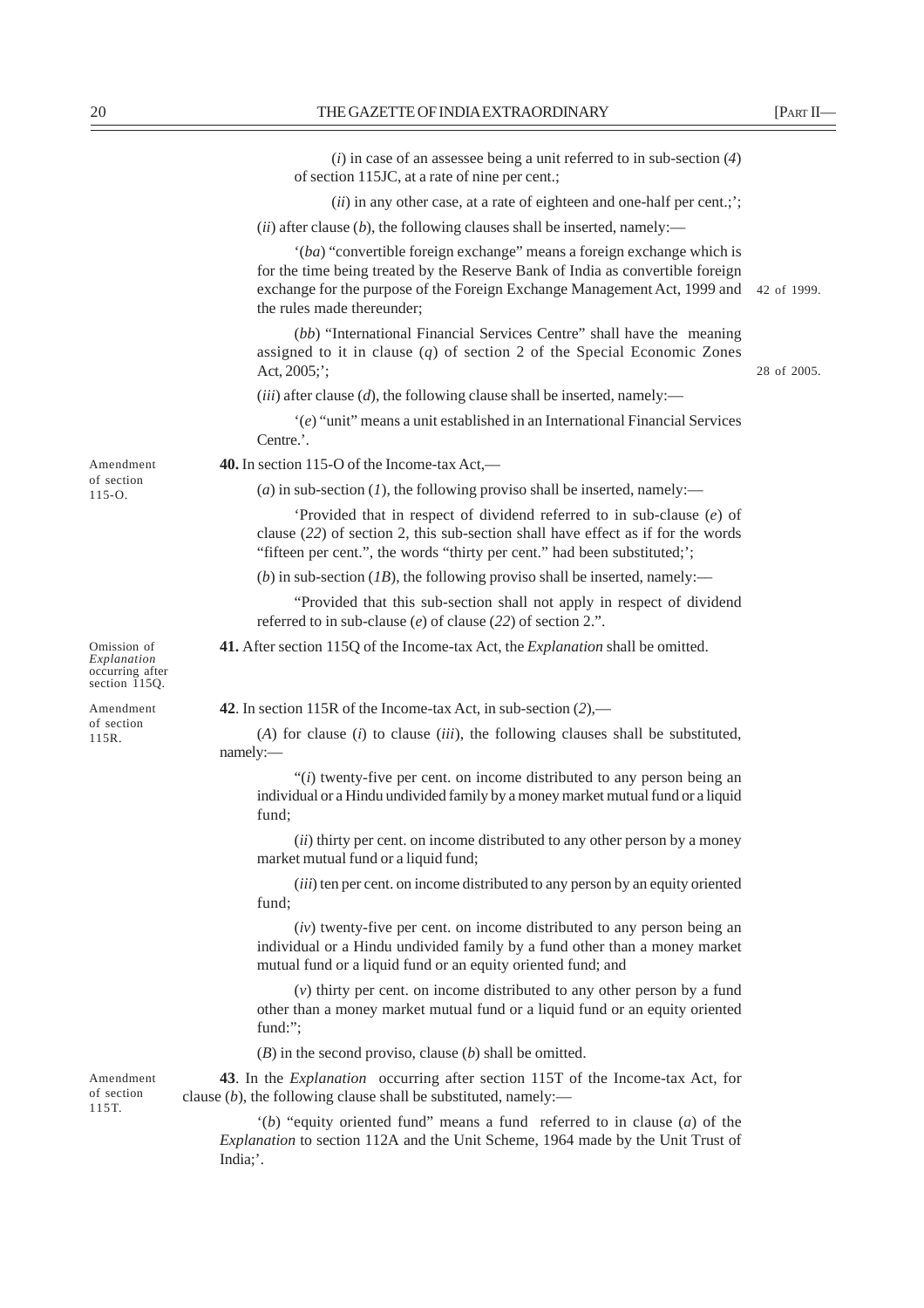(*i*) in case of an assessee being a unit referred to in sub-section (*4*) of section 115JC, at a rate of nine per cent.;

(*ii*) in any other case, at a rate of eighteen and one-half per cent.;';

(*ii*) after clause (*b*), the following clauses shall be inserted, namely:—

'(*ba*) "convertible foreign exchange" means a foreign exchange which is for the time being treated by the Reserve Bank of India as convertible foreign exchange for the purpose of the Foreign Exchange Management Act, 1999 and the rules made thereunder; *42 of 1999.*

(*bb*) "International Financial Services Centre" shall have the meaning assigned to it in clause (*q*) of section 2 of the Special Economic Zones Act, 2005;'; *28 of 2005.*

(*iii*) after clause (*d*), the following clause shall be inserted, namely:—

'(*e*) "unit" means a unit established in an International Financial Services Centre.'.

*Amendment of section 115-O.*

**40.** In section 115-O of the Income-tax Act,—

(*a*) in sub-section (*1*), the following proviso shall be inserted, namely:—

'Provided that in respect of dividend referred to in sub-clause (*e*) of clause (*22*) of section 2, this sub-section shall have effect as if for the words "fifteen per cent.", the words "thirty per cent." had been substituted;';

(*b*) in sub-section (*1B*), the following proviso shall be inserted, namely:—

"Provided that this sub-section shall not apply in respect of dividend referred to in sub-clause (*e*) of clause (*22*) of section 2.".

*Omission of Explanation occurring after section 115Q.*

**41.** After section 115Q of the Income-tax Act, the *Explanation* shall be omitted.

*Amendment of section 115R.*

**42**. In section 115R of the Income-tax Act, in sub-section (*2*),—

(*A*) for clause (*i*) to clause (*iii*), the following clauses shall be substituted, namely:—

"(*i*) twenty-five per cent. on income distributed to any person being an individual or a Hindu undivided family by a money market mutual fund or a liquid fund;

(*ii*) thirty per cent. on income distributed to any other person by a money market mutual fund or a liquid fund;

(*iii*) ten per cent. on income distributed to any person by an equity oriented fund;

(*iv*) twenty-five per cent. on income distributed to any person being an individual or a Hindu undivided family by a fund other than a money market mutual fund or a liquid fund or an equity oriented fund; and

(*v*) thirty per cent. on income distributed to any other person by a fund other than a money market mutual fund or a liquid fund or an equity oriented fund:";

(*B*) in the second proviso, clause (*b*) shall be omitted.

*Amendment of section 115T.*

**43**. In the *Explanation* occurring after section 115T of the Income-tax Act, for clause (*b*), the following clause shall be substituted, namely:—

'(*b*) "equity oriented fund" means a fund referred to in clause (*a*) of the *Explanation* to section 112A and the Unit Scheme, 1964 made by the Unit Trust of India;'.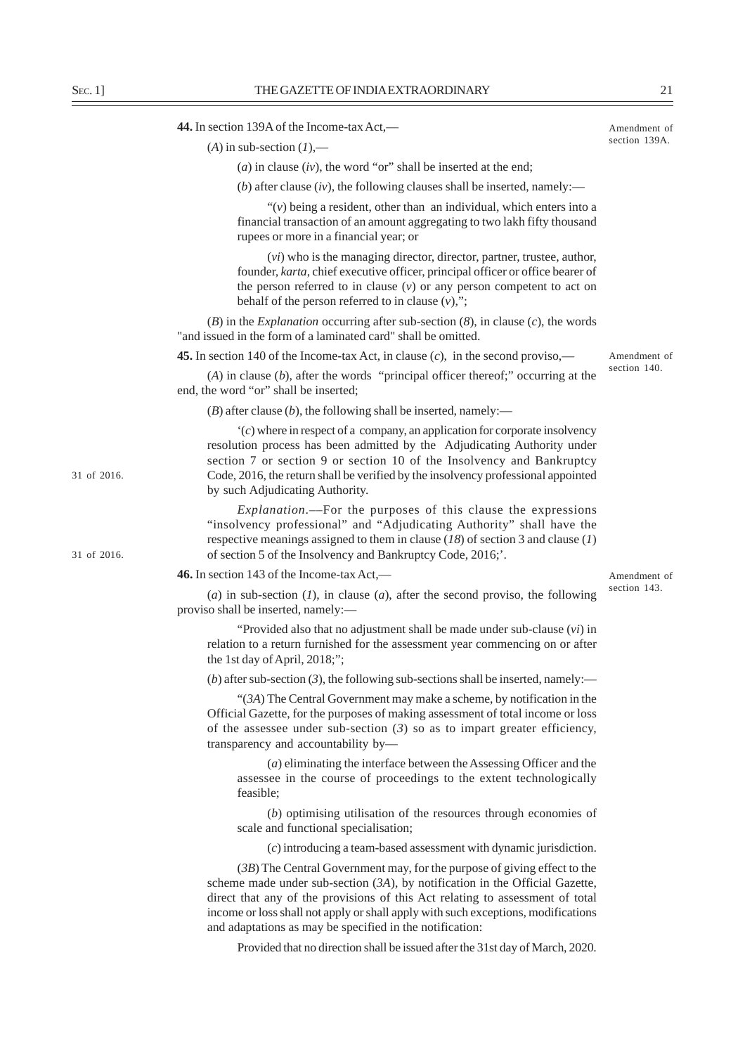**44.** In section 139A of the Income-tax Act,—

Amendment of section 139A.

(*A*) in sub-section (*1*),—

(*a*) in clause (*iv*), the word "or" shall be inserted at the end;

(*b*) after clause (*iv*), the following clauses shall be inserted, namely:—

"(*v*) being a resident, other than an individual, which enters into a financial transaction of an amount aggregating to two lakh fifty thousand rupees or more in a financial year; or

(*vi*) who is the managing director, director, partner, trustee, author, founder, *karta*, chief executive officer, principal officer or office bearer of the person referred to in clause (*v*) or any person competent to act on behalf of the person referred to in clause (*v*),";

(*B*) in the *Explanation* occurring after sub-section (*8*), in clause (*c*), the words "and issued in the form of a laminated card" shall be omitted.

**45.** In section 140 of the Income-tax Act, in clause (*c*), in the second proviso,—

Amendment of section 140.

(*A*) in clause (*b*), after the words "principal officer thereof;" occurring at the end, the word "or" shall be inserted;

(*B*) after clause (*b*), the following shall be inserted, namely:—

'(*c*) where in respect of a company, an application for corporate insolvency resolution process has been admitted by the Adjudicating Authority under section 7 or section 9 or section 10 of the Insolvency and Bankruptcy Code, 2016, the return shall be verified by the insolvency professional appointed by such Adjudicating Authority.

31 of 2016.

*Explanation*.—For the purposes of this clause the expressions "insolvency professional" and "Adjudicating Authority" shall have the respective meanings assigned to them in clause (*18*) of section 3 and clause (*1*) of section 5 of the Insolvency and Bankruptcy Code, 2016;'.

31 of 2016.

**46.** In section 143 of the Income-tax Act,—

Amendment of section 143.

(*a*) in sub-section (*1*), in clause (*a*), after the second proviso, the following proviso shall be inserted, namely:—

"Provided also that no adjustment shall be made under sub-clause (*vi*) in relation to a return furnished for the assessment year commencing on or after the 1st day of April, 2018;";

(*b*) after sub-section (*3*), the following sub-sections shall be inserted, namely:—

"(*3A*) The Central Government may make a scheme, by notification in the Official Gazette, for the purposes of making assessment of total income or loss of the assessee under sub-section (*3*) so as to impart greater efficiency, transparency and accountability by—

(*a*) eliminating the interface between the Assessing Officer and the assessee in the course of proceedings to the extent technologically feasible;

(*b*) optimising utilisation of the resources through economies of scale and functional specialisation;

(*c*) introducing a team-based assessment with dynamic jurisdiction.

(*3B*) The Central Government may, for the purpose of giving effect to the scheme made under sub-section (*3A*), by notification in the Official Gazette, direct that any of the provisions of this Act relating to assessment of total income or loss shall not apply or shall apply with such exceptions, modifications and adaptations as may be specified in the notification:

Provided that no direction shall be issued after the 31st day of March, 2020.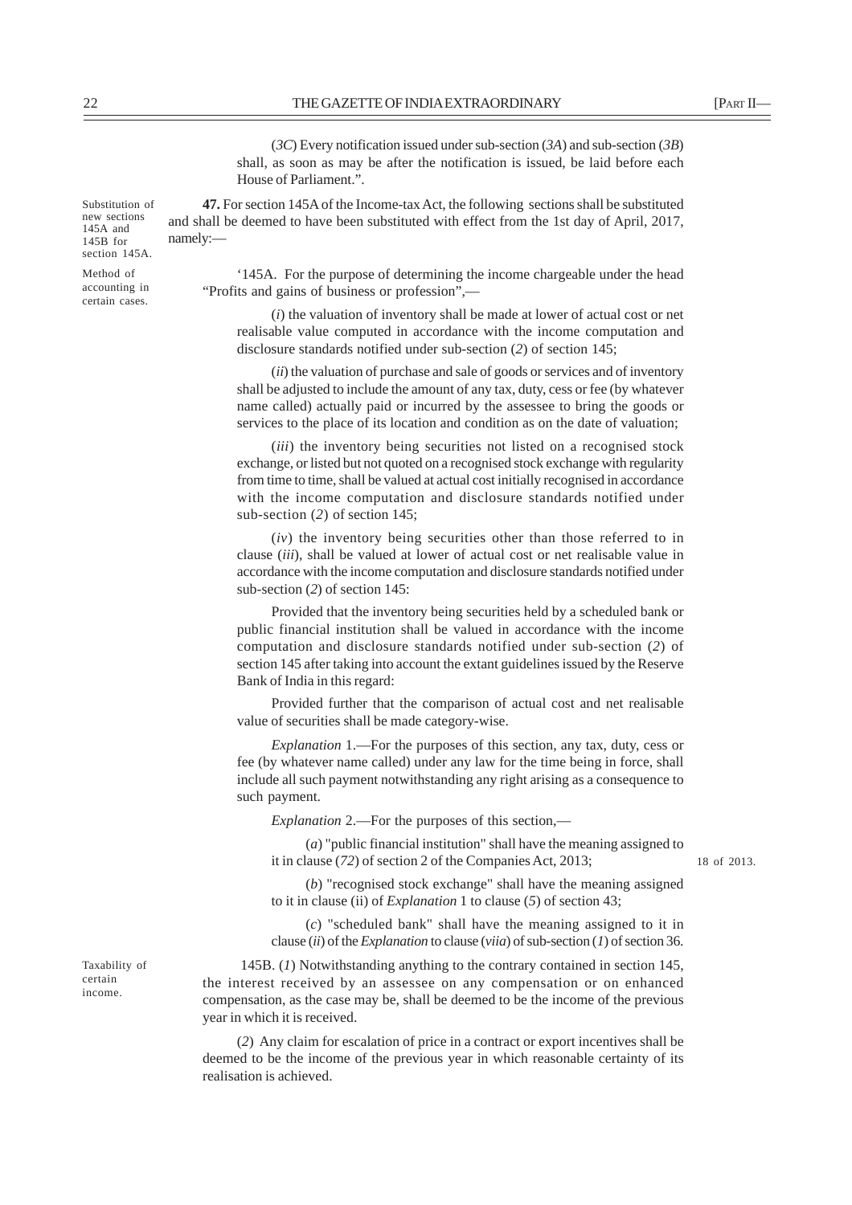(*3C*) Every notification issued under sub-section (*3A*) and sub-section (*3B*) shall, as soon as may be after the notification is issued, be laid before each House of Parliament.".

Substitution of new sections 145A and 145B for section 145A.

**47.** For section 145A of the Income-tax Act, the following sections shall be substituted and shall be deemed to have been substituted with effect from the 1st day of April, 2017, namely:—

Method of accounting in certain cases.

'145A. For the purpose of determining the income chargeable under the head "Profits and gains of business or profession",—

(*i*) the valuation of inventory shall be made at lower of actual cost or net realisable value computed in accordance with the income computation and disclosure standards notified under sub-section (*2*) of section 145;

(*ii*) the valuation of purchase and sale of goods or services and of inventory shall be adjusted to include the amount of any tax, duty, cess or fee (by whatever name called) actually paid or incurred by the assessee to bring the goods or services to the place of its location and condition as on the date of valuation;

(*iii*) the inventory being securities not listed on a recognised stock exchange, or listed but not quoted on a recognised stock exchange with regularity from time to time, shall be valued at actual cost initially recognised in accordance with the income computation and disclosure standards notified under sub-section (*2*) of section 145;

(*iv*) the inventory being securities other than those referred to in clause (*iii*), shall be valued at lower of actual cost or net realisable value in accordance with the income computation and disclosure standards notified under sub-section (*2*) of section 145:

Provided that the inventory being securities held by a scheduled bank or public financial institution shall be valued in accordance with the income computation and disclosure standards notified under sub-section (*2*) of section 145 after taking into account the extant guidelines issued by the Reserve Bank of India in this regard:

Provided further that the comparison of actual cost and net realisable value of securities shall be made category-wise.

*Explanation* 1.—For the purposes of this section, any tax, duty, cess or fee (by whatever name called) under any law for the time being in force, shall include all such payment notwithstanding any right arising as a consequence to such payment.

*Explanation* 2.—For the purposes of this section,—

(*a*) "public financial institution" shall have the meaning assigned to it in clause (*72*) of section 2 of the Companies Act, 2013; 18 of 2013.

(*b*) "recognised stock exchange" shall have the meaning assigned to it in clause (ii) of *Explanation* 1 to clause (*5*) of section 43;

(*c*) "scheduled bank" shall have the meaning assigned to it in clause (*ii*) of the *Explanation* to clause (*viia*) of sub-section (*1*) of section 36.

Taxability of certain income.

145B. (*1*) Notwithstanding anything to the contrary contained in section 145, the interest received by an assessee on any compensation or on enhanced compensation, as the case may be, shall be deemed to be the income of the previous year in which it is received.

(*2*) Any claim for escalation of price in a contract or export incentives shall be deemed to be the income of the previous year in which reasonable certainty of its realisation is achieved.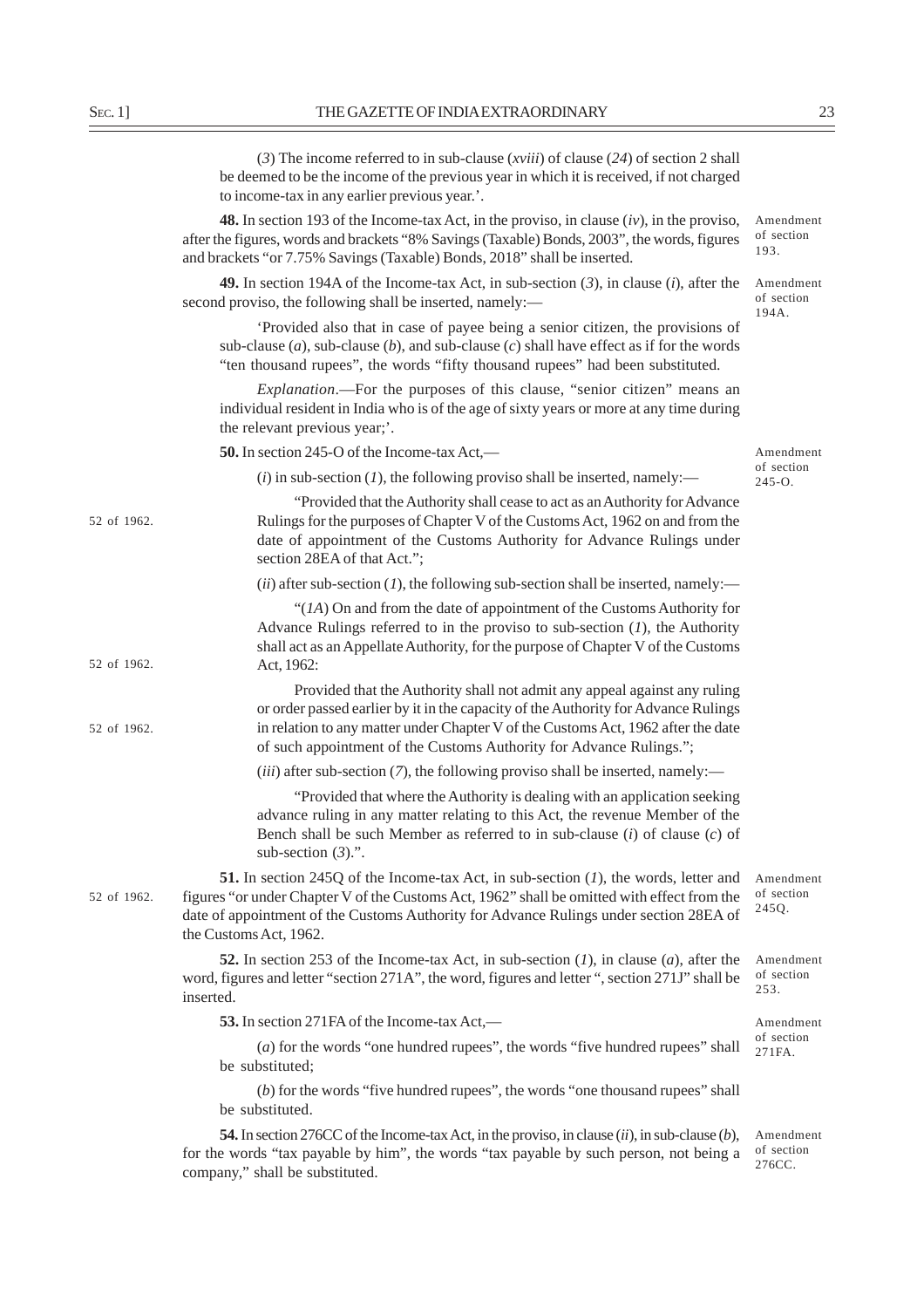(*3*) The income referred to in sub-clause (*xviii*) of clause (*24*) of section 2 shall be deemed to be the income of the previous year in which it is received, if not charged to income-tax in any earlier previous year.'.

Amendment of section 193.

**48.** In section 193 of the Income-tax Act, in the proviso, in clause (*iv*), in the proviso, after the figures, words and brackets "8% Savings (Taxable) Bonds, 2003", the words, figures and brackets "or 7.75% Savings (Taxable) Bonds, 2018" shall be inserted.

Amendment of section 194A.

**49.** In section 194A of the Income-tax Act, in sub-section (*3*), in clause (*i*), after the second proviso, the following shall be inserted, namely:—

'Provided also that in case of payee being a senior citizen, the provisions of sub-clause (*a*), sub-clause (*b*), and sub-clause (*c*) shall have effect as if for the words "ten thousand rupees", the words "fifty thousand rupees" had been substituted.

*Explanation*.—For the purposes of this clause, "senior citizen" means an individual resident in India who is of the age of sixty years or more at any time during the relevant previous year;'.

Amendment of section 245-O.

**50.** In section 245-O of the Income-tax Act,—

(*i*) in sub-section (*1*), the following proviso shall be inserted, namely:—

52 of 1962.

"Provided that the Authority shall cease to act as an Authority for Advance Rulings for the purposes of Chapter V of the Customs Act, 1962 on and from the date of appointment of the Customs Authority for Advance Rulings under section 28EA of that Act.";

(*ii*) after sub-section (*1*), the following sub-section shall be inserted, namely:—

52 of 1962.

"(*1A*) On and from the date of appointment of the Customs Authority for Advance Rulings referred to in the proviso to sub-section (*1*), the Authority shall act as an Appellate Authority, for the purpose of Chapter V of the Customs Act, 1962:

52 of 1962.

Provided that the Authority shall not admit any appeal against any ruling or order passed earlier by it in the capacity of the Authority for Advance Rulings in relation to any matter under Chapter V of the Customs Act, 1962 after the date of such appointment of the Customs Authority for Advance Rulings.";

(*iii*) after sub-section (*7*), the following proviso shall be inserted, namely:—

"Provided that where the Authority is dealing with an application seeking advance ruling in any matter relating to this Act, the revenue Member of the Bench shall be such Member as referred to in sub-clause (*i*) of clause (*c*) of sub-section (*3*).".

Amendment of section 245Q.

52 of 1962.

**51.** In section 245Q of the Income-tax Act, in sub-section (*1*), the words, letter and figures "or under Chapter V of the Customs Act, 1962" shall be omitted with effect from the date of appointment of the Customs Authority for Advance Rulings under section 28EA of the Customs Act, 1962.

Amendment of section 253.

**52.** In section 253 of the Income-tax Act, in sub-section (*1*), in clause (*a*), after the word, figures and letter "section 271A", the word, figures and letter ", section 271J" shall be inserted.

Amendment of section 271FA.

**53.** In section 271FA of the Income-tax Act,—

(*a*) for the words "one hundred rupees", the words "five hundred rupees" shall be substituted;

(*b*) for the words "five hundred rupees", the words "one thousand rupees" shall be substituted.

Amendment of section 276CC.

**54.** In section 276CC of the Income-tax Act, in the proviso, in clause (*ii*), in sub-clause (*b*), for the words "tax payable by him", the words "tax payable by such person, not being a company," shall be substituted.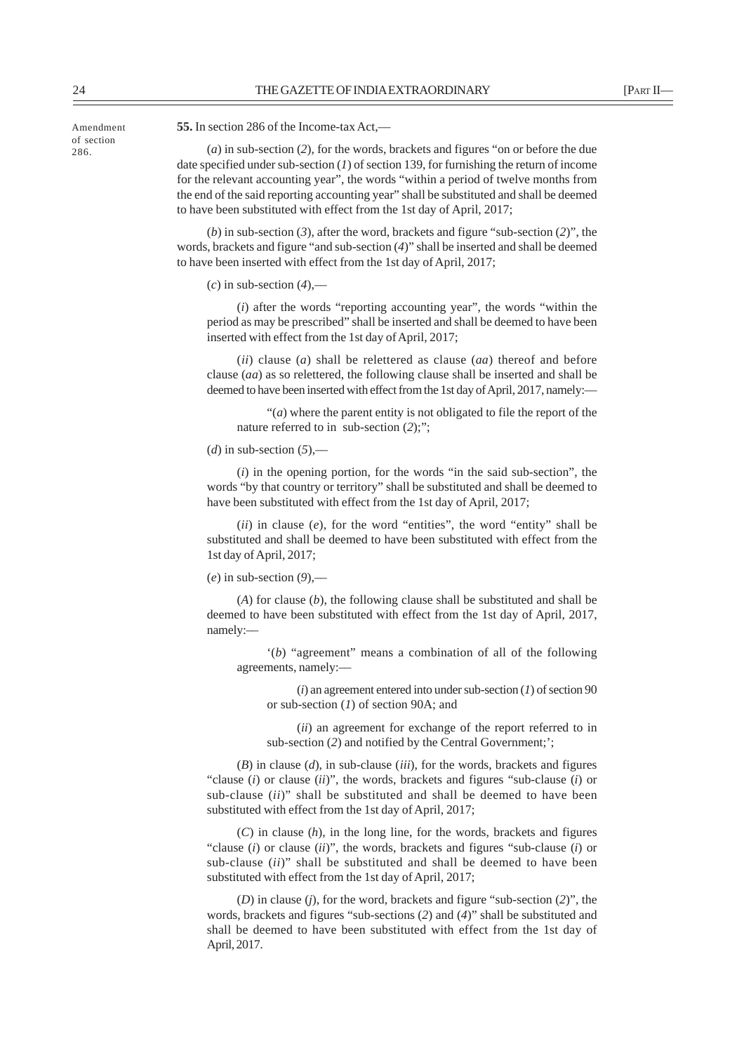Amendment of section 286.

**55.** In section 286 of the Income-tax Act,—

(*a*) in sub-section (*2*), for the words, brackets and figures "on or before the due date specified under sub-section (*1*) of section 139, for furnishing the return of income for the relevant accounting year", the words "within a period of twelve months from the end of the said reporting accounting year" shall be substituted and shall be deemed to have been substituted with effect from the 1st day of April, 2017;

(*b*) in sub-section (*3*), after the word, brackets and figure "sub-section (*2*)", the words, brackets and figure "and sub-section (*4*)" shall be inserted and shall be deemed to have been inserted with effect from the 1st day of April, 2017;

(*c*) in sub-section (*4*),—

(*i*) after the words "reporting accounting year", the words "within the period as may be prescribed" shall be inserted and shall be deemed to have been inserted with effect from the 1st day of April, 2017;

(*ii*) clause (*a*) shall be relettered as clause (*aa*) thereof and before clause (*aa*) as so relettered, the following clause shall be inserted and shall be deemed to have been inserted with effect from the 1st day of April, 2017, namely:—

"(*a*) where the parent entity is not obligated to file the report of the nature referred to in sub-section (*2*);";

(*d*) in sub-section (*5*),—

(*i*) in the opening portion, for the words "in the said sub-section", the words "by that country or territory" shall be substituted and shall be deemed to have been substituted with effect from the 1st day of April, 2017;

(*ii*) in clause (*e*), for the word "entities", the word "entity" shall be substituted and shall be deemed to have been substituted with effect from the 1st day of April, 2017;

(*e*) in sub-section (*9*),—

(*A*) for clause (*b*), the following clause shall be substituted and shall be deemed to have been substituted with effect from the 1st day of April, 2017, namely:—

'(*b*) "agreement" means a combination of all of the following agreements, namely:—

(*i*) an agreement entered into under sub-section (*1*) of section 90 or sub-section (*1*) of section 90A; and

(*ii*) an agreement for exchange of the report referred to in sub-section (*2*) and notified by the Central Government;';

(*B*) in clause (*d*), in sub-clause (*iii*), for the words, brackets and figures "clause (*i*) or clause (*ii*)", the words, brackets and figures "sub-clause (*i*) or sub-clause (*ii*)" shall be substituted and shall be deemed to have been substituted with effect from the 1st day of April, 2017;

(*C*) in clause (*h*), in the long line, for the words, brackets and figures "clause (*i*) or clause (*ii*)", the words, brackets and figures "sub-clause (*i*) or sub-clause (*ii*)" shall be substituted and shall be deemed to have been substituted with effect from the 1st day of April, 2017;

(*D*) in clause (*j*), for the word, brackets and figure "sub-section (*2*)", the words, brackets and figures "sub-sections (*2*) and (*4*)" shall be substituted and shall be deemed to have been substituted with effect from the 1st day of April, 2017.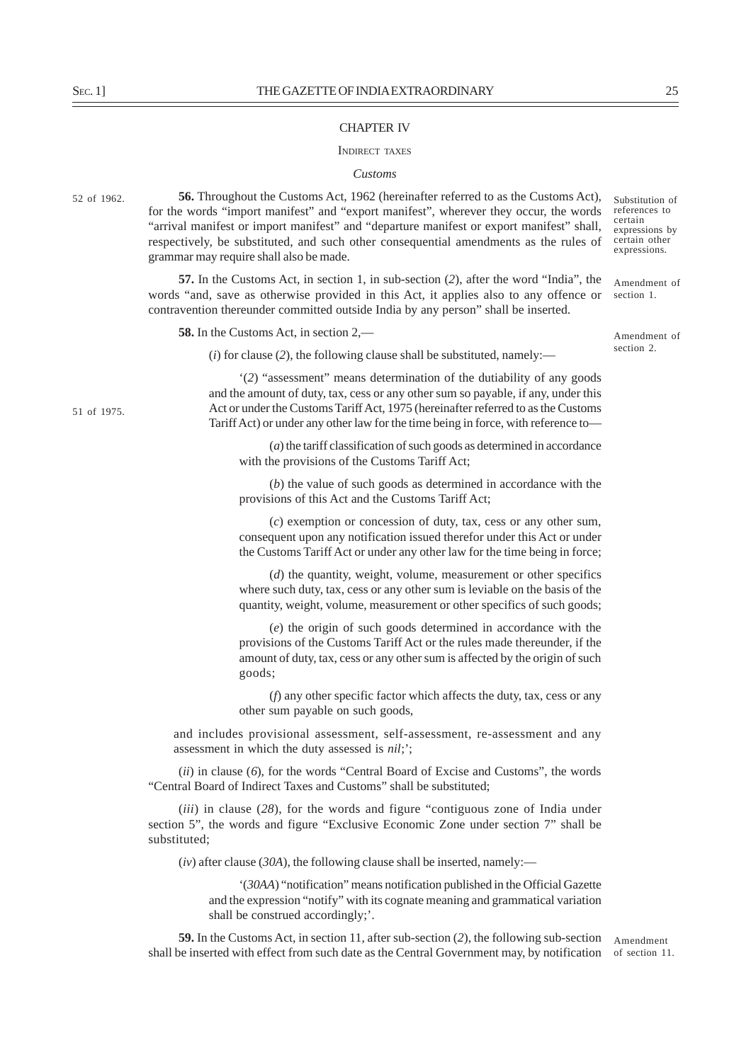## CHAPTER IV

### INDIRECT TAXES

*Customs*

52 of 1962.

Substitution of references to certain expressions by certain other expressions.

**56.** Throughout the Customs Act, 1962 (hereinafter referred to as the Customs Act), for the words "import manifest" and "export manifest", wherever they occur, the words "arrival manifest or import manifest" and "departure manifest or export manifest" shall, respectively, be substituted, and such other consequential amendments as the rules of grammar may require shall also be made.

Amendment of section 1.

**57.** In the Customs Act, in section 1, in sub-section (*2*), after the word "India", the words "and, save as otherwise provided in this Act, it applies also to any offence or contravention thereunder committed outside India by any person" shall be inserted.

Amendment of section 2.

**58.** In the Customs Act, in section 2,—

(*i*) for clause (*2*), the following clause shall be substituted, namely:—

51 of 1975.

'(*2*) "assessment" means determination of the dutiability of any goods and the amount of duty, tax, cess or any other sum so payable, if any, under this Act or under the Customs Tariff Act, 1975 (hereinafter referred to as the Customs Tariff Act) or under any other law for the time being in force, with reference to—

(*a*) the tariff classification of such goods as determined in accordance with the provisions of the Customs Tariff Act;

(*b*) the value of such goods as determined in accordance with the provisions of this Act and the Customs Tariff Act;

(*c*) exemption or concession of duty, tax, cess or any other sum, consequent upon any notification issued therefor under this Act or under the Customs Tariff Act or under any other law for the time being in force;

(*d*) the quantity, weight, volume, measurement or other specifics where such duty, tax, cess or any other sum is leviable on the basis of the quantity, weight, volume, measurement or other specifics of such goods;

(*e*) the origin of such goods determined in accordance with the provisions of the Customs Tariff Act or the rules made thereunder, if the amount of duty, tax, cess or any other sum is affected by the origin of such goods;

(*f*) any other specific factor which affects the duty, tax, cess or any other sum payable on such goods,

and includes provisional assessment, self-assessment, re-assessment and any assessment in which the duty assessed is *nil*;';

(*ii*) in clause (*6*), for the words "Central Board of Excise and Customs", the words "Central Board of Indirect Taxes and Customs" shall be substituted;

(*iii*) in clause (*28*), for the words and figure "contiguous zone of India under section 5", the words and figure "Exclusive Economic Zone under section 7" shall be substituted;

(*iv*) after clause (*30A*), the following clause shall be inserted, namely:—

'(*30AA*) "notification" means notification published in the Official Gazette and the expression "notify" with its cognate meaning and grammatical variation shall be construed accordingly;'.

Amendment of section 11.

**59.** In the Customs Act, in section 11, after sub-section (*2*), the following sub-section shall be inserted with effect from such date as the Central Government may, by notification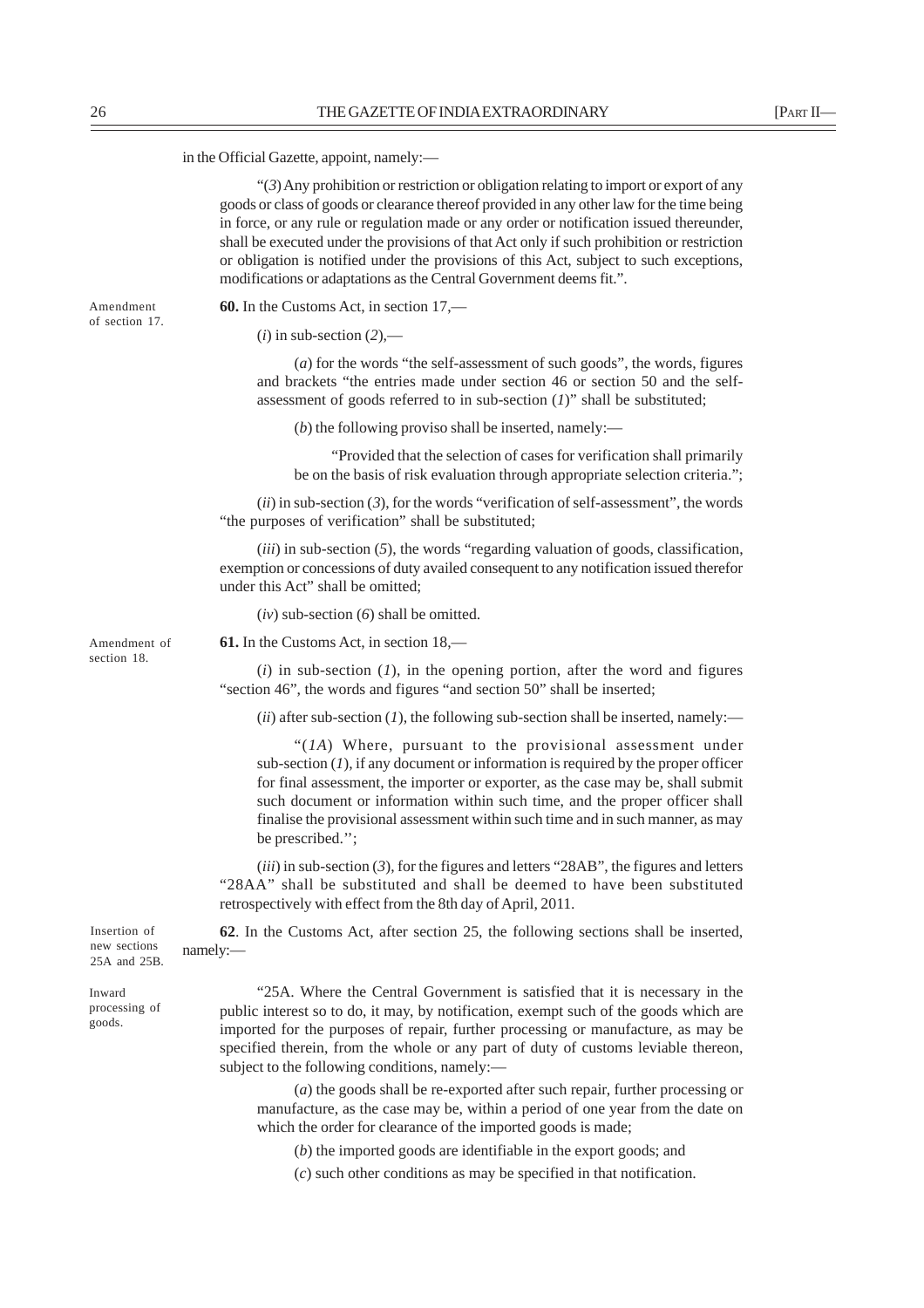in the Official Gazette, appoint, namely:—

"(*3*) Any prohibition or restriction or obligation relating to import or export of any goods or class of goods or clearance thereof provided in any other law for the time being in force, or any rule or regulation made or any order or notification issued thereunder, shall be executed under the provisions of that Act only if such prohibition or restriction or obligation is notified under the provisions of this Act, subject to such exceptions, modifications or adaptations as the Central Government deems fit.".

Amendment of section 17.

**60.** In the Customs Act, in section 17,—

(*i*) in sub-section (*2*),—

(*a*) for the words "the self-assessment of such goods", the words, figures and brackets "the entries made under section 46 or section 50 and the self-assessment of goods referred to in sub-section (*1*)" shall be substituted;

(*b*) the following proviso shall be inserted, namely:—

"Provided that the selection of cases for verification shall primarily be on the basis of risk evaluation through appropriate selection criteria.";

(*ii*) in sub-section (*3*), for the words "verification of self-assessment", the words "the purposes of verification" shall be substituted;

(*iii*) in sub-section (*5*), the words "regarding valuation of goods, classification, exemption or concessions of duty availed consequent to any notification issued therefor under this Act" shall be omitted;

(*iv*) sub-section (*6*) shall be omitted.

Amendment of section 18.

**61.** In the Customs Act, in section 18,—

(*i*) in sub-section (*1*), in the opening portion, after the word and figures "section 46", the words and figures "and section 50" shall be inserted;

(*ii*) after sub-section (*1*), the following sub-section shall be inserted, namely:—

"(*1A*) Where, pursuant to the provisional assessment under sub-section (*1*), if any document or information is required by the proper officer for final assessment, the importer or exporter, as the case may be, shall submit such document or information within such time, and the proper officer shall finalise the provisional assessment within such time and in such manner, as may be prescribed.";

(*iii*) in sub-section (*3*), for the figures and letters "28AB", the figures and letters "28AA" shall be substituted and shall be deemed to have been substituted retrospectively with effect from the 8th day of April, 2011.

Insertion of new sections 25A and 25B.

**62**. In the Customs Act, after section 25, the following sections shall be inserted, namely:—

Inward processing of goods.

"25A. Where the Central Government is satisfied that it is necessary in the public interest so to do, it may, by notification, exempt such of the goods which are imported for the purposes of repair, further processing or manufacture, as may be specified therein, from the whole or any part of duty of customs leviable thereon, subject to the following conditions, namely:—

(*a*) the goods shall be re-exported after such repair, further processing or manufacture, as the case may be, within a period of one year from the date on which the order for clearance of the imported goods is made;

(*b*) the imported goods are identifiable in the export goods; and

(*c*) such other conditions as may be specified in that notification.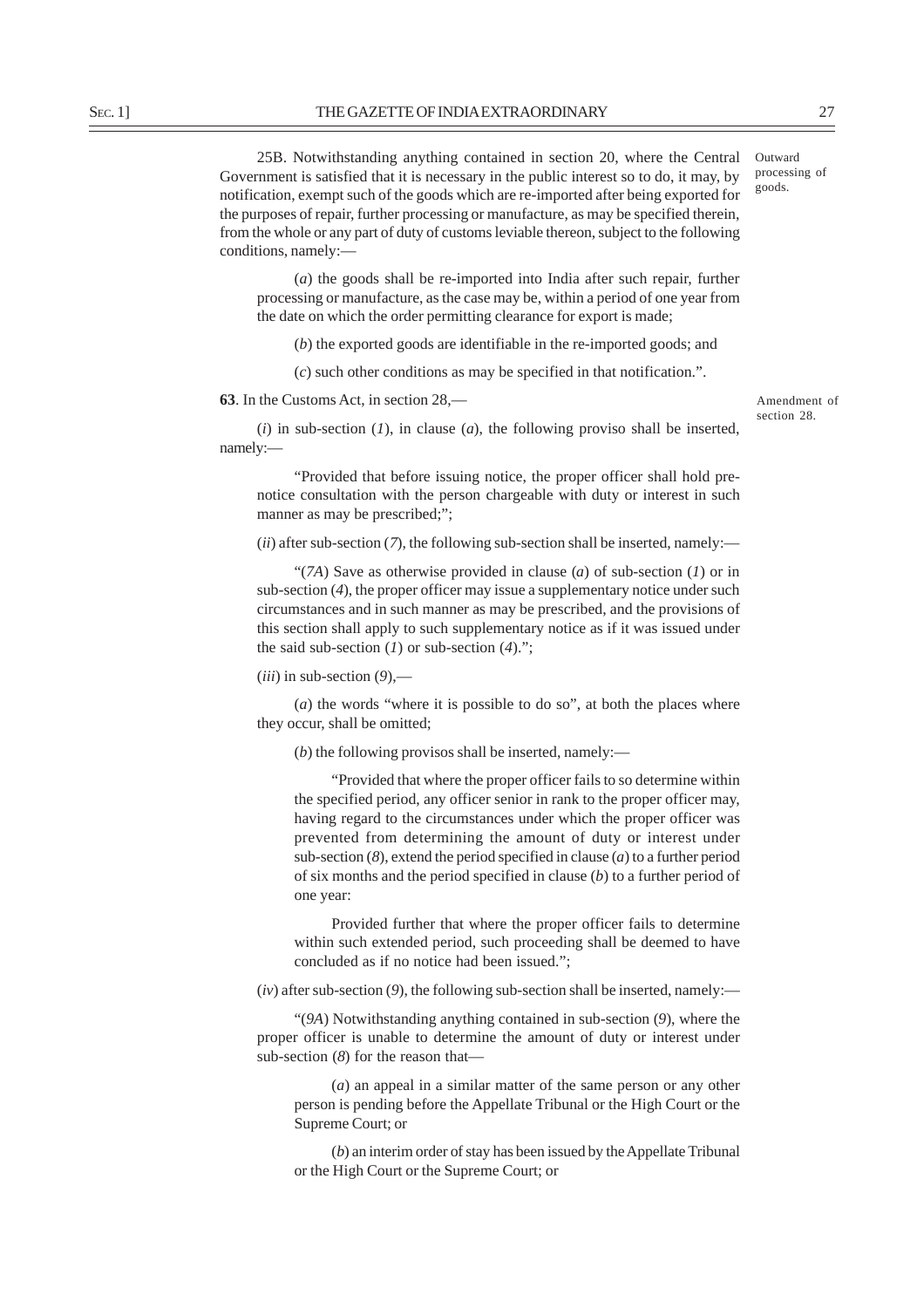25B. Notwithstanding anything contained in section 20, where the Central Government is satisfied that it is necessary in the public interest so to do, it may, by notification, exempt such of the goods which are re-imported after being exported for the purposes of repair, further processing or manufacture, as may be specified therein, from the whole or any part of duty of customs leviable thereon, subject to the following conditions, namely:—

Outward processing of goods.

(*a*) the goods shall be re-imported into India after such repair, further processing or manufacture, as the case may be, within a period of one year from the date on which the order permitting clearance for export is made;

(*b*) the exported goods are identifiable in the re-imported goods; and

(*c*) such other conditions as may be specified in that notification.".

**63**. In the Customs Act, in section 28,—

Amendment of section 28.

(*i*) in sub-section (*1*), in clause (*a*), the following proviso shall be inserted, namely:—

"Provided that before issuing notice, the proper officer shall hold pre-notice consultation with the person chargeable with duty or interest in such manner as may be prescribed;";

(*ii*) after sub-section (*7*), the following sub-section shall be inserted, namely:—

"(*7A*) Save as otherwise provided in clause (*a*) of sub-section (*1*) or in sub-section (*4*), the proper officer may issue a supplementary notice under such circumstances and in such manner as may be prescribed, and the provisions of this section shall apply to such supplementary notice as if it was issued under the said sub-section (*1*) or sub-section (*4*).";

(*iii*) in sub-section (*9*),—

(*a*) the words "where it is possible to do so", at both the places where they occur, shall be omitted;

(*b*) the following provisos shall be inserted, namely:—

"Provided that where the proper officer fails to so determine within the specified period, any officer senior in rank to the proper officer may, having regard to the circumstances under which the proper officer was prevented from determining the amount of duty or interest under sub-section (*8*), extend the period specified in clause (*a*) to a further period of six months and the period specified in clause (*b*) to a further period of one year:

Provided further that where the proper officer fails to determine within such extended period, such proceeding shall be deemed to have concluded as if no notice had been issued.";

(*iv*) after sub-section (*9*), the following sub-section shall be inserted, namely:—

"(*9A*) Notwithstanding anything contained in sub-section (*9*), where the proper officer is unable to determine the amount of duty or interest under sub-section (*8*) for the reason that—

(*a*) an appeal in a similar matter of the same person or any other person is pending before the Appellate Tribunal or the High Court or the Supreme Court; or

(*b*) an interim order of stay has been issued by the Appellate Tribunal or the High Court or the Supreme Court; or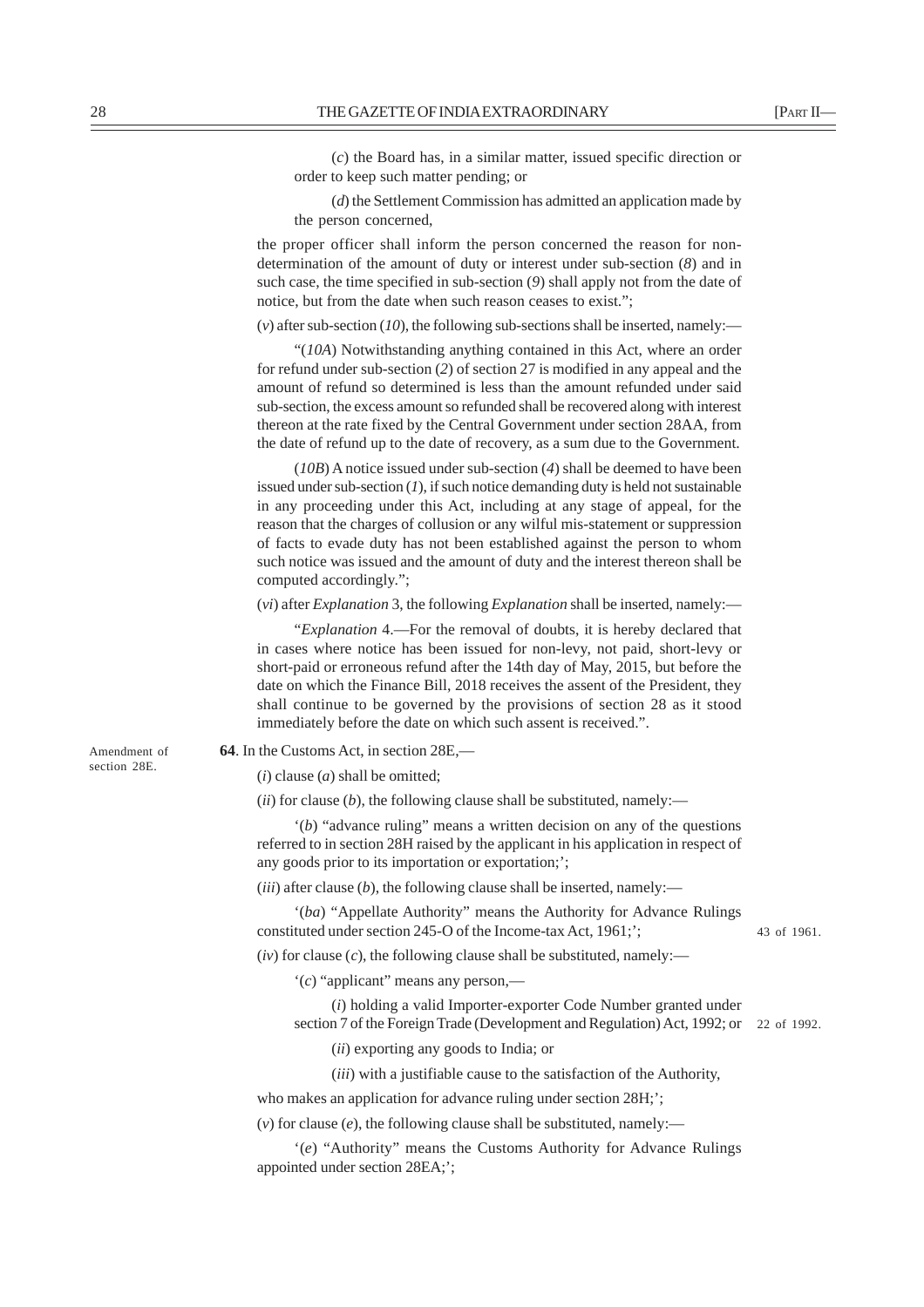(*c*) the Board has, in a similar matter, issued specific direction or order to keep such matter pending; or

(*d*) the Settlement Commission has admitted an application made by the person concerned,

the proper officer shall inform the person concerned the reason for non-determination of the amount of duty or interest under sub-section (*8*) and in such case, the time specified in sub-section (*9*) shall apply not from the date of notice, but from the date when such reason ceases to exist.";

(*v*) after sub-section (*10*), the following sub-sections shall be inserted, namely:—

"(*10A*) Notwithstanding anything contained in this Act, where an order for refund under sub-section (*2*) of section 27 is modified in any appeal and the amount of refund so determined is less than the amount refunded under said sub-section, the excess amount so refunded shall be recovered along with interest thereon at the rate fixed by the Central Government under section 28AA, from the date of refund up to the date of recovery, as a sum due to the Government.

(*10B*) A notice issued under sub-section (*4*) shall be deemed to have been issued under sub-section (*1*), if such notice demanding duty is held not sustainable in any proceeding under this Act, including at any stage of appeal, for the reason that the charges of collusion or any wilful mis-statement or suppression of facts to evade duty has not been established against the person to whom such notice was issued and the amount of duty and the interest thereon shall be computed accordingly.";

(*vi*) after *Explanation* 3, the following *Explanation* shall be inserted, namely:—

"*Explanation* 4.—For the removal of doubts, it is hereby declared that in cases where notice has been issued for non-levy, not paid, short-levy or short-paid or erroneous refund after the 14th day of May, 2015, but before the date on which the Finance Bill, 2018 receives the assent of the President, they shall continue to be governed by the provisions of section 28 as it stood immediately before the date on which such assent is received.".

Amendment of section 28E.

**64**. In the Customs Act, in section 28E,—

(*i*) clause (*a*) shall be omitted;

(*ii*) for clause (*b*), the following clause shall be substituted, namely:—

'(*b*) "advance ruling" means a written decision on any of the questions referred to in section 28H raised by the applicant in his application in respect of any goods prior to its importation or exportation;';

(*iii*) after clause (*b*), the following clause shall be inserted, namely:—

'(*ba*) "Appellate Authority" means the Authority for Advance Rulings constituted under section 245-O of the Income-tax Act, 1961;'; 43 of 1961.

(*iv*) for clause (*c*), the following clause shall be substituted, namely:—

'(*c*) "applicant" means any person,—

(*i*) holding a valid Importer-exporter Code Number granted under section 7 of the Foreign Trade (Development and Regulation) Act, 1992; or 22 of 1992.

(*ii*) exporting any goods to India; or

(*iii*) with a justifiable cause to the satisfaction of the Authority,

who makes an application for advance ruling under section 28H;';

(*v*) for clause (*e*), the following clause shall be substituted, namely:—

'(*e*) "Authority" means the Customs Authority for Advance Rulings appointed under section 28EA;';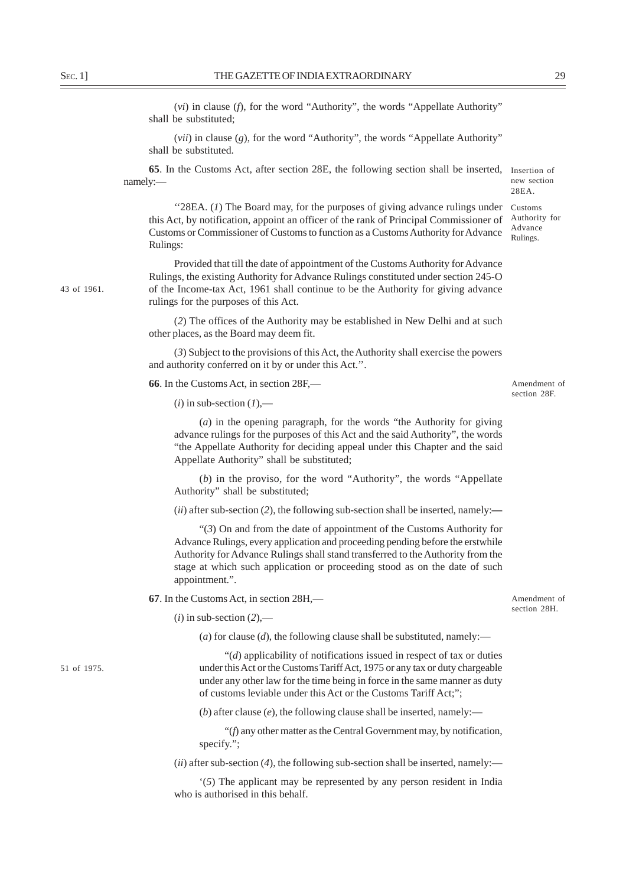(*vi*) in clause (*f*), for the word "Authority", the words "Appellate Authority" shall be substituted;

(*vii*) in clause (*g*), for the word "Authority", the words "Appellate Authority" shall be substituted.

Insertion of new section 28EA.

**65**. In the Customs Act, after section 28E, the following section shall be inserted, namely:—

Customs Authority for Advance Rulings.

''28EA. (*1*) The Board may, for the purposes of giving advance rulings under this Act, by notification, appoint an officer of the rank of Principal Commissioner of Customs or Commissioner of Customs to function as a Customs Authority for Advance Rulings:

Provided that till the date of appointment of the Customs Authority for Advance Rulings, the existing Authority for Advance Rulings constituted under section 245-O of the Income-tax Act, 1961 shall continue to be the Authority for giving advance rulings for the purposes of this Act.

43 of 1961.

(*2*) The offices of the Authority may be established in New Delhi and at such other places, as the Board may deem fit.

(*3*) Subject to the provisions of this Act, the Authority shall exercise the powers and authority conferred on it by or under this Act.''.

Amendment of section 28F.

**66**. In the Customs Act, in section 28F,—

(*i*) in sub-section (*1*),—

(*a*) in the opening paragraph, for the words "the Authority for giving advance rulings for the purposes of this Act and the said Authority", the words "the Appellate Authority for deciding appeal under this Chapter and the said Appellate Authority" shall be substituted;

(*b*) in the proviso, for the word "Authority", the words "Appellate Authority" shall be substituted;

(*ii*) after sub-section (*2*), the following sub-section shall be inserted, namely:—

"(*3*) On and from the date of appointment of the Customs Authority for Advance Rulings, every application and proceeding pending before the erstwhile Authority for Advance Rulings shall stand transferred to the Authority from the stage at which such application or proceeding stood as on the date of such appointment.".

Amendment of section 28H.

**67**. In the Customs Act, in section 28H,—

(*i*) in sub-section (*2*),—

(*a*) for clause (*d*), the following clause shall be substituted, namely:—

"(*d*) applicability of notifications issued in respect of tax or duties under this Act or the Customs Tariff Act, 1975 or any tax or duty chargeable under any other law for the time being in force in the same manner as duty of customs leviable under this Act or the Customs Tariff Act;";

51 of 1975.

(*b*) after clause (*e*), the following clause shall be inserted, namely:—

"(*f*) any other matter as the Central Government may, by notification, specify.";

(*ii*) after sub-section (*4*), the following sub-section shall be inserted, namely:—

'(*5*) The applicant may be represented by any person resident in India who is authorised in this behalf.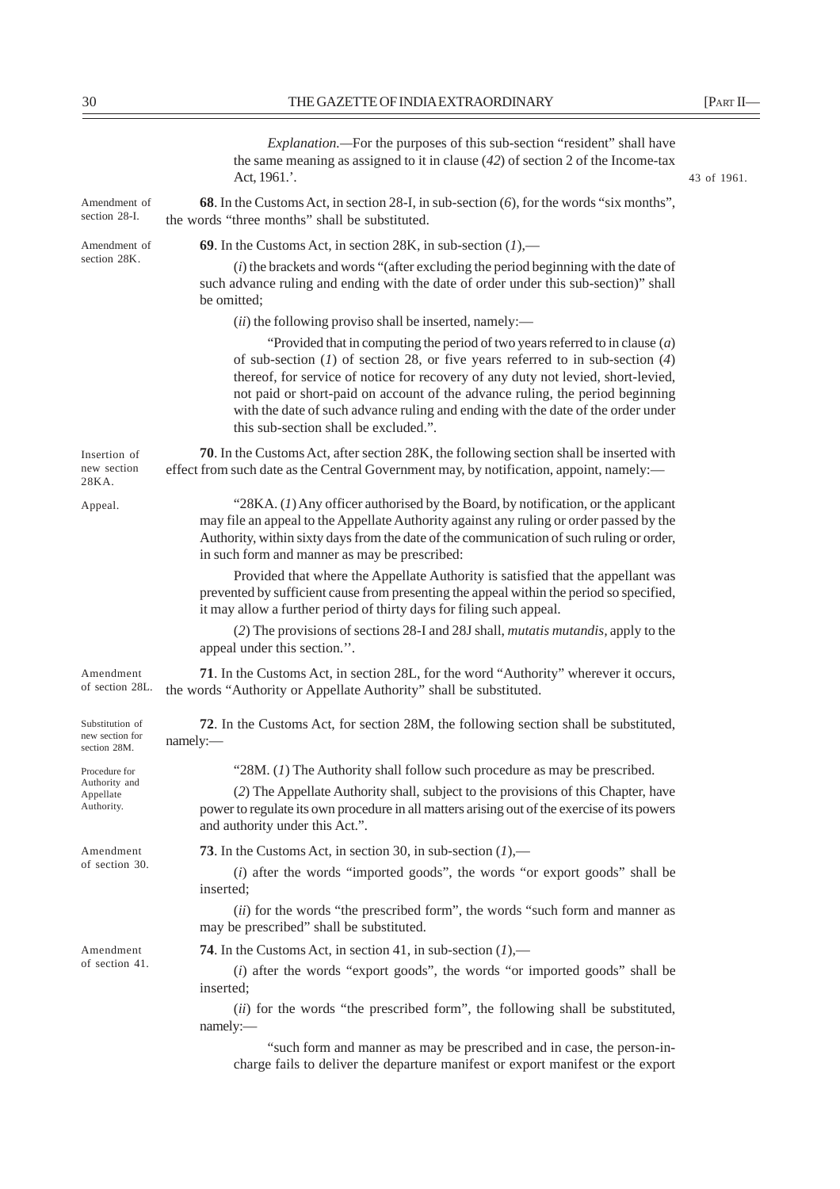*Explanation.*—For the purposes of this sub-section "resident" shall have the same meaning as assigned to it in clause (*42*) of section 2 of the Income-tax Act, 1961.'. 43 of 1961.

Amendment of section 28-I.

**68**. In the Customs Act, in section 28-I, in sub-section (*6*), for the words "six months", the words "three months" shall be substituted.

Amendment of section 28K.

**69**. In the Customs Act, in section 28K, in sub-section (*1*),—

(*i*) the brackets and words "(after excluding the period beginning with the date of such advance ruling and ending with the date of order under this sub-section)" shall be omitted;

(*ii*) the following proviso shall be inserted, namely:—

"Provided that in computing the period of two years referred to in clause (*a*) of sub-section (*1*) of section 28, or five years referred to in sub-section (*4*) thereof, for service of notice for recovery of any duty not levied, short-levied, not paid or short-paid on account of the advance ruling, the period beginning with the date of such advance ruling and ending with the date of the order under this sub-section shall be excluded.".

Insertion of new section 28KA.

**70**. In the Customs Act, after section 28K, the following section shall be inserted with effect from such date as the Central Government may, by notification, appoint, namely:—

Appeal.

"28KA. (*1*) Any officer authorised by the Board, by notification, or the applicant may file an appeal to the Appellate Authority against any ruling or order passed by the Authority, within sixty days from the date of the communication of such ruling or order, in such form and manner as may be prescribed:

Provided that where the Appellate Authority is satisfied that the appellant was prevented by sufficient cause from presenting the appeal within the period so specified, it may allow a further period of thirty days for filing such appeal.

(*2*) The provisions of sections 28-I and 28J shall, *mutatis mutandis,* apply to the appeal under this section.''.

Amendment of section 28L.

**71**. In the Customs Act, in section 28L, for the word "Authority" wherever it occurs, the words "Authority or Appellate Authority" shall be substituted.

Substitution of new section for section 28M.

**72**. In the Customs Act, for section 28M, the following section shall be substituted, namely:—

Procedure for Authority and Appellate Authority.

"28M. (*1*) The Authority shall follow such procedure as may be prescribed.

(*2*) The Appellate Authority shall, subject to the provisions of this Chapter, have power to regulate its own procedure in all matters arising out of the exercise of its powers and authority under this Act.".

Amendment of section 30.

**73**. In the Customs Act, in section 30, in sub-section (*1*),—

(*i*) after the words "imported goods", the words "or export goods" shall be inserted;

(*ii*) for the words "the prescribed form", the words "such form and manner as may be prescribed" shall be substituted.

Amendment of section 41.

**74**. In the Customs Act, in section 41, in sub-section (*1*),—

(*i*) after the words "export goods", the words "or imported goods" shall be inserted;

(*ii*) for the words "the prescribed form", the following shall be substituted, namely:—

"such form and manner as may be prescribed and in case, the person-in-charge fails to deliver the departure manifest or export manifest or the export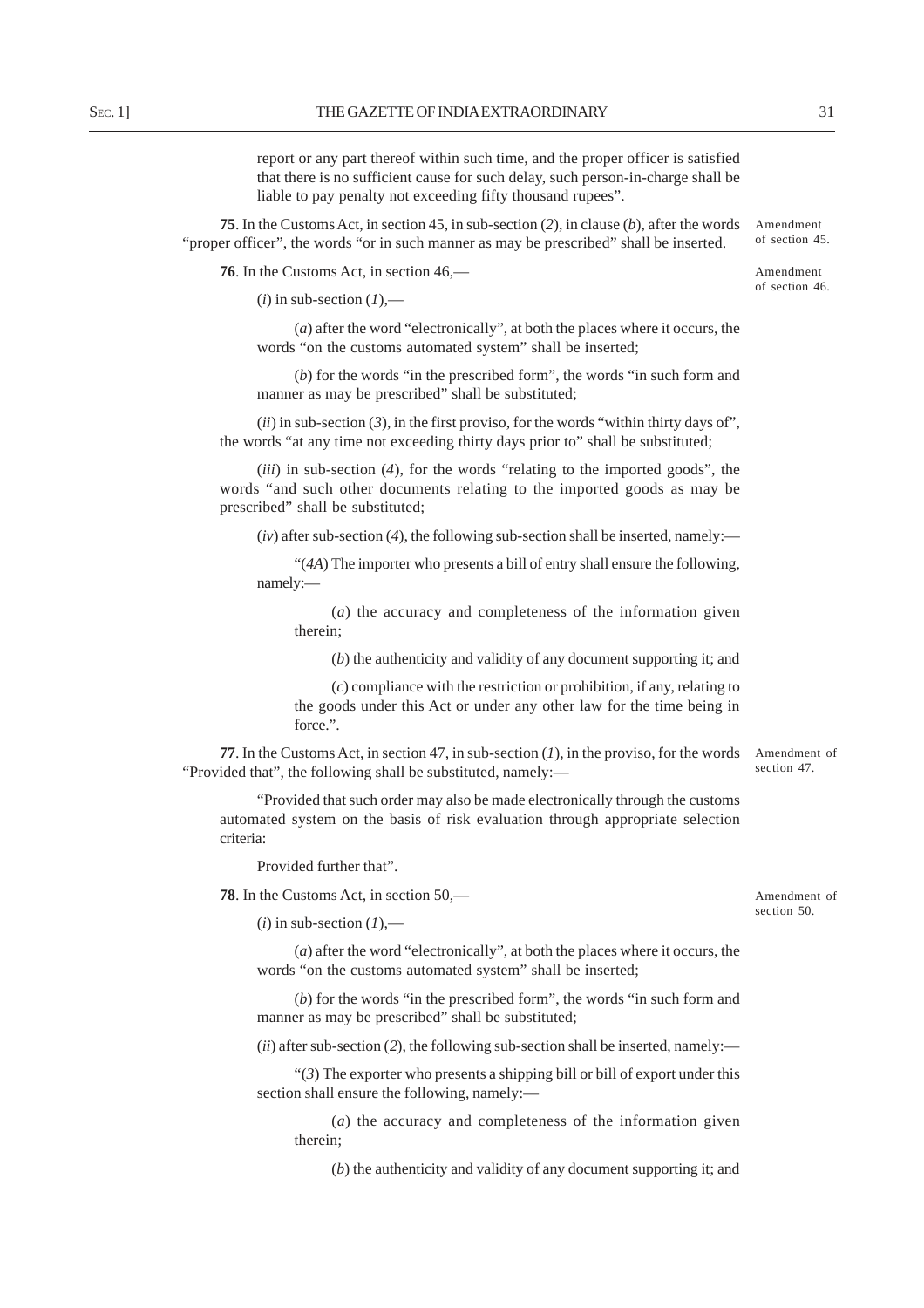report or any part thereof within such time, and the proper officer is satisfied that there is no sufficient cause for such delay, such person-in-charge shall be liable to pay penalty not exceeding fifty thousand rupees".

Amendment of section 45.

**75**. In the Customs Act, in section 45, in sub-section (*2*), in clause (*b*), after the words "proper officer", the words "or in such manner as may be prescribed" shall be inserted.

Amendment of section 46.

**76**. In the Customs Act, in section 46,—

(*i*) in sub-section (*1*),—

(*a*) after the word "electronically", at both the places where it occurs, the words "on the customs automated system" shall be inserted;

(*b*) for the words "in the prescribed form", the words "in such form and manner as may be prescribed" shall be substituted;

(*ii*) in sub-section (*3*), in the first proviso, for the words "within thirty days of", the words "at any time not exceeding thirty days prior to" shall be substituted;

(*iii*) in sub-section (*4*), for the words "relating to the imported goods", the words "and such other documents relating to the imported goods as may be prescribed" shall be substituted;

(*iv*) after sub-section (*4*), the following sub-section shall be inserted, namely:—

"(*4A*) The importer who presents a bill of entry shall ensure the following, namely:—

(*a*) the accuracy and completeness of the information given therein;

(*b*) the authenticity and validity of any document supporting it; and

(*c*) compliance with the restriction or prohibition, if any, relating to the goods under this Act or under any other law for the time being in force.".

Amendment of section 47.

**77**. In the Customs Act, in section 47, in sub-section (*1*), in the proviso, for the words "Provided that", the following shall be substituted, namely:—

"Provided that such order may also be made electronically through the customs automated system on the basis of risk evaluation through appropriate selection criteria:

Provided further that".

Amendment of section 50.

**78**. In the Customs Act, in section 50,—

(*i*) in sub-section (*1*),—

(*a*) after the word "electronically", at both the places where it occurs, the words "on the customs automated system" shall be inserted;

(*b*) for the words "in the prescribed form", the words "in such form and manner as may be prescribed" shall be substituted;

(*ii*) after sub-section (*2*), the following sub-section shall be inserted, namely:—

"(*3*) The exporter who presents a shipping bill or bill of export under this section shall ensure the following, namely:—

(*a*) the accuracy and completeness of the information given therein;

(*b*) the authenticity and validity of any document supporting it; and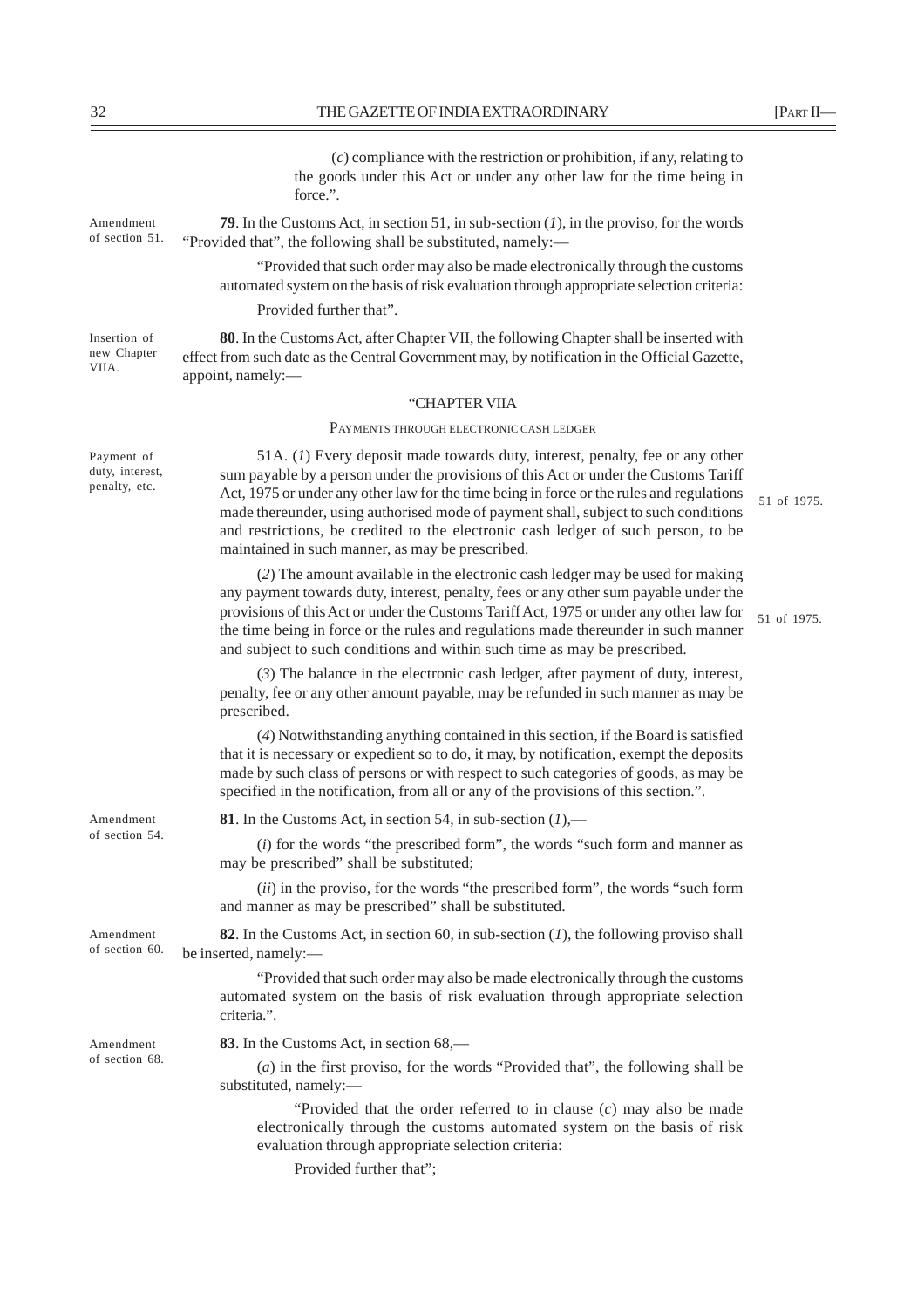(*c*) compliance with the restriction or prohibition, if any, relating to the goods under this Act or under any other law for the time being in force.".

Amendment of section 51.

**79**. In the Customs Act, in section 51, in sub-section (*1*), in the proviso, for the words "Provided that", the following shall be substituted, namely:—

"Provided that such order may also be made electronically through the customs automated system on the basis of risk evaluation through appropriate selection criteria:

Provided further that".

Insertion of new Chapter VIIA.

**80**. In the Customs Act, after Chapter VII, the following Chapter shall be inserted with effect from such date as the Central Government may, by notification in the Official Gazette, appoint, namely:—

"CHAPTER VIIA

PAYMENTS THROUGH ELECTRONIC CASH LEDGER

Payment of duty, interest, penalty, etc.

51A. (*1*) Every deposit made towards duty, interest, penalty, fee or any other sum payable by a person under the provisions of this Act or under the Customs Tariff Act, 1975 or under any other law for the time being in force or the rules and regulations made thereunder, using authorised mode of payment shall, subject to such conditions and restrictions, be credited to the electronic cash ledger of such person, to be maintained in such manner, as may be prescribed.

51 of 1975.

(*2*) The amount available in the electronic cash ledger may be used for making any payment towards duty, interest, penalty, fees or any other sum payable under the provisions of this Act or under the Customs Tariff Act, 1975 or under any other law for the time being in force or the rules and regulations made thereunder in such manner and subject to such conditions and within such time as may be prescribed.

51 of 1975.

(*3*) The balance in the electronic cash ledger, after payment of duty, interest, penalty, fee or any other amount payable, may be refunded in such manner as may be prescribed.

(*4*) Notwithstanding anything contained in this section, if the Board is satisfied that it is necessary or expedient so to do, it may, by notification, exempt the deposits made by such class of persons or with respect to such categories of goods, as may be specified in the notification, from all or any of the provisions of this section.".

Amendment of section 54.

**81**. In the Customs Act, in section 54, in sub-section (*1*),—

(*i*) for the words "the prescribed form", the words "such form and manner as may be prescribed" shall be substituted;

(*ii*) in the proviso, for the words "the prescribed form", the words "such form and manner as may be prescribed" shall be substituted.

Amendment of section 60.

**82**. In the Customs Act, in section 60, in sub-section (*1*), the following proviso shall be inserted, namely:—

"Provided that such order may also be made electronically through the customs automated system on the basis of risk evaluation through appropriate selection criteria.".

Amendment of section 68.

**83**. In the Customs Act, in section 68,—

(*a*) in the first proviso, for the words "Provided that", the following shall be substituted, namely:—

"Provided that the order referred to in clause (*c*) may also be made electronically through the customs automated system on the basis of risk evaluation through appropriate selection criteria:

Provided further that";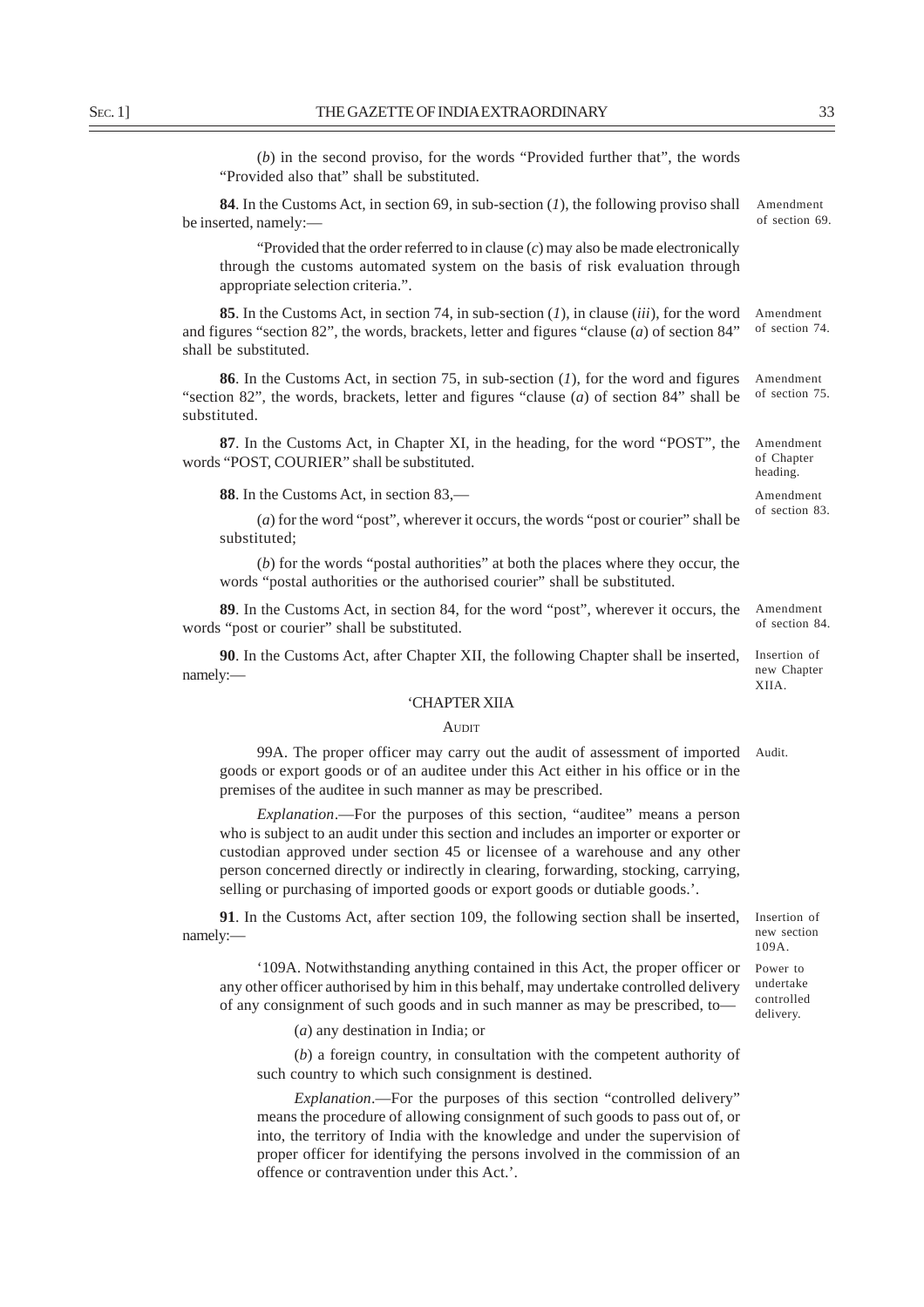(*b*) in the second proviso, for the words "Provided further that", the words "Provided also that" shall be substituted.

Amendment of section 69.

**84**. In the Customs Act, in section 69, in sub-section (*1*), the following proviso shall be inserted, namely:—

"Provided that the order referred to in clause (*c*) may also be made electronically through the customs automated system on the basis of risk evaluation through appropriate selection criteria.".

Amendment of section 74.

**85**. In the Customs Act, in section 74, in sub-section (*1*), in clause (*iii*), for the word and figures "section 82", the words, brackets, letter and figures "clause (*a*) of section 84" shall be substituted.

Amendment of section 75.

**86**. In the Customs Act, in section 75, in sub-section (*1*), for the word and figures "section 82", the words, brackets, letter and figures "clause (*a*) of section 84" shall be substituted.

Amendment of Chapter heading.

**87**. In the Customs Act, in Chapter XI, in the heading, for the word "POST", the words "POST, COURIER" shall be substituted.

Amendment of section 83.

**88**. In the Customs Act, in section 83,—

(*a*) for the word "post", wherever it occurs, the words "post or courier" shall be substituted;

(*b*) for the words "postal authorities" at both the places where they occur, the words "postal authorities or the authorised courier" shall be substituted.

Amendment of section 84.

**89**. In the Customs Act, in section 84, for the word "post", wherever it occurs, the words "post or courier" shall be substituted.

Insertion of new Chapter XIIA.

**90**. In the Customs Act, after Chapter XII, the following Chapter shall be inserted, namely:—

'CHAPTER XIIA

AUDIT

Audit.

99A. The proper officer may carry out the audit of assessment of imported goods or export goods or of an auditee under this Act either in his office or in the premises of the auditee in such manner as may be prescribed.

*Explanation*.—For the purposes of this section, "auditee" means a person who is subject to an audit under this section and includes an importer or exporter or custodian approved under section 45 or licensee of a warehouse and any other person concerned directly or indirectly in clearing, forwarding, stocking, carrying, selling or purchasing of imported goods or export goods or dutiable goods.'.

Insertion of new section 109A.

**91**. In the Customs Act, after section 109, the following section shall be inserted, namely:—

Power to undertake controlled delivery.

'109A. Notwithstanding anything contained in this Act, the proper officer or any other officer authorised by him in this behalf, may undertake controlled delivery of any consignment of such goods and in such manner as may be prescribed, to—

(*a*) any destination in India; or

(*b*) a foreign country, in consultation with the competent authority of such country to which such consignment is destined.

*Explanation*.—For the purposes of this section "controlled delivery" means the procedure of allowing consignment of such goods to pass out of, or into, the territory of India with the knowledge and under the supervision of proper officer for identifying the persons involved in the commission of an offence or contravention under this Act.'.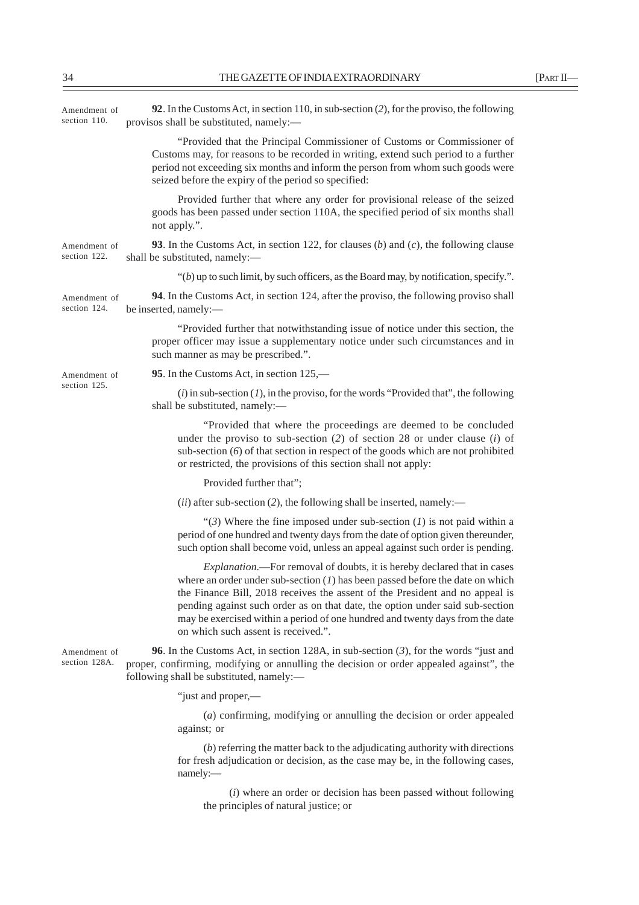Amendment of section 110.

**92**. In the Customs Act, in section 110, in sub-section (*2*), for the proviso, the following provisos shall be substituted, namely:—

"Provided that the Principal Commissioner of Customs or Commissioner of Customs may, for reasons to be recorded in writing, extend such period to a further period not exceeding six months and inform the person from whom such goods were seized before the expiry of the period so specified:

Provided further that where any order for provisional release of the seized goods has been passed under section 110A, the specified period of six months shall not apply.".

Amendment of section 122.

**93**. In the Customs Act, in section 122, for clauses (*b*) and (*c*), the following clause shall be substituted, namely:—

"(*b*) up to such limit, by such officers, as the Board may, by notification, specify.".

Amendment of section 124.

**94**. In the Customs Act, in section 124, after the proviso, the following proviso shall be inserted, namely:—

"Provided further that notwithstanding issue of notice under this section, the proper officer may issue a supplementary notice under such circumstances and in such manner as may be prescribed.".

Amendment of section 125.

**95**. In the Customs Act, in section 125,—

(*i*) in sub-section (*1*), in the proviso, for the words "Provided that", the following shall be substituted, namely:—

"Provided that where the proceedings are deemed to be concluded under the proviso to sub-section (*2*) of section 28 or under clause (*i*) of sub-section (*6*) of that section in respect of the goods which are not prohibited or restricted, the provisions of this section shall not apply:

Provided further that";

(*ii*) after sub-section (*2*), the following shall be inserted, namely:—

"(*3*) Where the fine imposed under sub-section (*1*) is not paid within a period of one hundred and twenty days from the date of option given thereunder, such option shall become void, unless an appeal against such order is pending.

*Explanation*.—For removal of doubts, it is hereby declared that in cases where an order under sub-section (*1*) has been passed before the date on which the Finance Bill, 2018 receives the assent of the President and no appeal is pending against such order as on that date, the option under said sub-section may be exercised within a period of one hundred and twenty days from the date on which such assent is received.".

Amendment of section 128A.

**96**. In the Customs Act, in section 128A, in sub-section (*3*), for the words "just and proper, confirming, modifying or annulling the decision or order appealed against", the following shall be substituted, namely:—

"just and proper,—

(*a*) confirming, modifying or annulling the decision or order appealed against; or

(*b*) referring the matter back to the adjudicating authority with directions for fresh adjudication or decision, as the case may be, in the following cases, namely:—

(*i*) where an order or decision has been passed without following the principles of natural justice; or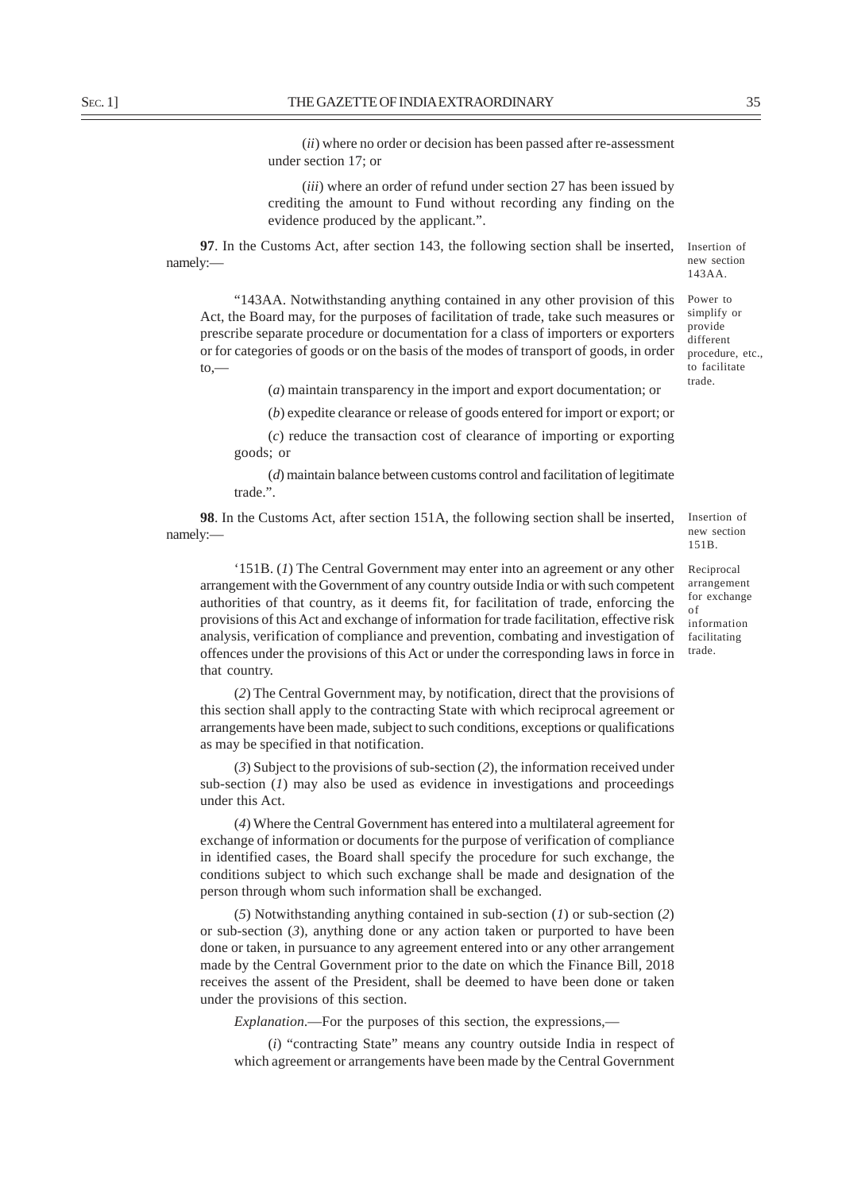(*ii*) where no order or decision has been passed after re-assessment under section 17; or

(*iii*) where an order of refund under section 27 has been issued by crediting the amount to Fund without recording any finding on the evidence produced by the applicant.".

Insertion of new section 143AA.

**97**. In the Customs Act, after section 143, the following section shall be inserted, namely:—

Power to simplify or provide different procedure, etc., to facilitate trade.

"143AA. Notwithstanding anything contained in any other provision of this Act, the Board may, for the purposes of facilitation of trade, take such measures or prescribe separate procedure or documentation for a class of importers or exporters or for categories of goods or on the basis of the modes of transport of goods, in order to,—

(*a*) maintain transparency in the import and export documentation; or

(*b*) expedite clearance or release of goods entered for import or export; or

(*c*) reduce the transaction cost of clearance of importing or exporting goods; or

(*d*) maintain balance between customs control and facilitation of legitimate trade.".

Insertion of new section 151B.

**98**. In the Customs Act, after section 151A, the following section shall be inserted, namely:—

Reciprocal arrangement for exchange of information facilitating trade.

'151B. (*1*) The Central Government may enter into an agreement or any other arrangement with the Government of any country outside India or with such competent authorities of that country, as it deems fit, for facilitation of trade, enforcing the provisions of this Act and exchange of information for trade facilitation, effective risk analysis, verification of compliance and prevention, combating and investigation of offences under the provisions of this Act or under the corresponding laws in force in that country.

(*2*) The Central Government may, by notification, direct that the provisions of this section shall apply to the contracting State with which reciprocal agreement or arrangements have been made, subject to such conditions, exceptions or qualifications as may be specified in that notification.

(*3*) Subject to the provisions of sub-section (*2*), the information received under sub-section (*1*) may also be used as evidence in investigations and proceedings under this Act.

(*4*) Where the Central Government has entered into a multilateral agreement for exchange of information or documents for the purpose of verification of compliance in identified cases, the Board shall specify the procedure for such exchange, the conditions subject to which such exchange shall be made and designation of the person through whom such information shall be exchanged.

(*5*) Notwithstanding anything contained in sub-section (*1*) or sub-section (*2*) or sub-section (*3*), anything done or any action taken or purported to have been done or taken, in pursuance to any agreement entered into or any other arrangement made by the Central Government prior to the date on which the Finance Bill, 2018 receives the assent of the President, shall be deemed to have been done or taken under the provisions of this section.

*Explanation*.—For the purposes of this section, the expressions,—

(*i*) "contracting State" means any country outside India in respect of which agreement or arrangements have been made by the Central Government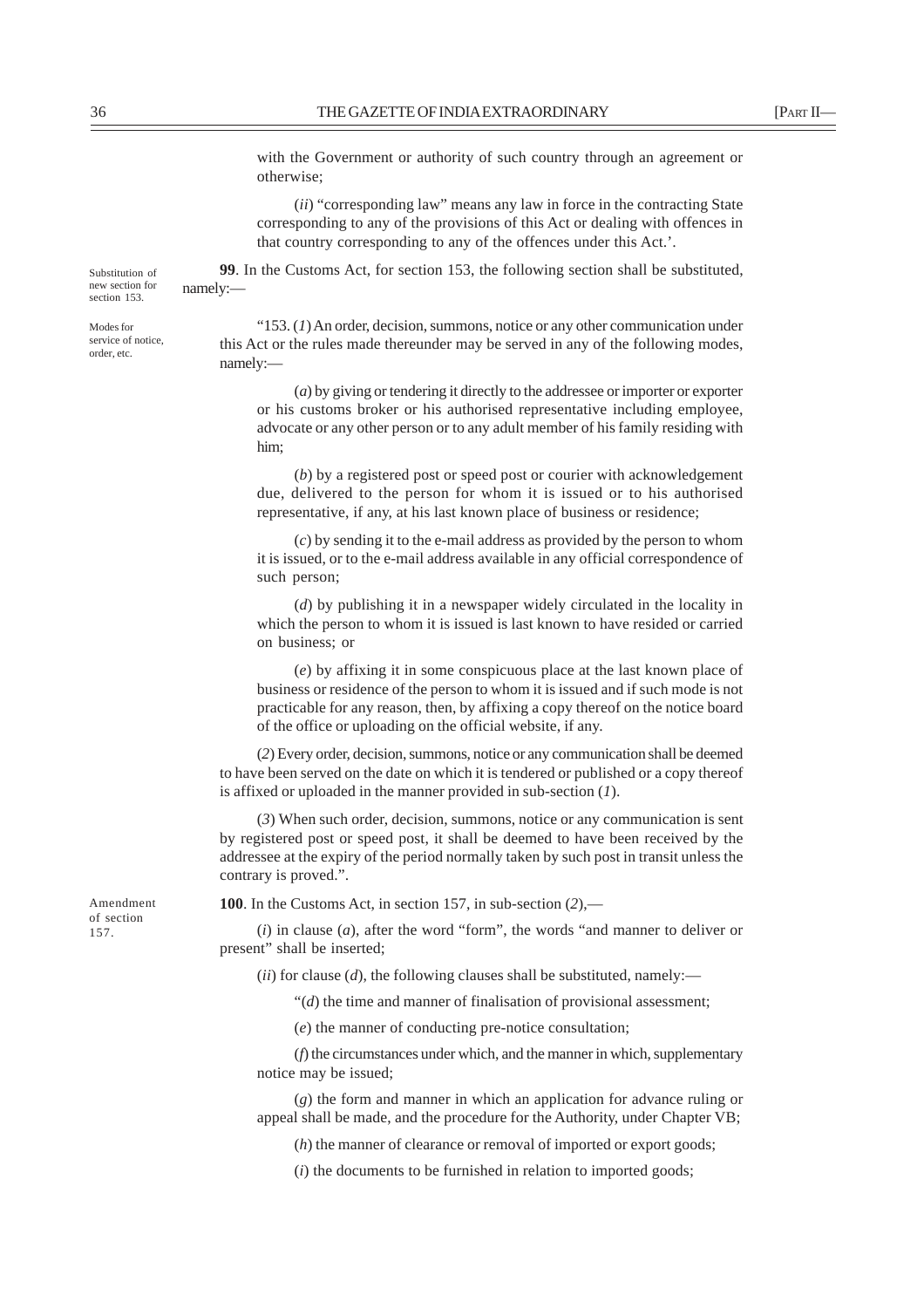with the Government or authority of such country through an agreement or otherwise;

(*ii*) "corresponding law" means any law in force in the contracting State corresponding to any of the provisions of this Act or dealing with offences in that country corresponding to any of the offences under this Act.'.

Substitution of new section for section 153.

**99**. In the Customs Act, for section 153, the following section shall be substituted, namely:—

Modes for service of notice, order, etc.

"153. (*1*) An order, decision, summons, notice or any other communication under this Act or the rules made thereunder may be served in any of the following modes, namely:—

(*a*) by giving or tendering it directly to the addressee or importer or exporter or his customs broker or his authorised representative including employee, advocate or any other person or to any adult member of his family residing with him;

(*b*) by a registered post or speed post or courier with acknowledgement due, delivered to the person for whom it is issued or to his authorised representative, if any, at his last known place of business or residence;

(*c*) by sending it to the e-mail address as provided by the person to whom it is issued, or to the e-mail address available in any official correspondence of such person;

(*d*) by publishing it in a newspaper widely circulated in the locality in which the person to whom it is issued is last known to have resided or carried on business; or

(*e*) by affixing it in some conspicuous place at the last known place of business or residence of the person to whom it is issued and if such mode is not practicable for any reason, then, by affixing a copy thereof on the notice board of the office or uploading on the official website, if any.

(*2*) Every order, decision, summons, notice or any communication shall be deemed to have been served on the date on which it is tendered or published or a copy thereof is affixed or uploaded in the manner provided in sub-section (*1*).

(*3*) When such order, decision, summons, notice or any communication is sent by registered post or speed post, it shall be deemed to have been received by the addressee at the expiry of the period normally taken by such post in transit unless the contrary is proved.".

Amendment of section 157.

**100**. In the Customs Act, in section 157, in sub-section (*2*),—

(*i*) in clause (*a*), after the word "form", the words "and manner to deliver or present" shall be inserted;

(*ii*) for clause (*d*), the following clauses shall be substituted, namely:—

"(*d*) the time and manner of finalisation of provisional assessment;

(*e*) the manner of conducting pre-notice consultation;

(*f*) the circumstances under which, and the manner in which, supplementary notice may be issued;

(*g*) the form and manner in which an application for advance ruling or appeal shall be made, and the procedure for the Authority, under Chapter VB;

(*h*) the manner of clearance or removal of imported or export goods;

(*i*) the documents to be furnished in relation to imported goods;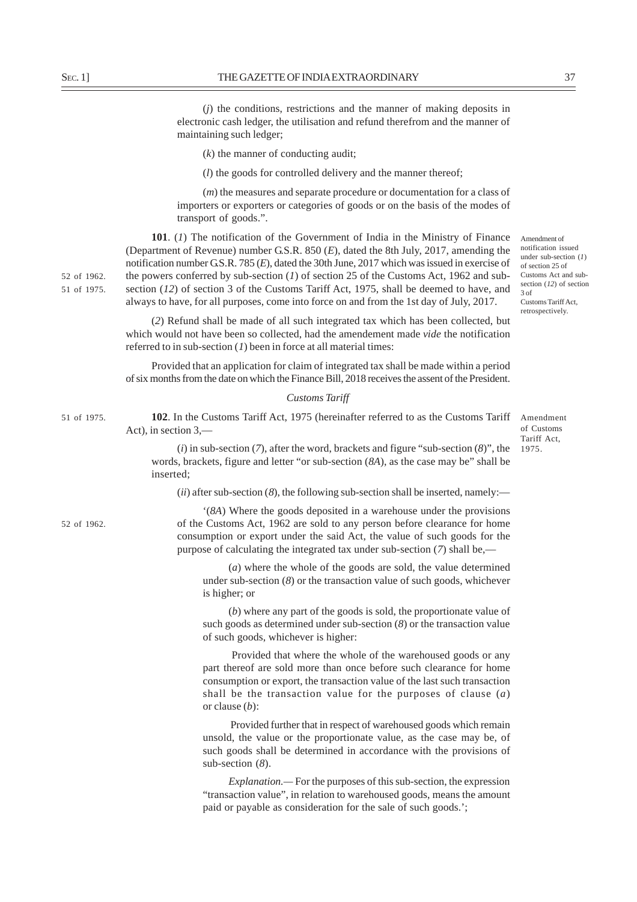(*j*) the conditions, restrictions and the manner of making deposits in electronic cash ledger, the utilisation and refund therefrom and the manner of maintaining such ledger;

(*k*) the manner of conducting audit;

(*l*) the goods for controlled delivery and the manner thereof;

(*m*) the measures and separate procedure or documentation for a class of importers or exporters or categories of goods or on the basis of the modes of transport of goods.".

Amendment of notification issued under sub-section (*1*) of section 25 of Customs Act and sub-section (*12*) of section 3 of Customs Tariff Act, retrospectively.

**101**. (*1*) The notification of the Government of India in the Ministry of Finance (Department of Revenue) number G.S.R. 850 (*E*), dated the 8th July, 2017, amending the notification number G.S.R. 785 (*E*), dated the 30th June, 2017 which was issued in exercise of the powers conferred by sub-section (*1*) of section 25 of the Customs Act, 1962 and sub-section (*12*) of section 3 of the Customs Tariff Act, 1975, shall be deemed to have, and always to have, for all purposes, come into force on and from the 1st day of July, 2017.

52 of 1962.
51 of 1975.

(*2*) Refund shall be made of all such integrated tax which has been collected, but which would not have been so collected, had the amendement made *vide* the notification referred to in sub-section (*1*) been in force at all material times:

Provided that an application for claim of integrated tax shall be made within a period of six months from the date on which the Finance Bill, 2018 receives the assent of the President.

*Customs Tariff*

51 of 1975.

Amendment of Customs Tariff Act, 1975.

**102**. In the Customs Tariff Act, 1975 (hereinafter referred to as the Customs Tariff Act), in section 3,—

(*i*) in sub-section (*7*), after the word, brackets and figure "sub-section (*8*)", the words, brackets, figure and letter "or sub-section (*8A*), as the case may be" shall be inserted;

(*ii*) after sub-section (*8*), the following sub-section shall be inserted, namely:—

52 of 1962.

'(*8A*) Where the goods deposited in a warehouse under the provisions of the Customs Act, 1962 are sold to any person before clearance for home consumption or export under the said Act, the value of such goods for the purpose of calculating the integrated tax under sub-section (*7*) shall be,—

(*a*) where the whole of the goods are sold, the value determined under sub-section (*8*) or the transaction value of such goods, whichever is higher; or

(*b*) where any part of the goods is sold, the proportionate value of such goods as determined under sub-section (*8*) or the transaction value of such goods, whichever is higher:

Provided that where the whole of the warehoused goods or any part thereof are sold more than once before such clearance for home consumption or export, the transaction value of the last such transaction shall be the transaction value for the purposes of clause (*a*) or clause (*b*):

Provided further that in respect of warehoused goods which remain unsold, the value or the proportionate value, as the case may be, of such goods shall be determined in accordance with the provisions of sub-section (*8*).

*Explanation.*— For the purposes of this sub-section, the expression "transaction value", in relation to warehoused goods, means the amount paid or payable as consideration for the sale of such goods.';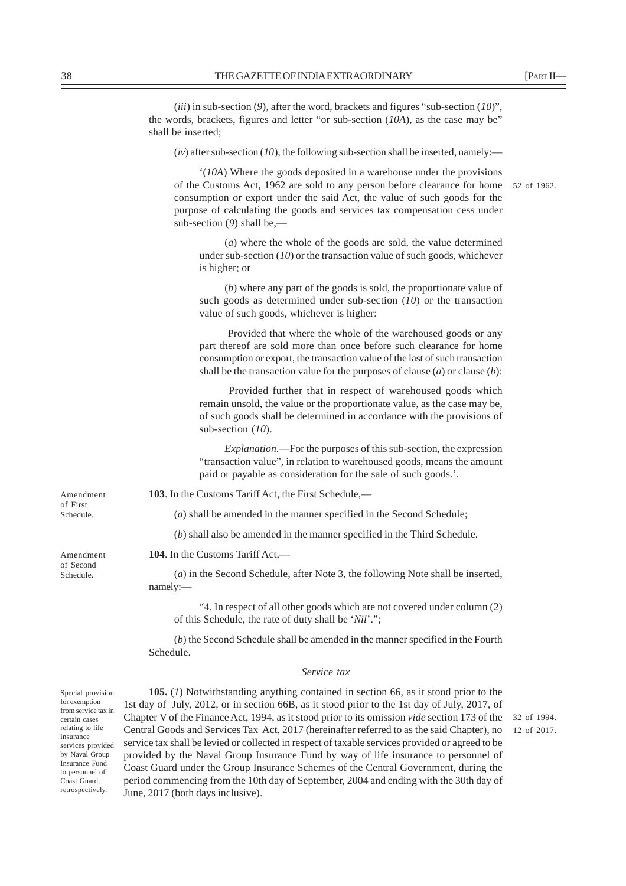(*iii*) in sub-section (*9*), after the word, brackets and figures "sub-section (*10*)", the words, brackets, figures and letter "or sub-section (*10A*), as the case may be" shall be inserted;

(*iv*) after sub-section (*10*), the following sub-section shall be inserted, namely:—

'(*10A*) Where the goods deposited in a warehouse under the provisions of the Customs Act, 1962 are sold to any person before clearance for home consumption or export under the said Act, the value of such goods for the purpose of calculating the goods and services tax compensation cess under sub-section (*9*) shall be,—

52 of 1962.

(*a*) where the whole of the goods are sold, the value determined under sub-section (*10*) or the transaction value of such goods, whichever is higher; or

(*b*) where any part of the goods is sold, the proportionate value of such goods as determined under sub-section (*10*) or the transaction value of such goods, whichever is higher:

Provided that where the whole of the warehoused goods or any part thereof are sold more than once before such clearance for home consumption or export, the transaction value of the last of such transaction shall be the transaction value for the purposes of clause (*a*) or clause (*b*):

Provided further that in respect of warehoused goods which remain unsold, the value or the proportionate value, as the case may be, of such goods shall be determined in accordance with the provisions of sub-section (*10*).

*Explanation*.—For the purposes of this sub-section, the expression "transaction value", in relation to warehoused goods, means the amount paid or payable as consideration for the sale of such goods.'.

Amendment of First Schedule.

**103**. In the Customs Tariff Act, the First Schedule,—

(*a*) shall be amended in the manner specified in the Second Schedule;

(*b*) shall also be amended in the manner specified in the Third Schedule.

Amendment of Second Schedule.

**104**. In the Customs Tariff Act,—

(*a*) in the Second Schedule, after Note 3, the following Note shall be inserted, namely:—

"4. In respect of all other goods which are not covered under column (2) of this Schedule, the rate of duty shall be '*Nil*'.";

(*b*) the Second Schedule shall be amended in the manner specified in the Fourth Schedule.

*Service tax*

Special provision for exemption from service tax in certain cases relating to life insurance services provided by Naval Group Insurance Fund to personnel of Coast Guard, retrospectively.

**105.** (*1*) Notwithstanding anything contained in section 66, as it stood prior to the 1st day of July, 2012, or in section 66B, as it stood prior to the 1st day of July, 2017, of Chapter V of the Finance Act, 1994, as it stood prior to its omission *vide* section 173 of the Central Goods and Services Tax Act, 2017 (hereinafter referred to as the said Chapter), no service tax shall be levied or collected in respect of taxable services provided or agreed to be provided by the Naval Group Insurance Fund by way of life insurance to personnel of Coast Guard under the Group Insurance Schemes of the Central Government, during the period commencing from the 10th day of September, 2004 and ending with the 30th day of June, 2017 (both days inclusive).

32 of 1994.
12 of 2017.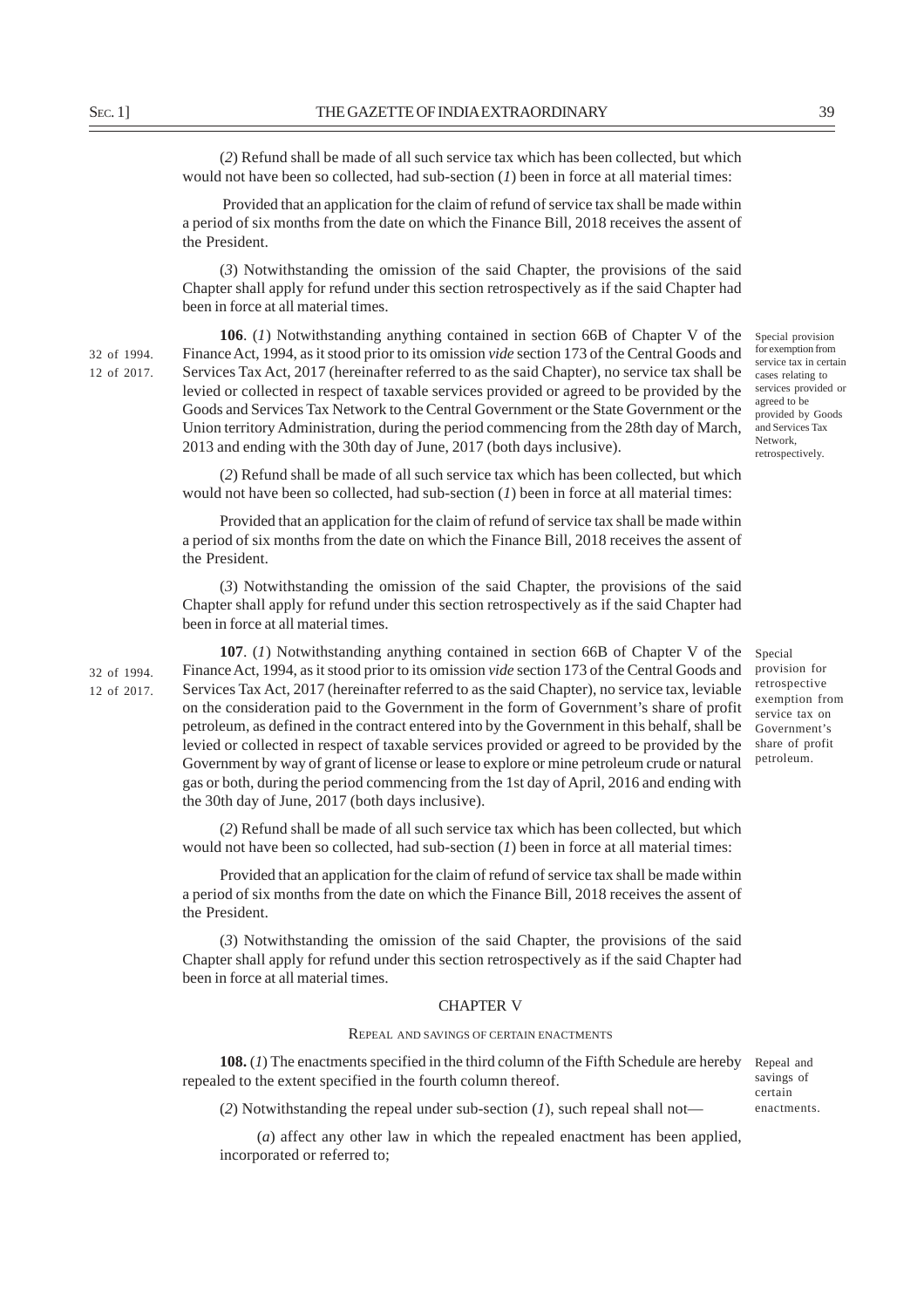(*2*) Refund shall be made of all such service tax which has been collected, but which would not have been so collected, had sub-section (*1*) been in force at all material times:

Provided that an application for the claim of refund of service tax shall be made within a period of six months from the date on which the Finance Bill, 2018 receives the assent of the President.

(*3*) Notwithstanding the omission of the said Chapter, the provisions of the said Chapter shall apply for refund under this section retrospectively as if the said Chapter had been in force at all material times.

Special provision for exemption from service tax in certain cases relating to services provided or agreed to be provided by Goods and Services Tax Network, retrospectively.

32 of 1994.
12 of 2017.

**106**. (*1*) Notwithstanding anything contained in section 66B of Chapter V of the Finance Act, 1994, as it stood prior to its omission *vide* section 173 of the Central Goods and Services Tax Act, 2017 (hereinafter referred to as the said Chapter), no service tax shall be levied or collected in respect of taxable services provided or agreed to be provided by the Goods and Services Tax Network to the Central Government or the State Government or the Union territory Administration, during the period commencing from the 28th day of March, 2013 and ending with the 30th day of June, 2017 (both days inclusive).

(*2*) Refund shall be made of all such service tax which has been collected, but which would not have been so collected, had sub-section (*1*) been in force at all material times:

Provided that an application for the claim of refund of service tax shall be made within a period of six months from the date on which the Finance Bill, 2018 receives the assent of the President.

(*3*) Notwithstanding the omission of the said Chapter, the provisions of the said Chapter shall apply for refund under this section retrospectively as if the said Chapter had been in force at all material times.

Special provision for retrospective exemption from service tax on Government's share of profit petroleum.

32 of 1994.
12 of 2017.

**107**. (*1*) Notwithstanding anything contained in section 66B of Chapter V of the Finance Act, 1994, as it stood prior to its omission *vide* section 173 of the Central Goods and Services Tax Act, 2017 (hereinafter referred to as the said Chapter), no service tax, leviable on the consideration paid to the Government in the form of Government's share of profit petroleum, as defined in the contract entered into by the Government in this behalf, shall be levied or collected in respect of taxable services provided or agreed to be provided by the Government by way of grant of license or lease to explore or mine petroleum crude or natural gas or both, during the period commencing from the 1st day of April, 2016 and ending with the 30th day of June, 2017 (both days inclusive).

(*2*) Refund shall be made of all such service tax which has been collected, but which would not have been so collected, had sub-section (*1*) been in force at all material times:

Provided that an application for the claim of refund of service tax shall be made within a period of six months from the date on which the Finance Bill, 2018 receives the assent of the President.

(*3*) Notwithstanding the omission of the said Chapter, the provisions of the said Chapter shall apply for refund under this section retrospectively as if the said Chapter had been in force at all material times.

## CHAPTER V

### REPEAL AND SAVINGS OF CERTAIN ENACTMENTS

Repeal and savings of certain enactments.

**108.** (*1*) The enactments specified in the third column of the Fifth Schedule are hereby repealed to the extent specified in the fourth column thereof.

(*2*) Notwithstanding the repeal under sub-section (*1*), such repeal shall not—

(*a*) affect any other law in which the repealed enactment has been applied, incorporated or referred to;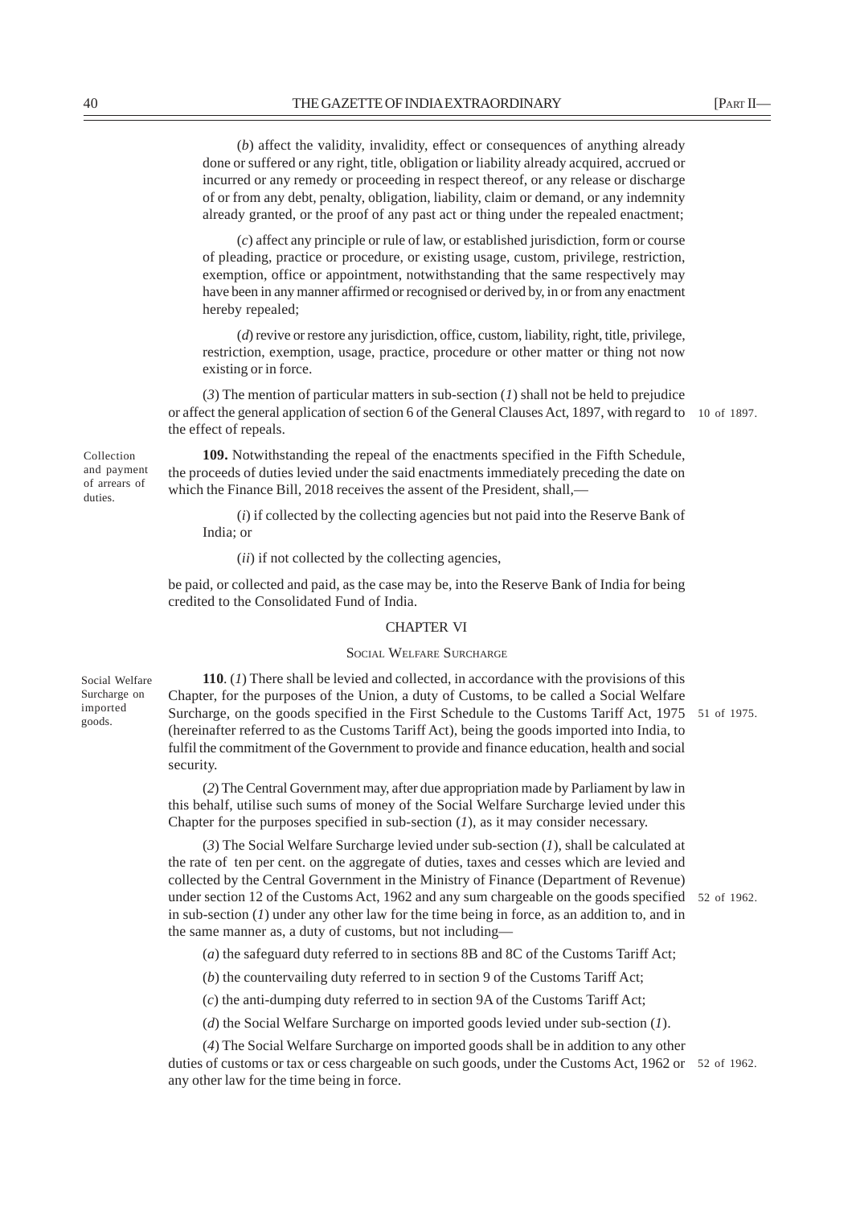(*b*) affect the validity, invalidity, effect or consequences of anything already done or suffered or any right, title, obligation or liability already acquired, accrued or incurred or any remedy or proceeding in respect thereof, or any release or discharge of or from any debt, penalty, obligation, liability, claim or demand, or any indemnity already granted, or the proof of any past act or thing under the repealed enactment;

(*c*) affect any principle or rule of law, or established jurisdiction, form or course of pleading, practice or procedure, or existing usage, custom, privilege, restriction, exemption, office or appointment, notwithstanding that the same respectively may have been in any manner affirmed or recognised or derived by, in or from any enactment hereby repealed;

(*d*) revive or restore any jurisdiction, office, custom, liability, right, title, privilege, restriction, exemption, usage, practice, procedure or other matter or thing not now existing or in force.

(*3*) The mention of particular matters in sub-section (*1*) shall not be held to prejudice or affect the general application of section 6 of the General Clauses Act, 1897, with regard to the effect of repeals. 10 of 1897.

Collection and payment of arrears of duties.

**109.** Notwithstanding the repeal of the enactments specified in the Fifth Schedule, the proceeds of duties levied under the said enactments immediately preceding the date on which the Finance Bill, 2018 receives the assent of the President, shall,—

(*i*) if collected by the collecting agencies but not paid into the Reserve Bank of India; or

(*ii*) if not collected by the collecting agencies,

be paid, or collected and paid, as the case may be, into the Reserve Bank of India for being credited to the Consolidated Fund of India.

## CHAPTER VI

### SOCIAL WELFARE SURCHARGE

Social Welfare Surcharge on imported goods.

**110**. (*1*) There shall be levied and collected, in accordance with the provisions of this Chapter, for the purposes of the Union, a duty of Customs, to be called a Social Welfare Surcharge, on the goods specified in the First Schedule to the Customs Tariff Act, 1975 (hereinafter referred to as the Customs Tariff Act), being the goods imported into India, to fulfil the commitment of the Government to provide and finance education, health and social security. 51 of 1975.

(*2*) The Central Government may, after due appropriation made by Parliament by law in this behalf, utilise such sums of money of the Social Welfare Surcharge levied under this Chapter for the purposes specified in sub-section (*1*), as it may consider necessary.

(*3*) The Social Welfare Surcharge levied under sub-section (*1*), shall be calculated at the rate of ten per cent. on the aggregate of duties, taxes and cesses which are levied and collected by the Central Government in the Ministry of Finance (Department of Revenue) under section 12 of the Customs Act, 1962 and any sum chargeable on the goods specified in sub-section (*1*) under any other law for the time being in force, as an addition to, and in the same manner as, a duty of customs, but not including— 52 of 1962.

(*a*) the safeguard duty referred to in sections 8B and 8C of the Customs Tariff Act;

(*b*) the countervailing duty referred to in section 9 of the Customs Tariff Act;

(*c*) the anti-dumping duty referred to in section 9A of the Customs Tariff Act;

(*d*) the Social Welfare Surcharge on imported goods levied under sub-section (*1*).

(*4*) The Social Welfare Surcharge on imported goods shall be in addition to any other duties of customs or tax or cess chargeable on such goods, under the Customs Act, 1962 or any other law for the time being in force. 52 of 1962.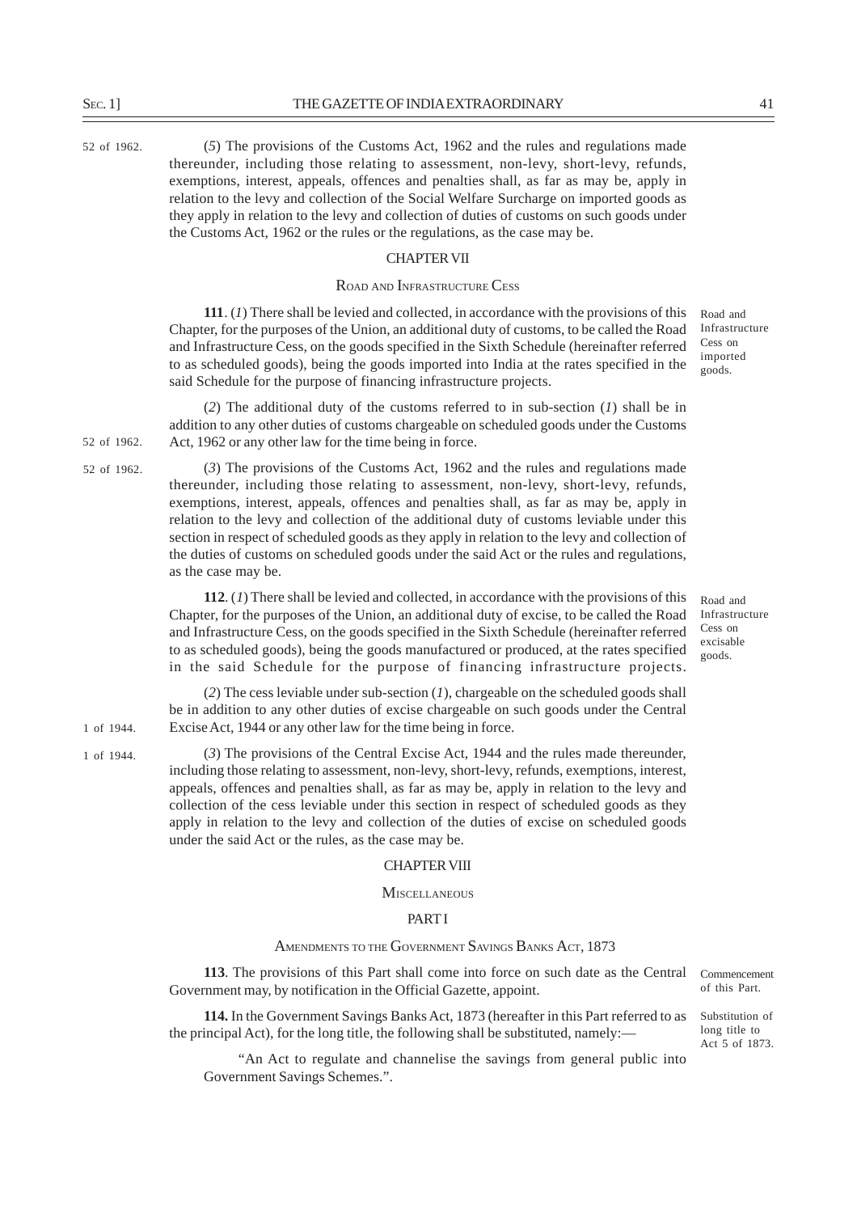52 of 1962.

(*5*) The provisions of the Customs Act, 1962 and the rules and regulations made thereunder, including those relating to assessment, non-levy, short-levy, refunds, exemptions, interest, appeals, offences and penalties shall, as far as may be, apply in relation to the levy and collection of the Social Welfare Surcharge on imported goods as they apply in relation to the levy and collection of duties of customs on such goods under the Customs Act, 1962 or the rules or the regulations, as the case may be.

## CHAPTER VII

### ROAD AND INFRASTRUCTURE CESS

Road and Infrastructure Cess on imported goods.

**111**. (*1*) There shall be levied and collected, in accordance with the provisions of this Chapter, for the purposes of the Union, an additional duty of customs, to be called the Road and Infrastructure Cess, on the goods specified in the Sixth Schedule (hereinafter referred to as scheduled goods), being the goods imported into India at the rates specified in the said Schedule for the purpose of financing infrastructure projects.

52 of 1962.

(*2*) The additional duty of the customs referred to in sub-section (*1*) shall be in addition to any other duties of customs chargeable on scheduled goods under the Customs Act, 1962 or any other law for the time being in force.

52 of 1962.

(*3*) The provisions of the Customs Act, 1962 and the rules and regulations made thereunder, including those relating to assessment, non-levy, short-levy, refunds, exemptions, interest, appeals, offences and penalties shall, as far as may be, apply in relation to the levy and collection of the additional duty of customs leviable under this section in respect of scheduled goods as they apply in relation to the levy and collection of the duties of customs on scheduled goods under the said Act or the rules and regulations, as the case may be.

Road and Infrastructure Cess on excisable goods.

**112**. (*1*) There shall be levied and collected, in accordance with the provisions of this Chapter, for the purposes of the Union, an additional duty of excise, to be called the Road and Infrastructure Cess, on the goods specified in the Sixth Schedule (hereinafter referred to as scheduled goods), being the goods manufactured or produced, at the rates specified in the said Schedule for the purpose of financing infrastructure projects.

1 of 1944.

(*2*) The cess leviable under sub-section (*1*), chargeable on the scheduled goods shall be in addition to any other duties of excise chargeable on such goods under the Central Excise Act, 1944 or any other law for the time being in force.

1 of 1944.

(*3*) The provisions of the Central Excise Act, 1944 and the rules made thereunder, including those relating to assessment, non-levy, short-levy, refunds, exemptions, interest, appeals, offences and penalties shall, as far as may be, apply in relation to the levy and collection of the cess leviable under this section in respect of scheduled goods as they apply in relation to the levy and collection of the duties of excise on scheduled goods under the said Act or the rules, as the case may be.

## CHAPTER VIII

### MISCELLANEOUS

### PART I

### AMENDMENTS TO THE GOVERNMENT SAVINGS BANKS ACT, 1873

Commencement of this Part.

**113**. The provisions of this Part shall come into force on such date as the Central Government may, by notification in the Official Gazette, appoint.

Substitution of long title to Act 5 of 1873.

**114.** In the Government Savings Banks Act, 1873 (hereafter in this Part referred to as the principal Act), for the long title, the following shall be substituted, namely:—

"An Act to regulate and channelise the savings from general public into Government Savings Schemes.".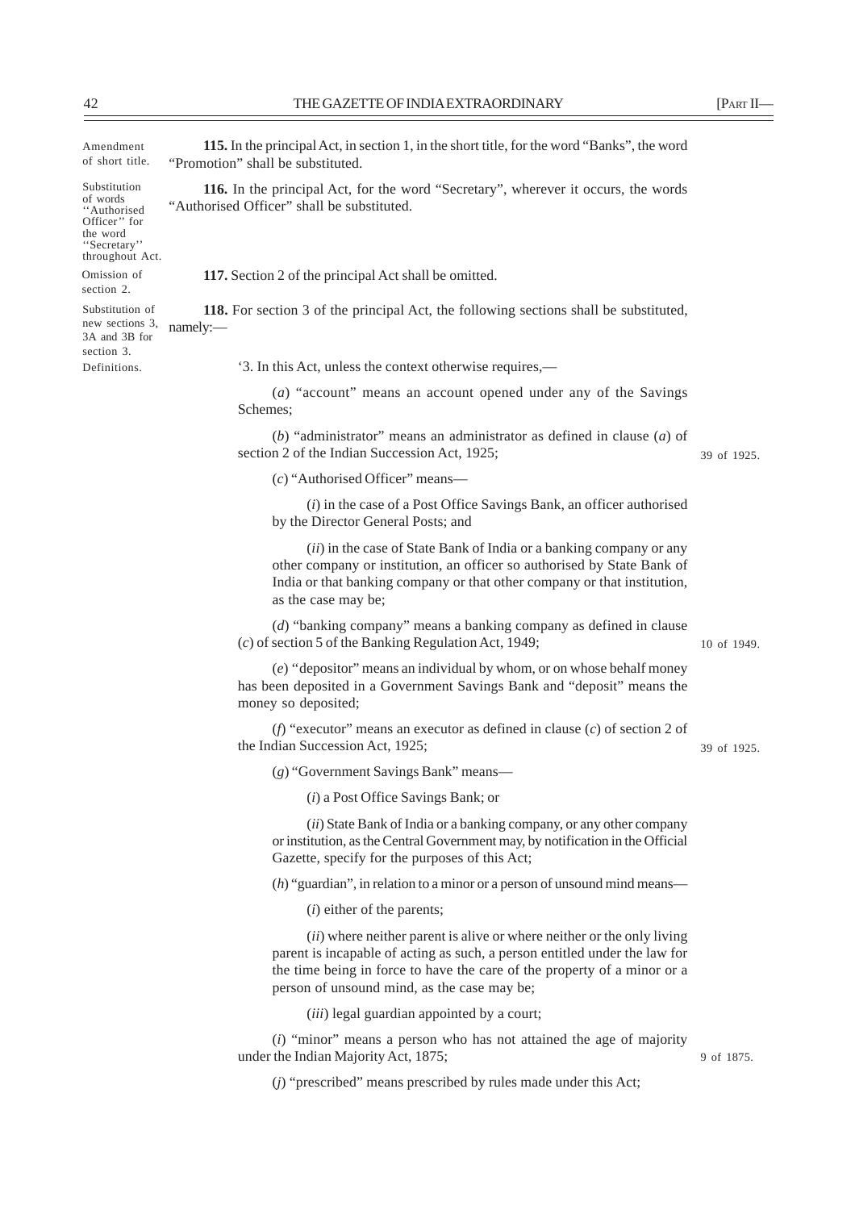Amendment of short title.

**115.** In the principal Act, in section 1, in the short title, for the word "Banks", the word "Promotion" shall be substituted.

Substitution of words ''Authorised Officer'' for the word ''Secretary'' throughout Act.

**116.** In the principal Act, for the word "Secretary", wherever it occurs, the words "Authorised Officer" shall be substituted.

Omission of section 2.

**117.** Section 2 of the principal Act shall be omitted.

Substitution of new sections 3, 3A and 3B for section 3.

**118.** For section 3 of the principal Act, the following sections shall be substituted, namely:—

Definitions.

'3. In this Act, unless the context otherwise requires,—

(*a*) "account" means an account opened under any of the Savings Schemes;

(*b*) "administrator" means an administrator as defined in clause (*a*) of section 2 of the Indian Succession Act, 1925; — 39 of 1925.

(*c*) "Authorised Officer" means—

(*i*) in the case of a Post Office Savings Bank, an officer authorised by the Director General Posts; and

(*ii*) in the case of State Bank of India or a banking company or any other company or institution, an officer so authorised by State Bank of India or that banking company or that other company or that institution, as the case may be;

(*d*) "banking company" means a banking company as defined in clause (*c*) of section 5 of the Banking Regulation Act, 1949; — 10 of 1949.

(*e*) "depositor" means an individual by whom, or on whose behalf money has been deposited in a Government Savings Bank and "deposit" means the money so deposited;

(*f*) "executor" means an executor as defined in clause (*c*) of section 2 of the Indian Succession Act, 1925; — 39 of 1925.

(*g*) "Government Savings Bank" means—

(*i*) a Post Office Savings Bank; or

(*ii*) State Bank of India or a banking company, or any other company or institution, as the Central Government may, by notification in the Official Gazette, specify for the purposes of this Act;

(*h*) "guardian", in relation to a minor or a person of unsound mind means—

(*i*) either of the parents;

(*ii*) where neither parent is alive or where neither or the only living parent is incapable of acting as such, a person entitled under the law for the time being in force to have the care of the property of a minor or a person of unsound mind, as the case may be;

(*iii*) legal guardian appointed by a court;

(*i*) "minor" means a person who has not attained the age of majority under the Indian Majority Act, 1875; — 9 of 1875.

(*j*) "prescribed" means prescribed by rules made under this Act;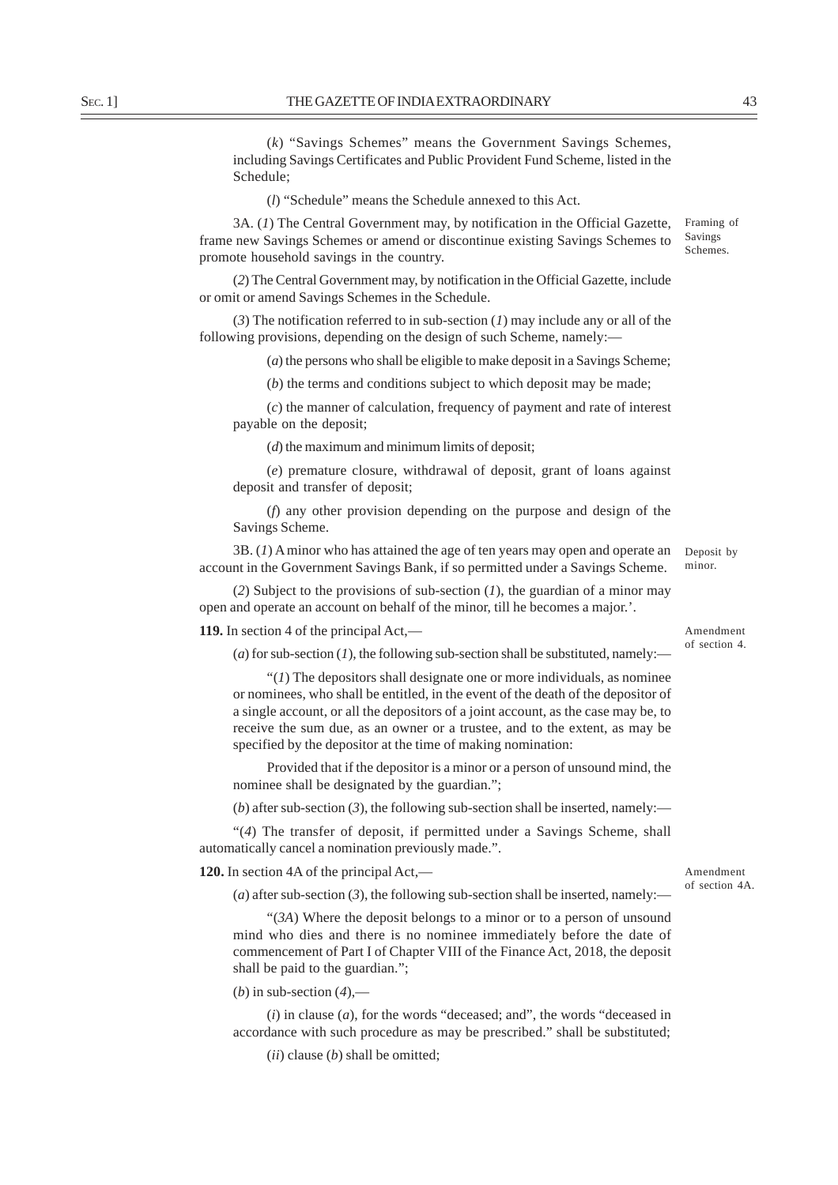(*k*) "Savings Schemes" means the Government Savings Schemes, including Savings Certificates and Public Provident Fund Scheme, listed in the Schedule;

(*l*) "Schedule" means the Schedule annexed to this Act.

Framing of Savings Schemes.

3A. (*1*) The Central Government may, by notification in the Official Gazette, frame new Savings Schemes or amend or discontinue existing Savings Schemes to promote household savings in the country.

(*2*) The Central Government may, by notification in the Official Gazette, include or omit or amend Savings Schemes in the Schedule.

(*3*) The notification referred to in sub-section (*1*) may include any or all of the following provisions, depending on the design of such Scheme, namely:—

(*a*) the persons who shall be eligible to make deposit in a Savings Scheme;

(*b*) the terms and conditions subject to which deposit may be made;

(*c*) the manner of calculation, frequency of payment and rate of interest payable on the deposit;

(*d*) the maximum and minimum limits of deposit;

(*e*) premature closure, withdrawal of deposit, grant of loans against deposit and transfer of deposit;

(*f*) any other provision depending on the purpose and design of the Savings Scheme.

Deposit by minor.

3B. (*1*) A minor who has attained the age of ten years may open and operate an account in the Government Savings Bank, if so permitted under a Savings Scheme.

(*2*) Subject to the provisions of sub-section (*1*), the guardian of a minor may open and operate an account on behalf of the minor, till he becomes a major.'.

Amendment of section 4.

**119.** In section 4 of the principal Act,—

(*a*) for sub-section (*1*), the following sub-section shall be substituted, namely:—

"(*1*) The depositors shall designate one or more individuals, as nominee or nominees, who shall be entitled, in the event of the death of the depositor of a single account, or all the depositors of a joint account, as the case may be, to receive the sum due, as an owner or a trustee, and to the extent, as may be specified by the depositor at the time of making nomination:

Provided that if the depositor is a minor or a person of unsound mind, the nominee shall be designated by the guardian.";

(*b*) after sub-section (*3*), the following sub-section shall be inserted, namely:—

"(*4*) The transfer of deposit, if permitted under a Savings Scheme, shall automatically cancel a nomination previously made.".

Amendment of section 4A.

**120.** In section 4A of the principal Act,—

(*a*) after sub-section (*3*), the following sub-section shall be inserted, namely:—

"(*3A*) Where the deposit belongs to a minor or to a person of unsound mind who dies and there is no nominee immediately before the date of commencement of Part I of Chapter VIII of the Finance Act, 2018, the deposit shall be paid to the guardian.";

(*b*) in sub-section (*4*),—

(*i*) in clause (*a*), for the words "deceased; and", the words "deceased in accordance with such procedure as may be prescribed." shall be substituted;

(*ii*) clause (*b*) shall be omitted;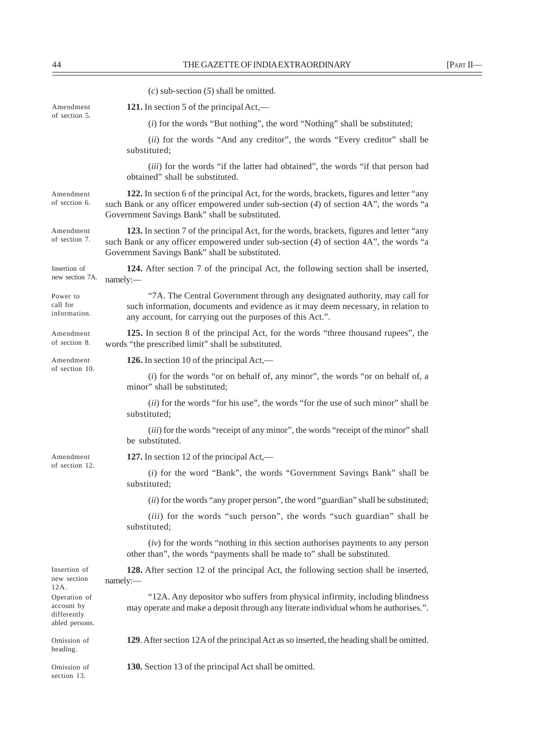(*c*) sub-section (*5*) shall be omitted.

*Amendment of section 5.*

**121.** In section 5 of the principal Act,—

(*i*) for the words "But nothing", the word "Nothing" shall be substituted;

(*ii*) for the words "And any creditor", the words "Every creditor" shall be substituted;

(*iii*) for the words "if the latter had obtained", the words "if that person had obtained" shall be substituted.

*Amendment of section 6.*

**122.** In section 6 of the principal Act, for the words, brackets, figures and letter "any such Bank or any officer empowered under sub-section (*4*) of section 4A", the words "a Government Savings Bank" shall be substituted.

*Amendment of section 7.*

**123.** In section 7 of the principal Act, for the words, brackets, figures and letter "any such Bank or any officer empowered under sub-section (*4*) of section 4A", the words "a Government Savings Bank" shall be substituted.

*Insertion of new section 7A.*

**124.** After section 7 of the principal Act, the following section shall be inserted, namely:—

*Power to call for information.*

"7A. The Central Government through any designated authority, may call for such information, documents and evidence as it may deem necessary, in relation to any account, for carrying out the purposes of this Act.".

*Amendment of section 8.*

**125.** In section 8 of the principal Act, for the words "three thousand rupees", the words "the prescribed limit" shall be substituted.

*Amendment of section 10.*

**126.** In section 10 of the principal Act,—

(*i*) for the words "or on behalf of, any minor", the words "or on behalf of, a minor" shall be substituted;

(*ii*) for the words "for his use", the words "for the use of such minor" shall be substituted;

(*iii*) for the words "receipt of any minor", the words "receipt of the minor" shall be substituted.

*Amendment of section 12.*

**127.** In section 12 of the principal Act,—

(*i*) for the word "Bank", the words "Government Savings Bank" shall be substituted;

(*ii*) for the words "any proper person", the word "guardian" shall be substituted;

(*iii*) for the words "such person", the words "such guardian" shall be substituted;

(*iv*) for the words "nothing in this section authorises payments to any person other than", the words "payments shall be made to" shall be substituted.

*Insertion of new section 12A.*

**128.** After section 12 of the principal Act, the following section shall be inserted, namely:—

*Operation of account by differently abled persons.*

"12A. Any depositor who suffers from physical infirmity, including blindness may operate and make a deposit through any literate individual whom he authorises.".

*Omission of heading.*

**129**. After section 12A of the principal Act as so inserted, the heading shall be omitted.

*Omission of section 13.*

**130.** Section 13 of the principal Act shall be omitted.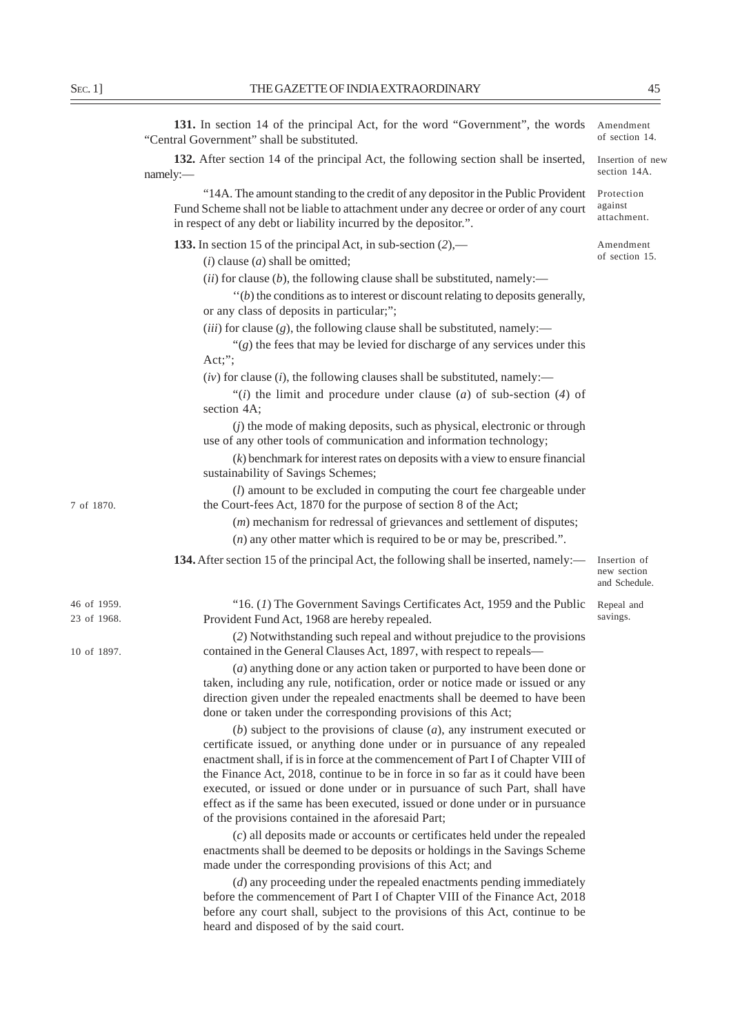**131.** In section 14 of the principal Act, for the word "Government", the words "Central Government" shall be substituted.

Amendment of section 14.

**132.** After section 14 of the principal Act, the following section shall be inserted, namely:—

Insertion of new section 14A.

"14A. The amount standing to the credit of any depositor in the Public Provident Fund Scheme shall not be liable to attachment under any decree or order of any court in respect of any debt or liability incurred by the depositor.".

Protection against attachment.

**133.** In section 15 of the principal Act, in sub-section (*2*),—

Amendment of section 15.

(*i*) clause (*a*) shall be omitted;

(*ii*) for clause (*b*), the following clause shall be substituted, namely:—

"(*b*) the conditions as to interest or discount relating to deposits generally, or any class of deposits in particular;";

(*iii*) for clause (*g*), the following clause shall be substituted, namely:—

"(*g*) the fees that may be levied for discharge of any services under this Act;";

(*iv*) for clause (*i*), the following clauses shall be substituted, namely:—

"(*i*) the limit and procedure under clause (*a*) of sub-section (*4*) of section 4A;

(*j*) the mode of making deposits, such as physical, electronic or through use of any other tools of communication and information technology;

(*k*) benchmark for interest rates on deposits with a view to ensure financial sustainability of Savings Schemes;

(*l*) amount to be excluded in computing the court fee chargeable under the Court-fees Act, 1870 for the purpose of section 8 of the Act;

7 of 1870.

(*m*) mechanism for redressal of grievances and settlement of disputes;

(*n*) any other matter which is required to be or may be, prescribed.".

**134.** After section 15 of the principal Act, the following shall be inserted, namely:—

Insertion of new section and Schedule.

"16. (*1*) The Government Savings Certificates Act, 1959 and the Public Provident Fund Act, 1968 are hereby repealed.

46 of 1959.
23 of 1968.

Repeal and savings.

(*2*) Notwithstanding such repeal and without prejudice to the provisions contained in the General Clauses Act, 1897, with respect to repeals—

10 of 1897.

(*a*) anything done or any action taken or purported to have been done or taken, including any rule, notification, order or notice made or issued or any direction given under the repealed enactments shall be deemed to have been done or taken under the corresponding provisions of this Act;

(*b*) subject to the provisions of clause (*a*), any instrument executed or certificate issued, or anything done under or in pursuance of any repealed enactment shall, if is in force at the commencement of Part I of Chapter VIII of the Finance Act, 2018, continue to be in force in so far as it could have been executed, or issued or done under or in pursuance of such Part, shall have effect as if the same has been executed, issued or done under or in pursuance of the provisions contained in the aforesaid Part;

(*c*) all deposits made or accounts or certificates held under the repealed enactments shall be deemed to be deposits or holdings in the Savings Scheme made under the corresponding provisions of this Act; and

(*d*) any proceeding under the repealed enactments pending immediately before the commencement of Part I of Chapter VIII of the Finance Act, 2018 before any court shall, subject to the provisions of this Act, continue to be heard and disposed of by the said court.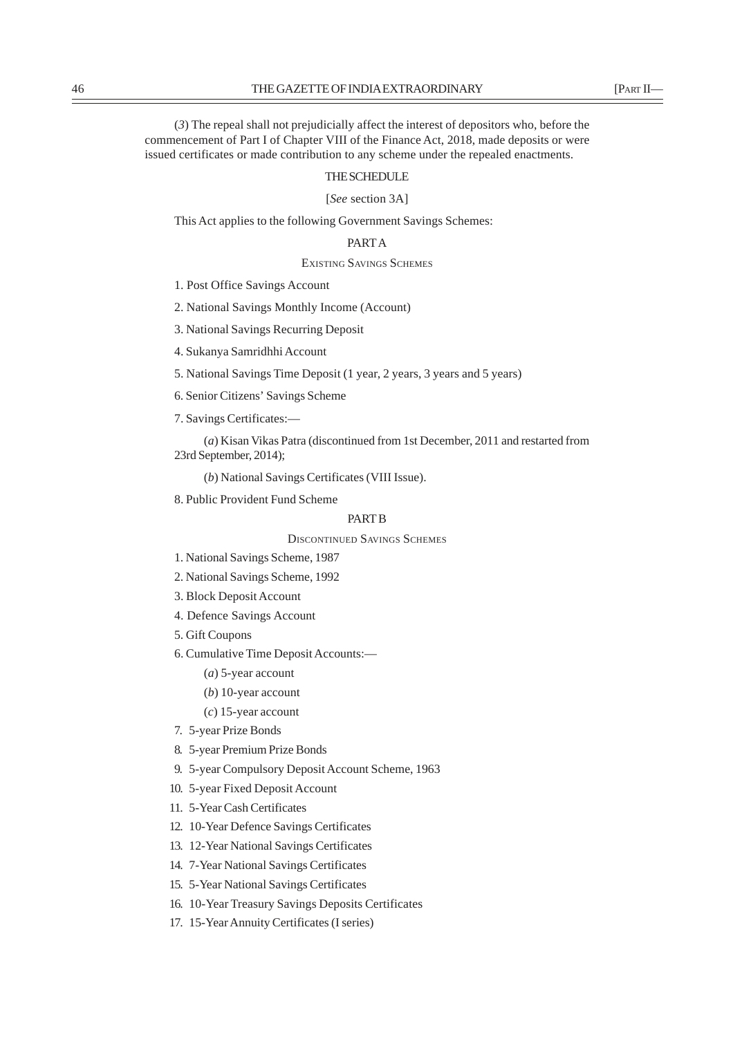(3) The repeal shall not prejudicially affect the interest of depositors who, before the commencement of Part I of Chapter VIII of the Finance Act, 2018, made deposits or were issued certificates or made contribution to any scheme under the repealed enactments.

## THE SCHEDULE

[*See* section 3A]

This Act applies to the following Government Savings Schemes:

### PART A

### EXISTING SAVINGS SCHEMES

1. Post Office Savings Account
2. National Savings Monthly Income (Account)
3. National Savings Recurring Deposit
4. Sukanya Samridhhi Account
5. National Savings Time Deposit (1 year, 2 years, 3 years and 5 years)
6. Senior Citizens' Savings Scheme
7. Savings Certificates:—

    (*a*) Kisan Vikas Patra (discontinued from 1st December, 2011 and restarted from 23rd September, 2014);

    (*b*) National Savings Certificates (VIII Issue).

8. Public Provident Fund Scheme

### PART B

### DISCONTINUED SAVINGS SCHEMES

1. National Savings Scheme, 1987
2. National Savings Scheme, 1992
3. Block Deposit Account
4. Defence Savings Account
5. Gift Coupons
6. Cumulative Time Deposit Accounts:—

    (*a*) 5-year account

    (*b*) 10-year account

    (*c*) 15-year account

7. 5-year Prize Bonds
8. 5-year Premium Prize Bonds
9. 5-year Compulsory Deposit Account Scheme, 1963
10. 5-year Fixed Deposit Account
11. 5-Year Cash Certificates
12. 10-Year Defence Savings Certificates
13. 12-Year National Savings Certificates
14. 7-Year National Savings Certificates
15. 5-Year National Savings Certificates
16. 10-Year Treasury Savings Deposits Certificates
17. 15-Year Annuity Certificates (I series)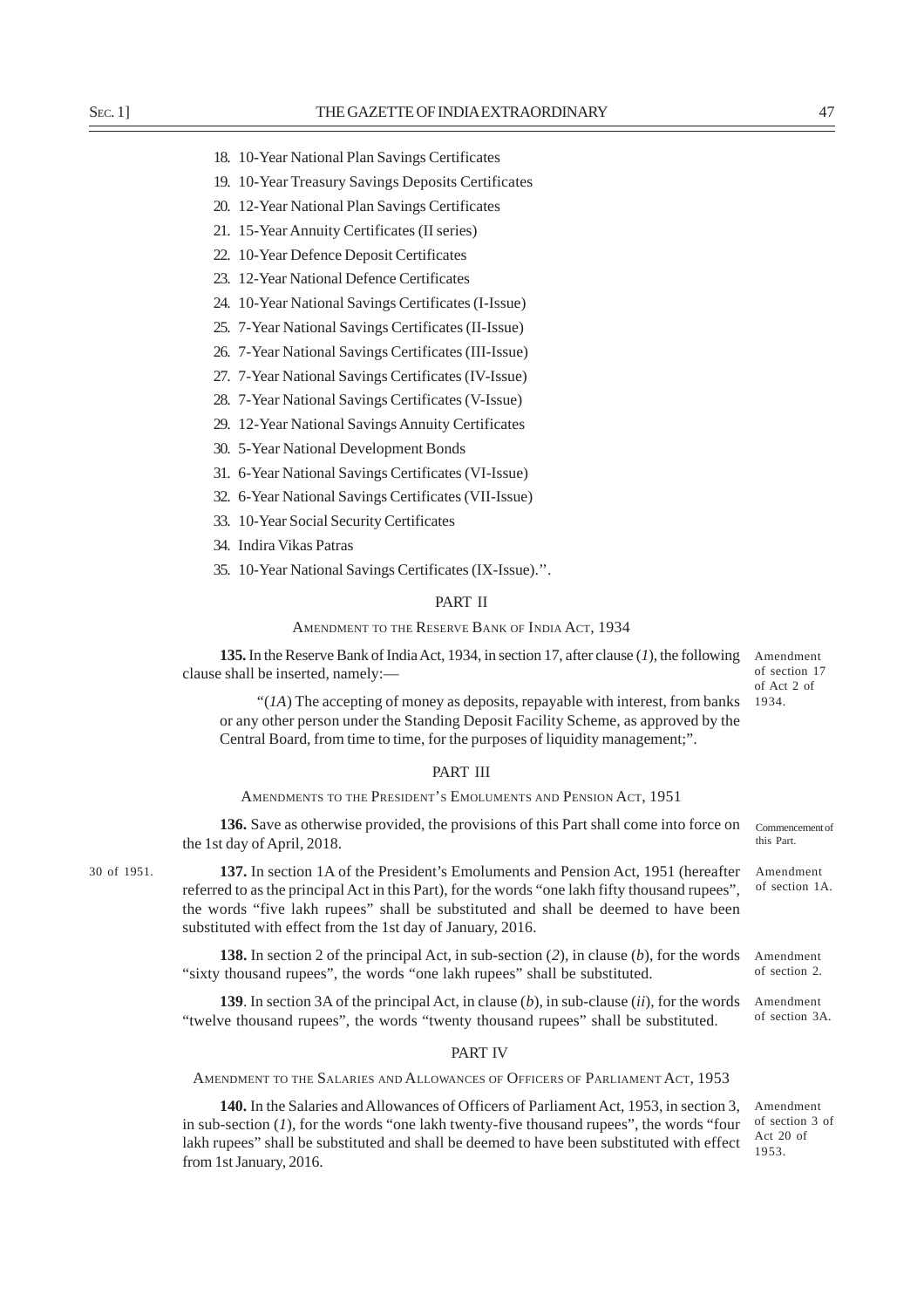18. 10-Year National Plan Savings Certificates
19. 10-Year Treasury Savings Deposits Certificates
20. 12-Year National Plan Savings Certificates
21. 15-Year Annuity Certificates (II series)
22. 10-Year Defence Deposit Certificates
23. 12-Year National Defence Certificates
24. 10-Year National Savings Certificates (I-Issue)
25. 7-Year National Savings Certificates (II-Issue)
26. 7-Year National Savings Certificates (III-Issue)
27. 7-Year National Savings Certificates (IV-Issue)
28. 7-Year National Savings Certificates (V-Issue)
29. 12-Year National Savings Annuity Certificates
30. 5-Year National Development Bonds
31. 6-Year National Savings Certificates (VI-Issue)
32. 6-Year National Savings Certificates (VII-Issue)
33. 10-Year Social Security Certificates
34. Indira Vikas Patras
35. 10-Year National Savings Certificates (IX-Issue).".

## PART II

### AMENDMENT TO THE RESERVE BANK OF INDIA ACT, 1934

Amendment of section 17 of Act 2 of 1934.

**135.** In the Reserve Bank of India Act, 1934, in section 17, after clause (*1*), the following clause shall be inserted, namely:—

"(*1A*) The accepting of money as deposits, repayable with interest, from banks or any other person under the Standing Deposit Facility Scheme, as approved by the Central Board, from time to time, for the purposes of liquidity management;".

## PART III

### AMENDMENTS TO THE PRESIDENT'S EMOLUMENTS AND PENSION ACT, 1951

Commencement of this Part.

**136.** Save as otherwise provided, the provisions of this Part shall come into force on the 1st day of April, 2018.

30 of 1951.

Amendment of section 1A.

**137.** In section 1A of the President's Emoluments and Pension Act, 1951 (hereafter referred to as the principal Act in this Part), for the words "one lakh fifty thousand rupees", the words "five lakh rupees" shall be substituted and shall be deemed to have been substituted with effect from the 1st day of January, 2016.

Amendment of section 2.

**138.** In section 2 of the principal Act, in sub-section (*2*), in clause (*b*), for the words "sixty thousand rupees", the words "one lakh rupees" shall be substituted.

Amendment of section 3A.

**139**. In section 3A of the principal Act, in clause (*b*), in sub-clause (*ii*), for the words "twelve thousand rupees", the words "twenty thousand rupees" shall be substituted.

## PART IV

### AMENDMENT TO THE SALARIES AND ALLOWANCES OF OFFICERS OF PARLIAMENT ACT, 1953

Amendment of section 3 of Act 20 of 1953.

**140.** In the Salaries and Allowances of Officers of Parliament Act, 1953, in section 3, in sub-section (*1*), for the words "one lakh twenty-five thousand rupees", the words "four lakh rupees" shall be substituted and shall be deemed to have been substituted with effect from 1st January, 2016.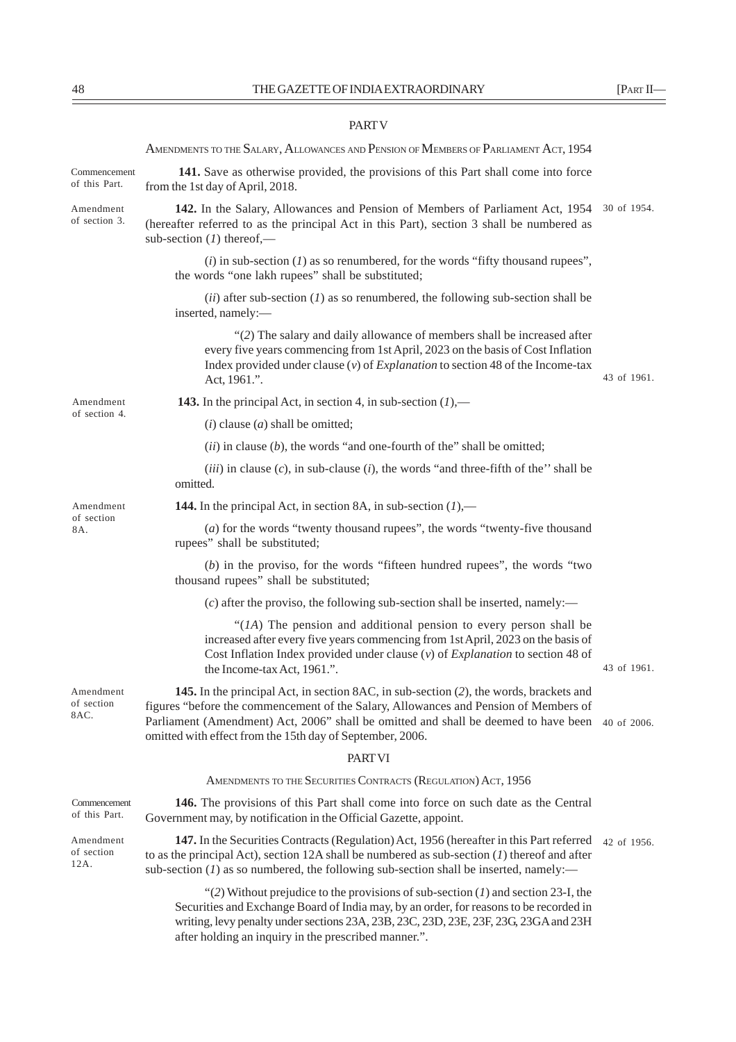## PART V

### AMENDMENTS TO THE SALARY, ALLOWANCES AND PENSION OF MEMBERS OF PARLIAMENT ACT, 1954

Commencement of this Part.

**141.** Save as otherwise provided, the provisions of this Part shall come into force from the 1st day of April, 2018.

Amendment of section 3.

**142.** In the Salary, Allowances and Pension of Members of Parliament Act, 1954 (hereafter referred to as the principal Act in this Part), section 3 shall be numbered as sub-section (*1*) thereof,— 30 of 1954.

(*i*) in sub-section (*1*) as so renumbered, for the words "fifty thousand rupees", the words "one lakh rupees" shall be substituted;

(*ii*) after sub-section (*1*) as so renumbered, the following sub-section shall be inserted, namely:—

"(*2*) The salary and daily allowance of members shall be increased after every five years commencing from 1st April, 2023 on the basis of Cost Inflation Index provided under clause (*v*) of *Explanation* to section 48 of the Income-tax Act, 1961.". 43 of 1961.

Amendment of section 4.

**143.** In the principal Act, in section 4, in sub-section (*1*),—

(*i*) clause (*a*) shall be omitted;

(*ii*) in clause (*b*), the words "and one-fourth of the" shall be omitted;

(*iii*) in clause (*c*), in sub-clause (*i*), the words "and three-fifth of the'' shall be omitted.

Amendment of section 8A.

**144.** In the principal Act, in section 8A, in sub-section (*1*),—

(*a*) for the words "twenty thousand rupees", the words "twenty-five thousand rupees" shall be substituted;

(*b*) in the proviso, for the words "fifteen hundred rupees", the words "two thousand rupees" shall be substituted;

(*c*) after the proviso, the following sub-section shall be inserted, namely:—

"(*1A*) The pension and additional pension to every person shall be increased after every five years commencing from 1st April, 2023 on the basis of Cost Inflation Index provided under clause (*v*) of *Explanation* to section 48 of the Income-tax Act, 1961.". 43 of 1961.

Amendment of section 8AC.

**145.** In the principal Act, in section 8AC, in sub-section (*2*), the words, brackets and figures "before the commencement of the Salary, Allowances and Pension of Members of Parliament (Amendment) Act, 2006" shall be omitted and shall be deemed to have been omitted with effect from the 15th day of September, 2006. 40 of 2006.

## PART VI

### AMENDMENTS TO THE SECURITIES CONTRACTS (REGULATION) ACT, 1956

Commencement of this Part.

**146.** The provisions of this Part shall come into force on such date as the Central Government may, by notification in the Official Gazette, appoint.

Amendment of section 12A.

**147.** In the Securities Contracts (Regulation) Act, 1956 (hereafter in this Part referred to as the principal Act), section 12A shall be numbered as sub-section (*1*) thereof and after sub-section (*1*) as so numbered, the following sub-section shall be inserted, namely:— 42 of 1956.

"(*2*) Without prejudice to the provisions of sub-section (*1*) and section 23-I, the Securities and Exchange Board of India may, by an order, for reasons to be recorded in writing, levy penalty under sections 23A, 23B, 23C, 23D, 23E, 23F, 23G, 23GA and 23H after holding an inquiry in the prescribed manner.".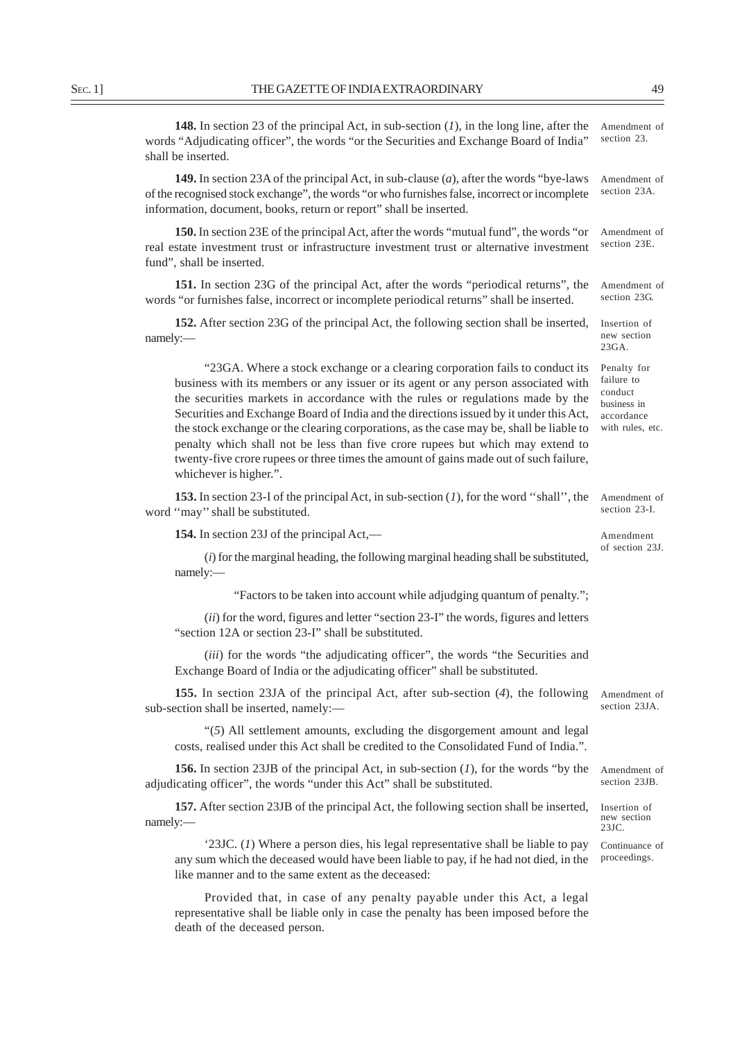**148.** In section 23 of the principal Act, in sub-section (*1*), in the long line, after the words "Adjudicating officer", the words "or the Securities and Exchange Board of India" shall be inserted.

Amendment of section 23.

**149.** In section 23A of the principal Act, in sub-clause (*a*), after the words "bye-laws of the recognised stock exchange", the words "or who furnishes false, incorrect or incomplete information, document, books, return or report" shall be inserted.

Amendment of section 23A.

**150.** In section 23E of the principal Act, after the words "mutual fund", the words "or real estate investment trust or infrastructure investment trust or alternative investment fund", shall be inserted.

Amendment of section 23E.

**151.** In section 23G of the principal Act, after the words "periodical returns", the words "or furnishes false, incorrect or incomplete periodical returns" shall be inserted.

Amendment of section 23G.

**152.** After section 23G of the principal Act, the following section shall be inserted, namely:—

Insertion of new section 23GA.

"23GA. Where a stock exchange or a clearing corporation fails to conduct its business with its members or any issuer or its agent or any person associated with the securities markets in accordance with the rules or regulations made by the Securities and Exchange Board of India and the directions issued by it under this Act, the stock exchange or the clearing corporations, as the case may be, shall be liable to penalty which shall not be less than five crore rupees but which may extend to twenty-five crore rupees or three times the amount of gains made out of such failure, whichever is higher.".

Penalty for failure to conduct business in accordance with rules, etc.

**153.** In section 23-I of the principal Act, in sub-section (*1*), for the word "shall", the word "may" shall be substituted.

Amendment of section 23-I.

**154.** In section 23J of the principal Act,—

Amendment of section 23J.

(*i*) for the marginal heading, the following marginal heading shall be substituted, namely:—

"Factors to be taken into account while adjudging quantum of penalty.";

(*ii*) for the word, figures and letter "section 23-I" the words, figures and letters "section 12A or section 23-I" shall be substituted.

(*iii*) for the words "the adjudicating officer", the words "the Securities and Exchange Board of India or the adjudicating officer" shall be substituted.

**155.** In section 23JA of the principal Act, after sub-section (*4*), the following sub-section shall be inserted, namely:—

Amendment of section 23JA.

"(*5*) All settlement amounts, excluding the disgorgement amount and legal costs, realised under this Act shall be credited to the Consolidated Fund of India.".

**156.** In section 23JB of the principal Act, in sub-section (*1*), for the words "by the adjudicating officer", the words "under this Act" shall be substituted.

Amendment of section 23JB.

**157.** After section 23JB of the principal Act, the following section shall be inserted, namely:—

Insertion of new section 23JC.

'23JC. (*1*) Where a person dies, his legal representative shall be liable to pay any sum which the deceased would have been liable to pay, if he had not died, in the like manner and to the same extent as the deceased:

Continuance of proceedings.

Provided that, in case of any penalty payable under this Act, a legal representative shall be liable only in case the penalty has been imposed before the death of the deceased person.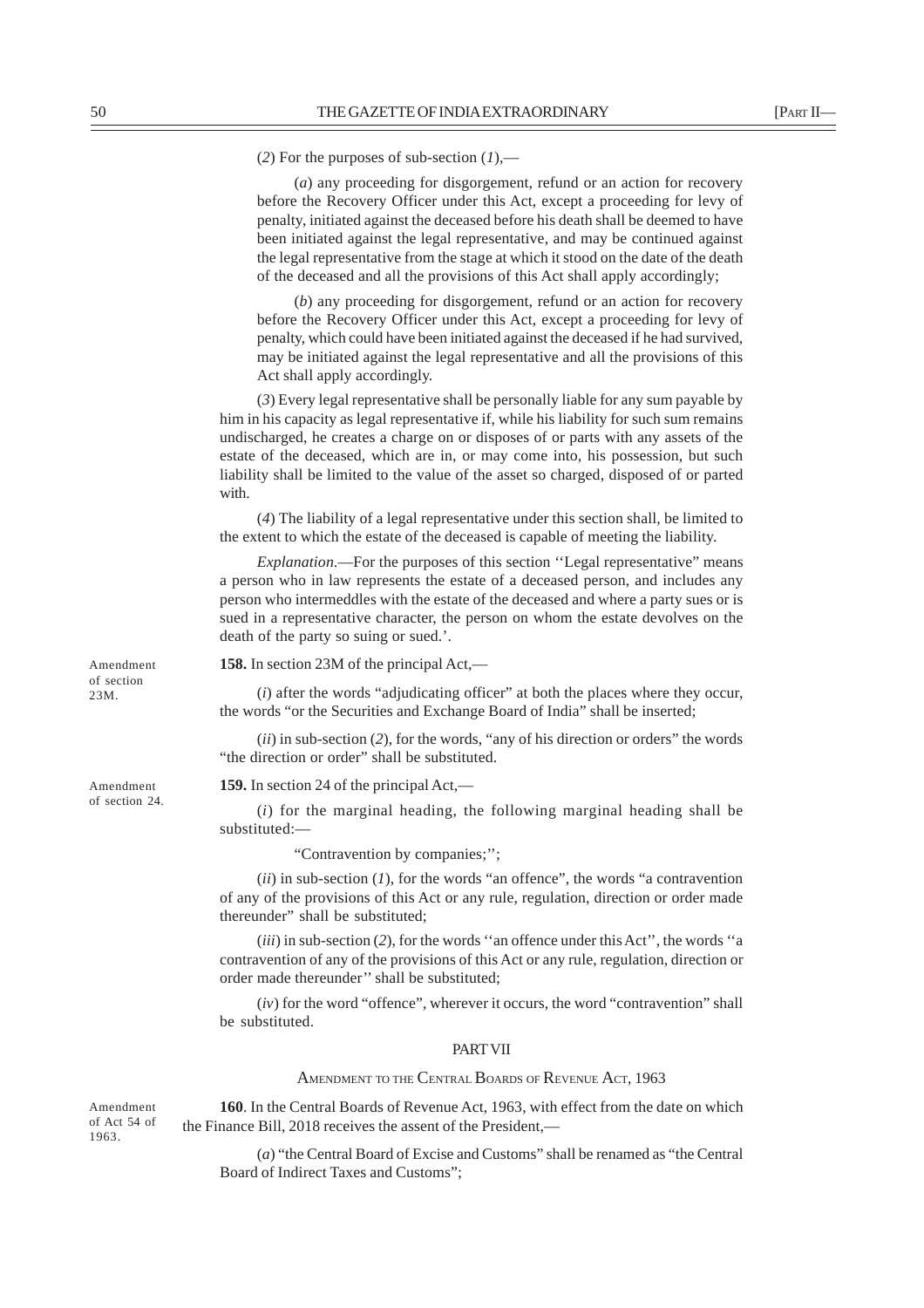(*2*) For the purposes of sub-section (*1*),—

(*a*) any proceeding for disgorgement, refund or an action for recovery before the Recovery Officer under this Act, except a proceeding for levy of penalty, initiated against the deceased before his death shall be deemed to have been initiated against the legal representative, and may be continued against the legal representative from the stage at which it stood on the date of the death of the deceased and all the provisions of this Act shall apply accordingly;

(*b*) any proceeding for disgorgement, refund or an action for recovery before the Recovery Officer under this Act, except a proceeding for levy of penalty, which could have been initiated against the deceased if he had survived, may be initiated against the legal representative and all the provisions of this Act shall apply accordingly.

(*3*) Every legal representative shall be personally liable for any sum payable by him in his capacity as legal representative if, while his liability for such sum remains undischarged, he creates a charge on or disposes of or parts with any assets of the estate of the deceased, which are in, or may come into, his possession, but such liability shall be limited to the value of the asset so charged, disposed of or parted with.

(*4*) The liability of a legal representative under this section shall, be limited to the extent to which the estate of the deceased is capable of meeting the liability.

*Explanation*.—For the purposes of this section ''Legal representative" means a person who in law represents the estate of a deceased person, and includes any person who intermeddles with the estate of the deceased and where a party sues or is sued in a representative character, the person on whom the estate devolves on the death of the party so suing or sued.'.

Amendment of section 23M.

**158.** In section 23M of the principal Act,—

(*i*) after the words "adjudicating officer" at both the places where they occur, the words "or the Securities and Exchange Board of India" shall be inserted;

(*ii*) in sub-section (*2*), for the words, "any of his direction or orders" the words "the direction or order" shall be substituted.

Amendment of section 24.

**159.** In section 24 of the principal Act,—

(*i*) for the marginal heading, the following marginal heading shall be substituted:—

"Contravention by companies;'';

(*ii*) in sub-section (*1*), for the words "an offence", the words "a contravention of any of the provisions of this Act or any rule, regulation, direction or order made thereunder" shall be substituted;

(*iii*) in sub-section (*2*), for the words ''an offence under this Act'', the words ''a contravention of any of the provisions of this Act or any rule, regulation, direction or order made thereunder'' shall be substituted;

(*iv*) for the word "offence", wherever it occurs, the word "contravention" shall be substituted.

## PART VII

### AMENDMENT TO THE CENTRAL BOARDS OF REVENUE ACT, 1963

Amendment of Act 54 of 1963.

**160**. In the Central Boards of Revenue Act, 1963, with effect from the date on which the Finance Bill, 2018 receives the assent of the President,—

(*a*) "the Central Board of Excise and Customs" shall be renamed as "the Central Board of Indirect Taxes and Customs";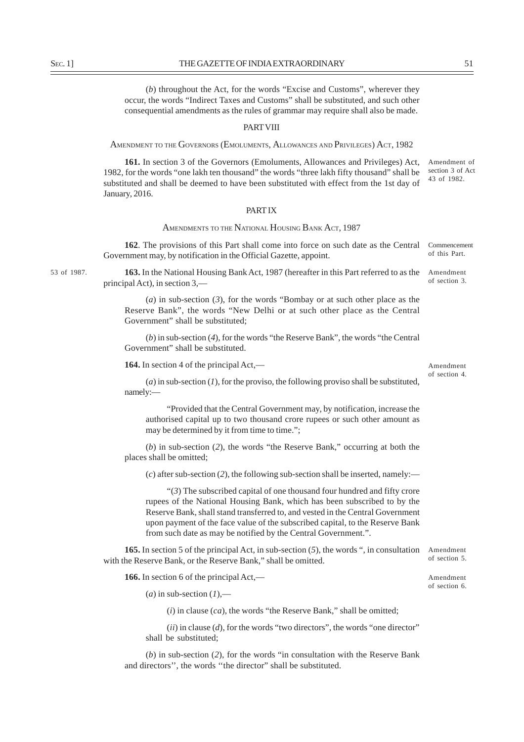(*b*) throughout the Act, for the words "Excise and Customs", wherever they occur, the words "Indirect Taxes and Customs" shall be substituted, and such other consequential amendments as the rules of grammar may require shall also be made.

## PART VIII

### AMENDMENT TO THE GOVERNORS (EMOLUMENTS, ALLOWANCES AND PRIVILEGES) ACT, 1982

Amendment of section 3 of Act 43 of 1982.

**161.** In section 3 of the Governors (Emoluments, Allowances and Privileges) Act, 1982, for the words "one lakh ten thousand" the words "three lakh fifty thousand" shall be substituted and shall be deemed to have been substituted with effect from the 1st day of January, 2016.

## PART IX

### AMENDMENTS TO THE NATIONAL HOUSING BANK ACT, 1987

Commencement of this Part.

**162**. The provisions of this Part shall come into force on such date as the Central Government may, by notification in the Official Gazette, appoint.

53 of 1987.

Amendment of section 3.

**163.** In the National Housing Bank Act, 1987 (hereafter in this Part referred to as the principal Act), in section 3,—

(*a*) in sub-section (*3*), for the words "Bombay or at such other place as the Reserve Bank", the words "New Delhi or at such other place as the Central Government" shall be substituted;

(*b*) in sub-section (*4*), for the words "the Reserve Bank", the words "the Central Government" shall be substituted.

Amendment of section 4.

**164.** In section 4 of the principal Act,—

(*a*) in sub-section (*1*), for the proviso, the following proviso shall be substituted, namely:—

"Provided that the Central Government may, by notification, increase the authorised capital up to two thousand crore rupees or such other amount as may be determined by it from time to time.";

(*b*) in sub-section (*2*), the words "the Reserve Bank," occurring at both the places shall be omitted;

(*c*) after sub-section (*2*), the following sub-section shall be inserted, namely:—

"(*3*) The subscribed capital of one thousand four hundred and fifty crore rupees of the National Housing Bank, which has been subscribed to by the Reserve Bank, shall stand transferred to, and vested in the Central Government upon payment of the face value of the subscribed capital, to the Reserve Bank from such date as may be notified by the Central Government.".

Amendment of section 5.

**165.** In section 5 of the principal Act, in sub-section (*5*), the words ", in consultation with the Reserve Bank, or the Reserve Bank," shall be omitted.

Amendment of section 6.

**166.** In section 6 of the principal Act,—

(*a*) in sub-section (*1*),—

(*i*) in clause (*ca*), the words "the Reserve Bank," shall be omitted;

(*ii*) in clause (*d*), for the words "two directors", the words "one director" shall be substituted;

(*b*) in sub-section (*2*), for the words "in consultation with the Reserve Bank and directors", the words "the director" shall be substituted.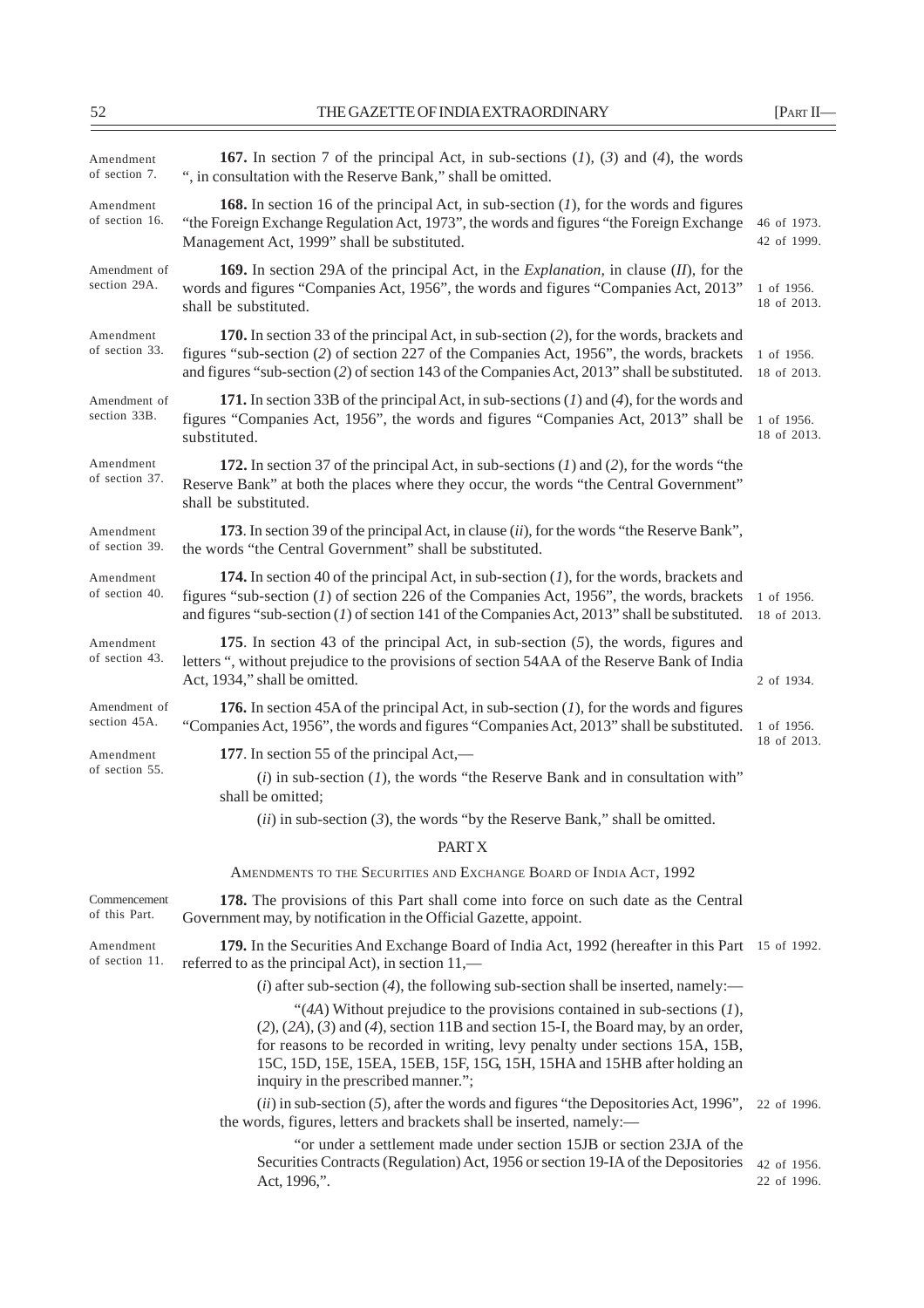Amendment of section 7.

**167.** In section 7 of the principal Act, in sub-sections (*1*), (*3*) and (*4*), the words ", in consultation with the Reserve Bank," shall be omitted.

Amendment of section 16.

**168.** In section 16 of the principal Act, in sub-section (*1*), for the words and figures "the Foreign Exchange Regulation Act, 1973", the words and figures "the Foreign Exchange Management Act, 1999" shall be substituted. 46 of 1973. 42 of 1999.

Amendment of section 29A.

**169.** In section 29A of the principal Act, in the *Explanation,* in clause (*II*), for the words and figures "Companies Act, 1956", the words and figures "Companies Act, 2013" shall be substituted. 1 of 1956. 18 of 2013.

Amendment of section 33.

**170.** In section 33 of the principal Act, in sub-section (*2*), for the words, brackets and figures "sub-section (*2*) of section 227 of the Companies Act, 1956", the words, brackets and figures "sub-section (*2*) of section 143 of the Companies Act, 2013" shall be substituted. 1 of 1956. 18 of 2013.

Amendment of section 33B.

**171.** In section 33B of the principal Act, in sub-sections (*1*) and (*4*), for the words and figures "Companies Act, 1956", the words and figures "Companies Act, 2013" shall be substituted. 1 of 1956. 18 of 2013.

Amendment of section 37.

**172.** In section 37 of the principal Act, in sub-sections (*1*) and (*2*), for the words "the Reserve Bank" at both the places where they occur, the words "the Central Government" shall be substituted.

Amendment of section 39.

**173**. In section 39 of the principal Act, in clause (*ii*), for the words "the Reserve Bank", the words "the Central Government" shall be substituted.

Amendment of section 40.

**174.** In section 40 of the principal Act, in sub-section (*1*), for the words, brackets and figures "sub-section (*1*) of section 226 of the Companies Act, 1956", the words, brackets and figures "sub-section (*1*) of section 141 of the Companies Act, 2013" shall be substituted. 1 of 1956. 18 of 2013.

Amendment of section 43.

**175**. In section 43 of the principal Act, in sub-section (*5*), the words, figures and letters ", without prejudice to the provisions of section 54AA of the Reserve Bank of India Act, 1934," shall be omitted. 2 of 1934.

Amendment of section 45A.

**176.** In section 45A of the principal Act, in sub-section (*1*), for the words and figures "Companies Act, 1956", the words and figures "Companies Act, 2013" shall be substituted. 1 of 1956. 18 of 2013.

Amendment of section 55.

**177**. In section 55 of the principal Act,—

(*i*) in sub-section (*1*), the words "the Reserve Bank and in consultation with" shall be omitted;

(*ii*) in sub-section (*3*), the words "by the Reserve Bank," shall be omitted.

## PART X

### AMENDMENTS TO THE SECURITIES AND EXCHANGE BOARD OF INDIA ACT, 1992

Commencement of this Part.

**178.** The provisions of this Part shall come into force on such date as the Central Government may, by notification in the Official Gazette, appoint.

Amendment of section 11.

**179.** In the Securities And Exchange Board of India Act, 1992 (hereafter in this Part referred to as the principal Act), in section 11,— 15 of 1992.

(*i*) after sub-section (*4*), the following sub-section shall be inserted, namely:—

"(*4A*) Without prejudice to the provisions contained in sub-sections (*1*), (*2*), (*2A*), (*3*) and (*4*), section 11B and section 15-I, the Board may, by an order, for reasons to be recorded in writing, levy penalty under sections 15A, 15B, 15C, 15D, 15E, 15EA, 15EB, 15F, 15G, 15H, 15HA and 15HB after holding an inquiry in the prescribed manner.";

(*ii*) in sub-section (*5*), after the words and figures "the Depositories Act, 1996", the words, figures, letters and brackets shall be inserted, namely:— 22 of 1996.

"or under a settlement made under section 15JB or section 23JA of the Securities Contracts (Regulation) Act, 1956 or section 19-IA of the Depositories Act, 1996,". 42 of 1956. 22 of 1996.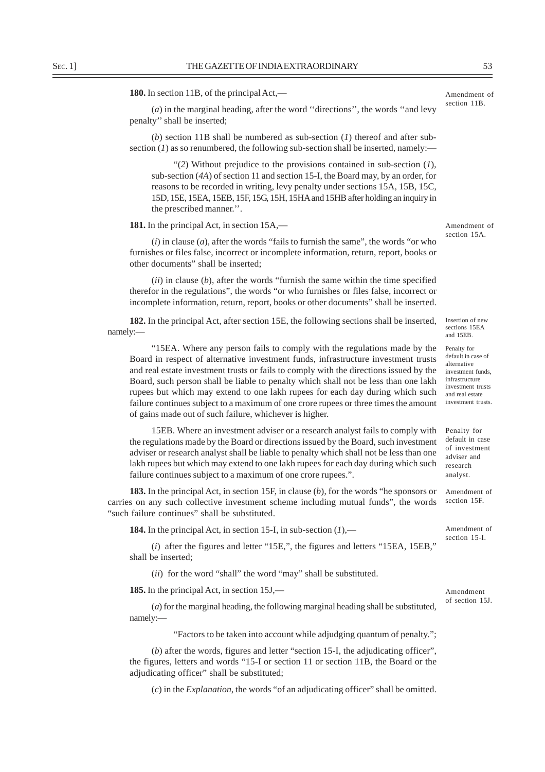**180.** In section 11B, of the principal Act,—

Amendment of section 11B.

(*a*) in the marginal heading, after the word ''directions'', the words ''and levy penalty'' shall be inserted;

(*b*) section 11B shall be numbered as sub-section (*1*) thereof and after sub-section (*1*) as so renumbered, the following sub-section shall be inserted, namely:—

"(*2*) Without prejudice to the provisions contained in sub-section (*1*), sub-section (*4A*) of section 11 and section 15-I, the Board may, by an order, for reasons to be recorded in writing, levy penalty under sections 15A, 15B, 15C, 15D, 15E, 15EA, 15EB, 15F, 15G, 15H, 15HA and 15HB after holding an inquiry in the prescribed manner.''.

**181.** In the principal Act, in section 15A,—

Amendment of section 15A.

(*i*) in clause (*a*), after the words "fails to furnish the same", the words "or who furnishes or files false, incorrect or incomplete information, return, report, books or other documents" shall be inserted;

(*ii*) in clause (*b*), after the words "furnish the same within the time specified therefor in the regulations", the words "or who furnishes or files false, incorrect or incomplete information, return, report, books or other documents" shall be inserted.

**182.** In the principal Act, after section 15E, the following sections shall be inserted, namely:—

Insertion of new sections 15EA and 15EB.

Penalty for default in case of alternative investment funds, infrastructure investment trusts and real estate investment trusts.

"15EA. Where any person fails to comply with the regulations made by the Board in respect of alternative investment funds, infrastructure investment trusts and real estate investment trusts or fails to comply with the directions issued by the Board, such person shall be liable to penalty which shall not be less than one lakh rupees but which may extend to one lakh rupees for each day during which such failure continues subject to a maximum of one crore rupees or three times the amount of gains made out of such failure, whichever is higher.

Penalty for default in case of investment adviser and research analyst.

15EB. Where an investment adviser or a research analyst fails to comply with the regulations made by the Board or directions issued by the Board, such investment adviser or research analyst shall be liable to penalty which shall not be less than one lakh rupees but which may extend to one lakh rupees for each day during which such failure continues subject to a maximum of one crore rupees.".

Amendment of section 15F.

**183.** In the principal Act, in section 15F, in clause (*b*), for the words "he sponsors or carries on any such collective investment scheme including mutual funds", the words "such failure continues" shall be substituted.

**184.** In the principal Act, in section 15-I, in sub-section (*1*),—

Amendment of section 15-I.

(*i*) after the figures and letter "15E,", the figures and letters "15EA, 15EB," shall be inserted;

(*ii*) for the word "shall" the word "may" shall be substituted.

**185.** In the principal Act, in section 15J,—

Amendment of section 15J.

(*a*) for the marginal heading, the following marginal heading shall be substituted, namely:—

"Factors to be taken into account while adjudging quantum of penalty.";

(*b*) after the words, figures and letter "section 15-I, the adjudicating officer", the figures, letters and words "15-I or section 11 or section 11B, the Board or the adjudicating officer" shall be substituted;

(*c*) in the *Explanation*, the words "of an adjudicating officer" shall be omitted.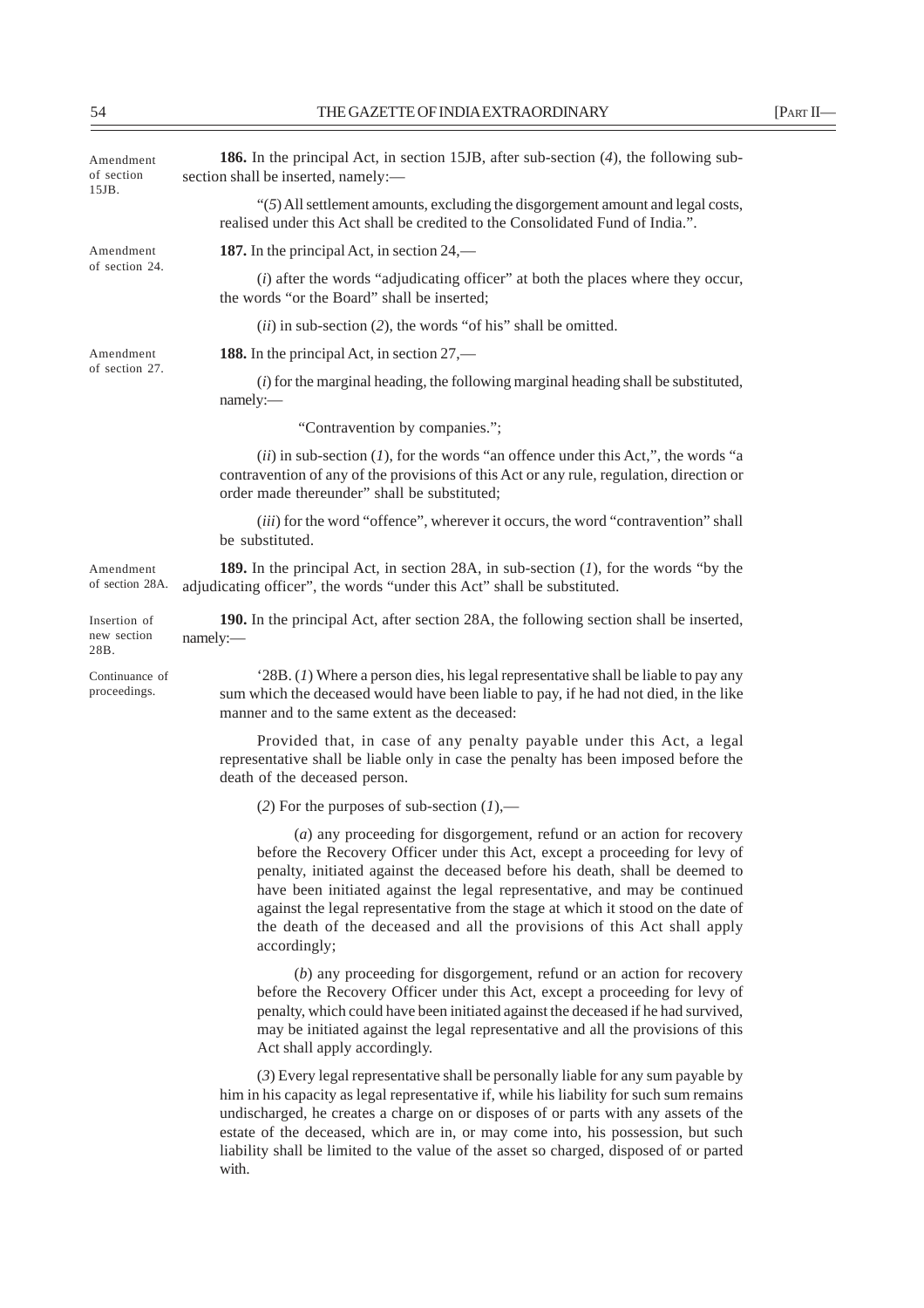Amendment of section 15JB.

**186.** In the principal Act, in section 15JB, after sub-section (*4*), the following sub-section shall be inserted, namely:—

"(*5*) All settlement amounts, excluding the disgorgement amount and legal costs, realised under this Act shall be credited to the Consolidated Fund of India.".

Amendment of section 24.

**187.** In the principal Act, in section 24,—

(*i*) after the words "adjudicating officer" at both the places where they occur, the words "or the Board" shall be inserted;

(*ii*) in sub-section (*2*), the words "of his" shall be omitted.

Amendment of section 27.

**188.** In the principal Act, in section 27,—

(*i*) for the marginal heading, the following marginal heading shall be substituted, namely:—

"Contravention by companies.";

(*ii*) in sub-section (*1*), for the words "an offence under this Act,", the words "a contravention of any of the provisions of this Act or any rule, regulation, direction or order made thereunder" shall be substituted;

(*iii*) for the word "offence", wherever it occurs, the word "contravention" shall be substituted.

Amendment of section 28A.

**189.** In the principal Act, in section 28A, in sub-section (*1*), for the words "by the adjudicating officer", the words "under this Act" shall be substituted.

Insertion of new section 28B.

**190.** In the principal Act, after section 28A, the following section shall be inserted, namely:—

Continuance of proceedings.

'28B. (*1*) Where a person dies, his legal representative shall be liable to pay any sum which the deceased would have been liable to pay, if he had not died, in the like manner and to the same extent as the deceased:

Provided that, in case of any penalty payable under this Act, a legal representative shall be liable only in case the penalty has been imposed before the death of the deceased person.

(*2*) For the purposes of sub-section (*1*),—

(*a*) any proceeding for disgorgement, refund or an action for recovery before the Recovery Officer under this Act, except a proceeding for levy of penalty, initiated against the deceased before his death, shall be deemed to have been initiated against the legal representative, and may be continued against the legal representative from the stage at which it stood on the date of the death of the deceased and all the provisions of this Act shall apply accordingly;

(*b*) any proceeding for disgorgement, refund or an action for recovery before the Recovery Officer under this Act, except a proceeding for levy of penalty, which could have been initiated against the deceased if he had survived, may be initiated against the legal representative and all the provisions of this Act shall apply accordingly.

(*3*) Every legal representative shall be personally liable for any sum payable by him in his capacity as legal representative if, while his liability for such sum remains undischarged, he creates a charge on or disposes of or parts with any assets of the estate of the deceased, which are in, or may come into, his possession, but such liability shall be limited to the value of the asset so charged, disposed of or parted with.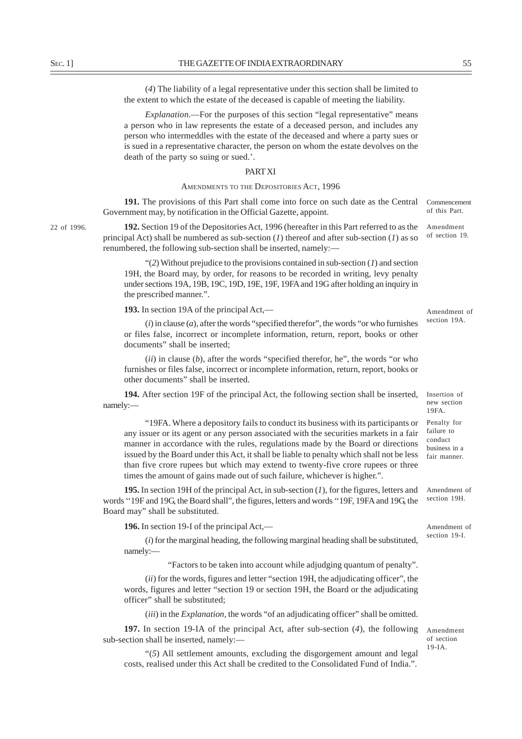(*4*) The liability of a legal representative under this section shall be limited to the extent to which the estate of the deceased is capable of meeting the liability.

*Explanation*.—For the purposes of this section "legal representative" means a person who in law represents the estate of a deceased person, and includes any person who intermeddles with the estate of the deceased and where a party sues or is sued in a representative character, the person on whom the estate devolves on the death of the party so suing or sued.'.

## PART XI

### AMENDMENTS TO THE DEPOSITORIES ACT, 1996

Commencement of this Part.

**191.** The provisions of this Part shall come into force on such date as the Central Government may, by notification in the Official Gazette, appoint.

22 of 1996.

Amendment of section 19.

**192.** Section 19 of the Depositories Act, 1996 (hereafter in this Part referred to as the principal Act) shall be numbered as sub-section (*1*) thereof and after sub-section (*1*) as so renumbered, the following sub-section shall be inserted, namely:—

"(*2*) Without prejudice to the provisions contained in sub-section (*1*) and section 19H, the Board may, by order, for reasons to be recorded in writing, levy penalty under sections 19A, 19B, 19C, 19D, 19E, 19F, 19FA and 19G after holding an inquiry in the prescribed manner.".

Amendment of section 19A.

**193.** In section 19A of the principal Act,—

(*i*) in clause (*a*), after the words "specified therefor", the words "or who furnishes or files false, incorrect or incomplete information, return, report, books or other documents" shall be inserted;

(*ii*) in clause (*b*), after the words "specified therefor, he", the words "or who furnishes or files false, incorrect or incomplete information, return, report, books or other documents" shall be inserted.

Insertion of new section 19FA.

**194.** After section 19F of the principal Act, the following section shall be inserted, namely:—

Penalty for failure to conduct business in a fair manner.

"19FA. Where a depository fails to conduct its business with its participants or any issuer or its agent or any person associated with the securities markets in a fair manner in accordance with the rules, regulations made by the Board or directions issued by the Board under this Act, it shall be liable to penalty which shall not be less than five crore rupees but which may extend to twenty-five crore rupees or three times the amount of gains made out of such failure, whichever is higher.".

Amendment of section 19H.

**195.** In section 19H of the principal Act, in sub-section (*1*), for the figures, letters and words "19F and 19G, the Board shall", the figures, letters and words "19F, 19FA and 19G, the Board may" shall be substituted.

Amendment of section 19-I.

**196.** In section 19-I of the principal Act,—

(*i*) for the marginal heading, the following marginal heading shall be substituted, namely:—

"Factors to be taken into account while adjudging quantum of penalty".

(*ii*) for the words, figures and letter "section 19H, the adjudicating officer", the words, figures and letter "section 19 or section 19H, the Board or the adjudicating officer" shall be substituted;

(*iii*) in the *Explanation*, the words "of an adjudicating officer" shall be omitted.

Amendment of section 19-IA.

**197.** In section 19-IA of the principal Act, after sub-section (*4*), the following sub-section shall be inserted, namely:—

"(*5*) All settlement amounts, excluding the disgorgement amount and legal costs, realised under this Act shall be credited to the Consolidated Fund of India.".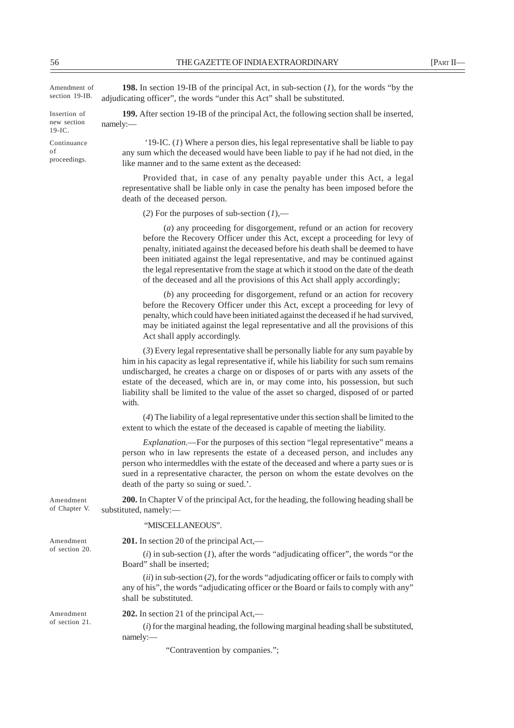Amendment of section 19-IB.

**198.** In section 19-IB of the principal Act, in sub-section (*1*), for the words "by the adjudicating officer", the words "under this Act" shall be substituted.

Insertion of new section 19-IC.

**199.** After section 19-IB of the principal Act, the following section shall be inserted, namely:—

Continuance of proceedings.

'19-IC. (*1*) Where a person dies, his legal representative shall be liable to pay any sum which the deceased would have been liable to pay if he had not died, in the like manner and to the same extent as the deceased:

Provided that, in case of any penalty payable under this Act, a legal representative shall be liable only in case the penalty has been imposed before the death of the deceased person.

(*2*) For the purposes of sub-section (*1*),—

(*a*) any proceeding for disgorgement, refund or an action for recovery before the Recovery Officer under this Act, except a proceeding for levy of penalty, initiated against the deceased before his death shall be deemed to have been initiated against the legal representative, and may be continued against the legal representative from the stage at which it stood on the date of the death of the deceased and all the provisions of this Act shall apply accordingly;

(*b*) any proceeding for disgorgement, refund or an action for recovery before the Recovery Officer under this Act, except a proceeding for levy of penalty, which could have been initiated against the deceased if he had survived, may be initiated against the legal representative and all the provisions of this Act shall apply accordingly.

(*3*) Every legal representative shall be personally liable for any sum payable by him in his capacity as legal representative if, while his liability for such sum remains undischarged, he creates a charge on or disposes of or parts with any assets of the estate of the deceased, which are in, or may come into, his possession, but such liability shall be limited to the value of the asset so charged, disposed of or parted with.

(*4*) The liability of a legal representative under this section shall be limited to the extent to which the estate of the deceased is capable of meeting the liability.

*Explanation*.—For the purposes of this section "legal representative" means a person who in law represents the estate of a deceased person, and includes any person who intermeddles with the estate of the deceased and where a party sues or is sued in a representative character, the person on whom the estate devolves on the death of the party so suing or sued.'.

Amendment of Chapter V.

**200.** In Chapter V of the principal Act, for the heading, the following heading shall be substituted, namely:—

"MISCELLANEOUS".

Amendment of section 20.

**201.** In section 20 of the principal Act,—

(*i*) in sub-section (*1*), after the words "adjudicating officer", the words "or the Board" shall be inserted;

(*ii*) in sub-section (*2*), for the words "adjudicating officer or fails to comply with any of his", the words "adjudicating officer or the Board or fails to comply with any" shall be substituted.

Amendment of section 21.

**202.** In section 21 of the principal Act,—

(*i*) for the marginal heading, the following marginal heading shall be substituted, namely:—

"Contravention by companies.";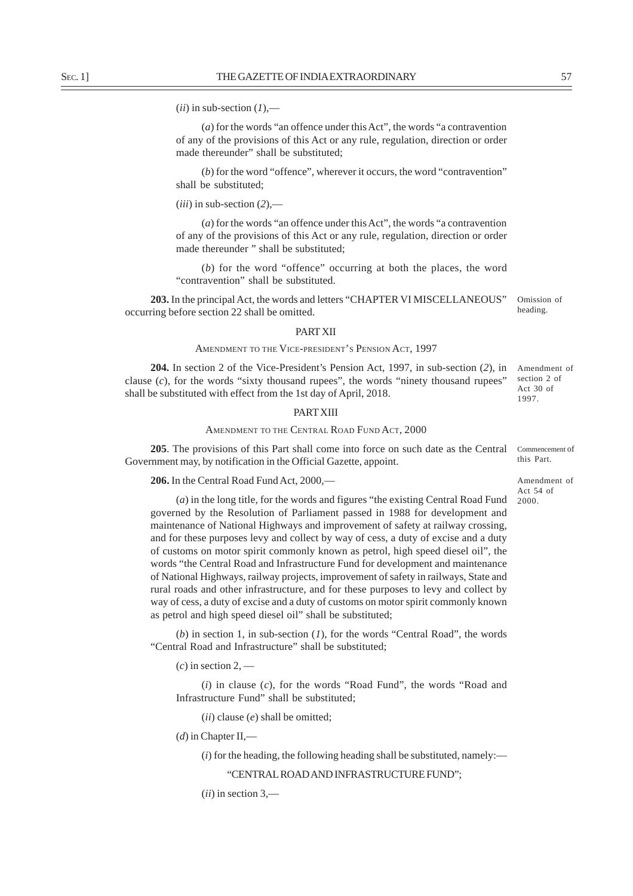(*ii*) in sub-section (*1*),—

(*a*) for the words "an offence under this Act", the words "a contravention of any of the provisions of this Act or any rule, regulation, direction or order made thereunder" shall be substituted;

(*b*) for the word "offence", wherever it occurs, the word "contravention" shall be substituted;

(*iii*) in sub-section (*2*),—

(*a*) for the words "an offence under this Act", the words "a contravention of any of the provisions of this Act or any rule, regulation, direction or order made thereunder " shall be substituted;

(*b*) for the word "offence" occurring at both the places, the word "contravention" shall be substituted.

Omission of heading.

**203.** In the principal Act, the words and letters "CHAPTER VI MISCELLANEOUS" occurring before section 22 shall be omitted.

## PART XII

### AMENDMENT TO THE VICE-PRESIDENT'S PENSION ACT, 1997

Amendment of section 2 of Act 30 of 1997.

**204.** In section 2 of the Vice-President's Pension Act, 1997, in sub-section (*2*), in clause (*c*), for the words "sixty thousand rupees", the words "ninety thousand rupees" shall be substituted with effect from the 1st day of April, 2018.

## PART XIII

### AMENDMENT TO THE CENTRAL ROAD FUND ACT, 2000

Commencement of this Part.

**205**. The provisions of this Part shall come into force on such date as the Central Government may, by notification in the Official Gazette, appoint.

Amendment of Act 54 of 2000.

**206.** In the Central Road Fund Act, 2000,—

(*a*) in the long title, for the words and figures "the existing Central Road Fund governed by the Resolution of Parliament passed in 1988 for development and maintenance of National Highways and improvement of safety at railway crossing, and for these purposes levy and collect by way of cess, a duty of excise and a duty of customs on motor spirit commonly known as petrol, high speed diesel oil", the words "the Central Road and Infrastructure Fund for development and maintenance of National Highways, railway projects, improvement of safety in railways, State and rural roads and other infrastructure, and for these purposes to levy and collect by way of cess, a duty of excise and a duty of customs on motor spirit commonly known as petrol and high speed diesel oil" shall be substituted;

(*b*) in section 1, in sub-section (*1*), for the words "Central Road", the words "Central Road and Infrastructure" shall be substituted;

(*c*) in section 2, —

(*i*) in clause (*c*), for the words "Road Fund", the words "Road and Infrastructure Fund" shall be substituted;

(*ii*) clause (*e*) shall be omitted;

(*d*) in Chapter II,—

(*i*) for the heading, the following heading shall be substituted, namely:—

"CENTRAL ROAD AND INFRASTRUCTURE FUND";

(*ii*) in section 3,—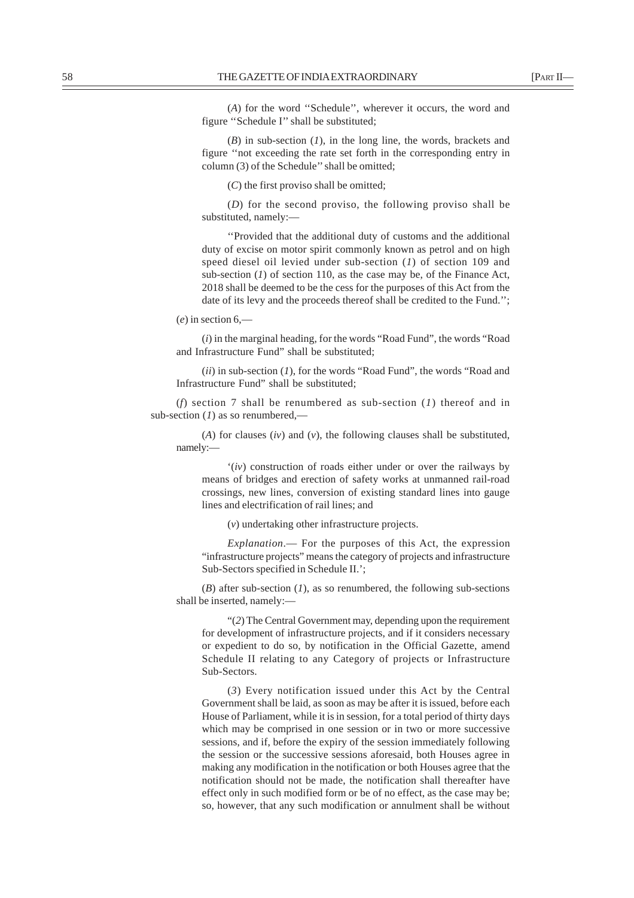(*A*) for the word ''Schedule'', wherever it occurs, the word and figure ''Schedule I'' shall be substituted;

(*B*) in sub-section (*1*), in the long line, the words, brackets and figure ''not exceeding the rate set forth in the corresponding entry in column (3) of the Schedule'' shall be omitted;

(*C*) the first proviso shall be omitted;

(*D*) for the second proviso, the following proviso shall be substituted, namely:—

''Provided that the additional duty of customs and the additional duty of excise on motor spirit commonly known as petrol and on high speed diesel oil levied under sub-section (*1*) of section 109 and sub-section (*1*) of section 110, as the case may be, of the Finance Act, 2018 shall be deemed to be the cess for the purposes of this Act from the date of its levy and the proceeds thereof shall be credited to the Fund.'';

(*e*) in section 6,—

(*i*) in the marginal heading, for the words "Road Fund", the words "Road and Infrastructure Fund" shall be substituted;

(*ii*) in sub-section (*1*), for the words "Road Fund", the words "Road and Infrastructure Fund" shall be substituted;

(*f*) section 7 shall be renumbered as sub-section (*1*) thereof and in sub-section (*1*) as so renumbered,—

(*A*) for clauses (*iv*) and (*v*), the following clauses shall be substituted, namely:—

'(*iv*) construction of roads either under or over the railways by means of bridges and erection of safety works at unmanned rail-road crossings, new lines, conversion of existing standard lines into gauge lines and electrification of rail lines; and

(*v*) undertaking other infrastructure projects.

*Explanation*.— For the purposes of this Act, the expression "infrastructure projects" means the category of projects and infrastructure Sub-Sectors specified in Schedule II.';

(*B*) after sub-section (*1*), as so renumbered, the following sub-sections shall be inserted, namely:—

"(*2*) The Central Government may, depending upon the requirement for development of infrastructure projects, and if it considers necessary or expedient to do so, by notification in the Official Gazette, amend Schedule II relating to any Category of projects or Infrastructure Sub-Sectors.

(*3*) Every notification issued under this Act by the Central Government shall be laid, as soon as may be after it is issued, before each House of Parliament, while it is in session, for a total period of thirty days which may be comprised in one session or in two or more successive sessions, and if, before the expiry of the session immediately following the session or the successive sessions aforesaid, both Houses agree in making any modification in the notification or both Houses agree that the notification should not be made, the notification shall thereafter have effect only in such modified form or be of no effect, as the case may be; so, however, that any such modification or annulment shall be without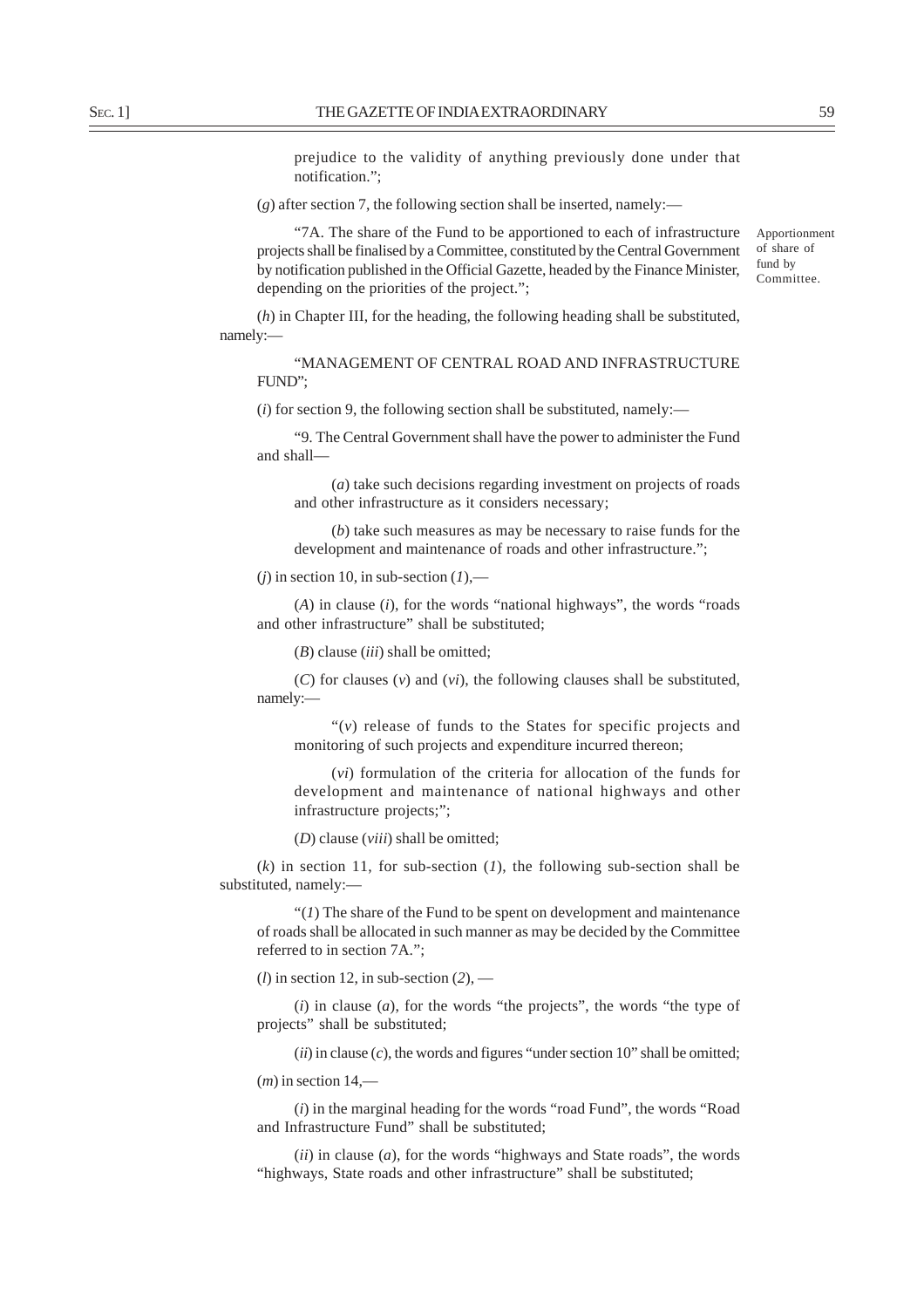prejudice to the validity of anything previously done under that notification.";

(*g*) after section 7, the following section shall be inserted, namely:—

Apportionment of share of fund by Committee.

"7A. The share of the Fund to be apportioned to each of infrastructure projects shall be finalised by a Committee, constituted by the Central Government by notification published in the Official Gazette, headed by the Finance Minister, depending on the priorities of the project.";

(*h*) in Chapter III, for the heading, the following heading shall be substituted, namely:—

"MANAGEMENT OF CENTRAL ROAD AND INFRASTRUCTURE FUND";

(*i*) for section 9, the following section shall be substituted, namely:—

"9. The Central Government shall have the power to administer the Fund and shall—

(*a*) take such decisions regarding investment on projects of roads and other infrastructure as it considers necessary;

(*b*) take such measures as may be necessary to raise funds for the development and maintenance of roads and other infrastructure.";

(*j*) in section 10, in sub-section (*1*),—

(*A*) in clause (*i*), for the words "national highways", the words "roads and other infrastructure" shall be substituted;

(*B*) clause (*iii*) shall be omitted;

(*C*) for clauses (*v*) and (*vi*), the following clauses shall be substituted, namely:—

"(*v*) release of funds to the States for specific projects and monitoring of such projects and expenditure incurred thereon;

(*vi*) formulation of the criteria for allocation of the funds for development and maintenance of national highways and other infrastructure projects;";

(*D*) clause (*viii*) shall be omitted;

(*k*) in section 11, for sub-section (*1*), the following sub-section shall be substituted, namely:—

"(*1*) The share of the Fund to be spent on development and maintenance of roads shall be allocated in such manner as may be decided by the Committee referred to in section 7A.";

(*l*) in section 12, in sub-section (*2*), —

(*i*) in clause (*a*), for the words "the projects", the words "the type of projects" shall be substituted;

(*ii*) in clause (*c*), the words and figures "under section 10" shall be omitted;

(*m*) in section 14,—

(*i*) in the marginal heading for the words "road Fund", the words "Road and Infrastructure Fund" shall be substituted;

(*ii*) in clause (*a*), for the words "highways and State roads", the words "highways, State roads and other infrastructure" shall be substituted;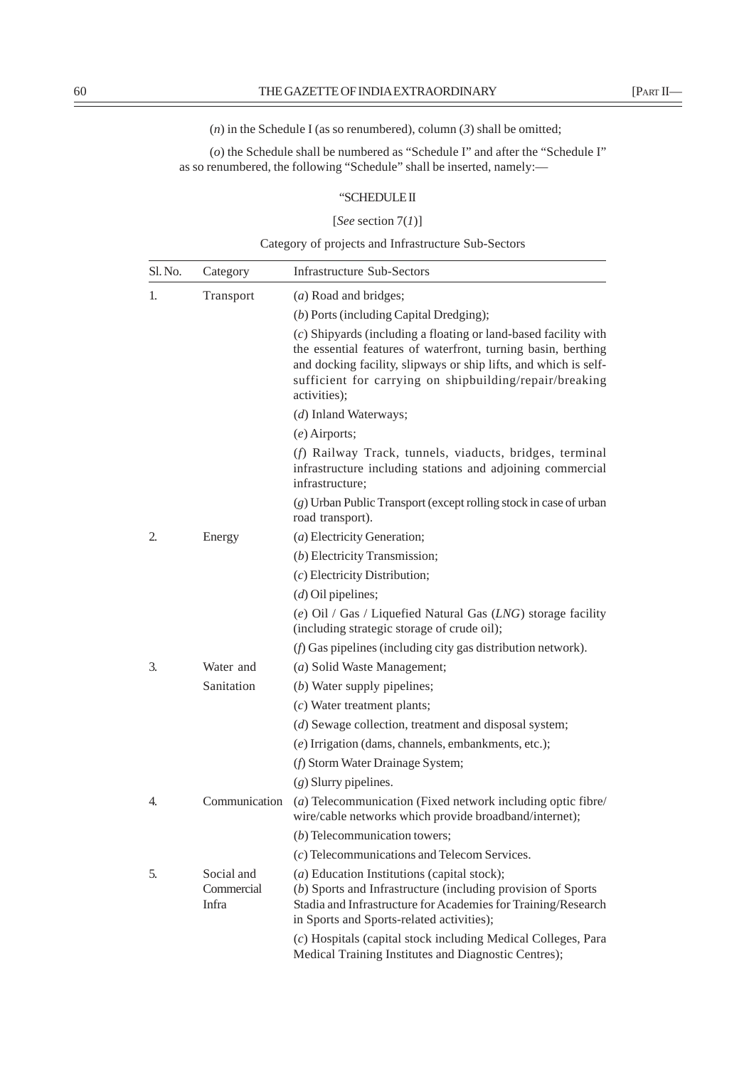(*n*) in the Schedule I (as so renumbered), column (*3*) shall be omitted;

(*o*) the Schedule shall be numbered as "Schedule I" and after the "Schedule I" as so renumbered, the following "Schedule" shall be inserted, namely:—

"SCHEDULE II

[*See* section 7(*1*)]

Category of projects and Infrastructure Sub-Sectors

| Sl. No. | Category | Infrastructure Sub-Sectors |
|---|---|---|
| 1. | Transport | (*a*) Road and bridges; |
| | | (*b*) Ports (including Capital Dredging); |
| | | (*c*) Shipyards (including a floating or land-based facility with the essential features of waterfront, turning basin, berthing and docking facility, slipways or ship lifts, and which is self-sufficient for carrying on shipbuilding/repair/breaking activities); |
| | | (*d*) Inland Waterways; |
| | | (*e*) Airports; |
| | | (*f*) Railway Track, tunnels, viaducts, bridges, terminal infrastructure including stations and adjoining commercial infrastructure; |
| | | (*g*) Urban Public Transport (except rolling stock in case of urban road transport). |
| 2. | Energy | (*a*) Electricity Generation; |
| | | (*b*) Electricity Transmission; |
| | | (*c*) Electricity Distribution; |
| | | (*d*) Oil pipelines; |
| | | (*e*) Oil / Gas / Liquefied Natural Gas (*LNG*) storage facility (including strategic storage of crude oil); |
| | | (*f*) Gas pipelines (including city gas distribution network). |
| 3. | Water and Sanitation | (*a*) Solid Waste Management; |
| | | (*b*) Water supply pipelines; |
| | | (*c*) Water treatment plants; |
| | | (*d*) Sewage collection, treatment and disposal system; |
| | | (*e*) Irrigation (dams, channels, embankments, etc.); |
| | | (*f*) Storm Water Drainage System; |
| | | (*g*) Slurry pipelines. |
| 4. | Communication | (*a*) Telecommunication (Fixed network including optic fibre/ wire/cable networks which provide broadband/internet); |
| | | (*b*) Telecommunication towers; |
| | | (*c*) Telecommunications and Telecom Services. |
| 5. | Social and Commercial Infra | (*a*) Education Institutions (capital stock); (*b*) Sports and Infrastructure (including provision of Sports Stadia and Infrastructure for Academies for Training/Research in Sports and Sports-related activities); |
| | | (*c*) Hospitals (capital stock including Medical Colleges, Para Medical Training Institutes and Diagnostic Centres); |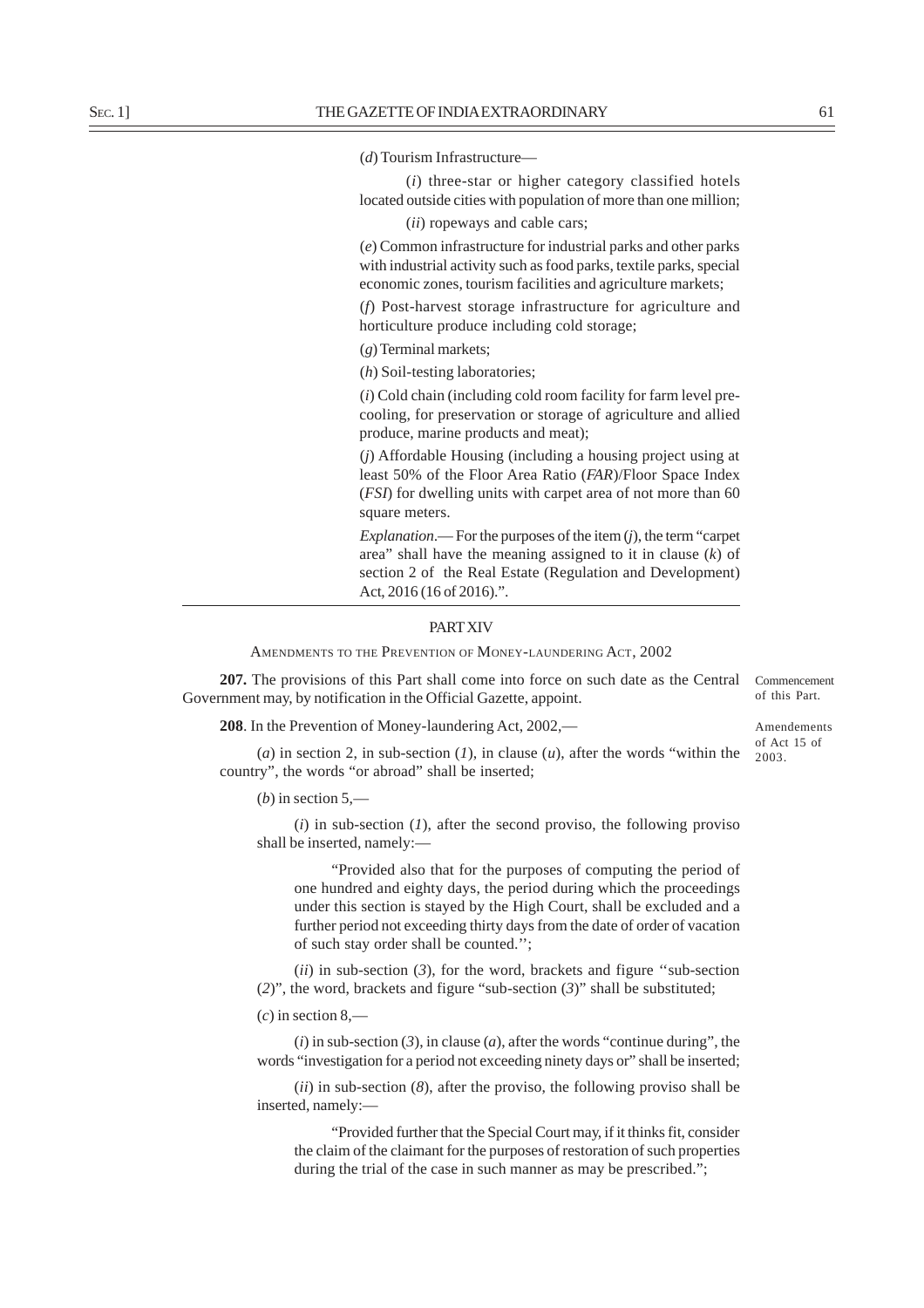(*d*) Tourism Infrastructure—

(*i*) three-star or higher category classified hotels located outside cities with population of more than one million;

(*ii*) ropeways and cable cars;

(*e*) Common infrastructure for industrial parks and other parks with industrial activity such as food parks, textile parks, special economic zones, tourism facilities and agriculture markets;

(*f*) Post-harvest storage infrastructure for agriculture and horticulture produce including cold storage;

(*g*) Terminal markets;

(*h*) Soil-testing laboratories;

(*i*) Cold chain (including cold room facility for farm level pre-cooling, for preservation or storage of agriculture and allied produce, marine products and meat);

(*j*) Affordable Housing (including a housing project using at least 50% of the Floor Area Ratio (*FAR*)/Floor Space Index (*FSI*) for dwelling units with carpet area of not more than 60 square meters.

*Explanation*.— For the purposes of the item (*j*), the term "carpet area" shall have the meaning assigned to it in clause (*k*) of section 2 of the Real Estate (Regulation and Development) Act, 2016 (16 of 2016).".

---

## PART XIV

### AMENDMENTS TO THE PREVENTION OF MONEY-LAUNDERING ACT, 2002

Commencement of this Part.

**207.** The provisions of this Part shall come into force on such date as the Central Government may, by notification in the Official Gazette, appoint.

Amendements of Act 15 of 2003.

**208**. In the Prevention of Money-laundering Act, 2002,—

(*a*) in section 2, in sub-section (*1*), in clause (*u*), after the words "within the country", the words "or abroad" shall be inserted;

(*b*) in section 5,—

(*i*) in sub-section (*1*), after the second proviso, the following proviso shall be inserted, namely:—

"Provided also that for the purposes of computing the period of one hundred and eighty days, the period during which the proceedings under this section is stayed by the High Court, shall be excluded and a further period not exceeding thirty days from the date of order of vacation of such stay order shall be counted.'';

(*ii*) in sub-section (*3*), for the word, brackets and figure ''sub-section (*2*)", the word, brackets and figure "sub-section (*3*)" shall be substituted;

(*c*) in section 8,—

(*i*) in sub-section (*3*), in clause (*a*), after the words "continue during", the words "investigation for a period not exceeding ninety days or" shall be inserted;

(*ii*) in sub-section (*8*), after the proviso, the following proviso shall be inserted, namely:—

"Provided further that the Special Court may, if it thinks fit, consider the claim of the claimant for the purposes of restoration of such properties during the trial of the case in such manner as may be prescribed.";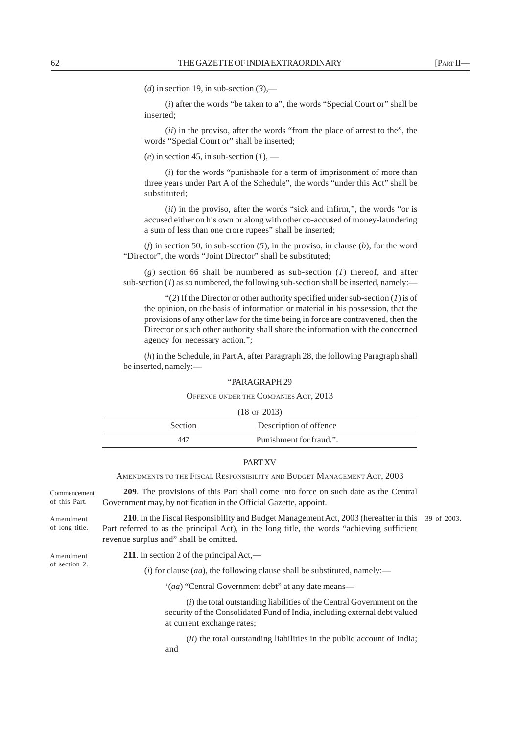(*d*) in section 19, in sub-section (*3*),—

(*i*) after the words "be taken to a", the words "Special Court or" shall be inserted;

(*ii*) in the proviso, after the words "from the place of arrest to the", the words "Special Court or" shall be inserted;

(*e*) in section 45, in sub-section (*1*), —

(*i*) for the words "punishable for a term of imprisonment of more than three years under Part A of the Schedule", the words "under this Act" shall be substituted;

(*ii*) in the proviso, after the words "sick and infirm,", the words "or is accused either on his own or along with other co-accused of money-laundering a sum of less than one crore rupees" shall be inserted;

(*f*) in section 50, in sub-section (*5*), in the proviso, in clause (*b*), for the word "Director", the words "Joint Director" shall be substituted;

(*g*) section 66 shall be numbered as sub-section (*1*) thereof, and after sub-section (*1*) as so numbered, the following sub-section shall be inserted, namely:—

"(*2*) If the Director or other authority specified under sub-section (*1*) is of the opinion, on the basis of information or material in his possession, that the provisions of any other law for the time being in force are contravened, then the Director or such other authority shall share the information with the concerned agency for necessary action.";

(*h*) in the Schedule, in Part A, after Paragraph 28, the following Paragraph shall be inserted, namely:—

"PARAGRAPH 29

OFFENCE UNDER THE COMPANIES ACT, 2013

(18 OF 2013)

| Section | Description of offence |
|---|---|
| 447 | Punishment for fraud.". |

## PART XV

AMENDMENTS TO THE FISCAL RESPONSIBILITY AND BUDGET MANAGEMENT ACT, 2003

Commencement of this Part.

**209**. The provisions of this Part shall come into force on such date as the Central Government may, by notification in the Official Gazette, appoint.

Amendment of long title.

**210**. In the Fiscal Responsibility and Budget Management Act, 2003 (hereafter in this Part referred to as the principal Act), in the long title, the words "achieving sufficient revenue surplus and" shall be omitted.

39 of 2003.

Amendment of section 2.

**211**. In section 2 of the principal Act,—

(*i*) for clause (*aa*), the following clause shall be substituted, namely:—

'(*aa*) "Central Government debt" at any date means—

(*i*) the total outstanding liabilities of the Central Government on the security of the Consolidated Fund of India, including external debt valued at current exchange rates;

(*ii*) the total outstanding liabilities in the public account of India; and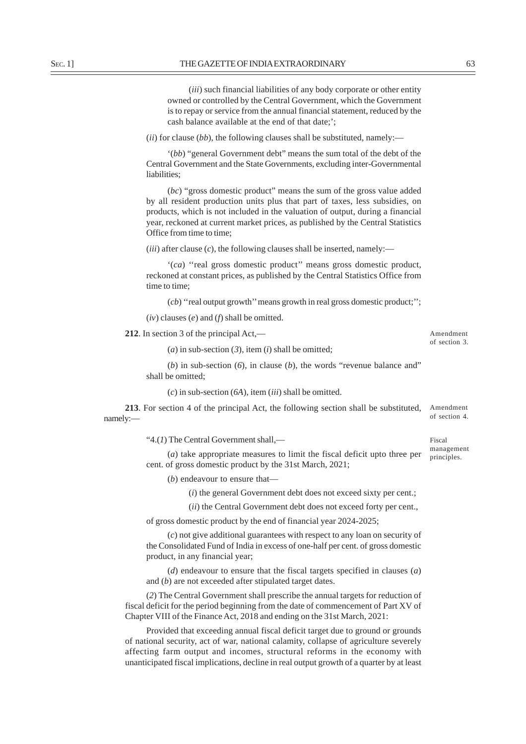(*iii*) such financial liabilities of any body corporate or other entity owned or controlled by the Central Government, which the Government is to repay or service from the annual financial statement, reduced by the cash balance available at the end of that date;';

(*ii*) for clause (*bb*), the following clauses shall be substituted, namely:—

'(*bb*) "general Government debt" means the sum total of the debt of the Central Government and the State Governments, excluding inter-Governmental liabilities;

(*bc*) "gross domestic product" means the sum of the gross value added by all resident production units plus that part of taxes, less subsidies, on products, which is not included in the valuation of output, during a financial year, reckoned at current market prices, as published by the Central Statistics Office from time to time;

(*iii*) after clause (*c*), the following clauses shall be inserted, namely:—

'(*ca*) ''real gross domestic product'' means gross domestic product, reckoned at constant prices, as published by the Central Statistics Office from time to time;

(*cb*) ''real output growth'' means growth in real gross domestic product;'';

(*iv*) clauses (*e*) and (*f*) shall be omitted.

Amendment of section 3.

**212**. In section 3 of the principal Act,—

(*a*) in sub-section (*3*), item (*i*) shall be omitted;

(*b*) in sub-section (*6*), in clause (*b*), the words "revenue balance and" shall be omitted;

(*c*) in sub-section (*6A*), item (*iii*) shall be omitted.

Amendment of section 4.

**213**. For section 4 of the principal Act, the following section shall be substituted, namely:—

Fiscal management principles.

"4.(*1*) The Central Government shall,—

(*a*) take appropriate measures to limit the fiscal deficit upto three per cent. of gross domestic product by the 31st March, 2021;

(*b*) endeavour to ensure that—

(*i*) the general Government debt does not exceed sixty per cent.;

(*ii*) the Central Government debt does not exceed forty per cent.,

of gross domestic product by the end of financial year 2024-2025;

(*c*) not give additional guarantees with respect to any loan on security of the Consolidated Fund of India in excess of one-half per cent. of gross domestic product, in any financial year;

(*d*) endeavour to ensure that the fiscal targets specified in clauses (*a*) and (*b*) are not exceeded after stipulated target dates.

(*2*) The Central Government shall prescribe the annual targets for reduction of fiscal deficit for the period beginning from the date of commencement of Part XV of Chapter VIII of the Finance Act, 2018 and ending on the 31st March, 2021:

Provided that exceeding annual fiscal deficit target due to ground or grounds of national security, act of war, national calamity, collapse of agriculture severely affecting farm output and incomes, structural reforms in the economy with unanticipated fiscal implications, decline in real output growth of a quarter by at least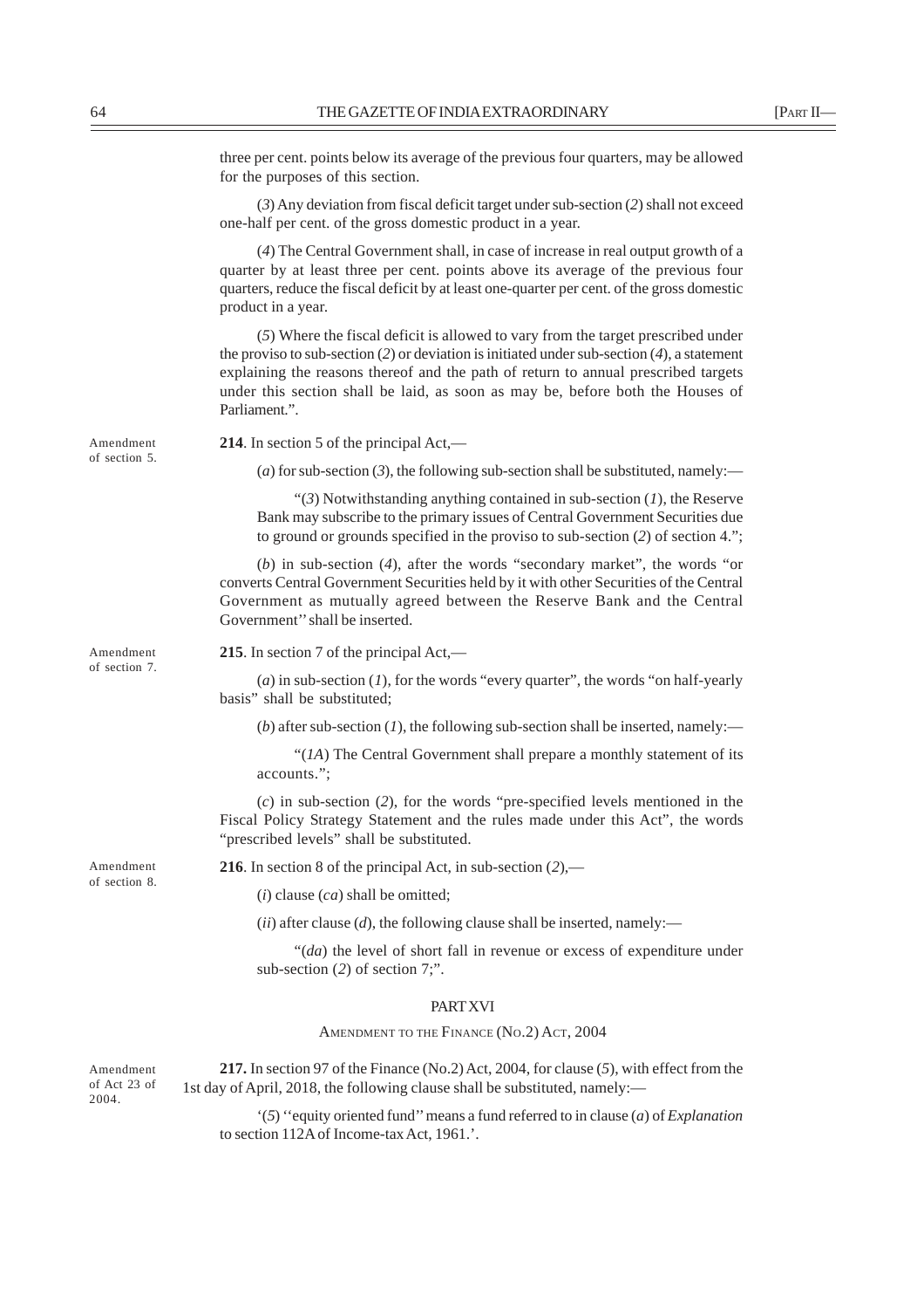three per cent. points below its average of the previous four quarters, may be allowed for the purposes of this section.

(*3*) Any deviation from fiscal deficit target under sub-section (*2*) shall not exceed one-half per cent. of the gross domestic product in a year.

(*4*) The Central Government shall, in case of increase in real output growth of a quarter by at least three per cent. points above its average of the previous four quarters, reduce the fiscal deficit by at least one-quarter per cent. of the gross domestic product in a year.

(*5*) Where the fiscal deficit is allowed to vary from the target prescribed under the proviso to sub-section (*2*) or deviation is initiated under sub-section (*4*), a statement explaining the reasons thereof and the path of return to annual prescribed targets under this section shall be laid, as soon as may be, before both the Houses of Parliament.".

Amendment of section 5.

**214**. In section 5 of the principal Act,—

(*a*) for sub-section (*3*), the following sub-section shall be substituted, namely:—

"(*3*) Notwithstanding anything contained in sub-section (*1*), the Reserve Bank may subscribe to the primary issues of Central Government Securities due to ground or grounds specified in the proviso to sub-section (*2*) of section 4.";

(*b*) in sub-section (*4*), after the words "secondary market", the words "or converts Central Government Securities held by it with other Securities of the Central Government as mutually agreed between the Reserve Bank and the Central Government'' shall be inserted.

Amendment of section 7.

**215**. In section 7 of the principal Act,—

(*a*) in sub-section (*1*), for the words "every quarter", the words "on half-yearly basis" shall be substituted;

(*b*) after sub-section (*1*), the following sub-section shall be inserted, namely:—

"(*1A*) The Central Government shall prepare a monthly statement of its accounts.";

(*c*) in sub-section (*2*), for the words "pre-specified levels mentioned in the Fiscal Policy Strategy Statement and the rules made under this Act", the words "prescribed levels" shall be substituted.

Amendment of section 8.

**216**. In section 8 of the principal Act, in sub-section (*2*),—

(*i*) clause (*ca*) shall be omitted;

(*ii*) after clause (*d*), the following clause shall be inserted, namely:—

"(*da*) the level of short fall in revenue or excess of expenditure under sub-section (*2*) of section 7;".

## PART XVI

### AMENDMENT TO THE FINANCE (NO.2) ACT, 2004

Amendment of Act 23 of 2004.

**217.** In section 97 of the Finance (No.2) Act, 2004, for clause (*5*), with effect from the 1st day of April, 2018, the following clause shall be substituted, namely:—

'(*5*) ''equity oriented fund'' means a fund referred to in clause (*a*) of *Explanation* to section 112A of Income-tax Act, 1961.'.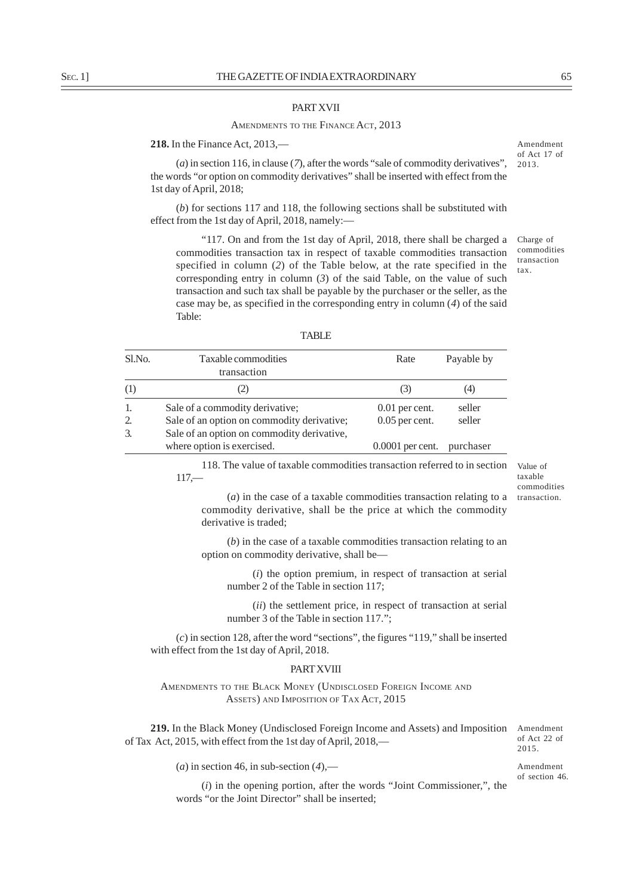## PART XVII

### AMENDMENTS TO THE FINANCE ACT, 2013

Amendment of Act 17 of 2013.

**218.** In the Finance Act, 2013,—

(*a*) in section 116, in clause (*7*), after the words "sale of commodity derivatives", the words "or option on commodity derivatives" shall be inserted with effect from the 1st day of April, 2018;

(*b*) for sections 117 and 118, the following sections shall be substituted with effect from the 1st day of April, 2018, namely:—

Charge of commodities transaction tax.

"117. On and from the 1st day of April, 2018, there shall be charged a commodities transaction tax in respect of taxable commodities transaction specified in column (*2*) of the Table below, at the rate specified in the corresponding entry in column (*3*) of the said Table, on the value of such transaction and such tax shall be payable by the purchaser or the seller, as the case may be, as specified in the corresponding entry in column (*4*) of the said Table:

TABLE

| Sl.No. | Taxable commodities transaction | Rate | Payable by |
|---|---|---|---|
| (1) | (2) | (3) | (4) |
| 1. | Sale of a commodity derivative; | 0.01 per cent. | seller |
| 2. | Sale of an option on commodity derivative; | 0.05 per cent. | seller |
| 3. | Sale of an option on commodity derivative, where option is exercised. | 0.0001 per cent. | purchaser |

Value of taxable commodities transaction.

118. The value of taxable commodities transaction referred to in section 117,—

(*a*) in the case of a taxable commodities transaction relating to a commodity derivative, shall be the price at which the commodity derivative is traded;

(*b*) in the case of a taxable commodities transaction relating to an option on commodity derivative, shall be—

(*i*) the option premium, in respect of transaction at serial number 2 of the Table in section 117;

(*ii*) the settlement price, in respect of transaction at serial number 3 of the Table in section 117.";

(*c*) in section 128, after the word "sections", the figures "119," shall be inserted with effect from the 1st day of April, 2018.

## PART XVIII

### AMENDMENTS TO THE BLACK MONEY (UNDISCLOSED FOREIGN INCOME AND ASSETS) AND IMPOSITION OF TAX ACT, 2015

Amendment of Act 22 of 2015.

**219.** In the Black Money (Undisclosed Foreign Income and Assets) and Imposition of Tax Act, 2015, with effect from the 1st day of April, 2018,—

Amendment of section 46.

(*a*) in section 46, in sub-section (*4*),—

(*i*) in the opening portion, after the words "Joint Commissioner,", the words "or the Joint Director" shall be inserted;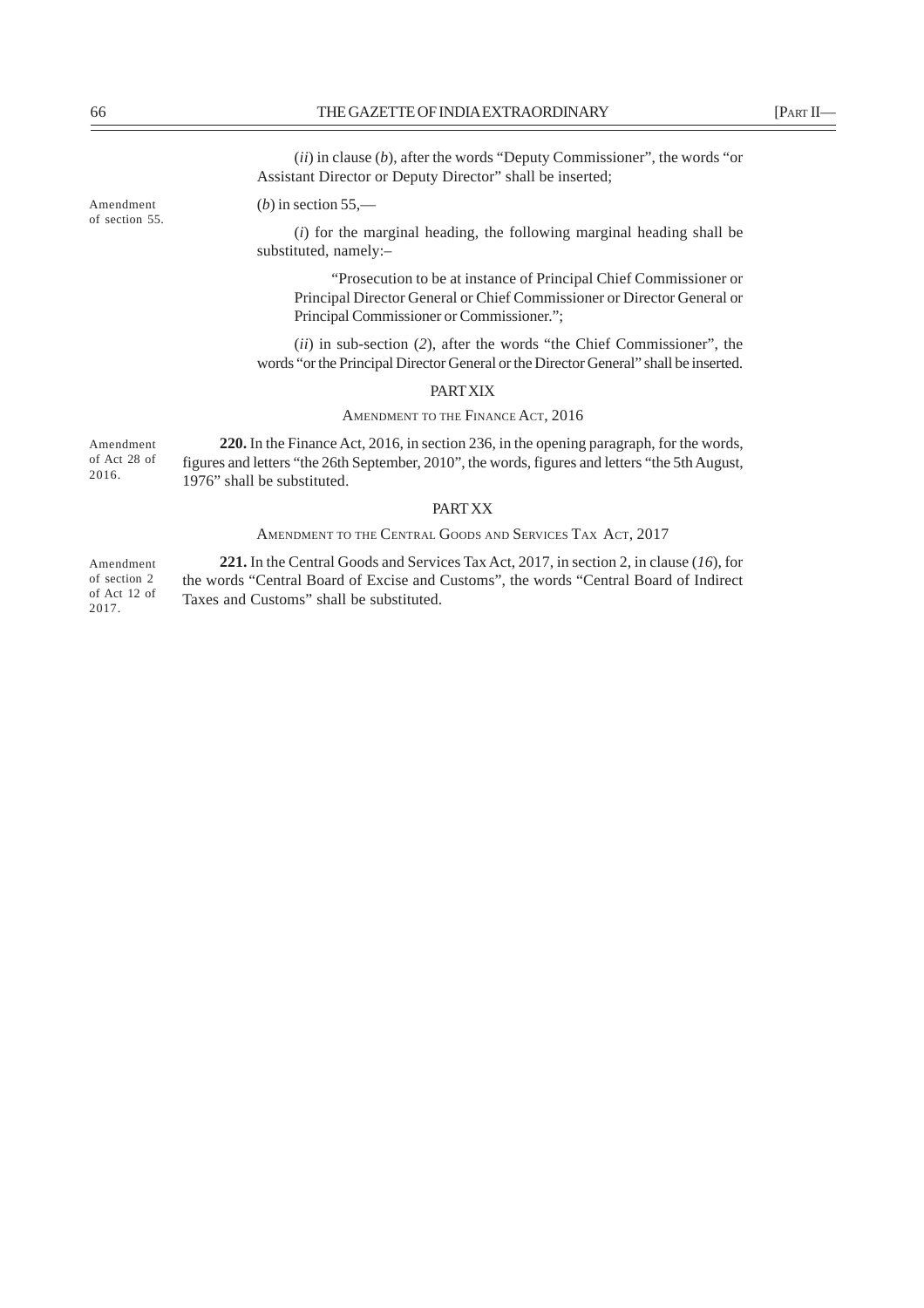(*ii*) in clause (*b*), after the words "Deputy Commissioner", the words "or Assistant Director or Deputy Director" shall be inserted;

Amendment of section 55.

(*b*) in section 55,—

(*i*) for the marginal heading, the following marginal heading shall be substituted, namely:–

"Prosecution to be at instance of Principal Chief Commissioner or Principal Director General or Chief Commissioner or Director General or Principal Commissioner or Commissioner.";

(*ii*) in sub-section (*2*), after the words "the Chief Commissioner", the words "or the Principal Director General or the Director General" shall be inserted.

## PART XIX

### AMENDMENT TO THE FINANCE ACT, 2016

Amendment of Act 28 of 2016.

**220.** In the Finance Act, 2016, in section 236, in the opening paragraph, for the words, figures and letters "the 26th September, 2010", the words, figures and letters "the 5th August, 1976" shall be substituted.

## PART XX

### AMENDMENT TO THE CENTRAL GOODS AND SERVICES TAX ACT, 2017

Amendment of section 2 of Act 12 of 2017.

**221.** In the Central Goods and Services Tax Act, 2017, in section 2, in clause (*16*), for the words "Central Board of Excise and Customs", the words "Central Board of Indirect Taxes and Customs" shall be substituted.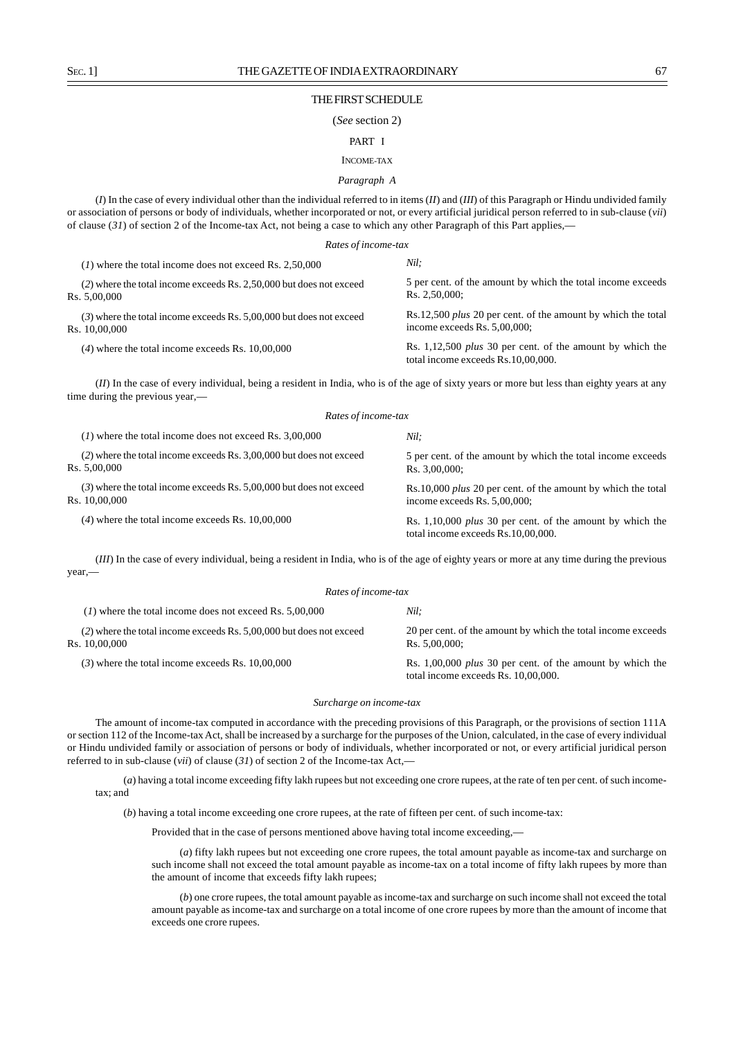## THE FIRST SCHEDULE

(*See* section 2)

### PART I

### INCOME-TAX

#### *Paragraph A*

(*I*) In the case of every individual other than the individual referred to in items (*II*) and (*III*) of this Paragraph or Hindu undivided family or association of persons or body of individuals, whether incorporated or not, or every artificial juridical person referred to in sub-clause (*vii*) of clause (*31*) of section 2 of the Income-tax Act, not being a case to which any other Paragraph of this Part applies,—

*Rates of income-tax*

| | |
|---|---|
| (*1*) where the total income does not exceed Rs. 2,50,000 | *Nil;* |
| (*2*) where the total income exceeds Rs. 2,50,000 but does not exceed Rs. 5,00,000 | 5 per cent. of the amount by which the total income exceeds Rs. 2,50,000; |
| (*3*) where the total income exceeds Rs. 5,00,000 but does not exceed Rs. 10,00,000 | Rs.12,500 *plus* 20 per cent. of the amount by which the total income exceeds Rs. 5,00,000; |
| (*4*) where the total income exceeds Rs. 10,00,000 | Rs. 1,12,500 *plus* 30 per cent. of the amount by which the total income exceeds Rs.10,00,000. |

(*II*) In the case of every individual, being a resident in India, who is of the age of sixty years or more but less than eighty years at any time during the previous year,—

*Rates of income-tax*

| | |
|---|---|
| (*1*) where the total income does not exceed Rs. 3,00,000 | *Nil;* |
| (*2*) where the total income exceeds Rs. 3,00,000 but does not exceed Rs. 5,00,000 | 5 per cent. of the amount by which the total income exceeds Rs. 3,00,000; |
| (*3*) where the total income exceeds Rs. 5,00,000 but does not exceed Rs. 10,00,000 | Rs.10,000 *plus* 20 per cent. of the amount by which the total income exceeds Rs. 5,00,000; |
| (*4*) where the total income exceeds Rs. 10,00,000 | Rs. 1,10,000 *plus* 30 per cent. of the amount by which the total income exceeds Rs.10,00,000. |

(*III*) In the case of every individual, being a resident in India, who is of the age of eighty years or more at any time during the previous year,—

*Rates of income-tax*

| | |
|---|---|
| (*1*) where the total income does not exceed Rs. 5,00,000 | *Nil;* |
| (*2*) where the total income exceeds Rs. 5,00,000 but does not exceed Rs. 10,00,000 | 20 per cent. of the amount by which the total income exceeds Rs. 5,00,000; |
| (*3*) where the total income exceeds Rs. 10,00,000 | Rs. 1,00,000 *plus* 30 per cent. of the amount by which the total income exceeds Rs. 10,00,000. |

*Surcharge on income-tax*

The amount of income-tax computed in accordance with the preceding provisions of this Paragraph, or the provisions of section 111A or section 112 of the Income-tax Act, shall be increased by a surcharge for the purposes of the Union, calculated, in the case of every individual or Hindu undivided family or association of persons or body of individuals, whether incorporated or not, or every artificial juridical person referred to in sub-clause (*vii*) of clause (*31*) of section 2 of the Income-tax Act,—

(*a*) having a total income exceeding fifty lakh rupees but not exceeding one crore rupees, at the rate of ten per cent. of such income-tax; and

(*b*) having a total income exceeding one crore rupees, at the rate of fifteen per cent. of such income-tax:

Provided that in the case of persons mentioned above having total income exceeding,—

(*a*) fifty lakh rupees but not exceeding one crore rupees, the total amount payable as income-tax and surcharge on such income shall not exceed the total amount payable as income-tax on a total income of fifty lakh rupees by more than the amount of income that exceeds fifty lakh rupees;

(*b*) one crore rupees, the total amount payable as income-tax and surcharge on such income shall not exceed the total amount payable as income-tax and surcharge on a total income of one crore rupees by more than the amount of income that exceeds one crore rupees.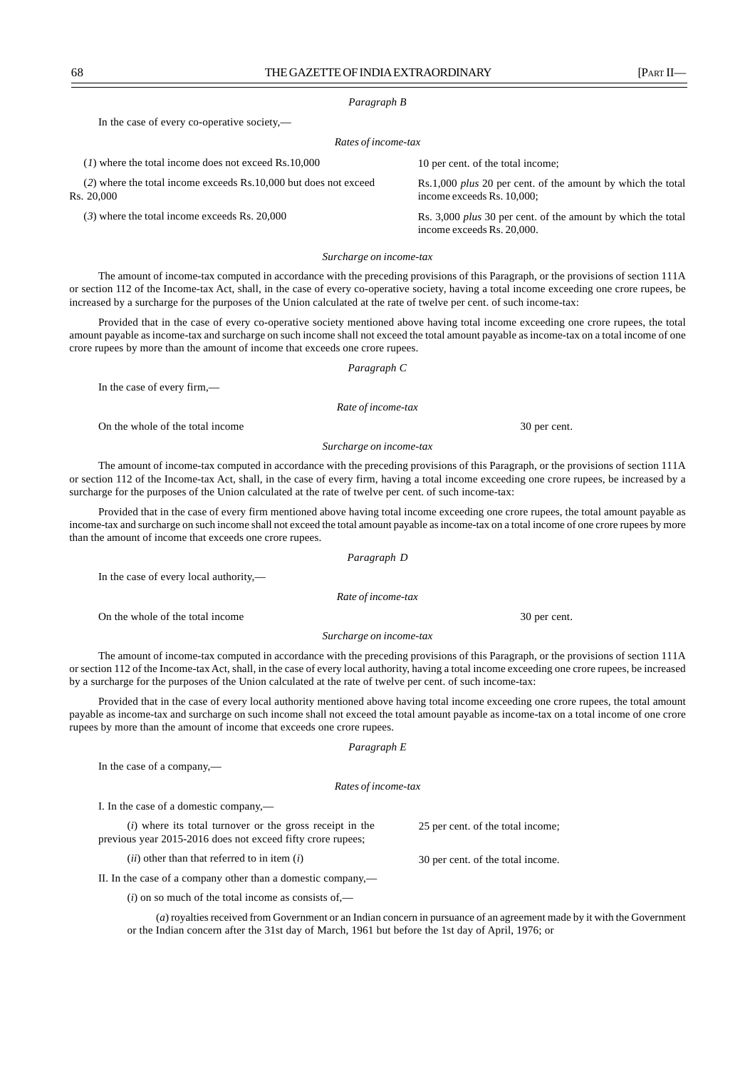*Paragraph B*

In the case of every co-operative society,—

*Rates of income-tax*

| | |
|---|---|
| (*1*) where the total income does not exceed Rs.10,000 | 10 per cent. of the total income; |
| (*2*) where the total income exceeds Rs.10,000 but does not exceed Rs. 20,000 | Rs.1,000 *plus* 20 per cent. of the amount by which the total income exceeds Rs. 10,000; |
| (*3*) where the total income exceeds Rs. 20,000 | Rs. 3,000 *plus* 30 per cent. of the amount by which the total income exceeds Rs. 20,000. |

*Surcharge on income-tax*

The amount of income-tax computed in accordance with the preceding provisions of this Paragraph, or the provisions of section 111A or section 112 of the Income-tax Act, shall, in the case of every co-operative society, having a total income exceeding one crore rupees, be increased by a surcharge for the purposes of the Union calculated at the rate of twelve per cent. of such income-tax:

Provided that in the case of every co-operative society mentioned above having total income exceeding one crore rupees, the total amount payable as income-tax and surcharge on such income shall not exceed the total amount payable as income-tax on a total income of one crore rupees by more than the amount of income that exceeds one crore rupees.

*Paragraph C*

In the case of every firm,—

*Rate of income-tax*

On the whole of the total income — 30 per cent.

*Surcharge on income-tax*

The amount of income-tax computed in accordance with the preceding provisions of this Paragraph, or the provisions of section 111A or section 112 of the Income-tax Act, shall, in the case of every firm, having a total income exceeding one crore rupees, be increased by a surcharge for the purposes of the Union calculated at the rate of twelve per cent. of such income-tax:

Provided that in the case of every firm mentioned above having total income exceeding one crore rupees, the total amount payable as income-tax and surcharge on such income shall not exceed the total amount payable as income-tax on a total income of one crore rupees by more than the amount of income that exceeds one crore rupees.

*Paragraph D*

In the case of every local authority,—

*Rate of income-tax*

On the whole of the total income — 30 per cent.

*Surcharge on income-tax*

The amount of income-tax computed in accordance with the preceding provisions of this Paragraph, or the provisions of section 111A or section 112 of the Income-tax Act, shall, in the case of every local authority, having a total income exceeding one crore rupees, be increased by a surcharge for the purposes of the Union calculated at the rate of twelve per cent. of such income-tax:

Provided that in the case of every local authority mentioned above having total income exceeding one crore rupees, the total amount payable as income-tax and surcharge on such income shall not exceed the total amount payable as income-tax on a total income of one crore rupees by more than the amount of income that exceeds one crore rupees.

*Paragraph E*

In the case of a company,—

*Rates of income-tax*

I. In the case of a domestic company,—

| | |
|---|---|
| (*i*) where its total turnover or the gross receipt in the previous year 2015-2016 does not exceed fifty crore rupees; | 25 per cent. of the total income; |
| (*ii*) other than that referred to in item (*i*) | 30 per cent. of the total income. |

II. In the case of a company other than a domestic company,—

(*i*) on so much of the total income as consists of,—

(*a*) royalties received from Government or an Indian concern in pursuance of an agreement made by it with the Government or the Indian concern after the 31st day of March, 1961 but before the 1st day of April, 1976; or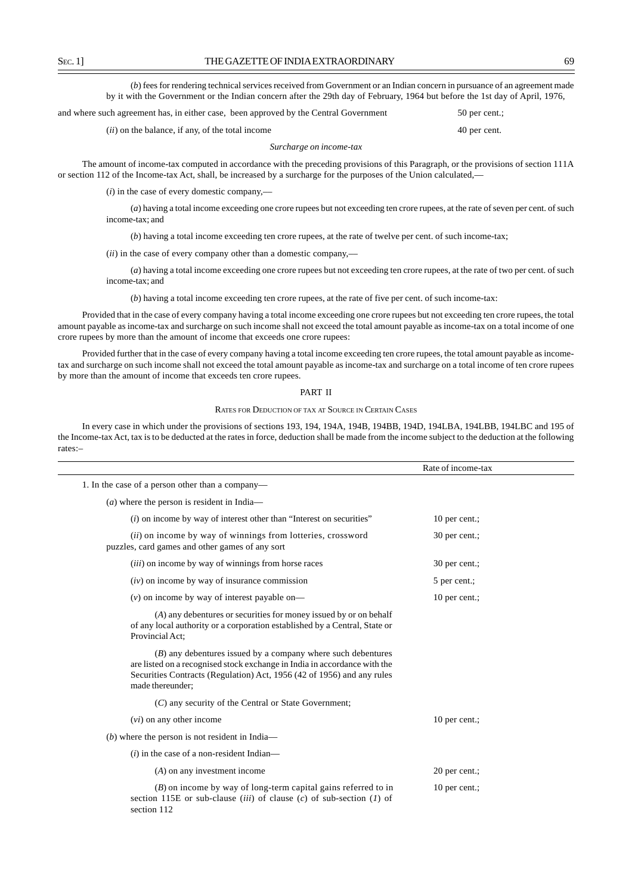(*b*) fees for rendering technical services received from Government or an Indian concern in pursuance of an agreement made by it with the Government or the Indian concern after the 29th day of February, 1964 but before the 1st day of April, 1976,

and where such agreement has, in either case, been approved by the Central Government — 50 per cent.;

(*ii*) on the balance, if any, of the total income — 40 per cent.

*Surcharge on income-tax*

The amount of income-tax computed in accordance with the preceding provisions of this Paragraph, or the provisions of section 111A or section 112 of the Income-tax Act, shall, be increased by a surcharge for the purposes of the Union calculated,—

(*i*) in the case of every domestic company,—

(*a*) having a total income exceeding one crore rupees but not exceeding ten crore rupees, at the rate of seven per cent. of such income-tax; and

(*b*) having a total income exceeding ten crore rupees, at the rate of twelve per cent. of such income-tax;

(*ii*) in the case of every company other than a domestic company,—

(*a*) having a total income exceeding one crore rupees but not exceeding ten crore rupees, at the rate of two per cent. of such income-tax; and

(*b*) having a total income exceeding ten crore rupees, at the rate of five per cent. of such income-tax:

Provided that in the case of every company having a total income exceeding one crore rupees but not exceeding ten crore rupees, the total amount payable as income-tax and surcharge on such income shall not exceed the total amount payable as income-tax on a total income of one crore rupees by more than the amount of income that exceeds one crore rupees:

Provided further that in the case of every company having a total income exceeding ten crore rupees, the total amount payable as income-tax and surcharge on such income shall not exceed the total amount payable as income-tax and surcharge on a total income of ten crore rupees by more than the amount of income that exceeds ten crore rupees.

## PART II

### RATES FOR DEDUCTION OF TAX AT SOURCE IN CERTAIN CASES

In every case in which under the provisions of sections 193, 194, 194A, 194B, 194BB, 194D, 194LBA, 194LBB, 194LBC and 195 of the Income-tax Act, tax is to be deducted at the rates in force, deduction shall be made from the income subject to the deduction at the following rates:–

| | Rate of income-tax |
|---|---|
| 1. In the case of a person other than a company— | |
| (*a*) where the person is resident in India— | |
| (*i*) on income by way of interest other than "Interest on securities" | 10 per cent.; |
| (*ii*) on income by way of winnings from lotteries, crossword puzzles, card games and other games of any sort | 30 per cent.; |
| (*iii*) on income by way of winnings from horse races | 30 per cent.; |
| (*iv*) on income by way of insurance commission | 5 per cent.; |
| (*v*) on income by way of interest payable on— | 10 per cent.; |
| (*A*) any debentures or securities for money issued by or on behalf of any local authority or a corporation established by a Central, State or Provincial Act; | |
| (*B*) any debentures issued by a company where such debentures are listed on a recognised stock exchange in India in accordance with the Securities Contracts (Regulation) Act, 1956 (42 of 1956) and any rules made thereunder; | |
| (*C*) any security of the Central or State Government; | |
| (*vi*) on any other income | 10 per cent.; |
| (*b*) where the person is not resident in India— | |
| (*i*) in the case of a non-resident Indian— | |
| (*A*) on any investment income | 20 per cent.; |
| (*B*) on income by way of long-term capital gains referred to in section 115E or sub-clause (*iii*) of clause (*c*) of sub-section (*1*) of section 112 | 10 per cent.; |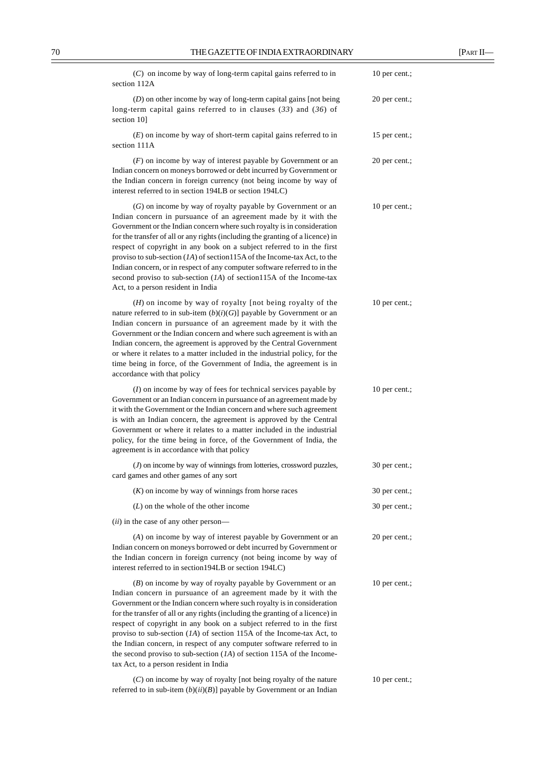| | |
|---|---|
| (*C*) on income by way of long-term capital gains referred to in section 112A | 10 per cent.; |
| (*D*) on other income by way of long-term capital gains [not being long-term capital gains referred to in clauses (*33*) and (*36*) of section 10] | 20 per cent.; |
| (*E*) on income by way of short-term capital gains referred to in section 111A | 15 per cent.; |
| (*F*) on income by way of interest payable by Government or an Indian concern on moneys borrowed or debt incurred by Government or the Indian concern in foreign currency (not being income by way of interest referred to in section 194LB or section 194LC) | 20 per cent.; |
| (*G*) on income by way of royalty payable by Government or an Indian concern in pursuance of an agreement made by it with the Government or the Indian concern where such royalty is in consideration for the transfer of all or any rights (including the granting of a licence) in respect of copyright in any book on a subject referred to in the first proviso to sub-section (*1A*) of section115A of the Income-tax Act, to the Indian concern, or in respect of any computer software referred to in the second proviso to sub-section (*1A*) of section115A of the Income-tax Act, to a person resident in India | 10 per cent.; |
| (*H*) on income by way of royalty [not being royalty of the nature referred to in sub-item (*b*)(*i*)(*G*)] payable by Government or an Indian concern in pursuance of an agreement made by it with the Government or the Indian concern and where such agreement is with an Indian concern, the agreement is approved by the Central Government or where it relates to a matter included in the industrial policy, for the time being in force, of the Government of India, the agreement is in accordance with that policy | 10 per cent.; |
| (*I*) on income by way of fees for technical services payable by Government or an Indian concern in pursuance of an agreement made by it with the Government or the Indian concern and where such agreement is with an Indian concern, the agreement is approved by the Central Government or where it relates to a matter included in the industrial policy, for the time being in force, of the Government of India, the agreement is in accordance with that policy | 10 per cent.; |
| (*J*) on income by way of winnings from lotteries, crossword puzzles, card games and other games of any sort | 30 per cent.; |
| (*K*) on income by way of winnings from horse races | 30 per cent.; |
| (*L*) on the whole of the other income | 30 per cent.; |
| (*ii*) in the case of any other person— | |
| (*A*) on income by way of interest payable by Government or an Indian concern on moneys borrowed or debt incurred by Government or the Indian concern in foreign currency (not being income by way of interest referred to in section194LB or section 194LC) | 20 per cent.; |
| (*B*) on income by way of royalty payable by Government or an Indian concern in pursuance of an agreement made by it with the Government or the Indian concern where such royalty is in consideration for the transfer of all or any rights (including the granting of a licence) in respect of copyright in any book on a subject referred to in the first proviso to sub-section (*1A*) of section 115A of the Income-tax Act, to the Indian concern, in respect of any computer software referred to in the second proviso to sub-section (*1A*) of section 115A of the Income-tax Act, to a person resident in India | 10 per cent.; |
| (*C*) on income by way of royalty [not being royalty of the nature referred to in sub-item (*b*)(*ii*)(*B*)] payable by Government or an Indian | 10 per cent.; |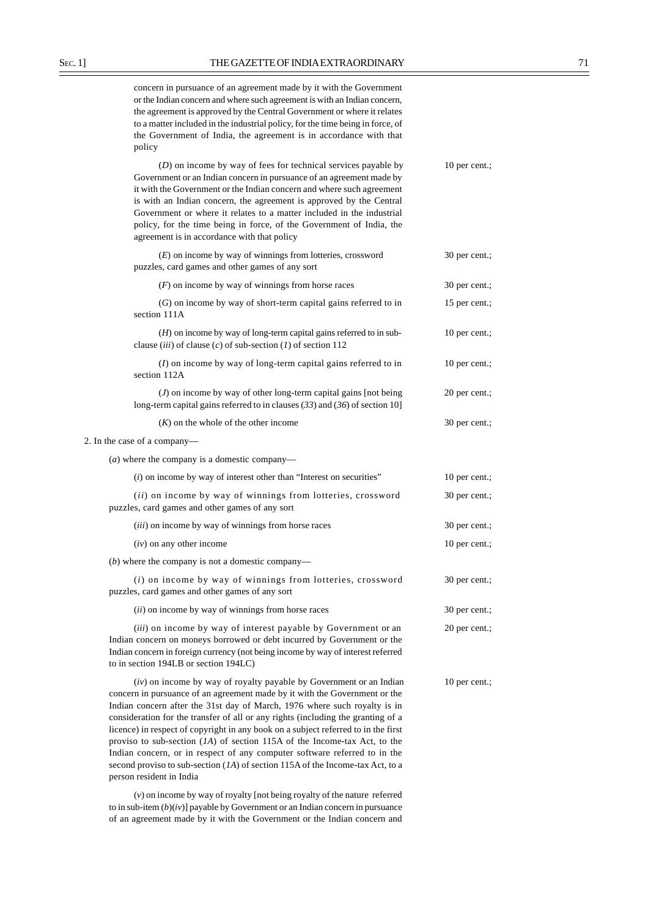concern in pursuance of an agreement made by it with the Government or the Indian concern and where such agreement is with an Indian concern, the agreement is approved by the Central Government or where it relates to a matter included in the industrial policy, for the time being in force, of the Government of India, the agreement is in accordance with that policy

| | |
|---|---|
| (*D*) on income by way of fees for technical services payable by Government or an Indian concern in pursuance of an agreement made by it with the Government or the Indian concern and where such agreement is with an Indian concern, the agreement is approved by the Central Government or where it relates to a matter included in the industrial policy, for the time being in force, of the Government of India, the agreement is in accordance with that policy | 10 per cent.; |
| (*E*) on income by way of winnings from lotteries, crossword puzzles, card games and other games of any sort | 30 per cent.; |
| (*F*) on income by way of winnings from horse races | 30 per cent.; |
| (*G*) on income by way of short-term capital gains referred to in section 111A | 15 per cent.; |
| (*H*) on income by way of long-term capital gains referred to in sub-clause (*iii*) of clause (*c*) of sub-section (*1*) of section 112 | 10 per cent.; |
| (*I*) on income by way of long-term capital gains referred to in section 112A | 10 per cent.; |
| (*J*) on income by way of other long-term capital gains [not being long-term capital gains referred to in clauses (*33*) and (*36*) of section 10] | 20 per cent.; |
| (*K*) on the whole of the other income | 30 per cent.; |

2. In the case of a company—

(*a*) where the company is a domestic company—

| | |
|---|---|
| (*i*) on income by way of interest other than "Interest on securities" | 10 per cent.; |
| (*ii*) on income by way of winnings from lotteries, crossword puzzles, card games and other games of any sort | 30 per cent.; |
| (*iii*) on income by way of winnings from horse races | 30 per cent.; |
| (*iv*) on any other income | 10 per cent.; |

(*b*) where the company is not a domestic company—

| | |
|---|---|
| (*i*) on income by way of winnings from lotteries, crossword puzzles, card games and other games of any sort | 30 per cent.; |
| (*ii*) on income by way of winnings from horse races | 30 per cent.; |
| (*iii*) on income by way of interest payable by Government or an Indian concern on moneys borrowed or debt incurred by Government or the Indian concern in foreign currency (not being income by way of interest referred to in section 194LB or section 194LC) | 20 per cent.; |
| (*iv*) on income by way of royalty payable by Government or an Indian concern in pursuance of an agreement made by it with the Government or the Indian concern after the 31st day of March, 1976 where such royalty is in consideration for the transfer of all or any rights (including the granting of a licence) in respect of copyright in any book on a subject referred to in the first proviso to sub-section (*1A*) of section 115A of the Income-tax Act, to the Indian concern, or in respect of any computer software referred to in the second proviso to sub-section (*1A*) of section 115A of the Income-tax Act, to a person resident in India | 10 per cent.; |

(*v*) on income by way of royalty [not being royalty of the nature referred to in sub-item (*b*)(*iv*)] payable by Government or an Indian concern in pursuance of an agreement made by it with the Government or the Indian concern and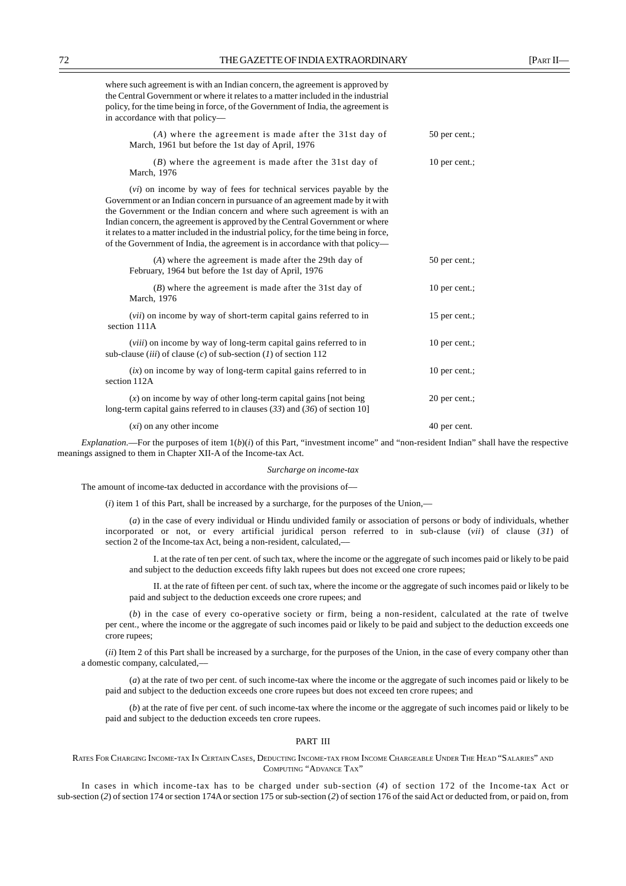where such agreement is with an Indian concern, the agreement is approved by the Central Government or where it relates to a matter included in the industrial policy, for the time being in force, of the Government of India, the agreement is in accordance with that policy—

| | |
|---|---|
| (*A*) where the agreement is made after the 31st day of March, 1961 but before the 1st day of April, 1976 | 50 per cent.; |
| (*B*) where the agreement is made after the 31st day of March, 1976 | 10 per cent.; |

(*vi*) on income by way of fees for technical services payable by the Government or an Indian concern in pursuance of an agreement made by it with the Government or the Indian concern and where such agreement is with an Indian concern, the agreement is approved by the Central Government or where it relates to a matter included in the industrial policy, for the time being in force, of the Government of India, the agreement is in accordance with that policy—

| | |
|---|---|
| (*A*) where the agreement is made after the 29th day of February, 1964 but before the 1st day of April, 1976 | 50 per cent.; |
| (*B*) where the agreement is made after the 31st day of March, 1976 | 10 per cent.; |
| (*vii*) on income by way of short-term capital gains referred to in section 111A | 15 per cent.; |
| (*viii*) on income by way of long-term capital gains referred to in sub-clause (*iii*) of clause (*c*) of sub-section (*1*) of section 112 | 10 per cent.; |
| (*ix*) on income by way of long-term capital gains referred to in section 112A | 10 per cent.; |
| (*x*) on income by way of other long-term capital gains [not being long-term capital gains referred to in clauses (*33*) and (*36*) of section 10] | 20 per cent.; |
| (*xi*) on any other income | 40 per cent. |

*Explanation.*—For the purposes of item 1(*b*)(*i*) of this Part, "investment income" and "non-resident Indian" shall have the respective meanings assigned to them in Chapter XII-A of the Income-tax Act.

*Surcharge on income-tax*

The amount of income-tax deducted in accordance with the provisions of—

(*i*) item 1 of this Part, shall be increased by a surcharge, for the purposes of the Union,—

(*a*) in the case of every individual or Hindu undivided family or association of persons or body of individuals, whether incorporated or not, or every artificial juridical person referred to in sub-clause (*vii*) of clause (*31*) of section 2 of the Income-tax Act, being a non-resident, calculated,—

I. at the rate of ten per cent. of such tax, where the income or the aggregate of such incomes paid or likely to be paid and subject to the deduction exceeds fifty lakh rupees but does not exceed one crore rupees;

II. at the rate of fifteen per cent. of such tax, where the income or the aggregate of such incomes paid or likely to be paid and subject to the deduction exceeds one crore rupees; and

(*b*) in the case of every co-operative society or firm, being a non-resident, calculated at the rate of twelve per cent., where the income or the aggregate of such incomes paid or likely to be paid and subject to the deduction exceeds one crore rupees;

(*ii*) Item 2 of this Part shall be increased by a surcharge, for the purposes of the Union, in the case of every company other than a domestic company, calculated,—

(*a*) at the rate of two per cent. of such income-tax where the income or the aggregate of such incomes paid or likely to be paid and subject to the deduction exceeds one crore rupees but does not exceed ten crore rupees; and

(*b*) at the rate of five per cent. of such income-tax where the income or the aggregate of such incomes paid or likely to be paid and subject to the deduction exceeds ten crore rupees.

## PART III

### RATES FOR CHARGING INCOME-TAX IN CERTAIN CASES, DEDUCTING INCOME-TAX FROM INCOME CHARGEABLE UNDER THE HEAD "SALARIES" AND COMPUTING "ADVANCE TAX"

In cases in which income-tax has to be charged under sub-section (*4*) of section 172 of the Income-tax Act or sub-section (*2*) of section 174 or section 174A or section 175 or sub-section (*2*) of section 176 of the said Act or deducted from, or paid on, from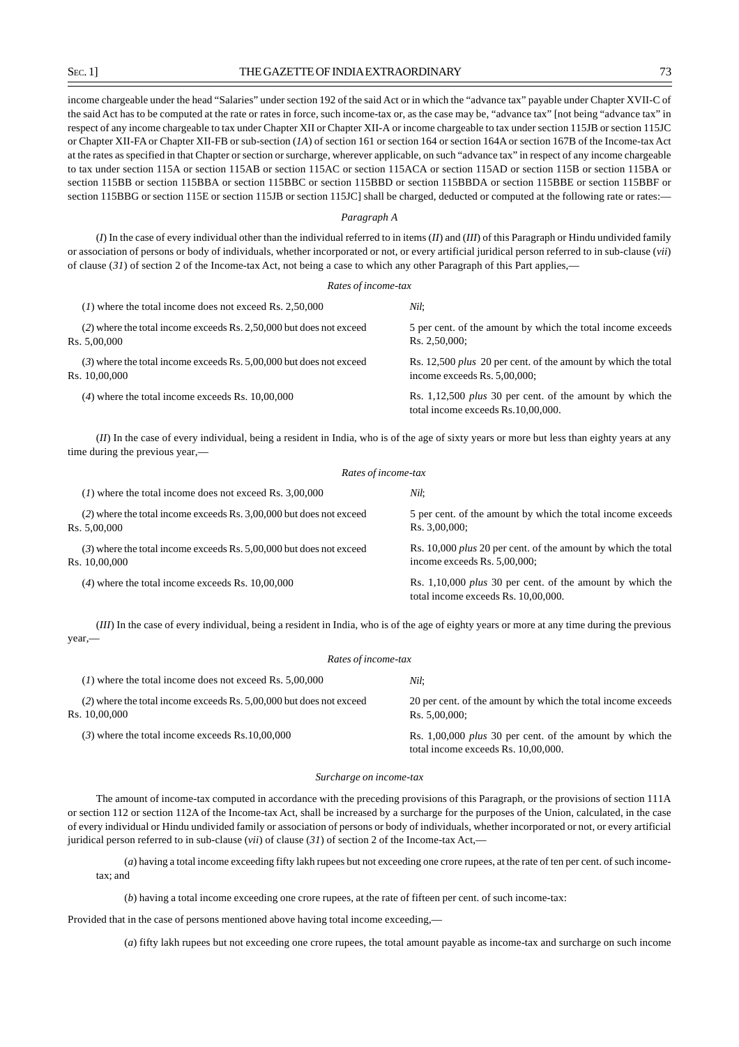income chargeable under the head "Salaries" under section 192 of the said Act or in which the "advance tax" payable under Chapter XVII-C of the said Act has to be computed at the rate or rates in force, such income-tax or, as the case may be, "advance tax" [not being "advance tax" in respect of any income chargeable to tax under Chapter XII or Chapter XII-A or income chargeable to tax under section 115JB or section 115JC or Chapter XII-FA or Chapter XII-FB or sub-section (*1A*) of section 161 or section 164 or section 164A or section 167B of the Income-tax Act at the rates as specified in that Chapter or section or surcharge, wherever applicable, on such "advance tax" in respect of any income chargeable to tax under section 115A or section 115AB or section 115AC or section 115ACA or section 115AD or section 115B or section 115BA or section 115BB or section 115BBA or section 115BBC or section 115BBD or section 115BBDA or section 115BBE or section 115BBF or section 115BBG or section 115E or section 115JB or section 115JC] shall be charged, deducted or computed at the following rate or rates:—

*Paragraph A*

(*I*) In the case of every individual other than the individual referred to in items (*II*) and (*III*) of this Paragraph or Hindu undivided family or association of persons or body of individuals, whether incorporated or not, or every artificial juridical person referred to in sub-clause (*vii*) of clause (*31*) of section 2 of the Income-tax Act, not being a case to which any other Paragraph of this Part applies,—

*Rates of income-tax*

| | |
|---|---|
| (*1*) where the total income does not exceed Rs. 2,50,000 | *Nil*; |
| (*2*) where the total income exceeds Rs. 2,50,000 but does not exceed Rs. 5,00,000 | 5 per cent. of the amount by which the total income exceeds Rs. 2,50,000; |
| (*3*) where the total income exceeds Rs. 5,00,000 but does not exceed Rs. 10,00,000 | Rs. 12,500 *plus* 20 per cent. of the amount by which the total income exceeds Rs. 5,00,000; |
| (*4*) where the total income exceeds Rs. 10,00,000 | Rs. 1,12,500 *plus* 30 per cent. of the amount by which the total income exceeds Rs.10,00,000. |

(*II*) In the case of every individual, being a resident in India, who is of the age of sixty years or more but less than eighty years at any time during the previous year,—

*Rates of income-tax*

| | |
|---|---|
| (*1*) where the total income does not exceed Rs. 3,00,000 | *Nil*; |
| (*2*) where the total income exceeds Rs. 3,00,000 but does not exceed Rs. 5,00,000 | 5 per cent. of the amount by which the total income exceeds Rs. 3,00,000; |
| (*3*) where the total income exceeds Rs. 5,00,000 but does not exceed Rs. 10,00,000 | Rs. 10,000 *plus* 20 per cent. of the amount by which the total income exceeds Rs. 5,00,000; |
| (*4*) where the total income exceeds Rs. 10,00,000 | Rs. 1,10,000 *plus* 30 per cent. of the amount by which the total income exceeds Rs. 10,00,000. |

(*III*) In the case of every individual, being a resident in India, who is of the age of eighty years or more at any time during the previous year,—

*Rates of income-tax*

| | |
|---|---|
| (*1*) where the total income does not exceed Rs. 5,00,000 | *Nil*; |
| (*2*) where the total income exceeds Rs. 5,00,000 but does not exceed Rs. 10,00,000 | 20 per cent. of the amount by which the total income exceeds Rs. 5,00,000; |
| (*3*) where the total income exceeds Rs.10,00,000 | Rs. 1,00,000 *plus* 30 per cent. of the amount by which the total income exceeds Rs. 10,00,000. |

*Surcharge on income-tax*

The amount of income-tax computed in accordance with the preceding provisions of this Paragraph, or the provisions of section 111A or section 112 or section 112A of the Income-tax Act, shall be increased by a surcharge for the purposes of the Union, calculated, in the case of every individual or Hindu undivided family or association of persons or body of individuals, whether incorporated or not, or every artificial juridical person referred to in sub-clause (*vii*) of clause (*31*) of section 2 of the Income-tax Act,—

(*a*) having a total income exceeding fifty lakh rupees but not exceeding one crore rupees, at the rate of ten per cent. of such income-tax; and

(*b*) having a total income exceeding one crore rupees, at the rate of fifteen per cent. of such income-tax:

Provided that in the case of persons mentioned above having total income exceeding,—

(*a*) fifty lakh rupees but not exceeding one crore rupees, the total amount payable as income-tax and surcharge on such income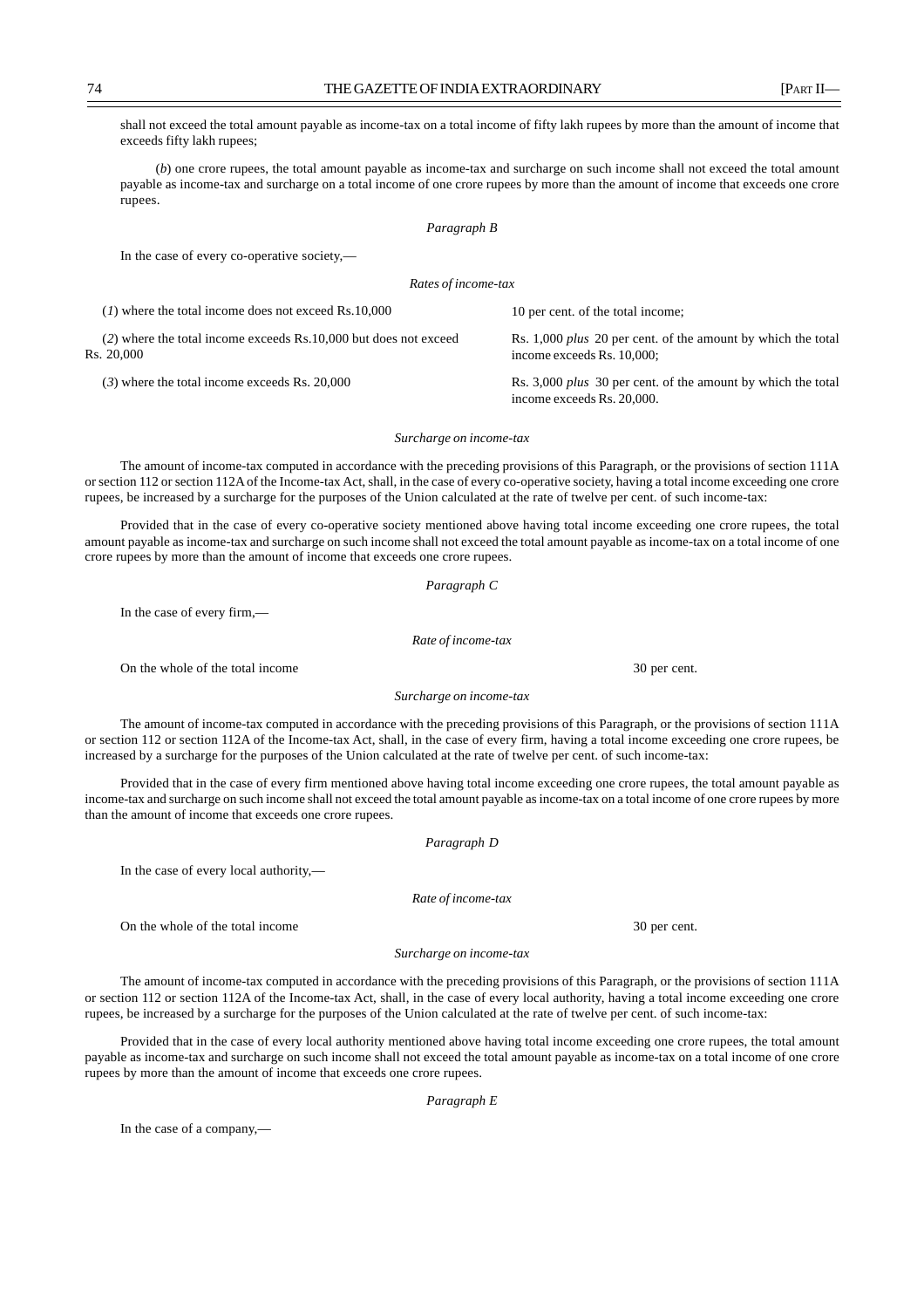shall not exceed the total amount payable as income-tax on a total income of fifty lakh rupees by more than the amount of income that exceeds fifty lakh rupees;

(*b*) one crore rupees, the total amount payable as income-tax and surcharge on such income shall not exceed the total amount payable as income-tax and surcharge on a total income of one crore rupees by more than the amount of income that exceeds one crore rupees.

*Paragraph B*

In the case of every co-operative society,—

*Rates of income-tax*

| | |
|---|---|
| (*1*) where the total income does not exceed Rs.10,000 | 10 per cent. of the total income; |
| (*2*) where the total income exceeds Rs.10,000 but does not exceed Rs. 20,000 | Rs. 1,000 *plus* 20 per cent. of the amount by which the total income exceeds Rs. 10,000; |
| (*3*) where the total income exceeds Rs. 20,000 | Rs. 3,000 *plus* 30 per cent. of the amount by which the total income exceeds Rs. 20,000. |

*Surcharge on income-tax*

The amount of income-tax computed in accordance with the preceding provisions of this Paragraph, or the provisions of section 111A or section 112 or section 112A of the Income-tax Act, shall, in the case of every co-operative society, having a total income exceeding one crore rupees, be increased by a surcharge for the purposes of the Union calculated at the rate of twelve per cent. of such income-tax:

Provided that in the case of every co-operative society mentioned above having total income exceeding one crore rupees, the total amount payable as income-tax and surcharge on such income shall not exceed the total amount payable as income-tax on a total income of one crore rupees by more than the amount of income that exceeds one crore rupees.

*Paragraph C*

In the case of every firm,—

*Rate of income-tax*

On the whole of the total income 30 per cent.

*Surcharge on income-tax*

The amount of income-tax computed in accordance with the preceding provisions of this Paragraph, or the provisions of section 111A or section 112 or section 112A of the Income-tax Act, shall, in the case of every firm, having a total income exceeding one crore rupees, be increased by a surcharge for the purposes of the Union calculated at the rate of twelve per cent. of such income-tax:

Provided that in the case of every firm mentioned above having total income exceeding one crore rupees, the total amount payable as income-tax and surcharge on such income shall not exceed the total amount payable as income-tax on a total income of one crore rupees by more than the amount of income that exceeds one crore rupees.

*Paragraph D*

In the case of every local authority,—

*Rate of income-tax*

On the whole of the total income 30 per cent.

*Surcharge on income-tax*

The amount of income-tax computed in accordance with the preceding provisions of this Paragraph, or the provisions of section 111A or section 112 or section 112A of the Income-tax Act, shall, in the case of every local authority, having a total income exceeding one crore rupees, be increased by a surcharge for the purposes of the Union calculated at the rate of twelve per cent. of such income-tax:

Provided that in the case of every local authority mentioned above having total income exceeding one crore rupees, the total amount payable as income-tax and surcharge on such income shall not exceed the total amount payable as income-tax on a total income of one crore rupees by more than the amount of income that exceeds one crore rupees.

*Paragraph E*

In the case of a company,—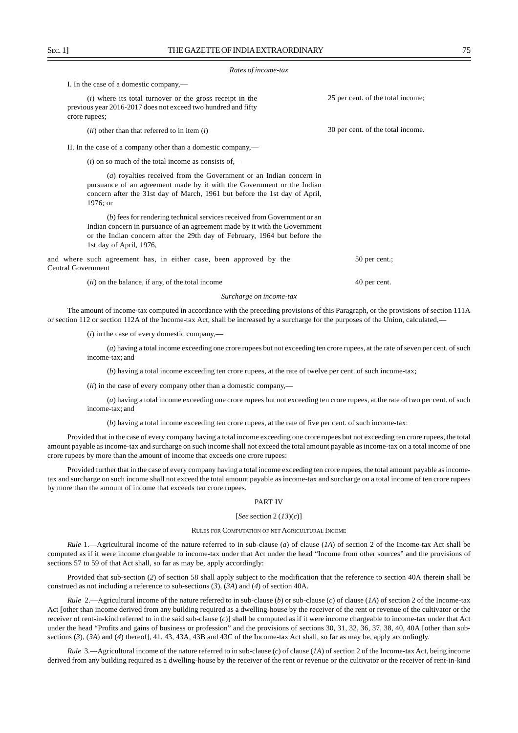*Rates of income-tax*

I. In the case of a domestic company,—

(*i*) where its total turnover or the gross receipt in the previous year 2016-2017 does not exceed two hundred and fifty crore rupees; — 25 per cent. of the total income;

(*ii*) other than that referred to in item (*i*) — 30 per cent. of the total income.

II. In the case of a company other than a domestic company,—

(*i*) on so much of the total income as consists of,—

(*a*) royalties received from the Government or an Indian concern in pursuance of an agreement made by it with the Government or the Indian concern after the 31st day of March, 1961 but before the 1st day of April, 1976; or

(*b*) fees for rendering technical services received from Government or an Indian concern in pursuance of an agreement made by it with the Government or the Indian concern after the 29th day of February, 1964 but before the 1st day of April, 1976,

and where such agreement has, in either case, been approved by the Central Government — 50 per cent.;

(*ii*) on the balance, if any, of the total income — 40 per cent.

*Surcharge on income-tax*

The amount of income-tax computed in accordance with the preceding provisions of this Paragraph, or the provisions of section 111A or section 112 or section 112A of the Income-tax Act, shall be increased by a surcharge for the purposes of the Union, calculated,—

(*i*) in the case of every domestic company,—

(*a*) having a total income exceeding one crore rupees but not exceeding ten crore rupees, at the rate of seven per cent. of such income-tax; and

(*b*) having a total income exceeding ten crore rupees, at the rate of twelve per cent. of such income-tax;

(*ii*) in the case of every company other than a domestic company,—

(*a*) having a total income exceeding one crore rupees but not exceeding ten crore rupees, at the rate of two per cent. of such income-tax; and

(*b*) having a total income exceeding ten crore rupees, at the rate of five per cent. of such income-tax:

Provided that in the case of every company having a total income exceeding one crore rupees but not exceeding ten crore rupees, the total amount payable as income-tax and surcharge on such income shall not exceed the total amount payable as income-tax on a total income of one crore rupees by more than the amount of income that exceeds one crore rupees:

Provided further that in the case of every company having a total income exceeding ten crore rupees, the total amount payable as income-tax and surcharge on such income shall not exceed the total amount payable as income-tax and surcharge on a total income of ten crore rupees by more than the amount of income that exceeds ten crore rupees.

## PART IV

[*See* section 2 (*13*)(*c*)]

### RULES FOR COMPUTATION OF NET AGRICULTURAL INCOME

*Rule* 1.—Agricultural income of the nature referred to in sub-clause (*a*) of clause (*1A*) of section 2 of the Income-tax Act shall be computed as if it were income chargeable to income-tax under that Act under the head "Income from other sources" and the provisions of sections 57 to 59 of that Act shall, so far as may be, apply accordingly:

Provided that sub-section (*2*) of section 58 shall apply subject to the modification that the reference to section 40A therein shall be construed as not including a reference to sub-sections (*3*), (*3A*) and (*4*) of section 40A.

*Rule* 2.—Agricultural income of the nature referred to in sub-clause (*b*) or sub-clause (*c*) of clause (*1A*) of section 2 of the Income-tax Act [other than income derived from any building required as a dwelling-house by the receiver of the rent or revenue of the cultivator or the receiver of rent-in-kind referred to in the said sub-clause (*c*)] shall be computed as if it were income chargeable to income-tax under that Act under the head "Profits and gains of business or profession" and the provisions of sections 30, 31, 32, 36, 37, 38, 40, 40A [other than sub-sections (*3*), (*3A*) and (*4*) thereof], 41, 43, 43A, 43B and 43C of the Income-tax Act shall, so far as may be, apply accordingly.

*Rule* 3.—Agricultural income of the nature referred to in sub-clause (*c*) of clause (*1A*) of section 2 of the Income-tax Act, being income derived from any building required as a dwelling-house by the receiver of the rent or revenue or the cultivator or the receiver of rent-in-kind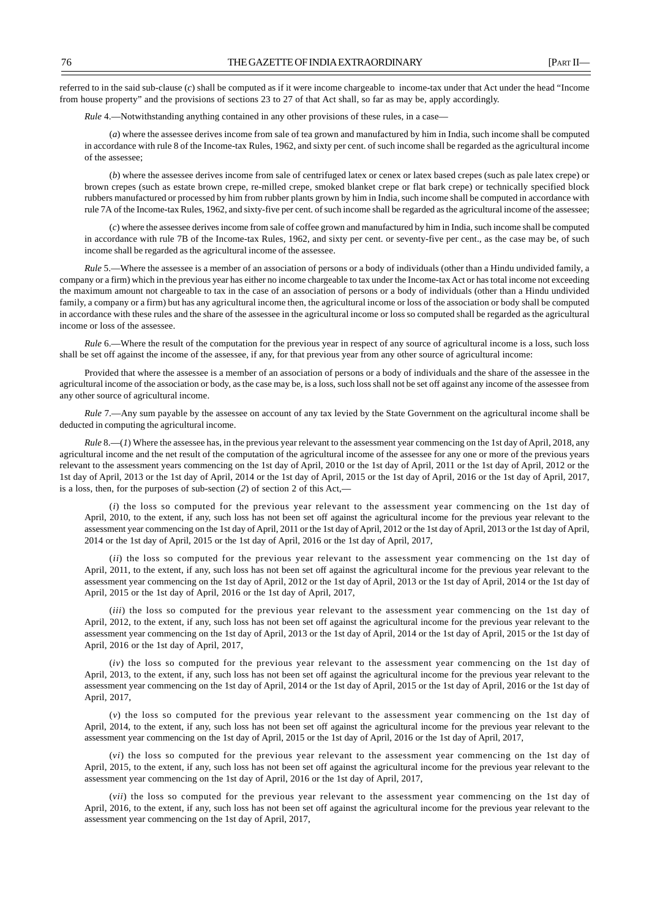referred to in the said sub-clause (*c*) shall be computed as if it were income chargeable to income-tax under that Act under the head "Income from house property" and the provisions of sections 23 to 27 of that Act shall, so far as may be, apply accordingly.

*Rule* 4.—Notwithstanding anything contained in any other provisions of these rules, in a case—

(*a*) where the assessee derives income from sale of tea grown and manufactured by him in India, such income shall be computed in accordance with rule 8 of the Income-tax Rules, 1962, and sixty per cent. of such income shall be regarded as the agricultural income of the assessee;

(*b*) where the assessee derives income from sale of centrifuged latex or cenex or latex based crepes (such as pale latex crepe) or brown crepes (such as estate brown crepe, re-milled crepe, smoked blanket crepe or flat bark crepe) or technically specified block rubbers manufactured or processed by him from rubber plants grown by him in India, such income shall be computed in accordance with rule 7A of the Income-tax Rules, 1962, and sixty-five per cent. of such income shall be regarded as the agricultural income of the assessee;

(*c*) where the assessee derives income from sale of coffee grown and manufactured by him in India, such income shall be computed in accordance with rule 7B of the Income-tax Rules, 1962, and sixty per cent. or seventy-five per cent., as the case may be, of such income shall be regarded as the agricultural income of the assessee.

*Rule* 5.—Where the assessee is a member of an association of persons or a body of individuals (other than a Hindu undivided family, a company or a firm) which in the previous year has either no income chargeable to tax under the Income-tax Act or has total income not exceeding the maximum amount not chargeable to tax in the case of an association of persons or a body of individuals (other than a Hindu undivided family, a company or a firm) but has any agricultural income then, the agricultural income or loss of the association or body shall be computed in accordance with these rules and the share of the assessee in the agricultural income or loss so computed shall be regarded as the agricultural income or loss of the assessee.

*Rule* 6.—Where the result of the computation for the previous year in respect of any source of agricultural income is a loss, such loss shall be set off against the income of the assessee, if any, for that previous year from any other source of agricultural income:

Provided that where the assessee is a member of an association of persons or a body of individuals and the share of the assessee in the agricultural income of the association or body, as the case may be, is a loss, such loss shall not be set off against any income of the assessee from any other source of agricultural income.

*Rule* 7.—Any sum payable by the assessee on account of any tax levied by the State Government on the agricultural income shall be deducted in computing the agricultural income.

*Rule* 8.—(*1*) Where the assessee has, in the previous year relevant to the assessment year commencing on the 1st day of April, 2018, any agricultural income and the net result of the computation of the agricultural income of the assessee for any one or more of the previous years relevant to the assessment years commencing on the 1st day of April, 2010 or the 1st day of April, 2011 or the 1st day of April, 2012 or the 1st day of April, 2013 or the 1st day of April, 2014 or the 1st day of April, 2015 or the 1st day of April, 2016 or the 1st day of April, 2017, is a loss, then, for the purposes of sub-section (*2*) of section 2 of this Act,—

(*i*) the loss so computed for the previous year relevant to the assessment year commencing on the 1st day of April, 2010, to the extent, if any, such loss has not been set off against the agricultural income for the previous year relevant to the assessment year commencing on the 1st day of April, 2011 or the 1st day of April, 2012 or the 1st day of April, 2013 or the 1st day of April, 2014 or the 1st day of April, 2015 or the 1st day of April, 2016 or the 1st day of April, 2017,

(*ii*) the loss so computed for the previous year relevant to the assessment year commencing on the 1st day of April, 2011, to the extent, if any, such loss has not been set off against the agricultural income for the previous year relevant to the assessment year commencing on the 1st day of April, 2012 or the 1st day of April, 2013 or the 1st day of April, 2014 or the 1st day of April, 2015 or the 1st day of April, 2016 or the 1st day of April, 2017,

(*iii*) the loss so computed for the previous year relevant to the assessment year commencing on the 1st day of April, 2012, to the extent, if any, such loss has not been set off against the agricultural income for the previous year relevant to the assessment year commencing on the 1st day of April, 2013 or the 1st day of April, 2014 or the 1st day of April, 2015 or the 1st day of April, 2016 or the 1st day of April, 2017,

(*iv*) the loss so computed for the previous year relevant to the assessment year commencing on the 1st day of April, 2013, to the extent, if any, such loss has not been set off against the agricultural income for the previous year relevant to the assessment year commencing on the 1st day of April, 2014 or the 1st day of April, 2015 or the 1st day of April, 2016 or the 1st day of April, 2017,

(*v*) the loss so computed for the previous year relevant to the assessment year commencing on the 1st day of April, 2014, to the extent, if any, such loss has not been set off against the agricultural income for the previous year relevant to the assessment year commencing on the 1st day of April, 2015 or the 1st day of April, 2016 or the 1st day of April, 2017,

(*vi*) the loss so computed for the previous year relevant to the assessment year commencing on the 1st day of April, 2015, to the extent, if any, such loss has not been set off against the agricultural income for the previous year relevant to the assessment year commencing on the 1st day of April, 2016 or the 1st day of April, 2017,

(*vii*) the loss so computed for the previous year relevant to the assessment year commencing on the 1st day of April, 2016, to the extent, if any, such loss has not been set off against the agricultural income for the previous year relevant to the assessment year commencing on the 1st day of April, 2017,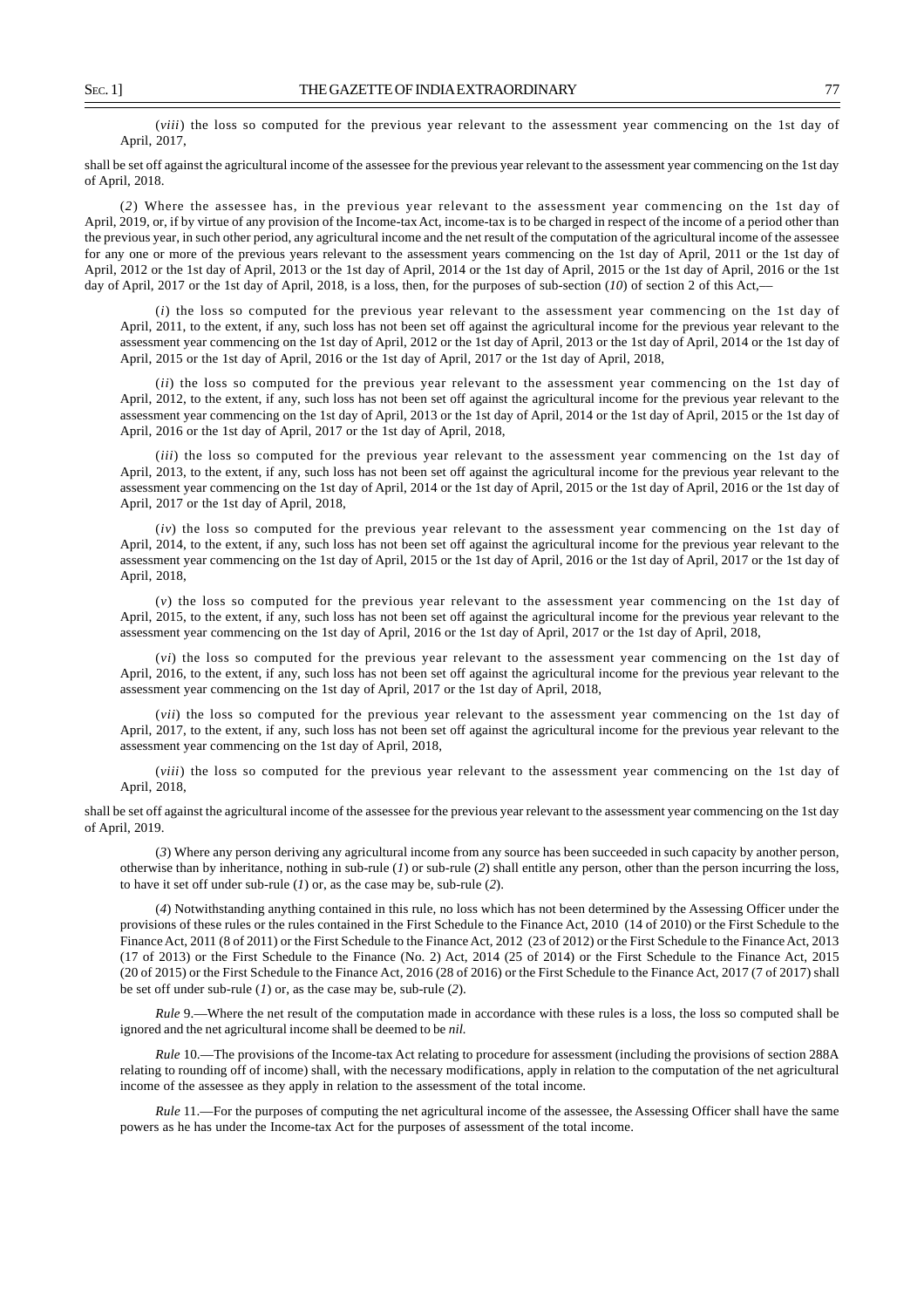(*viii*) the loss so computed for the previous year relevant to the assessment year commencing on the 1st day of April, 2017,

shall be set off against the agricultural income of the assessee for the previous year relevant to the assessment year commencing on the 1st day of April, 2018.

(*2*) Where the assessee has, in the previous year relevant to the assessment year commencing on the 1st day of April, 2019, or, if by virtue of any provision of the Income-tax Act, income-tax is to be charged in respect of the income of a period other than the previous year, in such other period, any agricultural income and the net result of the computation of the agricultural income of the assessee for any one or more of the previous years relevant to the assessment years commencing on the 1st day of April, 2011 or the 1st day of April, 2012 or the 1st day of April, 2013 or the 1st day of April, 2014 or the 1st day of April, 2015 or the 1st day of April, 2016 or the 1st day of April, 2017 or the 1st day of April, 2018, is a loss, then, for the purposes of sub-section (*10*) of section 2 of this Act,—

(*i*) the loss so computed for the previous year relevant to the assessment year commencing on the 1st day of April, 2011, to the extent, if any, such loss has not been set off against the agricultural income for the previous year relevant to the assessment year commencing on the 1st day of April, 2012 or the 1st day of April, 2013 or the 1st day of April, 2014 or the 1st day of April, 2015 or the 1st day of April, 2016 or the 1st day of April, 2017 or the 1st day of April, 2018,

(*ii*) the loss so computed for the previous year relevant to the assessment year commencing on the 1st day of April, 2012, to the extent, if any, such loss has not been set off against the agricultural income for the previous year relevant to the assessment year commencing on the 1st day of April, 2013 or the 1st day of April, 2014 or the 1st day of April, 2015 or the 1st day of April, 2016 or the 1st day of April, 2017 or the 1st day of April, 2018,

(*iii*) the loss so computed for the previous year relevant to the assessment year commencing on the 1st day of April, 2013, to the extent, if any, such loss has not been set off against the agricultural income for the previous year relevant to the assessment year commencing on the 1st day of April, 2014 or the 1st day of April, 2015 or the 1st day of April, 2016 or the 1st day of April, 2017 or the 1st day of April, 2018,

(*iv*) the loss so computed for the previous year relevant to the assessment year commencing on the 1st day of April, 2014, to the extent, if any, such loss has not been set off against the agricultural income for the previous year relevant to the assessment year commencing on the 1st day of April, 2015 or the 1st day of April, 2016 or the 1st day of April, 2017 or the 1st day of April, 2018,

(*v*) the loss so computed for the previous year relevant to the assessment year commencing on the 1st day of April, 2015, to the extent, if any, such loss has not been set off against the agricultural income for the previous year relevant to the assessment year commencing on the 1st day of April, 2016 or the 1st day of April, 2017 or the 1st day of April, 2018,

(*vi*) the loss so computed for the previous year relevant to the assessment year commencing on the 1st day of April, 2016, to the extent, if any, such loss has not been set off against the agricultural income for the previous year relevant to the assessment year commencing on the 1st day of April, 2017 or the 1st day of April, 2018,

(*vii*) the loss so computed for the previous year relevant to the assessment year commencing on the 1st day of April, 2017, to the extent, if any, such loss has not been set off against the agricultural income for the previous year relevant to the assessment year commencing on the 1st day of April, 2018,

(*viii*) the loss so computed for the previous year relevant to the assessment year commencing on the 1st day of April, 2018,

shall be set off against the agricultural income of the assessee for the previous year relevant to the assessment year commencing on the 1st day of April, 2019.

(*3*) Where any person deriving any agricultural income from any source has been succeeded in such capacity by another person, otherwise than by inheritance, nothing in sub-rule (*1*) or sub-rule (*2*) shall entitle any person, other than the person incurring the loss, to have it set off under sub-rule (*1*) or, as the case may be, sub-rule (*2*).

(*4*) Notwithstanding anything contained in this rule, no loss which has not been determined by the Assessing Officer under the provisions of these rules or the rules contained in the First Schedule to the Finance Act, 2010 (14 of 2010) or the First Schedule to the Finance Act, 2011 (8 of 2011) or the First Schedule to the Finance Act, 2012 (23 of 2012) or the First Schedule to the Finance Act, 2013 (17 of 2013) or the First Schedule to the Finance (No. 2) Act, 2014 (25 of 2014) or the First Schedule to the Finance Act, 2015 (20 of 2015) or the First Schedule to the Finance Act, 2016 (28 of 2016) or the First Schedule to the Finance Act, 2017 (7 of 2017) shall be set off under sub-rule (*1*) or, as the case may be, sub-rule (*2*).

*Rule* 9.—Where the net result of the computation made in accordance with these rules is a loss, the loss so computed shall be ignored and the net agricultural income shall be deemed to be *nil.*

*Rule* 10.—The provisions of the Income-tax Act relating to procedure for assessment (including the provisions of section 288A relating to rounding off of income) shall, with the necessary modifications, apply in relation to the computation of the net agricultural income of the assessee as they apply in relation to the assessment of the total income.

*Rule* 11.—For the purposes of computing the net agricultural income of the assessee, the Assessing Officer shall have the same powers as he has under the Income-tax Act for the purposes of assessment of the total income.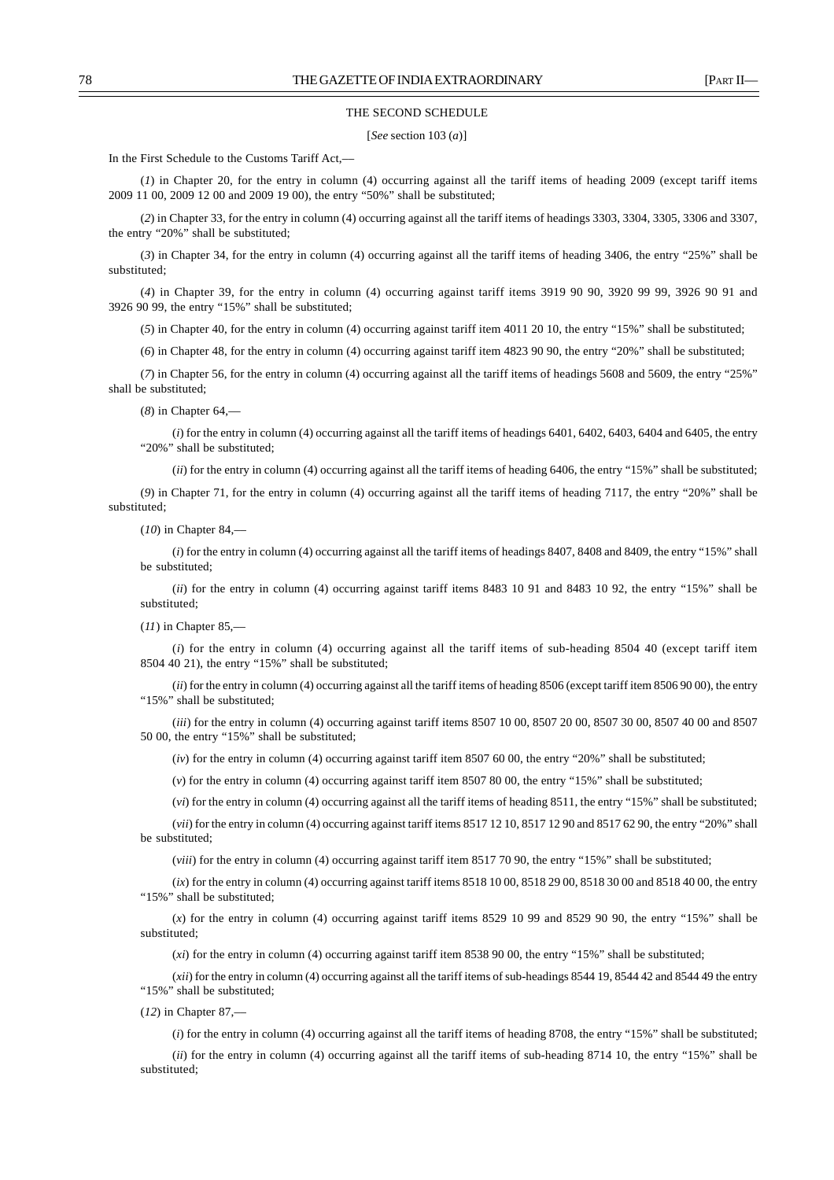## THE SECOND SCHEDULE

[*See* section 103 (*a*)]

In the First Schedule to the Customs Tariff Act,—

(*1*) in Chapter 20, for the entry in column (4) occurring against all the tariff items of heading 2009 (except tariff items 2009 11 00, 2009 12 00 and 2009 19 00), the entry "50%" shall be substituted;

(*2*) in Chapter 33, for the entry in column (4) occurring against all the tariff items of headings 3303, 3304, 3305, 3306 and 3307, the entry "20%" shall be substituted;

(*3*) in Chapter 34, for the entry in column (4) occurring against all the tariff items of heading 3406, the entry "25%" shall be substituted;

(*4*) in Chapter 39, for the entry in column (4) occurring against tariff items 3919 90 90, 3920 99 99, 3926 90 91 and 3926 90 99, the entry "15%" shall be substituted;

(*5*) in Chapter 40, for the entry in column (4) occurring against tariff item 4011 20 10, the entry "15%" shall be substituted;

(*6*) in Chapter 48, for the entry in column (4) occurring against tariff item 4823 90 90, the entry "20%" shall be substituted;

(*7*) in Chapter 56, for the entry in column (4) occurring against all the tariff items of headings 5608 and 5609, the entry "25%" shall be substituted;

(*8*) in Chapter 64,—

(*i*) for the entry in column (4) occurring against all the tariff items of headings 6401, 6402, 6403, 6404 and 6405, the entry "20%" shall be substituted;

(*ii*) for the entry in column (4) occurring against all the tariff items of heading 6406, the entry "15%" shall be substituted;

(*9*) in Chapter 71, for the entry in column (4) occurring against all the tariff items of heading 7117, the entry "20%" shall be substituted;

(*10*) in Chapter 84,—

(*i*) for the entry in column (4) occurring against all the tariff items of headings 8407, 8408 and 8409, the entry "15%" shall be substituted;

(*ii*) for the entry in column (4) occurring against tariff items 8483 10 91 and 8483 10 92, the entry "15%" shall be substituted;

(*11*) in Chapter 85,—

(*i*) for the entry in column (4) occurring against all the tariff items of sub-heading 8504 40 (except tariff item 8504 40 21), the entry "15%" shall be substituted;

(*ii*) for the entry in column (4) occurring against all the tariff items of heading 8506 (except tariff item 8506 90 00), the entry "15%" shall be substituted;

(*iii*) for the entry in column (4) occurring against tariff items 8507 10 00, 8507 20 00, 8507 30 00, 8507 40 00 and 8507 50 00, the entry "15%" shall be substituted;

(*iv*) for the entry in column (4) occurring against tariff item 8507 60 00, the entry "20%" shall be substituted;

(*v*) for the entry in column (4) occurring against tariff item 8507 80 00, the entry "15%" shall be substituted;

(*vi*) for the entry in column (4) occurring against all the tariff items of heading 8511, the entry "15%" shall be substituted;

(*vii*) for the entry in column (4) occurring against tariff items 8517 12 10, 8517 12 90 and 8517 62 90, the entry "20%" shall be substituted;

(*viii*) for the entry in column (4) occurring against tariff item 8517 70 90, the entry "15%" shall be substituted;

(*ix*) for the entry in column (4) occurring against tariff items 8518 10 00, 8518 29 00, 8518 30 00 and 8518 40 00, the entry "15%" shall be substituted;

(*x*) for the entry in column (4) occurring against tariff items 8529 10 99 and 8529 90 90, the entry "15%" shall be substituted;

(*xi*) for the entry in column (4) occurring against tariff item 8538 90 00, the entry "15%" shall be substituted;

(*xii*) for the entry in column (4) occurring against all the tariff items of sub-headings 8544 19, 8544 42 and 8544 49 the entry "15%" shall be substituted;

(*12*) in Chapter 87,—

(*i*) for the entry in column (4) occurring against all the tariff items of heading 8708, the entry "15%" shall be substituted;

(*ii*) for the entry in column (4) occurring against all the tariff items of sub-heading 8714 10, the entry "15%" shall be substituted;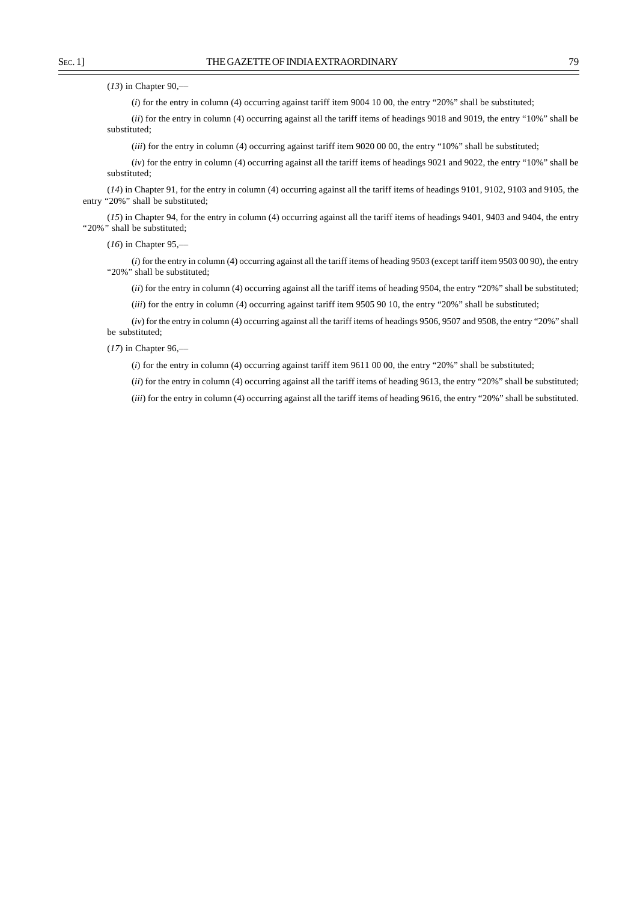(*13*) in Chapter 90,—

(*i*) for the entry in column (4) occurring against tariff item 9004 10 00, the entry "20%" shall be substituted;

(*ii*) for the entry in column (4) occurring against all the tariff items of headings 9018 and 9019, the entry "10%" shall be substituted;

(*iii*) for the entry in column (4) occurring against tariff item 9020 00 00, the entry "10%" shall be substituted;

(*iv*) for the entry in column (4) occurring against all the tariff items of headings 9021 and 9022, the entry "10%" shall be substituted;

(*14*) in Chapter 91, for the entry in column (4) occurring against all the tariff items of headings 9101, 9102, 9103 and 9105, the entry "20%" shall be substituted;

(*15*) in Chapter 94, for the entry in column (4) occurring against all the tariff items of headings 9401, 9403 and 9404, the entry "20%" shall be substituted;

(*16*) in Chapter 95,—

(*i*) for the entry in column (4) occurring against all the tariff items of heading 9503 (except tariff item 9503 00 90), the entry "20%" shall be substituted;

(*ii*) for the entry in column (4) occurring against all the tariff items of heading 9504, the entry "20%" shall be substituted;

(*iii*) for the entry in column (4) occurring against tariff item 9505 90 10, the entry "20%" shall be substituted;

(*iv*) for the entry in column (4) occurring against all the tariff items of headings 9506, 9507 and 9508, the entry "20%" shall be substituted;

(*17*) in Chapter 96,—

(*i*) for the entry in column (4) occurring against tariff item 9611 00 00, the entry "20%" shall be substituted;

(*ii*) for the entry in column (4) occurring against all the tariff items of heading 9613, the entry "20%" shall be substituted;

(*iii*) for the entry in column (4) occurring against all the tariff items of heading 9616, the entry "20%" shall be substituted.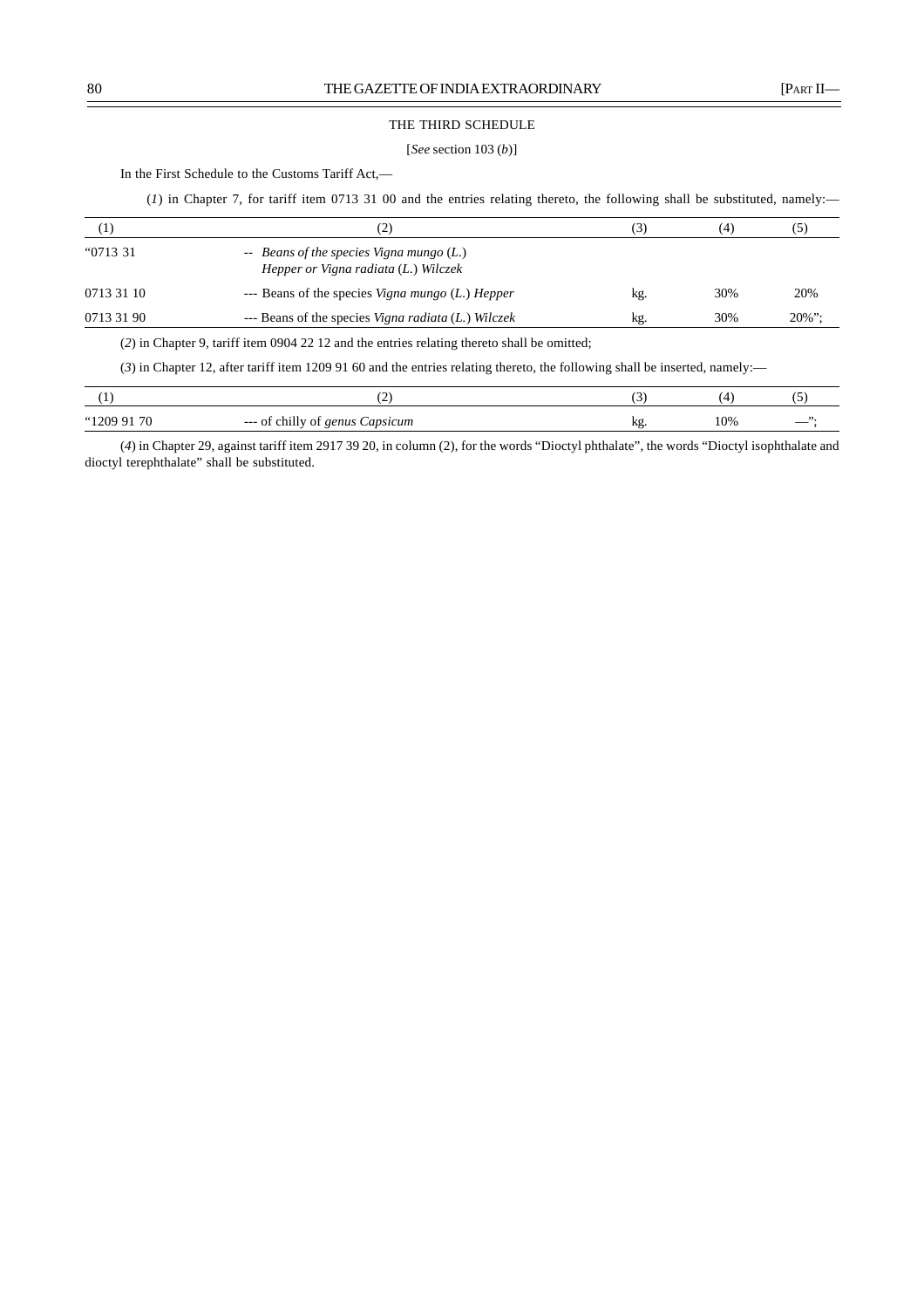THE THIRD SCHEDULE

[*See* section 103 (*b*)]

In the First Schedule to the Customs Tariff Act,—

(*1*) in Chapter 7, for tariff item 0713 31 00 and the entries relating thereto, the following shall be substituted, namely:—

| (1) | (2) | (3) | (4) | (5) |
|---|---|---|---|---|
| "0713 31 | -- *Beans of the species Vigna mungo* (*L.*) *Hepper or Vigna radiata* (*L.*) *Wilczek* | | | |
| 0713 31 10 | --- Beans of the species *Vigna mungo* (*L.*) *Hepper* | kg. | 30% | 20% |
| 0713 31 90 | --- Beans of the species *Vigna radiata* (*L.*) *Wilczek* | kg. | 30% | 20%"; |

(*2*) in Chapter 9, tariff item 0904 22 12 and the entries relating thereto shall be omitted;

(*3*) in Chapter 12, after tariff item 1209 91 60 and the entries relating thereto, the following shall be inserted, namely:—

| (1) | (2) | (3) | (4) | (5) |
|---|---|---|---|---|
| "1209 91 70 | --- of chilly of *genus Capsicum* | kg. | 10% | —"; |

(*4*) in Chapter 29, against tariff item 2917 39 20, in column (2), for the words "Dioctyl phthalate", the words "Dioctyl isophthalate and dioctyl terephthalate" shall be substituted.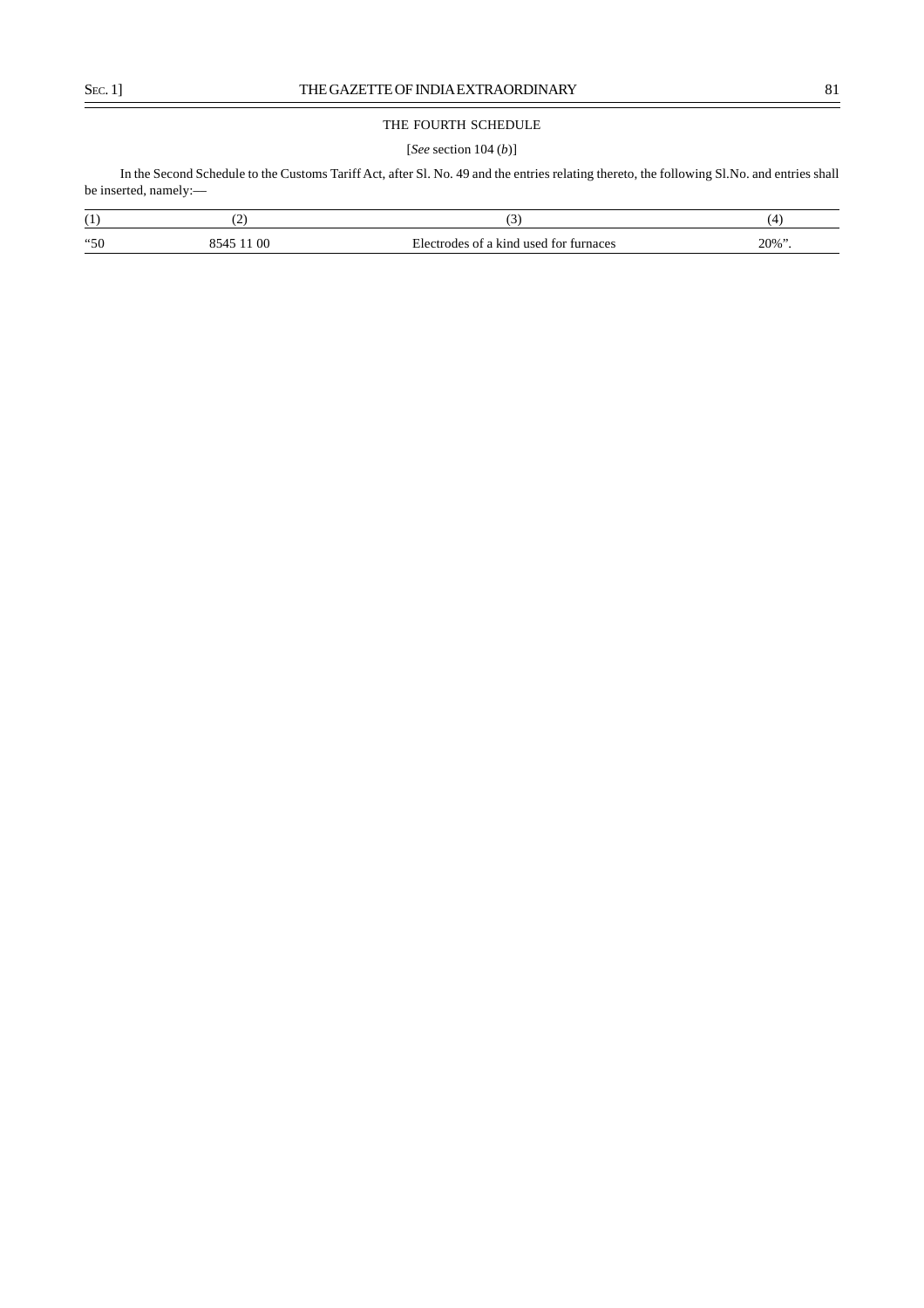## THE FOURTH SCHEDULE

[*See* section 104 (*b*)]

In the Second Schedule to the Customs Tariff Act, after Sl. No. 49 and the entries relating thereto, the following Sl.No. and entries shall be inserted, namely:—

| (1) | (2) | (3) | (4) |
|---|---|---|---|
| "50 | 8545 11 00 | Electrodes of a kind used for furnaces | 20%". |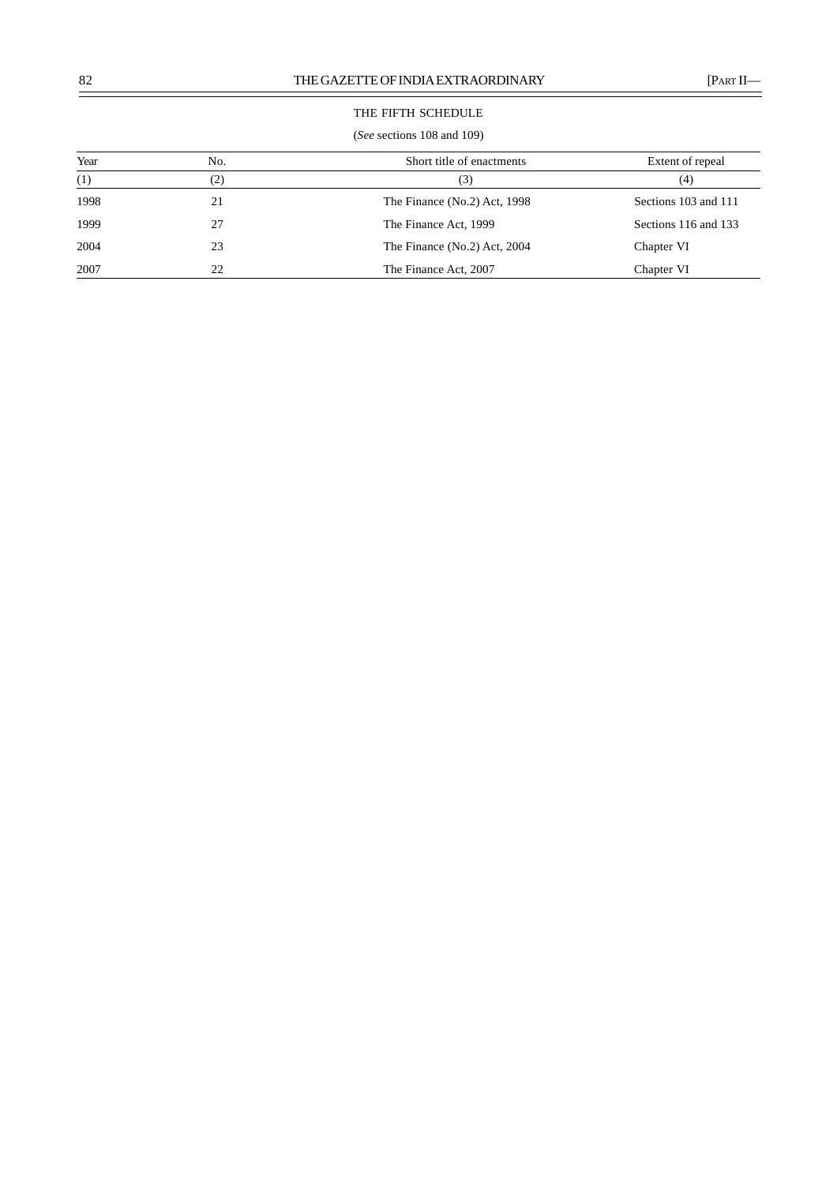## THE FIFTH SCHEDULE

(*See* sections 108 and 109)

| Year | No. | Short title of enactments | Extent of repeal |
|---|---|---|---|
| (1) | (2) | (3) | (4) |
| 1998 | 21 | The Finance (No.2) Act, 1998 | Sections 103 and 111 |
| 1999 | 27 | The Finance Act, 1999 | Sections 116 and 133 |
| 2004 | 23 | The Finance (No.2) Act, 2004 | Chapter VI |
| 2007 | 22 | The Finance Act, 2007 | Chapter VI |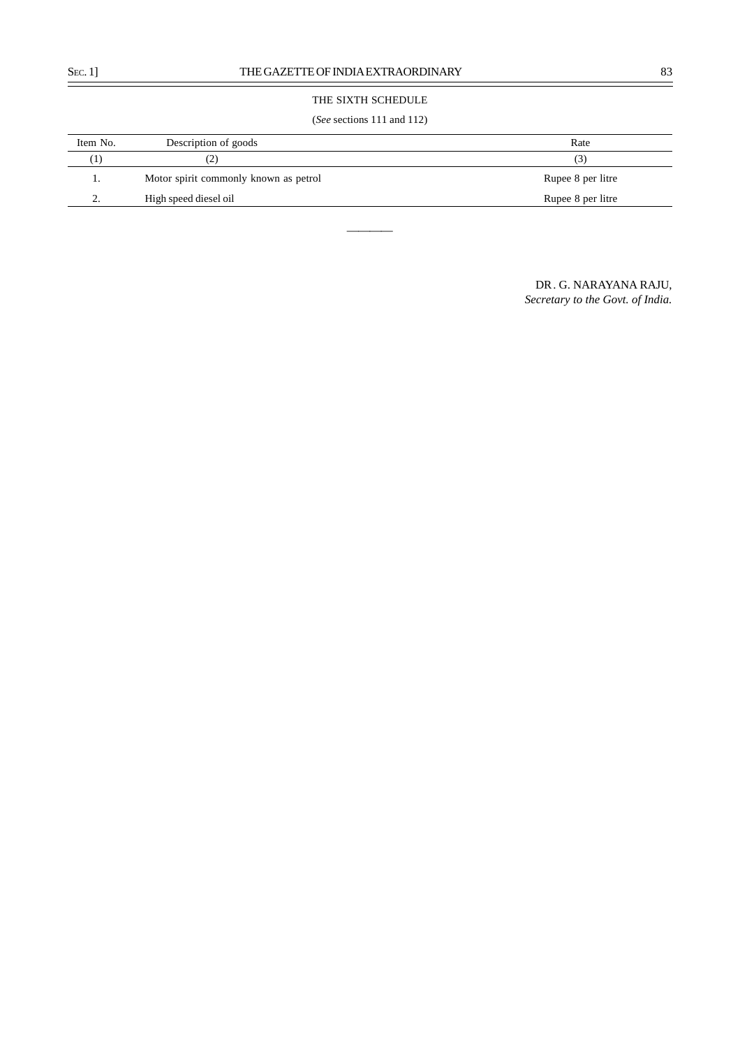THE SIXTH SCHEDULE

(*See* sections 111 and 112)

| Item No. | Description of goods | Rate |
|---|---|---|
| (1) | (2) | (3) |
| 1. | Motor spirit commonly known as petrol | Rupee 8 per litre |
| 2. | High speed diesel oil | Rupee 8 per litre |

———

DR. G. NARAYANA RAJU,
*Secretary to the Govt. of India.*